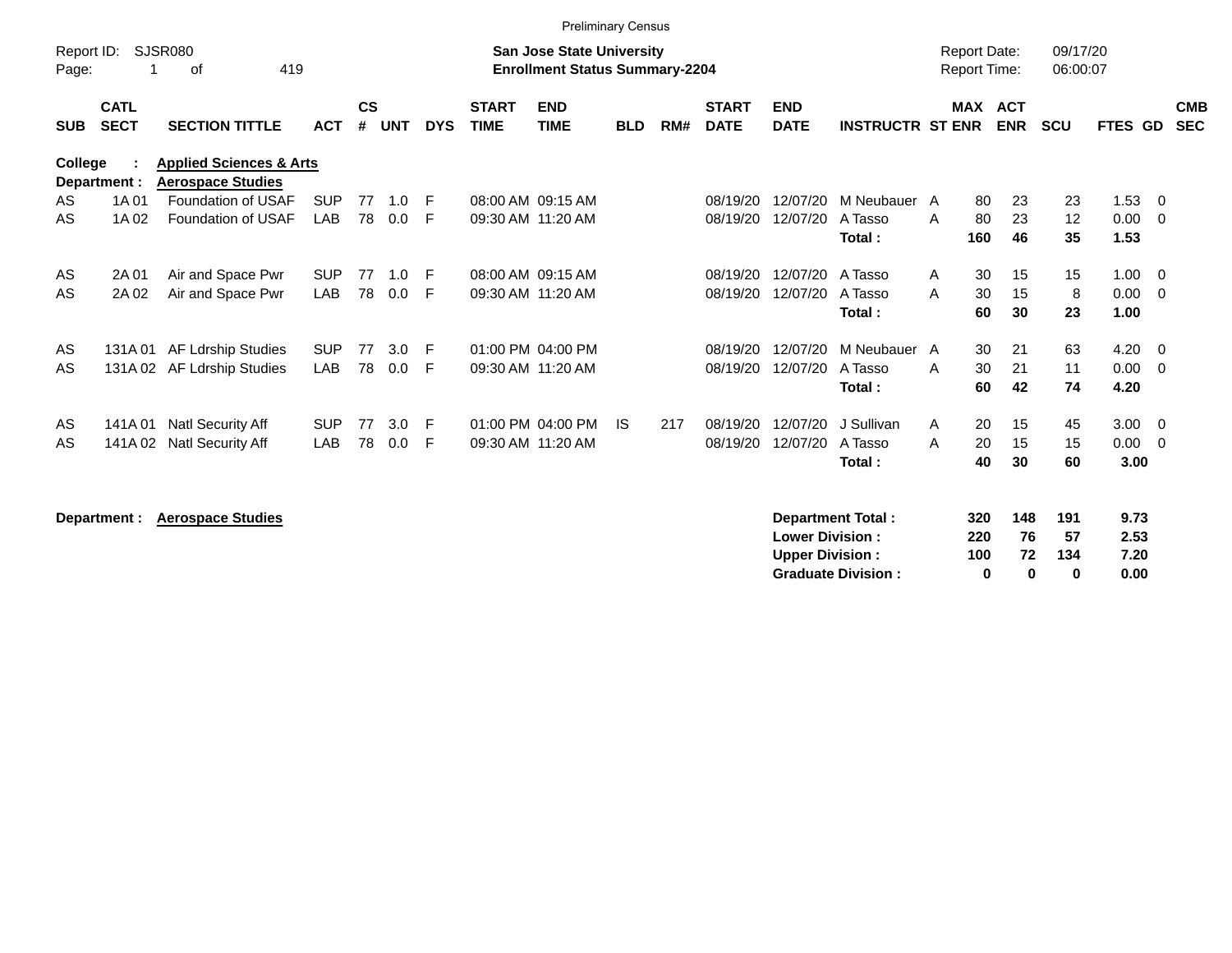Preliminary Census

Report ID: SJSR080

**San Jose State University**
**Enrollment Status Summary-2204**

Report Date: 09/17/20
Report Time: 06:00:07

**College : Applied Sciences & Arts**
**Department : Aerospace Studies**

| SUB | CATL SECT | SECTION TITTLE | ACT | CS # | UNT | DYS | START TIME | END TIME | BLD | RM# | START DATE | END DATE | INSTRUCTR | ST | MAX ENR | ACT ENR | SCU | FTES | GD | CMB SEC |
|---|---|---|---|---|---|---|---|---|---|---|---|---|---|---|---|---|---|---|---|---|
| AS | 1A 01 | Foundation of USAF | SUP | 77 | 1.0 | F | 08:00 AM | 09:15 AM | | | 08/19/20 | 12/07/20 | M Neubauer | A | 80 | 23 | 23 | 1.53 | 0 | |
| AS | 1A 02 | Foundation of USAF | LAB | 78 | 0.0 | F | 09:30 AM | 11:20 AM | | | 08/19/20 | 12/07/20 | A Tasso | A | 80 | 23 | 12 | 0.00 | 0 | |
| | | | | | | | | | | | | | **Total :** | | **160** | **46** | **35** | **1.53** | | |
| AS | 2A 01 | Air and Space Pwr | SUP | 77 | 1.0 | F | 08:00 AM | 09:15 AM | | | 08/19/20 | 12/07/20 | A Tasso | A | 30 | 15 | 15 | 1.00 | 0 | |
| AS | 2A 02 | Air and Space Pwr | LAB | 78 | 0.0 | F | 09:30 AM | 11:20 AM | | | 08/19/20 | 12/07/20 | A Tasso | A | 30 | 15 | 8 | 0.00 | 0 | |
| | | | | | | | | | | | | | **Total :** | | **60** | **30** | **23** | **1.00** | | |
| AS | 131A 01 | AF Ldrship Studies | SUP | 77 | 3.0 | F | 01:00 PM | 04:00 PM | | | 08/19/20 | 12/07/20 | M Neubauer | A | 30 | 21 | 63 | 4.20 | 0 | |
| AS | 131A 02 | AF Ldrship Studies | LAB | 78 | 0.0 | F | 09:30 AM | 11:20 AM | | | 08/19/20 | 12/07/20 | A Tasso | A | 30 | 21 | 11 | 0.00 | 0 | |
| | | | | | | | | | | | | | **Total :** | | **60** | **42** | **74** | **4.20** | | |
| AS | 141A 01 | Natl Security Aff | SUP | 77 | 3.0 | F | 01:00 PM | 04:00 PM | IS | 217 | 08/19/20 | 12/07/20 | J Sullivan | A | 20 | 15 | 45 | 3.00 | 0 | |
| AS | 141A 02 | Natl Security Aff | LAB | 78 | 0.0 | F | 09:30 AM | 11:20 AM | | | 08/19/20 | 12/07/20 | A Tasso | A | 20 | 15 | 15 | 0.00 | 0 | |
| | | | | | | | | | | | | | **Total :** | | **40** | **30** | **60** | **3.00** | | |

**Department : Aerospace Studies**

| | MAX ENR | ACT ENR | SCU | FTES |
|---|---|---|---|---|
| **Department Total :** | **320** | **148** | **191** | **9.73** |
| **Lower Division :** | **220** | **76** | **57** | **2.53** |
| **Upper Division :** | **100** | **72** | **134** | **7.20** |
| **Graduate Division :** | **0** | **0** | **0** | **0.00** |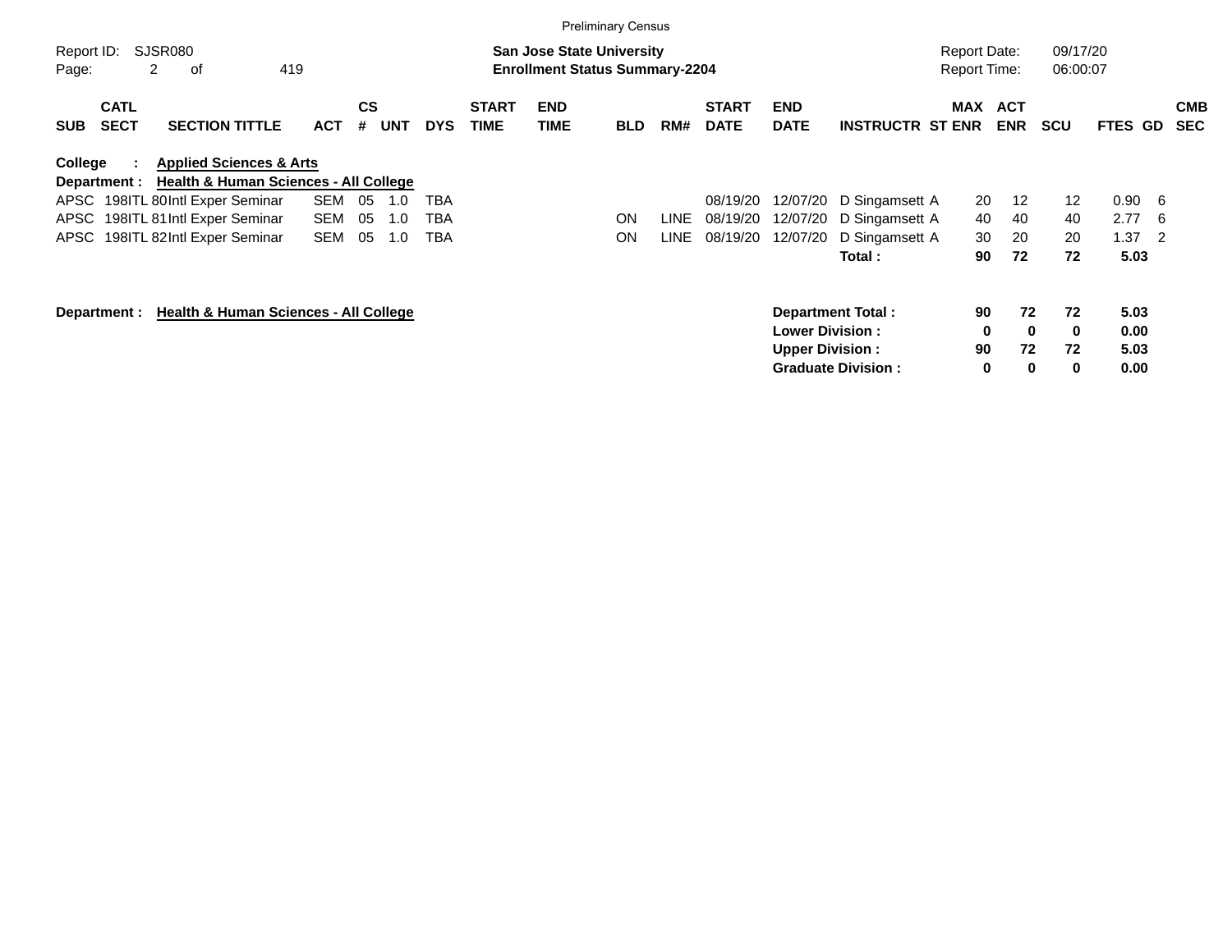Preliminary Census

Report ID: SJSR080
Page: 2 of 419

**San Jose State University**
**Enrollment Status Summary-2204**

Report Date: 09/17/20
Report Time: 06:00:07

| SUB | CATL SECT | SECTION TITTLE | ACT | CS # | UNT | DYS | START TIME | END TIME | BLD | RM# | START DATE | END DATE | INSTRUCTR | ST | MAX ENR | ACT ENR | SCU | FTES | GD | CMB SEC |
|---|---|---|---|---|---|---|---|---|---|---|---|---|---|---|---|---|---|---|---|---|
| **College :** | **Applied Sciences & Arts** | | | | | | | | | | | | | | | | | | | |
| **Department :** | **Health & Human Sciences - All College** | | | | | | | | | | | | | | | | | | | |
| APSC | 198ITL 80 | Intl Exper Seminar | SEM | 05 | 1.0 | TBA | | | | | 08/19/20 | 12/07/20 | D Singamsett | A | 20 | 12 | 12 | 0.90 | 6 | |
| APSC | 198ITL 81 | Intl Exper Seminar | SEM | 05 | 1.0 | TBA | | | ON | LINE | 08/19/20 | 12/07/20 | D Singamsett | A | 40 | 40 | 40 | 2.77 | 6 | |
| APSC | 198ITL 82 | Intl Exper Seminar | SEM | 05 | 1.0 | TBA | | | ON | LINE | 08/19/20 | 12/07/20 | D Singamsett | A | 30 | 20 | 20 | 1.37 | 2 | |
| | | | | | | | | | | | | | **Total :** | | **90** | **72** | **72** | **5.03** | | |

**Department : Health & Human Sciences - All College**

| | MAX ENR | ACT ENR | SCU | FTES |
|---|---|---|---|---|
| **Department Total :** | **90** | **72** | **72** | **5.03** |
| **Lower Division :** | **0** | **0** | **0** | **0.00** |
| **Upper Division :** | **90** | **72** | **72** | **5.03** |
| **Graduate Division :** | **0** | **0** | **0** | **0.00** |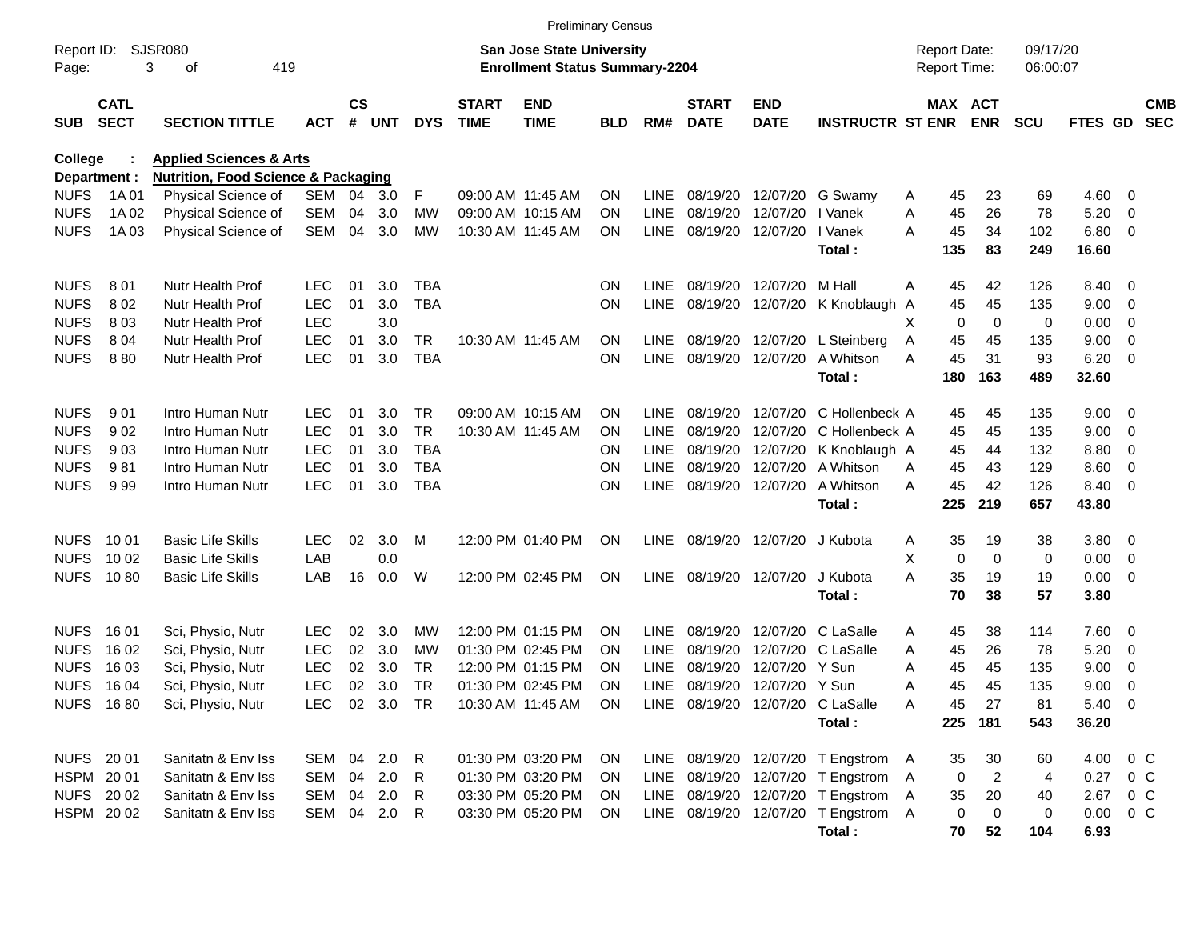Preliminary Census

Report ID: SJSR080

**San Jose State University**
**Enrollment Status Summary-2204**

Report Date: 09/17/20
Report Time: 06:00:07

| SUB | CATL SECT | SECTION TITTLE | ACT | CS # | UNT | DYS | START TIME | END TIME | BLD | RM# | START DATE | END DATE | INSTRUCTR | ST | MAX ENR | ACT ENR | SCU | FTES | GD | CMB SEC |
|---|---|---|---|---|---|---|---|---|---|---|---|---|---|---|---|---|---|---|---|---|
| **College :** | | **Applied Sciences & Arts** | | | | | | | | | | | | | | | | | | |
| **Department :** | | **Nutrition, Food Science & Packaging** | | | | | | | | | | | | | | | | | | |
| NUFS | 1A 01 | Physical Science of | SEM | 04 | 3.0 | F | 09:00 AM | 11:45 AM | ON | LINE | 08/19/20 | 12/07/20 | G Swamy | A | 45 | 23 | 69 | 4.60 | 0 | |
| NUFS | 1A 02 | Physical Science of | SEM | 04 | 3.0 | MW | 09:00 AM | 10:15 AM | ON | LINE | 08/19/20 | 12/07/20 | I Vanek | A | 45 | 26 | 78 | 5.20 | 0 | |
| NUFS | 1A 03 | Physical Science of | SEM | 04 | 3.0 | MW | 10:30 AM | 11:45 AM | ON | LINE | 08/19/20 | 12/07/20 | I Vanek | A | 45 | 34 | 102 | 6.80 | 0 | |
| | | | | | | | | | | | | | **Total :** | | **135** | **83** | **249** | **16.60** | | |
| NUFS | 8 01 | Nutr Health Prof | LEC | 01 | 3.0 | TBA | | | ON | LINE | 08/19/20 | 12/07/20 | M Hall | A | 45 | 42 | 126 | 8.40 | 0 | |
| NUFS | 8 02 | Nutr Health Prof | LEC | 01 | 3.0 | TBA | | | ON | LINE | 08/19/20 | 12/07/20 | K Knoblaugh | A | 45 | 45 | 135 | 9.00 | 0 | |
| NUFS | 8 03 | Nutr Health Prof | LEC | | 3.0 | | | | | | | | | X | 0 | 0 | 0 | 0.00 | 0 | |
| NUFS | 8 04 | Nutr Health Prof | LEC | 01 | 3.0 | TR | 10:30 AM | 11:45 AM | ON | LINE | 08/19/20 | 12/07/20 | L Steinberg | A | 45 | 45 | 135 | 9.00 | 0 | |
| NUFS | 8 80 | Nutr Health Prof | LEC | 01 | 3.0 | TBA | | | ON | LINE | 08/19/20 | 12/07/20 | A Whitson | A | 45 | 31 | 93 | 6.20 | 0 | |
| | | | | | | | | | | | | | **Total :** | | **180** | **163** | **489** | **32.60** | | |
| NUFS | 9 01 | Intro Human Nutr | LEC | 01 | 3.0 | TR | 09:00 AM | 10:15 AM | ON | LINE | 08/19/20 | 12/07/20 | C Hollenbeck | A | 45 | 45 | 135 | 9.00 | 0 | |
| NUFS | 9 02 | Intro Human Nutr | LEC | 01 | 3.0 | TR | 10:30 AM | 11:45 AM | ON | LINE | 08/19/20 | 12/07/20 | C Hollenbeck | A | 45 | 45 | 135 | 9.00 | 0 | |
| NUFS | 9 03 | Intro Human Nutr | LEC | 01 | 3.0 | TBA | | | ON | LINE | 08/19/20 | 12/07/20 | K Knoblaugh | A | 45 | 44 | 132 | 8.80 | 0 | |
| NUFS | 9 81 | Intro Human Nutr | LEC | 01 | 3.0 | TBA | | | ON | LINE | 08/19/20 | 12/07/20 | A Whitson | A | 45 | 43 | 129 | 8.60 | 0 | |
| NUFS | 9 99 | Intro Human Nutr | LEC | 01 | 3.0 | TBA | | | ON | LINE | 08/19/20 | 12/07/20 | A Whitson | A | 45 | 42 | 126 | 8.40 | 0 | |
| | | | | | | | | | | | | | **Total :** | | **225** | **219** | **657** | **43.80** | | |
| NUFS | 10 01 | Basic Life Skills | LEC | 02 | 3.0 | M | 12:00 PM | 01:40 PM | ON | LINE | 08/19/20 | 12/07/20 | J Kubota | A | 35 | 19 | 38 | 3.80 | 0 | |
| NUFS | 10 02 | Basic Life Skills | LAB | | 0.0 | | | | | | | | | X | 0 | 0 | 0 | 0.00 | 0 | |
| NUFS | 10 80 | Basic Life Skills | LAB | 16 | 0.0 | W | 12:00 PM | 02:45 PM | ON | LINE | 08/19/20 | 12/07/20 | J Kubota | A | 35 | 19 | 19 | 0.00 | 0 | |
| | | | | | | | | | | | | | **Total :** | | **70** | **38** | **57** | **3.80** | | |
| NUFS | 16 01 | Sci, Physio, Nutr | LEC | 02 | 3.0 | MW | 12:00 PM | 01:15 PM | ON | LINE | 08/19/20 | 12/07/20 | C LaSalle | A | 45 | 38 | 114 | 7.60 | 0 | |
| NUFS | 16 02 | Sci, Physio, Nutr | LEC | 02 | 3.0 | MW | 01:30 PM | 02:45 PM | ON | LINE | 08/19/20 | 12/07/20 | C LaSalle | A | 45 | 26 | 78 | 5.20 | 0 | |
| NUFS | 16 03 | Sci, Physio, Nutr | LEC | 02 | 3.0 | TR | 12:00 PM | 01:15 PM | ON | LINE | 08/19/20 | 12/07/20 | Y Sun | A | 45 | 45 | 135 | 9.00 | 0 | |
| NUFS | 16 04 | Sci, Physio, Nutr | LEC | 02 | 3.0 | TR | 01:30 PM | 02:45 PM | ON | LINE | 08/19/20 | 12/07/20 | Y Sun | A | 45 | 45 | 135 | 9.00 | 0 | |
| NUFS | 16 80 | Sci, Physio, Nutr | LEC | 02 | 3.0 | TR | 10:30 AM | 11:45 AM | ON | LINE | 08/19/20 | 12/07/20 | C LaSalle | A | 45 | 27 | 81 | 5.40 | 0 | |
| | | | | | | | | | | | | | **Total :** | | **225** | **181** | **543** | **36.20** | | |
| NUFS | 20 01 | Sanitatn & Env Iss | SEM | 04 | 2.0 | R | 01:30 PM | 03:20 PM | ON | LINE | 08/19/20 | 12/07/20 | T Engstrom | A | 35 | 30 | 60 | 4.00 | 0 | C |
| HSPM | 20 01 | Sanitatn & Env Iss | SEM | 04 | 2.0 | R | 01:30 PM | 03:20 PM | ON | LINE | 08/19/20 | 12/07/20 | T Engstrom | A | 0 | 2 | 4 | 0.27 | 0 | C |
| NUFS | 20 02 | Sanitatn & Env Iss | SEM | 04 | 2.0 | R | 03:30 PM | 05:20 PM | ON | LINE | 08/19/20 | 12/07/20 | T Engstrom | A | 35 | 20 | 40 | 2.67 | 0 | C |
| HSPM | 20 02 | Sanitatn & Env Iss | SEM | 04 | 2.0 | R | 03:30 PM | 05:20 PM | ON | LINE | 08/19/20 | 12/07/20 | T Engstrom | A | 0 | 0 | 0 | 0.00 | 0 | C |
| | | | | | | | | | | | | | **Total :** | | **70** | **52** | **104** | **6.93** | | |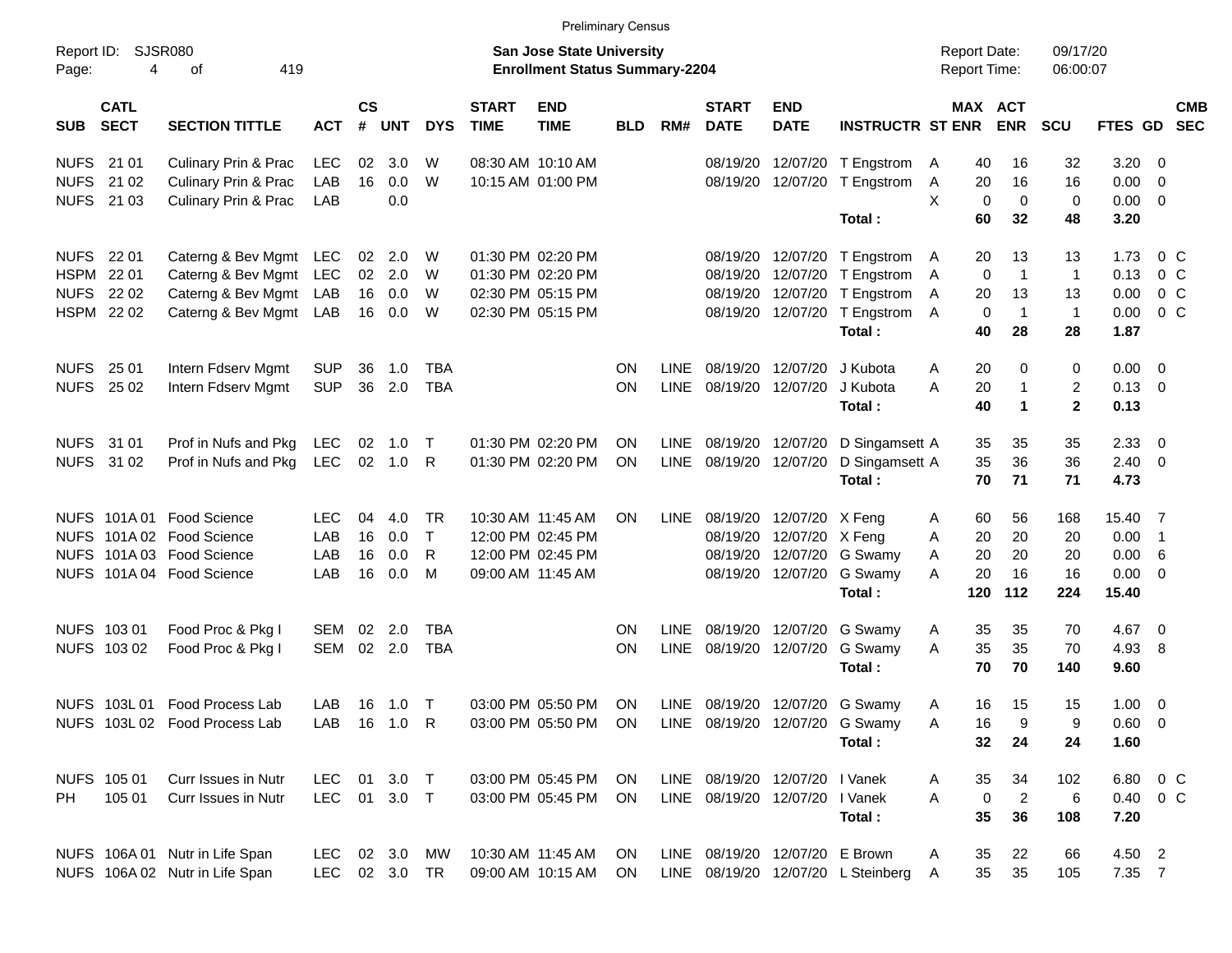Preliminary Census

Report ID: SJSR080
Page: 4 of 419

**San Jose State University**
**Enrollment Status Summary-2204**

Report Date: 09/17/20
Report Time: 06:00:07

| SUB | CATL SECT | SECTION TITTLE | ACT | CS # | UNT | DYS | START TIME | END TIME | BLD | RM# | START DATE | END DATE | INSTRUCTR | ST | MAX ENR | ACT ENR | SCU | FTES | GD | CMB SEC |
|---|---|---|---|---|---|---|---|---|---|---|---|---|---|---|---|---|---|---|---|---|
| NUFS | 21 01 | Culinary Prin & Prac | LEC | 02 | 3.0 | W | 08:30 AM | 10:10 AM | | | 08/19/20 | 12/07/20 | T Engstrom | A | 40 | 16 | 32 | 3.20 | 0 | |
| NUFS | 21 02 | Culinary Prin & Prac | LAB | 16 | 0.0 | W | 10:15 AM | 01:00 PM | | | 08/19/20 | 12/07/20 | T Engstrom | A | 20 | 16 | 16 | 0.00 | 0 | |
| NUFS | 21 03 | Culinary Prin & Prac | LAB | | 0.0 | | | | | | | | | X | 0 | 0 | 0 | 0.00 | 0 | |
| | | | | | | | | | | | | | **Total :** | | **60** | **32** | **48** | **3.20** | | |
| NUFS | 22 01 | Caterng & Bev Mgmt | LEC | 02 | 2.0 | W | 01:30 PM | 02:20 PM | | | 08/19/20 | 12/07/20 | T Engstrom | A | 20 | 13 | 13 | 1.73 | 0 | C |
| HSPM | 22 01 | Caterng & Bev Mgmt | LEC | 02 | 2.0 | W | 01:30 PM | 02:20 PM | | | 08/19/20 | 12/07/20 | T Engstrom | A | 0 | 1 | 1 | 0.13 | 0 | C |
| NUFS | 22 02 | Caterng & Bev Mgmt | LAB | 16 | 0.0 | W | 02:30 PM | 05:15 PM | | | 08/19/20 | 12/07/20 | T Engstrom | A | 20 | 13 | 13 | 0.00 | 0 | C |
| HSPM | 22 02 | Caterng & Bev Mgmt | LAB | 16 | 0.0 | W | 02:30 PM | 05:15 PM | | | 08/19/20 | 12/07/20 | T Engstrom | A | 0 | 1 | 1 | 0.00 | 0 | C |
| | | | | | | | | | | | | | **Total :** | | **40** | **28** | **28** | **1.87** | | |
| NUFS | 25 01 | Intern Fdserv Mgmt | SUP | 36 | 1.0 | TBA | | | ON | LINE | 08/19/20 | 12/07/20 | J Kubota | A | 20 | 0 | 0 | 0.00 | 0 | |
| NUFS | 25 02 | Intern Fdserv Mgmt | SUP | 36 | 2.0 | TBA | | | ON | LINE | 08/19/20 | 12/07/20 | J Kubota | A | 20 | 1 | 2 | 0.13 | 0 | |
| | | | | | | | | | | | | | **Total :** | | **40** | **1** | **2** | **0.13** | | |
| NUFS | 31 01 | Prof in Nufs and Pkg | LEC | 02 | 1.0 | T | 01:30 PM | 02:20 PM | ON | LINE | 08/19/20 | 12/07/20 | D Singamsett | A | 35 | 35 | 35 | 2.33 | 0 | |
| NUFS | 31 02 | Prof in Nufs and Pkg | LEC | 02 | 1.0 | R | 01:30 PM | 02:20 PM | ON | LINE | 08/19/20 | 12/07/20 | D Singamsett | A | 35 | 36 | 36 | 2.40 | 0 | |
| | | | | | | | | | | | | | **Total :** | | **70** | **71** | **71** | **4.73** | | |
| NUFS | 101A 01 | Food Science | LEC | 04 | 4.0 | TR | 10:30 AM | 11:45 AM | ON | LINE | 08/19/20 | 12/07/20 | X Feng | A | 60 | 56 | 168 | 15.40 | 7 | |
| NUFS | 101A 02 | Food Science | LAB | 16 | 0.0 | T | 12:00 PM | 02:45 PM | | | 08/19/20 | 12/07/20 | X Feng | A | 20 | 20 | 20 | 0.00 | 1 | |
| NUFS | 101A 03 | Food Science | LAB | 16 | 0.0 | R | 12:00 PM | 02:45 PM | | | 08/19/20 | 12/07/20 | G Swamy | A | 20 | 20 | 20 | 0.00 | 6 | |
| NUFS | 101A 04 | Food Science | LAB | 16 | 0.0 | M | 09:00 AM | 11:45 AM | | | 08/19/20 | 12/07/20 | G Swamy | A | 20 | 16 | 16 | 0.00 | 0 | |
| | | | | | | | | | | | | | **Total :** | | **120** | **112** | **224** | **15.40** | | |
| NUFS | 103 01 | Food Proc & Pkg I | SEM | 02 | 2.0 | TBA | | | ON | LINE | 08/19/20 | 12/07/20 | G Swamy | A | 35 | 35 | 70 | 4.67 | 0 | |
| NUFS | 103 02 | Food Proc & Pkg I | SEM | 02 | 2.0 | TBA | | | ON | LINE | 08/19/20 | 12/07/20 | G Swamy | A | 35 | 35 | 70 | 4.93 | 8 | |
| | | | | | | | | | | | | | **Total :** | | **70** | **70** | **140** | **9.60** | | |
| NUFS | 103L 01 | Food Process Lab | LAB | 16 | 1.0 | T | 03:00 PM | 05:50 PM | ON | LINE | 08/19/20 | 12/07/20 | G Swamy | A | 16 | 15 | 15 | 1.00 | 0 | |
| NUFS | 103L 02 | Food Process Lab | LAB | 16 | 1.0 | R | 03:00 PM | 05:50 PM | ON | LINE | 08/19/20 | 12/07/20 | G Swamy | A | 16 | 9 | 9 | 0.60 | 0 | |
| | | | | | | | | | | | | | **Total :** | | **32** | **24** | **24** | **1.60** | | |
| NUFS | 105 01 | Curr Issues in Nutr | LEC | 01 | 3.0 | T | 03:00 PM | 05:45 PM | ON | LINE | 08/19/20 | 12/07/20 | I Vanek | A | 35 | 34 | 102 | 6.80 | 0 | C |
| PH | 105 01 | Curr Issues in Nutr | LEC | 01 | 3.0 | T | 03:00 PM | 05:45 PM | ON | LINE | 08/19/20 | 12/07/20 | I Vanek | A | 0 | 2 | 6 | 0.40 | 0 | C |
| | | | | | | | | | | | | | **Total :** | | **35** | **36** | **108** | **7.20** | | |
| NUFS | 106A 01 | Nutr in Life Span | LEC | 02 | 3.0 | MW | 10:30 AM | 11:45 AM | ON | LINE | 08/19/20 | 12/07/20 | E Brown | A | 35 | 22 | 66 | 4.50 | 2 | |
| NUFS | 106A 02 | Nutr in Life Span | LEC | 02 | 3.0 | TR | 09:00 AM | 10:15 AM | ON | LINE | 08/19/20 | 12/07/20 | L Steinberg | A | 35 | 35 | 105 | 7.35 | 7 | |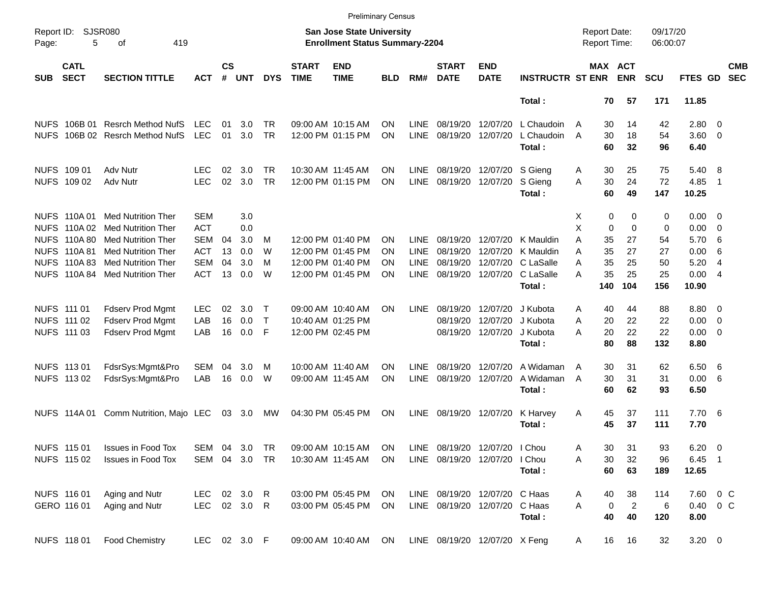Preliminary Census

Report ID: SJSR080

**San Jose State University**
**Enrollment Status Summary-2204**

Report Date: 09/17/20
Report Time: 06:00:07

| SUB | CATL SECT | SECTION TITTLE | ACT | CS # | UNT | DYS | START TIME | END TIME | BLD | RM# | START DATE | END DATE | INSTRUCTR | ST | MAX ENR | ACT ENR | SCU | FTES | GD | CMB SEC |
|---|---|---|---|---|---|---|---|---|---|---|---|---|---|---|---|---|---|---|---|---|
| | | | | | | | | | | | | | **Total :** | | **70** | **57** | **171** | **11.85** | | |
| NUFS | 106B 01 | Resrch Method NufS | LEC | 01 | 3.0 | TR | 09:00 AM | 10:15 AM | ON | LINE | 08/19/20 | 12/07/20 | L Chaudoin | A | 30 | 14 | 42 | 2.80 | 0 | |
| NUFS | 106B 02 | Resrch Method NufS | LEC | 01 | 3.0 | TR | 12:00 PM | 01:15 PM | ON | LINE | 08/19/20 | 12/07/20 | L Chaudoin | A | 30 | 18 | 54 | 3.60 | 0 | |
| | | | | | | | | | | | | | **Total :** | | **60** | **32** | **96** | **6.40** | | |
| NUFS | 109 01 | Adv Nutr | LEC | 02 | 3.0 | TR | 10:30 AM | 11:45 AM | ON | LINE | 08/19/20 | 12/07/20 | S Gieng | A | 30 | 25 | 75 | 5.40 | 8 | |
| NUFS | 109 02 | Adv Nutr | LEC | 02 | 3.0 | TR | 12:00 PM | 01:15 PM | ON | LINE | 08/19/20 | 12/07/20 | S Gieng | A | 30 | 24 | 72 | 4.85 | 1 | |
| | | | | | | | | | | | | | **Total :** | | **60** | **49** | **147** | **10.25** | | |
| NUFS | 110A 01 | Med Nutrition Ther | SEM | | 3.0 | | | | | | | | | X | 0 | 0 | 0 | 0.00 | 0 | |
| NUFS | 110A 02 | Med Nutrition Ther | ACT | | 0.0 | | | | | | | | | X | 0 | 0 | 0 | 0.00 | 0 | |
| NUFS | 110A 80 | Med Nutrition Ther | SEM | 04 | 3.0 | M | 12:00 PM | 01:40 PM | ON | LINE | 08/19/20 | 12/07/20 | K Mauldin | A | 35 | 27 | 54 | 5.70 | 6 | |
| NUFS | 110A 81 | Med Nutrition Ther | ACT | 13 | 0.0 | W | 12:00 PM | 01:45 PM | ON | LINE | 08/19/20 | 12/07/20 | K Mauldin | A | 35 | 27 | 27 | 0.00 | 6 | |
| NUFS | 110A 83 | Med Nutrition Ther | SEM | 04 | 3.0 | M | 12:00 PM | 01:40 PM | ON | LINE | 08/19/20 | 12/07/20 | C LaSalle | A | 35 | 25 | 50 | 5.20 | 4 | |
| NUFS | 110A 84 | Med Nutrition Ther | ACT | 13 | 0.0 | W | 12:00 PM | 01:45 PM | ON | LINE | 08/19/20 | 12/07/20 | C LaSalle | A | 35 | 25 | 25 | 0.00 | 4 | |
| | | | | | | | | | | | | | **Total :** | | **140** | **104** | **156** | **10.90** | | |
| NUFS | 111 01 | Fdserv Prod Mgmt | LEC | 02 | 3.0 | T | 09:00 AM | 10:40 AM | ON | LINE | 08/19/20 | 12/07/20 | J Kubota | A | 40 | 44 | 88 | 8.80 | 0 | |
| NUFS | 111 02 | Fdserv Prod Mgmt | LAB | 16 | 0.0 | T | 10:40 AM | 01:25 PM | | | 08/19/20 | 12/07/20 | J Kubota | A | 20 | 22 | 22 | 0.00 | 0 | |
| NUFS | 111 03 | Fdserv Prod Mgmt | LAB | 16 | 0.0 | F | 12:00 PM | 02:45 PM | | | 08/19/20 | 12/07/20 | J Kubota | A | 20 | 22 | 22 | 0.00 | 0 | |
| | | | | | | | | | | | | | **Total :** | | **80** | **88** | **132** | **8.80** | | |
| NUFS | 113 01 | FdsrSys:Mgmt&Pro | SEM | 04 | 3.0 | M | 10:00 AM | 11:40 AM | ON | LINE | 08/19/20 | 12/07/20 | A Widaman | A | 30 | 31 | 62 | 6.50 | 6 | |
| NUFS | 113 02 | FdsrSys:Mgmt&Pro | LAB | 16 | 0.0 | W | 09:00 AM | 11:45 AM | ON | LINE | 08/19/20 | 12/07/20 | A Widaman | A | 30 | 31 | 31 | 0.00 | 6 | |
| | | | | | | | | | | | | | **Total :** | | **60** | **62** | **93** | **6.50** | | |
| NUFS | 114A 01 | Comm Nutrition, Majo | LEC | 03 | 3.0 | MW | 04:30 PM | 05:45 PM | ON | LINE | 08/19/20 | 12/07/20 | K Harvey | A | 45 | 37 | 111 | 7.70 | 6 | |
| | | | | | | | | | | | | | **Total :** | | **45** | **37** | **111** | **7.70** | | |
| NUFS | 115 01 | Issues in Food Tox | SEM | 04 | 3.0 | TR | 09:00 AM | 10:15 AM | ON | LINE | 08/19/20 | 12/07/20 | I Chou | A | 30 | 31 | 93 | 6.20 | 0 | |
| NUFS | 115 02 | Issues in Food Tox | SEM | 04 | 3.0 | TR | 10:30 AM | 11:45 AM | ON | LINE | 08/19/20 | 12/07/20 | I Chou | A | 30 | 32 | 96 | 6.45 | 1 | |
| | | | | | | | | | | | | | **Total :** | | **60** | **63** | **189** | **12.65** | | |
| NUFS | 116 01 | Aging and Nutr | LEC | 02 | 3.0 | R | 03:00 PM | 05:45 PM | ON | LINE | 08/19/20 | 12/07/20 | C Haas | A | 40 | 38 | 114 | 7.60 | 0 | C |
| GERO | 116 01 | Aging and Nutr | LEC | 02 | 3.0 | R | 03:00 PM | 05:45 PM | ON | LINE | 08/19/20 | 12/07/20 | C Haas | A | 0 | 2 | 6 | 0.40 | 0 | C |
| | | | | | | | | | | | | | **Total :** | | **40** | **40** | **120** | **8.00** | | |
| NUFS | 118 01 | Food Chemistry | LEC | 02 | 3.0 | F | 09:00 AM | 10:40 AM | ON | LINE | 08/19/20 | 12/07/20 | X Feng | A | 16 | 16 | 32 | 3.20 | 0 | |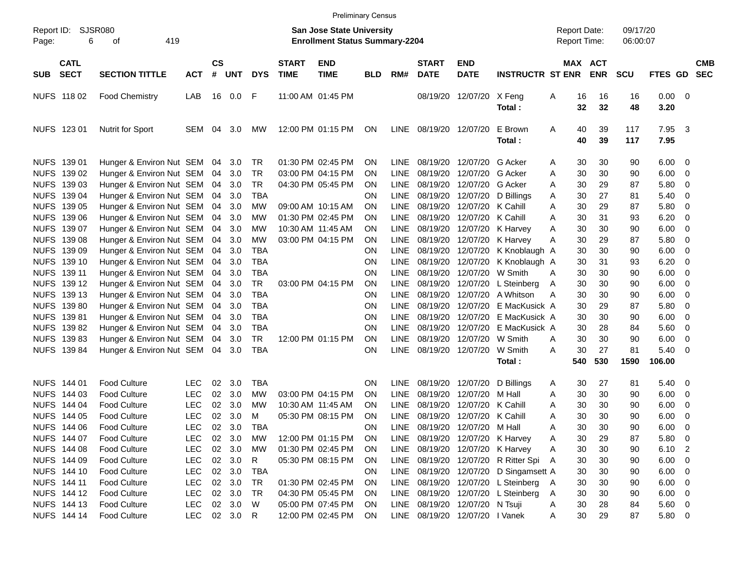Preliminary Census

Report ID: SJSR080

**San Jose State University**
**Enrollment Status Summary-2204**

Report Date: 09/17/20
Report Time: 06:00:07

| SUB | CATL SECT | SECTION TITTLE | ACT | CS # | UNT | DYS | START TIME | END TIME | BLD | RM# | START DATE | END DATE | INSTRUCTR | ST | MAX ENR | ACT ENR | SCU | FTES | GD | CMB SEC |
|---|---|---|---|---|---|---|---|---|---|---|---|---|---|---|---|---|---|---|---|---|
| NUFS | 118 02 | Food Chemistry | LAB | 16 | 0.0 | F | 11:00 AM | 01:45 PM | | | 08/19/20 | 12/07/20 | X Feng | A | 16 | 16 | 16 | 0.00 | 0 | |
| | | | | | | | | | | | | | **Total :** | | **32** | **32** | **48** | **3.20** | | |
| NUFS | 123 01 | Nutrit for Sport | SEM | 04 | 3.0 | MW | 12:00 PM | 01:15 PM | ON | LINE | 08/19/20 | 12/07/20 | E Brown | A | 40 | 39 | 117 | 7.95 | 3 | |
| | | | | | | | | | | | | | **Total :** | | **40** | **39** | **117** | **7.95** | | |
| NUFS | 139 01 | Hunger & Environ Nut | SEM | 04 | 3.0 | TR | 01:30 PM | 02:45 PM | ON | LINE | 08/19/20 | 12/07/20 | G Acker | A | 30 | 30 | 90 | 6.00 | 0 | |
| NUFS | 139 02 | Hunger & Environ Nut | SEM | 04 | 3.0 | TR | 03:00 PM | 04:15 PM | ON | LINE | 08/19/20 | 12/07/20 | G Acker | A | 30 | 30 | 90 | 6.00 | 0 | |
| NUFS | 139 03 | Hunger & Environ Nut | SEM | 04 | 3.0 | TR | 04:30 PM | 05:45 PM | ON | LINE | 08/19/20 | 12/07/20 | G Acker | A | 30 | 29 | 87 | 5.80 | 0 | |
| NUFS | 139 04 | Hunger & Environ Nut | SEM | 04 | 3.0 | TBA | | | ON | LINE | 08/19/20 | 12/07/20 | D Billings | A | 30 | 27 | 81 | 5.40 | 0 | |
| NUFS | 139 05 | Hunger & Environ Nut | SEM | 04 | 3.0 | MW | 09:00 AM | 10:15 AM | ON | LINE | 08/19/20 | 12/07/20 | K Cahill | A | 30 | 29 | 87 | 5.80 | 0 | |
| NUFS | 139 06 | Hunger & Environ Nut | SEM | 04 | 3.0 | MW | 01:30 PM | 02:45 PM | ON | LINE | 08/19/20 | 12/07/20 | K Cahill | A | 30 | 31 | 93 | 6.20 | 0 | |
| NUFS | 139 07 | Hunger & Environ Nut | SEM | 04 | 3.0 | MW | 10:30 AM | 11:45 AM | ON | LINE | 08/19/20 | 12/07/20 | K Harvey | A | 30 | 30 | 90 | 6.00 | 0 | |
| NUFS | 139 08 | Hunger & Environ Nut | SEM | 04 | 3.0 | MW | 03:00 PM | 04:15 PM | ON | LINE | 08/19/20 | 12/07/20 | K Harvey | A | 30 | 29 | 87 | 5.80 | 0 | |
| NUFS | 139 09 | Hunger & Environ Nut | SEM | 04 | 3.0 | TBA | | | ON | LINE | 08/19/20 | 12/07/20 | K Knoblaugh | A | 30 | 30 | 90 | 6.00 | 0 | |
| NUFS | 139 10 | Hunger & Environ Nut | SEM | 04 | 3.0 | TBA | | | ON | LINE | 08/19/20 | 12/07/20 | K Knoblaugh | A | 30 | 31 | 93 | 6.20 | 0 | |
| NUFS | 139 11 | Hunger & Environ Nut | SEM | 04 | 3.0 | TBA | | | ON | LINE | 08/19/20 | 12/07/20 | W Smith | A | 30 | 30 | 90 | 6.00 | 0 | |
| NUFS | 139 12 | Hunger & Environ Nut | SEM | 04 | 3.0 | TR | 03:00 PM | 04:15 PM | ON | LINE | 08/19/20 | 12/07/20 | L Steinberg | A | 30 | 30 | 90 | 6.00 | 0 | |
| NUFS | 139 13 | Hunger & Environ Nut | SEM | 04 | 3.0 | TBA | | | ON | LINE | 08/19/20 | 12/07/20 | A Whitson | A | 30 | 30 | 90 | 6.00 | 0 | |
| NUFS | 139 80 | Hunger & Environ Nut | SEM | 04 | 3.0 | TBA | | | ON | LINE | 08/19/20 | 12/07/20 | E MacKusick | A | 30 | 29 | 87 | 5.80 | 0 | |
| NUFS | 139 81 | Hunger & Environ Nut | SEM | 04 | 3.0 | TBA | | | ON | LINE | 08/19/20 | 12/07/20 | E MacKusick | A | 30 | 30 | 90 | 6.00 | 0 | |
| NUFS | 139 82 | Hunger & Environ Nut | SEM | 04 | 3.0 | TBA | | | ON | LINE | 08/19/20 | 12/07/20 | E MacKusick | A | 30 | 28 | 84 | 5.60 | 0 | |
| NUFS | 139 83 | Hunger & Environ Nut | SEM | 04 | 3.0 | TR | 12:00 PM | 01:15 PM | ON | LINE | 08/19/20 | 12/07/20 | W Smith | A | 30 | 30 | 90 | 6.00 | 0 | |
| NUFS | 139 84 | Hunger & Environ Nut | SEM | 04 | 3.0 | TBA | | | ON | LINE | 08/19/20 | 12/07/20 | W Smith | A | 30 | 27 | 81 | 5.40 | 0 | |
| | | | | | | | | | | | | | **Total :** | | **540** | **530** | **1590** | **106.00** | | |
| NUFS | 144 01 | Food Culture | LEC | 02 | 3.0 | TBA | | | ON | LINE | 08/19/20 | 12/07/20 | D Billings | A | 30 | 27 | 81 | 5.40 | 0 | |
| NUFS | 144 03 | Food Culture | LEC | 02 | 3.0 | MW | 03:00 PM | 04:15 PM | ON | LINE | 08/19/20 | 12/07/20 | M Hall | A | 30 | 30 | 90 | 6.00 | 0 | |
| NUFS | 144 04 | Food Culture | LEC | 02 | 3.0 | MW | 10:30 AM | 11:45 AM | ON | LINE | 08/19/20 | 12/07/20 | K Cahill | A | 30 | 30 | 90 | 6.00 | 0 | |
| NUFS | 144 05 | Food Culture | LEC | 02 | 3.0 | M | 05:30 PM | 08:15 PM | ON | LINE | 08/19/20 | 12/07/20 | K Cahill | A | 30 | 30 | 90 | 6.00 | 0 | |
| NUFS | 144 06 | Food Culture | LEC | 02 | 3.0 | TBA | | | ON | LINE | 08/19/20 | 12/07/20 | M Hall | A | 30 | 30 | 90 | 6.00 | 0 | |
| NUFS | 144 07 | Food Culture | LEC | 02 | 3.0 | MW | 12:00 PM | 01:15 PM | ON | LINE | 08/19/20 | 12/07/20 | K Harvey | A | 30 | 29 | 87 | 5.80 | 0 | |
| NUFS | 144 08 | Food Culture | LEC | 02 | 3.0 | MW | 01:30 PM | 02:45 PM | ON | LINE | 08/19/20 | 12/07/20 | K Harvey | A | 30 | 30 | 90 | 6.10 | 2 | |
| NUFS | 144 09 | Food Culture | LEC | 02 | 3.0 | R | 05:30 PM | 08:15 PM | ON | LINE | 08/19/20 | 12/07/20 | R Ritter Spi | A | 30 | 30 | 90 | 6.00 | 0 | |
| NUFS | 144 10 | Food Culture | LEC | 02 | 3.0 | TBA | | | ON | LINE | 08/19/20 | 12/07/20 | D Singamsett | A | 30 | 30 | 90 | 6.00 | 0 | |
| NUFS | 144 11 | Food Culture | LEC | 02 | 3.0 | TR | 01:30 PM | 02:45 PM | ON | LINE | 08/19/20 | 12/07/20 | L Steinberg | A | 30 | 30 | 90 | 6.00 | 0 | |
| NUFS | 144 12 | Food Culture | LEC | 02 | 3.0 | TR | 04:30 PM | 05:45 PM | ON | LINE | 08/19/20 | 12/07/20 | L Steinberg | A | 30 | 30 | 90 | 6.00 | 0 | |
| NUFS | 144 13 | Food Culture | LEC | 02 | 3.0 | W | 05:00 PM | 07:45 PM | ON | LINE | 08/19/20 | 12/07/20 | N Tsuji | A | 30 | 28 | 84 | 5.60 | 0 | |
| NUFS | 144 14 | Food Culture | LEC | 02 | 3.0 | R | 12:00 PM | 02:45 PM | ON | LINE | 08/19/20 | 12/07/20 | I Vanek | A | 30 | 29 | 87 | 5.80 | 0 | |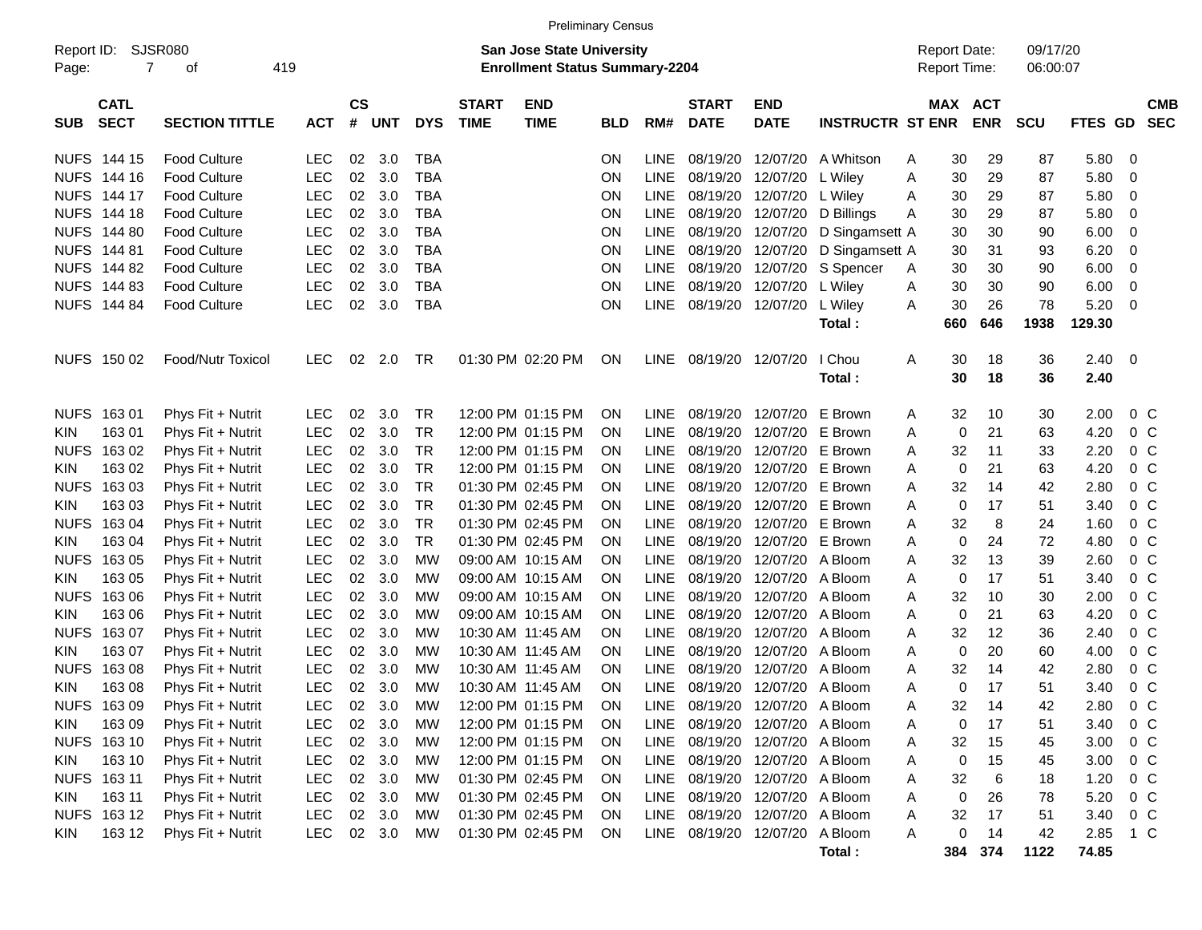Preliminary Census

Report ID: SJSR080
Page: 7 of 419

**San Jose State University**
**Enrollment Status Summary-2204**

Report Date: 09/17/20
Report Time: 06:00:07

| SUB | CATL SECT | SECTION TITTLE | ACT | CS # | UNT | DYS | START TIME | END TIME | BLD | RM# | START DATE | END DATE | INSTRUCTR | ST | MAX ENR | ACT ENR | SCU | FTES | GD | CMB SEC |
|---|---|---|---|---|---|---|---|---|---|---|---|---|---|---|---|---|---|---|---|---|
| NUFS | 144 15 | Food Culture | LEC | 02 | 3.0 | TBA | | | ON | LINE | 08/19/20 | 12/07/20 | A Whitson | A | 30 | 29 | 87 | 5.80 | 0 | |
| NUFS | 144 16 | Food Culture | LEC | 02 | 3.0 | TBA | | | ON | LINE | 08/19/20 | 12/07/20 | L Wiley | A | 30 | 29 | 87 | 5.80 | 0 | |
| NUFS | 144 17 | Food Culture | LEC | 02 | 3.0 | TBA | | | ON | LINE | 08/19/20 | 12/07/20 | L Wiley | A | 30 | 29 | 87 | 5.80 | 0 | |
| NUFS | 144 18 | Food Culture | LEC | 02 | 3.0 | TBA | | | ON | LINE | 08/19/20 | 12/07/20 | D Billings | A | 30 | 29 | 87 | 5.80 | 0 | |
| NUFS | 144 80 | Food Culture | LEC | 02 | 3.0 | TBA | | | ON | LINE | 08/19/20 | 12/07/20 | D Singamsett | A | 30 | 30 | 90 | 6.00 | 0 | |
| NUFS | 144 81 | Food Culture | LEC | 02 | 3.0 | TBA | | | ON | LINE | 08/19/20 | 12/07/20 | D Singamsett | A | 30 | 31 | 93 | 6.20 | 0 | |
| NUFS | 144 82 | Food Culture | LEC | 02 | 3.0 | TBA | | | ON | LINE | 08/19/20 | 12/07/20 | S Spencer | A | 30 | 30 | 90 | 6.00 | 0 | |
| NUFS | 144 83 | Food Culture | LEC | 02 | 3.0 | TBA | | | ON | LINE | 08/19/20 | 12/07/20 | L Wiley | A | 30 | 30 | 90 | 6.00 | 0 | |
| NUFS | 144 84 | Food Culture | LEC | 02 | 3.0 | TBA | | | ON | LINE | 08/19/20 | 12/07/20 | L Wiley | A | 30 | 26 | 78 | 5.20 | 0 | |
| | | | | | | | | | | | | | **Total :** | | **660** | **646** | **1938** | **129.30** | | |
| NUFS | 150 02 | Food/Nutr Toxicol | LEC | 02 | 2.0 | TR | 01:30 PM | 02:20 PM | ON | LINE | 08/19/20 | 12/07/20 | I Chou | A | 30 | 18 | 36 | 2.40 | 0 | |
| | | | | | | | | | | | | | **Total :** | | **30** | **18** | **36** | **2.40** | | |
| NUFS | 163 01 | Phys Fit + Nutrit | LEC | 02 | 3.0 | TR | 12:00 PM | 01:15 PM | ON | LINE | 08/19/20 | 12/07/20 | E Brown | A | 32 | 10 | 30 | 2.00 | 0 | C |
| KIN | 163 01 | Phys Fit + Nutrit | LEC | 02 | 3.0 | TR | 12:00 PM | 01:15 PM | ON | LINE | 08/19/20 | 12/07/20 | E Brown | A | 0 | 21 | 63 | 4.20 | 0 | C |
| NUFS | 163 02 | Phys Fit + Nutrit | LEC | 02 | 3.0 | TR | 12:00 PM | 01:15 PM | ON | LINE | 08/19/20 | 12/07/20 | E Brown | A | 32 | 11 | 33 | 2.20 | 0 | C |
| KIN | 163 02 | Phys Fit + Nutrit | LEC | 02 | 3.0 | TR | 12:00 PM | 01:15 PM | ON | LINE | 08/19/20 | 12/07/20 | E Brown | A | 0 | 21 | 63 | 4.20 | 0 | C |
| NUFS | 163 03 | Phys Fit + Nutrit | LEC | 02 | 3.0 | TR | 01:30 PM | 02:45 PM | ON | LINE | 08/19/20 | 12/07/20 | E Brown | A | 32 | 14 | 42 | 2.80 | 0 | C |
| KIN | 163 03 | Phys Fit + Nutrit | LEC | 02 | 3.0 | TR | 01:30 PM | 02:45 PM | ON | LINE | 08/19/20 | 12/07/20 | E Brown | A | 0 | 17 | 51 | 3.40 | 0 | C |
| NUFS | 163 04 | Phys Fit + Nutrit | LEC | 02 | 3.0 | TR | 01:30 PM | 02:45 PM | ON | LINE | 08/19/20 | 12/07/20 | E Brown | A | 32 | 8 | 24 | 1.60 | 0 | C |
| KIN | 163 04 | Phys Fit + Nutrit | LEC | 02 | 3.0 | TR | 01:30 PM | 02:45 PM | ON | LINE | 08/19/20 | 12/07/20 | E Brown | A | 0 | 24 | 72 | 4.80 | 0 | C |
| NUFS | 163 05 | Phys Fit + Nutrit | LEC | 02 | 3.0 | MW | 09:00 AM | 10:15 AM | ON | LINE | 08/19/20 | 12/07/20 | A Bloom | A | 32 | 13 | 39 | 2.60 | 0 | C |
| KIN | 163 05 | Phys Fit + Nutrit | LEC | 02 | 3.0 | MW | 09:00 AM | 10:15 AM | ON | LINE | 08/19/20 | 12/07/20 | A Bloom | A | 0 | 17 | 51 | 3.40 | 0 | C |
| NUFS | 163 06 | Phys Fit + Nutrit | LEC | 02 | 3.0 | MW | 09:00 AM | 10:15 AM | ON | LINE | 08/19/20 | 12/07/20 | A Bloom | A | 32 | 10 | 30 | 2.00 | 0 | C |
| KIN | 163 06 | Phys Fit + Nutrit | LEC | 02 | 3.0 | MW | 09:00 AM | 10:15 AM | ON | LINE | 08/19/20 | 12/07/20 | A Bloom | A | 0 | 21 | 63 | 4.20 | 0 | C |
| NUFS | 163 07 | Phys Fit + Nutrit | LEC | 02 | 3.0 | MW | 10:30 AM | 11:45 AM | ON | LINE | 08/19/20 | 12/07/20 | A Bloom | A | 32 | 12 | 36 | 2.40 | 0 | C |
| KIN | 163 07 | Phys Fit + Nutrit | LEC | 02 | 3.0 | MW | 10:30 AM | 11:45 AM | ON | LINE | 08/19/20 | 12/07/20 | A Bloom | A | 0 | 20 | 60 | 4.00 | 0 | C |
| NUFS | 163 08 | Phys Fit + Nutrit | LEC | 02 | 3.0 | MW | 10:30 AM | 11:45 AM | ON | LINE | 08/19/20 | 12/07/20 | A Bloom | A | 32 | 14 | 42 | 2.80 | 0 | C |
| KIN | 163 08 | Phys Fit + Nutrit | LEC | 02 | 3.0 | MW | 10:30 AM | 11:45 AM | ON | LINE | 08/19/20 | 12/07/20 | A Bloom | A | 0 | 17 | 51 | 3.40 | 0 | C |
| NUFS | 163 09 | Phys Fit + Nutrit | LEC | 02 | 3.0 | MW | 12:00 PM | 01:15 PM | ON | LINE | 08/19/20 | 12/07/20 | A Bloom | A | 32 | 14 | 42 | 2.80 | 0 | C |
| KIN | 163 09 | Phys Fit + Nutrit | LEC | 02 | 3.0 | MW | 12:00 PM | 01:15 PM | ON | LINE | 08/19/20 | 12/07/20 | A Bloom | A | 0 | 17 | 51 | 3.40 | 0 | C |
| NUFS | 163 10 | Phys Fit + Nutrit | LEC | 02 | 3.0 | MW | 12:00 PM | 01:15 PM | ON | LINE | 08/19/20 | 12/07/20 | A Bloom | A | 32 | 15 | 45 | 3.00 | 0 | C |
| KIN | 163 10 | Phys Fit + Nutrit | LEC | 02 | 3.0 | MW | 12:00 PM | 01:15 PM | ON | LINE | 08/19/20 | 12/07/20 | A Bloom | A | 0 | 15 | 45 | 3.00 | 0 | C |
| NUFS | 163 11 | Phys Fit + Nutrit | LEC | 02 | 3.0 | MW | 01:30 PM | 02:45 PM | ON | LINE | 08/19/20 | 12/07/20 | A Bloom | A | 32 | 6 | 18 | 1.20 | 0 | C |
| KIN | 163 11 | Phys Fit + Nutrit | LEC | 02 | 3.0 | MW | 01:30 PM | 02:45 PM | ON | LINE | 08/19/20 | 12/07/20 | A Bloom | A | 0 | 26 | 78 | 5.20 | 0 | C |
| NUFS | 163 12 | Phys Fit + Nutrit | LEC | 02 | 3.0 | MW | 01:30 PM | 02:45 PM | ON | LINE | 08/19/20 | 12/07/20 | A Bloom | A | 32 | 17 | 51 | 3.40 | 0 | C |
| KIN | 163 12 | Phys Fit + Nutrit | LEC | 02 | 3.0 | MW | 01:30 PM | 02:45 PM | ON | LINE | 08/19/20 | 12/07/20 | A Bloom | A | 0 | 14 | 42 | 2.85 | 1 | C |
| | | | | | | | | | | | | | **Total :** | | **384** | **374** | **1122** | **74.85** | | |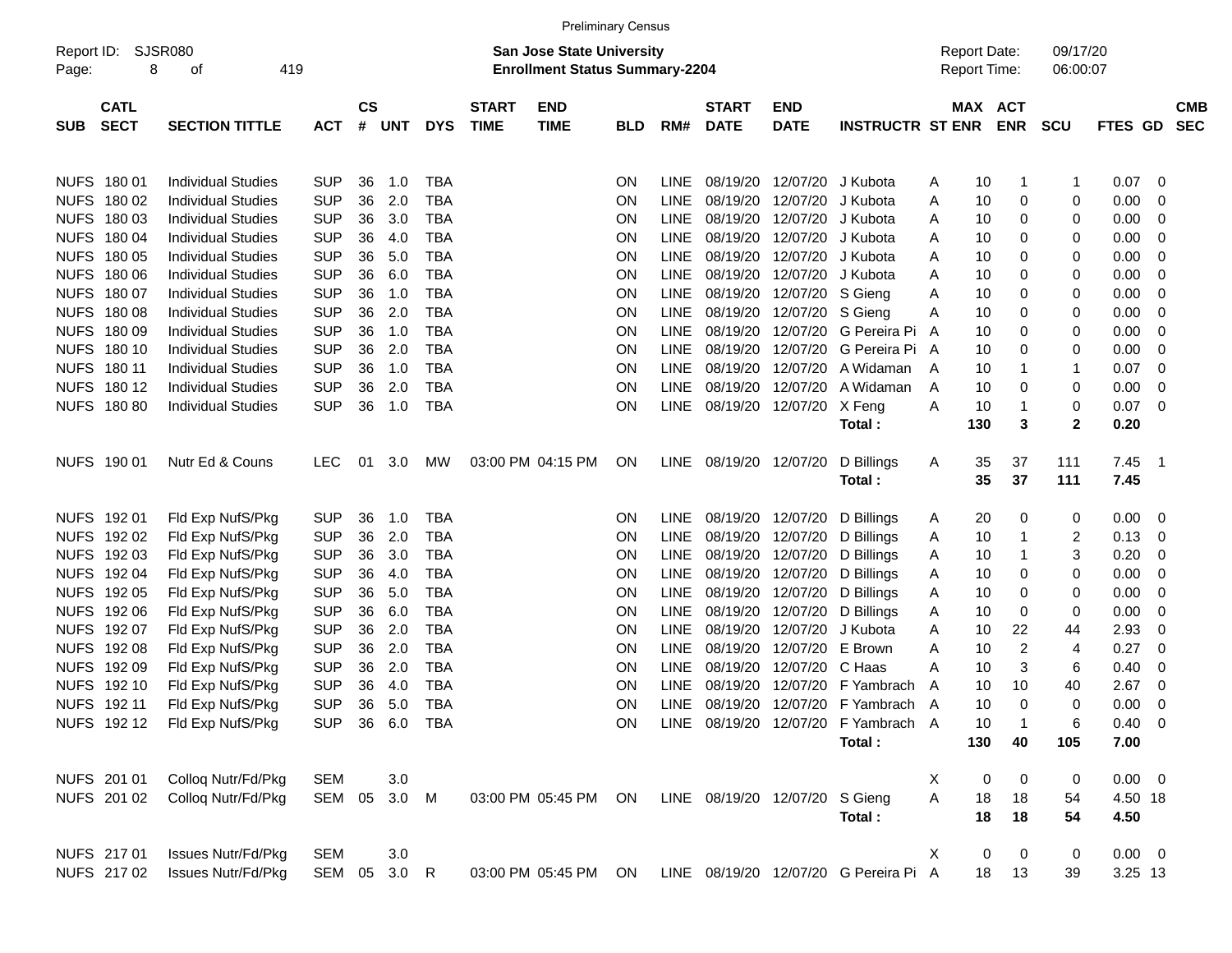Preliminary Census

Report ID: SJSR080
Page: 8 of 419

**San Jose State University**
**Enrollment Status Summary-2204**

Report Date: 09/17/20
Report Time: 06:00:07

| SUB | CATL SECT | SECTION TITTLE | ACT | CS # | UNT | DYS | START TIME | END TIME | BLD | RM# | START DATE | END DATE | INSTRUCTR | ST | MAX ENR | ACT ENR | SCU | FTES | GD | CMB SEC |
|---|---|---|---|---|---|---|---|---|---|---|---|---|---|---|---|---|---|---|---|---|
| NUFS | 180 01 | Individual Studies | SUP | 36 | 1.0 | TBA | | | ON | LINE | 08/19/20 | 12/07/20 | J Kubota | A | 10 | 1 | 1 | 0.07 | 0 | |
| NUFS | 180 02 | Individual Studies | SUP | 36 | 2.0 | TBA | | | ON | LINE | 08/19/20 | 12/07/20 | J Kubota | A | 10 | 0 | 0 | 0.00 | 0 | |
| NUFS | 180 03 | Individual Studies | SUP | 36 | 3.0 | TBA | | | ON | LINE | 08/19/20 | 12/07/20 | J Kubota | A | 10 | 0 | 0 | 0.00 | 0 | |
| NUFS | 180 04 | Individual Studies | SUP | 36 | 4.0 | TBA | | | ON | LINE | 08/19/20 | 12/07/20 | J Kubota | A | 10 | 0 | 0 | 0.00 | 0 | |
| NUFS | 180 05 | Individual Studies | SUP | 36 | 5.0 | TBA | | | ON | LINE | 08/19/20 | 12/07/20 | J Kubota | A | 10 | 0 | 0 | 0.00 | 0 | |
| NUFS | 180 06 | Individual Studies | SUP | 36 | 6.0 | TBA | | | ON | LINE | 08/19/20 | 12/07/20 | J Kubota | A | 10 | 0 | 0 | 0.00 | 0 | |
| NUFS | 180 07 | Individual Studies | SUP | 36 | 1.0 | TBA | | | ON | LINE | 08/19/20 | 12/07/20 | S Gieng | A | 10 | 0 | 0 | 0.00 | 0 | |
| NUFS | 180 08 | Individual Studies | SUP | 36 | 2.0 | TBA | | | ON | LINE | 08/19/20 | 12/07/20 | S Gieng | A | 10 | 0 | 0 | 0.00 | 0 | |
| NUFS | 180 09 | Individual Studies | SUP | 36 | 1.0 | TBA | | | ON | LINE | 08/19/20 | 12/07/20 | G Pereira Pi | A | 10 | 0 | 0 | 0.00 | 0 | |
| NUFS | 180 10 | Individual Studies | SUP | 36 | 2.0 | TBA | | | ON | LINE | 08/19/20 | 12/07/20 | G Pereira Pi | A | 10 | 0 | 0 | 0.00 | 0 | |
| NUFS | 180 11 | Individual Studies | SUP | 36 | 1.0 | TBA | | | ON | LINE | 08/19/20 | 12/07/20 | A Widaman | A | 10 | 1 | 1 | 0.07 | 0 | |
| NUFS | 180 12 | Individual Studies | SUP | 36 | 2.0 | TBA | | | ON | LINE | 08/19/20 | 12/07/20 | A Widaman | A | 10 | 0 | 0 | 0.00 | 0 | |
| NUFS | 180 80 | Individual Studies | SUP | 36 | 1.0 | TBA | | | ON | LINE | 08/19/20 | 12/07/20 | X Feng | A | 10 | 1 | 0 | 0.07 | 0 | |
| | | | | | | | | | | | | | **Total :** | | **130** | **3** | **2** | **0.20** | | |
| NUFS | 190 01 | Nutr Ed & Couns | LEC | 01 | 3.0 | MW | 03:00 PM | 04:15 PM | ON | LINE | 08/19/20 | 12/07/20 | D Billings | A | 35 | 37 | 111 | 7.45 | 1 | |
| | | | | | | | | | | | | | **Total :** | | **35** | **37** | **111** | **7.45** | | |
| NUFS | 192 01 | Fld Exp NufS/Pkg | SUP | 36 | 1.0 | TBA | | | ON | LINE | 08/19/20 | 12/07/20 | D Billings | A | 20 | 0 | 0 | 0.00 | 0 | |
| NUFS | 192 02 | Fld Exp NufS/Pkg | SUP | 36 | 2.0 | TBA | | | ON | LINE | 08/19/20 | 12/07/20 | D Billings | A | 10 | 1 | 2 | 0.13 | 0 | |
| NUFS | 192 03 | Fld Exp NufS/Pkg | SUP | 36 | 3.0 | TBA | | | ON | LINE | 08/19/20 | 12/07/20 | D Billings | A | 10 | 1 | 3 | 0.20 | 0 | |
| NUFS | 192 04 | Fld Exp NufS/Pkg | SUP | 36 | 4.0 | TBA | | | ON | LINE | 08/19/20 | 12/07/20 | D Billings | A | 10 | 0 | 0 | 0.00 | 0 | |
| NUFS | 192 05 | Fld Exp NufS/Pkg | SUP | 36 | 5.0 | TBA | | | ON | LINE | 08/19/20 | 12/07/20 | D Billings | A | 10 | 0 | 0 | 0.00 | 0 | |
| NUFS | 192 06 | Fld Exp NufS/Pkg | SUP | 36 | 6.0 | TBA | | | ON | LINE | 08/19/20 | 12/07/20 | D Billings | A | 10 | 0 | 0 | 0.00 | 0 | |
| NUFS | 192 07 | Fld Exp NufS/Pkg | SUP | 36 | 2.0 | TBA | | | ON | LINE | 08/19/20 | 12/07/20 | J Kubota | A | 10 | 22 | 44 | 2.93 | 0 | |
| NUFS | 192 08 | Fld Exp NufS/Pkg | SUP | 36 | 2.0 | TBA | | | ON | LINE | 08/19/20 | 12/07/20 | E Brown | A | 10 | 2 | 4 | 0.27 | 0 | |
| NUFS | 192 09 | Fld Exp NufS/Pkg | SUP | 36 | 2.0 | TBA | | | ON | LINE | 08/19/20 | 12/07/20 | C Haas | A | 10 | 3 | 6 | 0.40 | 0 | |
| NUFS | 192 10 | Fld Exp NufS/Pkg | SUP | 36 | 4.0 | TBA | | | ON | LINE | 08/19/20 | 12/07/20 | F Yambrach | A | 10 | 10 | 40 | 2.67 | 0 | |
| NUFS | 192 11 | Fld Exp NufS/Pkg | SUP | 36 | 5.0 | TBA | | | ON | LINE | 08/19/20 | 12/07/20 | F Yambrach | A | 10 | 0 | 0 | 0.00 | 0 | |
| NUFS | 192 12 | Fld Exp NufS/Pkg | SUP | 36 | 6.0 | TBA | | | ON | LINE | 08/19/20 | 12/07/20 | F Yambrach | A | 10 | 1 | 6 | 0.40 | 0 | |
| | | | | | | | | | | | | | **Total :** | | **130** | **40** | **105** | **7.00** | | |
| NUFS | 201 01 | Colloq Nutr/Fd/Pkg | SEM | | 3.0 | | | | | | | | | X | 0 | 0 | 0 | 0.00 | 0 | |
| NUFS | 201 02 | Colloq Nutr/Fd/Pkg | SEM | 05 | 3.0 | M | 03:00 PM | 05:45 PM | ON | LINE | 08/19/20 | 12/07/20 | S Gieng | A | 18 | 18 | 54 | 4.50 | 18 | |
| | | | | | | | | | | | | | **Total :** | | **18** | **18** | **54** | **4.50** | | |
| NUFS | 217 01 | Issues Nutr/Fd/Pkg | SEM | | 3.0 | | | | | | | | | X | 0 | 0 | 0 | 0.00 | 0 | |
| NUFS | 217 02 | Issues Nutr/Fd/Pkg | SEM | 05 | 3.0 | R | 03:00 PM | 05:45 PM | ON | LINE | 08/19/20 | 12/07/20 | G Pereira Pi | A | 18 | 13 | 39 | 3.25 | 13 | |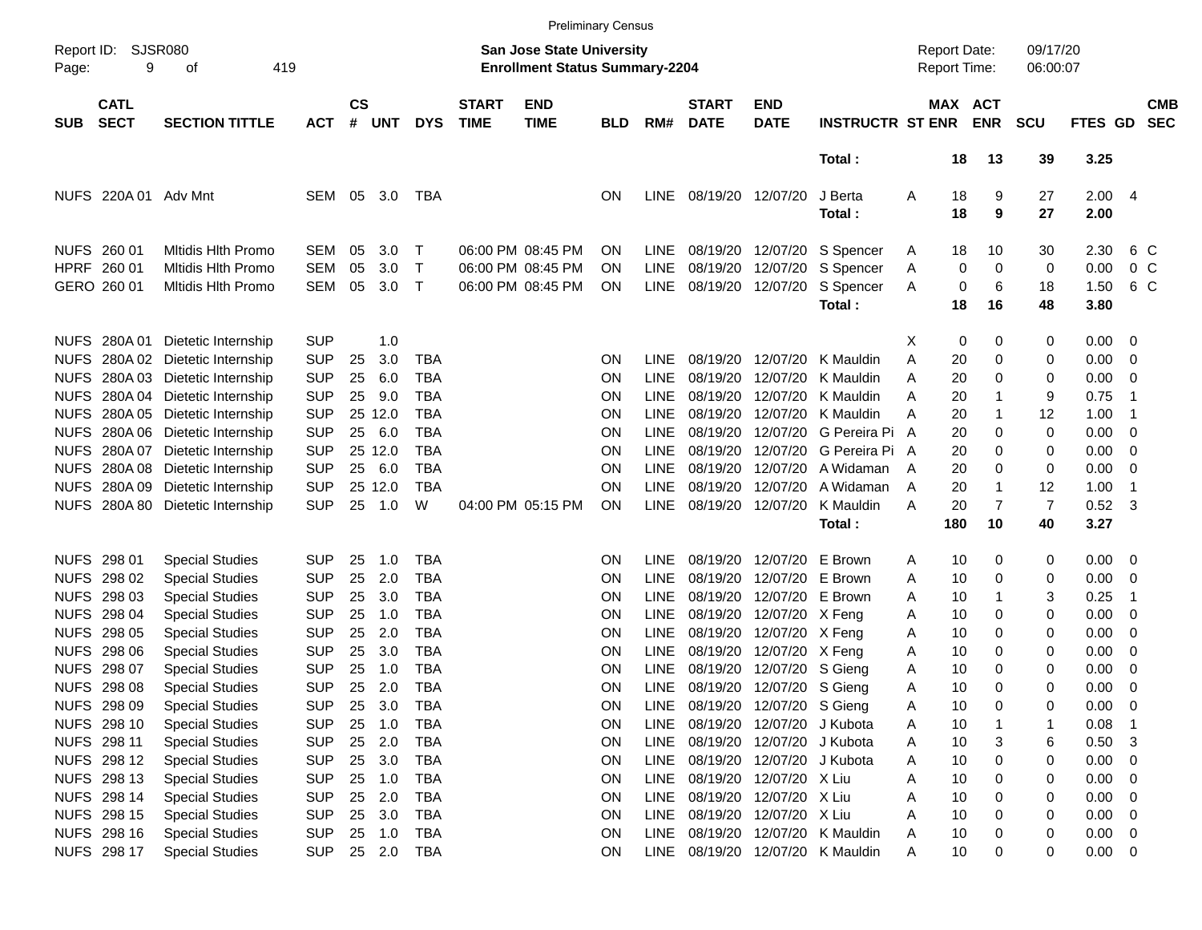Preliminary Census

Report ID: SJSR080

**San Jose State University**
**Enrollment Status Summary-2204**

Report Date: 09/17/20
Report Time: 06:00:07

| SUB | CATL SECT | SECTION TITTLE | ACT | CS # | UNT | DYS | START TIME | END TIME | BLD | RM# | START DATE | END DATE | INSTRUCTR | ST | MAX ENR | ACT ENR | SCU | FTES | GD | CMB SEC |
|---|---|---|---|---|---|---|---|---|---|---|---|---|---|---|---|---|---|---|---|---|
| | | | | | | | | | | | | | **Total :** | | **18** | **13** | **39** | **3.25** | | |
| NUFS | 220A 01 | Adv Mnt | SEM | 05 | 3.0 | TBA | | | ON | LINE | 08/19/20 | 12/07/20 | J Berta | A | 18 | 9 | 27 | 2.00 | 4 | |
| | | | | | | | | | | | | | **Total :** | | **18** | **9** | **27** | **2.00** | | |
| NUFS | 260 01 | Mltidis Hlth Promo | SEM | 05 | 3.0 | T | 06:00 PM | 08:45 PM | ON | LINE | 08/19/20 | 12/07/20 | S Spencer | A | 18 | 10 | 30 | 2.30 | 6 | C |
| HPRF | 260 01 | Mltidis Hlth Promo | SEM | 05 | 3.0 | T | 06:00 PM | 08:45 PM | ON | LINE | 08/19/20 | 12/07/20 | S Spencer | A | 0 | 0 | 0 | 0.00 | 0 | C |
| GERO | 260 01 | Mltidis Hlth Promo | SEM | 05 | 3.0 | T | 06:00 PM | 08:45 PM | ON | LINE | 08/19/20 | 12/07/20 | S Spencer | A | 0 | 6 | 18 | 1.50 | 6 | C |
| | | | | | | | | | | | | | **Total :** | | **18** | **16** | **48** | **3.80** | | |
| NUFS | 280A 01 | Dietetic Internship | SUP | | 1.0 | | | | | | | | | X | 0 | 0 | 0 | 0.00 | 0 | |
| NUFS | 280A 02 | Dietetic Internship | SUP | 25 | 3.0 | TBA | | | ON | LINE | 08/19/20 | 12/07/20 | K Mauldin | A | 20 | 0 | 0 | 0.00 | 0 | |
| NUFS | 280A 03 | Dietetic Internship | SUP | 25 | 6.0 | TBA | | | ON | LINE | 08/19/20 | 12/07/20 | K Mauldin | A | 20 | 0 | 0 | 0.00 | 0 | |
| NUFS | 280A 04 | Dietetic Internship | SUP | 25 | 9.0 | TBA | | | ON | LINE | 08/19/20 | 12/07/20 | K Mauldin | A | 20 | 1 | 9 | 0.75 | 1 | |
| NUFS | 280A 05 | Dietetic Internship | SUP | 25 | 12.0 | TBA | | | ON | LINE | 08/19/20 | 12/07/20 | K Mauldin | A | 20 | 1 | 12 | 1.00 | 1 | |
| NUFS | 280A 06 | Dietetic Internship | SUP | 25 | 6.0 | TBA | | | ON | LINE | 08/19/20 | 12/07/20 | G Pereira Pi | A | 20 | 0 | 0 | 0.00 | 0 | |
| NUFS | 280A 07 | Dietetic Internship | SUP | 25 | 12.0 | TBA | | | ON | LINE | 08/19/20 | 12/07/20 | G Pereira Pi | A | 20 | 0 | 0 | 0.00 | 0 | |
| NUFS | 280A 08 | Dietetic Internship | SUP | 25 | 6.0 | TBA | | | ON | LINE | 08/19/20 | 12/07/20 | A Widaman | A | 20 | 0 | 0 | 0.00 | 0 | |
| NUFS | 280A 09 | Dietetic Internship | SUP | 25 | 12.0 | TBA | | | ON | LINE | 08/19/20 | 12/07/20 | A Widaman | A | 20 | 1 | 12 | 1.00 | 1 | |
| NUFS | 280A 80 | Dietetic Internship | SUP | 25 | 1.0 | W | 04:00 PM | 05:15 PM | ON | LINE | 08/19/20 | 12/07/20 | K Mauldin | A | 20 | 7 | 7 | 0.52 | 3 | |
| | | | | | | | | | | | | | **Total :** | | **180** | **10** | **40** | **3.27** | | |
| NUFS | 298 01 | Special Studies | SUP | 25 | 1.0 | TBA | | | ON | LINE | 08/19/20 | 12/07/20 | E Brown | A | 10 | 0 | 0 | 0.00 | 0 | |
| NUFS | 298 02 | Special Studies | SUP | 25 | 2.0 | TBA | | | ON | LINE | 08/19/20 | 12/07/20 | E Brown | A | 10 | 0 | 0 | 0.00 | 0 | |
| NUFS | 298 03 | Special Studies | SUP | 25 | 3.0 | TBA | | | ON | LINE | 08/19/20 | 12/07/20 | E Brown | A | 10 | 1 | 3 | 0.25 | 1 | |
| NUFS | 298 04 | Special Studies | SUP | 25 | 1.0 | TBA | | | ON | LINE | 08/19/20 | 12/07/20 | X Feng | A | 10 | 0 | 0 | 0.00 | 0 | |
| NUFS | 298 05 | Special Studies | SUP | 25 | 2.0 | TBA | | | ON | LINE | 08/19/20 | 12/07/20 | X Feng | A | 10 | 0 | 0 | 0.00 | 0 | |
| NUFS | 298 06 | Special Studies | SUP | 25 | 3.0 | TBA | | | ON | LINE | 08/19/20 | 12/07/20 | X Feng | A | 10 | 0 | 0 | 0.00 | 0 | |
| NUFS | 298 07 | Special Studies | SUP | 25 | 1.0 | TBA | | | ON | LINE | 08/19/20 | 12/07/20 | S Gieng | A | 10 | 0 | 0 | 0.00 | 0 | |
| NUFS | 298 08 | Special Studies | SUP | 25 | 2.0 | TBA | | | ON | LINE | 08/19/20 | 12/07/20 | S Gieng | A | 10 | 0 | 0 | 0.00 | 0 | |
| NUFS | 298 09 | Special Studies | SUP | 25 | 3.0 | TBA | | | ON | LINE | 08/19/20 | 12/07/20 | S Gieng | A | 10 | 0 | 0 | 0.00 | 0 | |
| NUFS | 298 10 | Special Studies | SUP | 25 | 1.0 | TBA | | | ON | LINE | 08/19/20 | 12/07/20 | J Kubota | A | 10 | 1 | 1 | 0.08 | 1 | |
| NUFS | 298 11 | Special Studies | SUP | 25 | 2.0 | TBA | | | ON | LINE | 08/19/20 | 12/07/20 | J Kubota | A | 10 | 3 | 6 | 0.50 | 3 | |
| NUFS | 298 12 | Special Studies | SUP | 25 | 3.0 | TBA | | | ON | LINE | 08/19/20 | 12/07/20 | J Kubota | A | 10 | 0 | 0 | 0.00 | 0 | |
| NUFS | 298 13 | Special Studies | SUP | 25 | 1.0 | TBA | | | ON | LINE | 08/19/20 | 12/07/20 | X Liu | A | 10 | 0 | 0 | 0.00 | 0 | |
| NUFS | 298 14 | Special Studies | SUP | 25 | 2.0 | TBA | | | ON | LINE | 08/19/20 | 12/07/20 | X Liu | A | 10 | 0 | 0 | 0.00 | 0 | |
| NUFS | 298 15 | Special Studies | SUP | 25 | 3.0 | TBA | | | ON | LINE | 08/19/20 | 12/07/20 | X Liu | A | 10 | 0 | 0 | 0.00 | 0 | |
| NUFS | 298 16 | Special Studies | SUP | 25 | 1.0 | TBA | | | ON | LINE | 08/19/20 | 12/07/20 | K Mauldin | A | 10 | 0 | 0 | 0.00 | 0 | |
| NUFS | 298 17 | Special Studies | SUP | 25 | 2.0 | TBA | | | ON | LINE | 08/19/20 | 12/07/20 | K Mauldin | A | 10 | 0 | 0 | 0.00 | 0 | |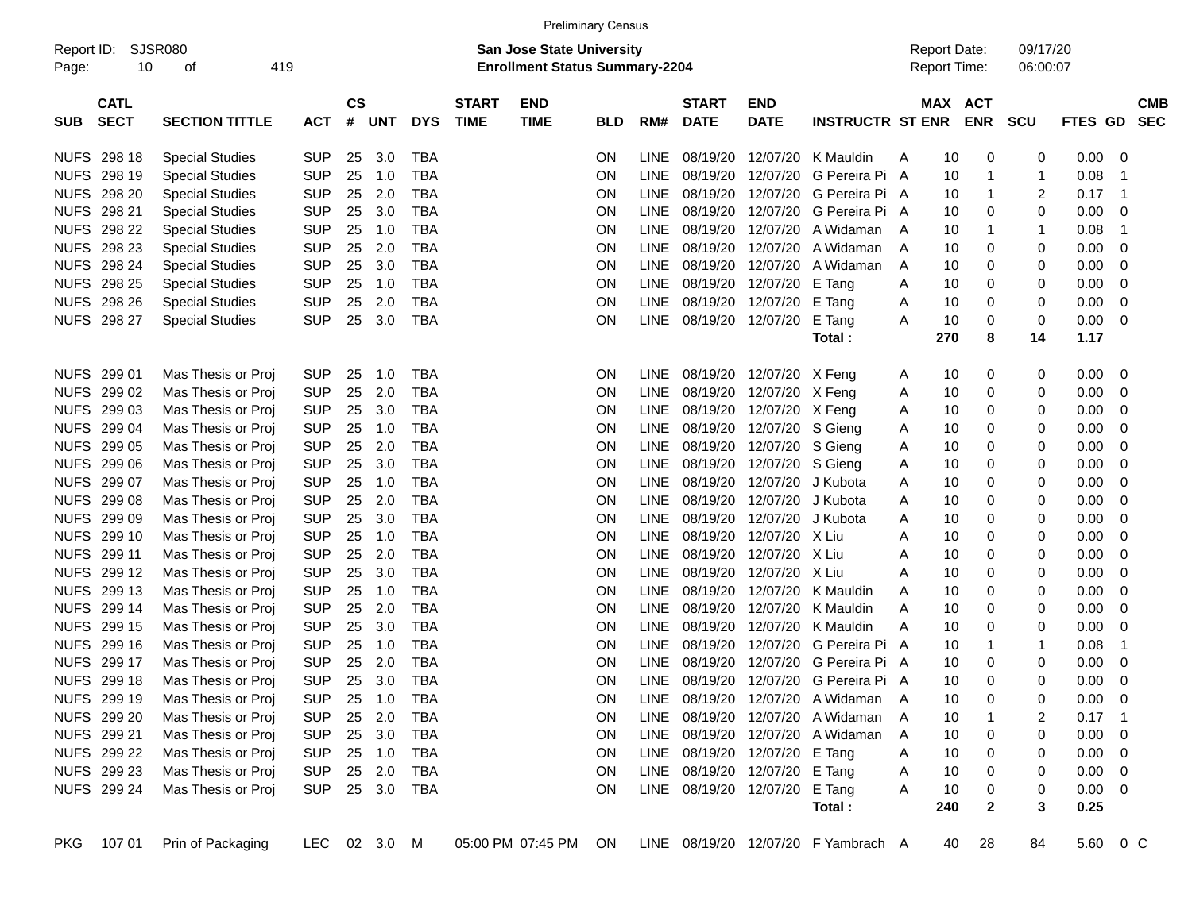Preliminary Census

Report ID: SJSR080
Page: 10 of 419

**San Jose State University**
**Enrollment Status Summary-2204**

Report Date: 09/17/20
Report Time: 06:00:07

| SUB | CATL SECT | SECTION TITTLE | ACT | CS # | UNT | DYS | START TIME | END TIME | BLD | RM# | START DATE | END DATE | INSTRUCTR | ST | MAX ENR | ACT ENR | SCU | FTES | GD | CMB SEC |
|---|---|---|---|---|---|---|---|---|---|---|---|---|---|---|---|---|---|---|---|---|
| NUFS | 298 18 | Special Studies | SUP | 25 | 3.0 | TBA | | | ON | LINE | 08/19/20 | 12/07/20 | K Mauldin | A | 10 | 0 | 0 | 0.00 | 0 | |
| NUFS | 298 19 | Special Studies | SUP | 25 | 1.0 | TBA | | | ON | LINE | 08/19/20 | 12/07/20 | G Pereira Pi | A | 10 | 1 | 1 | 0.08 | 1 | |
| NUFS | 298 20 | Special Studies | SUP | 25 | 2.0 | TBA | | | ON | LINE | 08/19/20 | 12/07/20 | G Pereira Pi | A | 10 | 1 | 2 | 0.17 | 1 | |
| NUFS | 298 21 | Special Studies | SUP | 25 | 3.0 | TBA | | | ON | LINE | 08/19/20 | 12/07/20 | G Pereira Pi | A | 10 | 0 | 0 | 0.00 | 0 | |
| NUFS | 298 22 | Special Studies | SUP | 25 | 1.0 | TBA | | | ON | LINE | 08/19/20 | 12/07/20 | A Widaman | A | 10 | 1 | 1 | 0.08 | 1 | |
| NUFS | 298 23 | Special Studies | SUP | 25 | 2.0 | TBA | | | ON | LINE | 08/19/20 | 12/07/20 | A Widaman | A | 10 | 0 | 0 | 0.00 | 0 | |
| NUFS | 298 24 | Special Studies | SUP | 25 | 3.0 | TBA | | | ON | LINE | 08/19/20 | 12/07/20 | A Widaman | A | 10 | 0 | 0 | 0.00 | 0 | |
| NUFS | 298 25 | Special Studies | SUP | 25 | 1.0 | TBA | | | ON | LINE | 08/19/20 | 12/07/20 | E Tang | A | 10 | 0 | 0 | 0.00 | 0 | |
| NUFS | 298 26 | Special Studies | SUP | 25 | 2.0 | TBA | | | ON | LINE | 08/19/20 | 12/07/20 | E Tang | A | 10 | 0 | 0 | 0.00 | 0 | |
| NUFS | 298 27 | Special Studies | SUP | 25 | 3.0 | TBA | | | ON | LINE | 08/19/20 | 12/07/20 | E Tang | A | 10 | 0 | 0 | 0.00 | 0 | |
| | | | | | | | | | | | | | **Total :** | | **270** | **8** | **14** | **1.17** | | |
| NUFS | 299 01 | Mas Thesis or Proj | SUP | 25 | 1.0 | TBA | | | ON | LINE | 08/19/20 | 12/07/20 | X Feng | A | 10 | 0 | 0 | 0.00 | 0 | |
| NUFS | 299 02 | Mas Thesis or Proj | SUP | 25 | 2.0 | TBA | | | ON | LINE | 08/19/20 | 12/07/20 | X Feng | A | 10 | 0 | 0 | 0.00 | 0 | |
| NUFS | 299 03 | Mas Thesis or Proj | SUP | 25 | 3.0 | TBA | | | ON | LINE | 08/19/20 | 12/07/20 | X Feng | A | 10 | 0 | 0 | 0.00 | 0 | |
| NUFS | 299 04 | Mas Thesis or Proj | SUP | 25 | 1.0 | TBA | | | ON | LINE | 08/19/20 | 12/07/20 | S Gieng | A | 10 | 0 | 0 | 0.00 | 0 | |
| NUFS | 299 05 | Mas Thesis or Proj | SUP | 25 | 2.0 | TBA | | | ON | LINE | 08/19/20 | 12/07/20 | S Gieng | A | 10 | 0 | 0 | 0.00 | 0 | |
| NUFS | 299 06 | Mas Thesis or Proj | SUP | 25 | 3.0 | TBA | | | ON | LINE | 08/19/20 | 12/07/20 | S Gieng | A | 10 | 0 | 0 | 0.00 | 0 | |
| NUFS | 299 07 | Mas Thesis or Proj | SUP | 25 | 1.0 | TBA | | | ON | LINE | 08/19/20 | 12/07/20 | J Kubota | A | 10 | 0 | 0 | 0.00 | 0 | |
| NUFS | 299 08 | Mas Thesis or Proj | SUP | 25 | 2.0 | TBA | | | ON | LINE | 08/19/20 | 12/07/20 | J Kubota | A | 10 | 0 | 0 | 0.00 | 0 | |
| NUFS | 299 09 | Mas Thesis or Proj | SUP | 25 | 3.0 | TBA | | | ON | LINE | 08/19/20 | 12/07/20 | J Kubota | A | 10 | 0 | 0 | 0.00 | 0 | |
| NUFS | 299 10 | Mas Thesis or Proj | SUP | 25 | 1.0 | TBA | | | ON | LINE | 08/19/20 | 12/07/20 | X Liu | A | 10 | 0 | 0 | 0.00 | 0 | |
| NUFS | 299 11 | Mas Thesis or Proj | SUP | 25 | 2.0 | TBA | | | ON | LINE | 08/19/20 | 12/07/20 | X Liu | A | 10 | 0 | 0 | 0.00 | 0 | |
| NUFS | 299 12 | Mas Thesis or Proj | SUP | 25 | 3.0 | TBA | | | ON | LINE | 08/19/20 | 12/07/20 | X Liu | A | 10 | 0 | 0 | 0.00 | 0 | |
| NUFS | 299 13 | Mas Thesis or Proj | SUP | 25 | 1.0 | TBA | | | ON | LINE | 08/19/20 | 12/07/20 | K Mauldin | A | 10 | 0 | 0 | 0.00 | 0 | |
| NUFS | 299 14 | Mas Thesis or Proj | SUP | 25 | 2.0 | TBA | | | ON | LINE | 08/19/20 | 12/07/20 | K Mauldin | A | 10 | 0 | 0 | 0.00 | 0 | |
| NUFS | 299 15 | Mas Thesis or Proj | SUP | 25 | 3.0 | TBA | | | ON | LINE | 08/19/20 | 12/07/20 | K Mauldin | A | 10 | 0 | 0 | 0.00 | 0 | |
| NUFS | 299 16 | Mas Thesis or Proj | SUP | 25 | 1.0 | TBA | | | ON | LINE | 08/19/20 | 12/07/20 | G Pereira Pi | A | 10 | 1 | 1 | 0.08 | 1 | |
| NUFS | 299 17 | Mas Thesis or Proj | SUP | 25 | 2.0 | TBA | | | ON | LINE | 08/19/20 | 12/07/20 | G Pereira Pi | A | 10 | 0 | 0 | 0.00 | 0 | |
| NUFS | 299 18 | Mas Thesis or Proj | SUP | 25 | 3.0 | TBA | | | ON | LINE | 08/19/20 | 12/07/20 | G Pereira Pi | A | 10 | 0 | 0 | 0.00 | 0 | |
| NUFS | 299 19 | Mas Thesis or Proj | SUP | 25 | 1.0 | TBA | | | ON | LINE | 08/19/20 | 12/07/20 | A Widaman | A | 10 | 0 | 0 | 0.00 | 0 | |
| NUFS | 299 20 | Mas Thesis or Proj | SUP | 25 | 2.0 | TBA | | | ON | LINE | 08/19/20 | 12/07/20 | A Widaman | A | 10 | 1 | 2 | 0.17 | 1 | |
| NUFS | 299 21 | Mas Thesis or Proj | SUP | 25 | 3.0 | TBA | | | ON | LINE | 08/19/20 | 12/07/20 | A Widaman | A | 10 | 0 | 0 | 0.00 | 0 | |
| NUFS | 299 22 | Mas Thesis or Proj | SUP | 25 | 1.0 | TBA | | | ON | LINE | 08/19/20 | 12/07/20 | E Tang | A | 10 | 0 | 0 | 0.00 | 0 | |
| NUFS | 299 23 | Mas Thesis or Proj | SUP | 25 | 2.0 | TBA | | | ON | LINE | 08/19/20 | 12/07/20 | E Tang | A | 10 | 0 | 0 | 0.00 | 0 | |
| NUFS | 299 24 | Mas Thesis or Proj | SUP | 25 | 3.0 | TBA | | | ON | LINE | 08/19/20 | 12/07/20 | E Tang | A | 10 | 0 | 0 | 0.00 | 0 | |
| | | | | | | | | | | | | | **Total :** | | **240** | **2** | **3** | **0.25** | | |
| PKG | 107 01 | Prin of Packaging | LEC | 02 | 3.0 | M | 05:00 PM | 07:45 PM | ON | LINE | 08/19/20 | 12/07/20 | F Yambrach | A | 40 | 28 | 84 | 5.60 | 0 | C |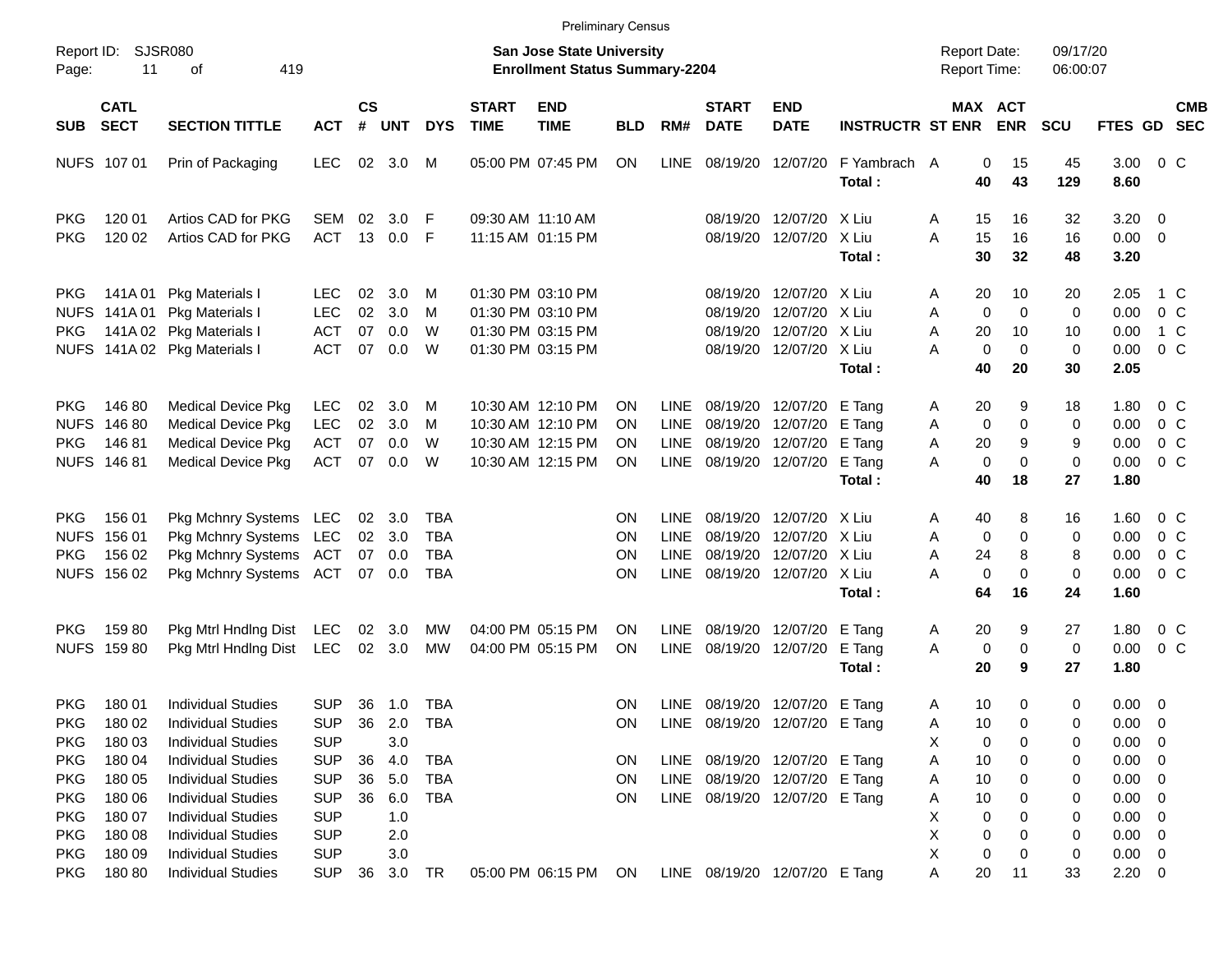Preliminary Census

Report ID: SJSR080

**San Jose State University**
**Enrollment Status Summary-2204**

Report Date: 09/17/20
Report Time: 06:00:07

| SUB | CATL SECT | SECTION TITTLE | ACT | CS # | UNT | DYS | START TIME | END TIME | BLD | RM# | START DATE | END DATE | INSTRUCTR | ST | MAX ENR | ACT ENR | SCU | FTES | GD | CMB SEC |
|---|---|---|---|---|---|---|---|---|---|---|---|---|---|---|---|---|---|---|---|---|
| NUFS | 107 01 | Prin of Packaging | LEC | 02 | 3.0 | M | 05:00 PM | 07:45 PM | ON | LINE | 08/19/20 | 12/07/20 | F Yambrach | A | 0 | 15 | 45 | 3.00 | 0 | C |
| | | | | | | | | | | | | | **Total :** | | **40** | **43** | **129** | **8.60** | | |
| PKG | 120 01 | Artios CAD for PKG | SEM | 02 | 3.0 | F | 09:30 AM | 11:10 AM | | | 08/19/20 | 12/07/20 | X Liu | A | 15 | 16 | 32 | 3.20 | 0 | |
| PKG | 120 02 | Artios CAD for PKG | ACT | 13 | 0.0 | F | 11:15 AM | 01:15 PM | | | 08/19/20 | 12/07/20 | X Liu | A | 15 | 16 | 16 | 0.00 | 0 | |
| | | | | | | | | | | | | | **Total :** | | **30** | **32** | **48** | **3.20** | | |
| PKG | 141A 01 | Pkg Materials I | LEC | 02 | 3.0 | M | 01:30 PM | 03:10 PM | | | 08/19/20 | 12/07/20 | X Liu | A | 20 | 10 | 20 | 2.05 | 1 | C |
| NUFS | 141A 01 | Pkg Materials I | LEC | 02 | 3.0 | M | 01:30 PM | 03:10 PM | | | 08/19/20 | 12/07/20 | X Liu | A | 0 | 0 | 0 | 0.00 | 0 | C |
| PKG | 141A 02 | Pkg Materials I | ACT | 07 | 0.0 | W | 01:30 PM | 03:15 PM | | | 08/19/20 | 12/07/20 | X Liu | A | 20 | 10 | 10 | 0.00 | 1 | C |
| NUFS | 141A 02 | Pkg Materials I | ACT | 07 | 0.0 | W | 01:30 PM | 03:15 PM | | | 08/19/20 | 12/07/20 | X Liu | A | 0 | 0 | 0 | 0.00 | 0 | C |
| | | | | | | | | | | | | | **Total :** | | **40** | **20** | **30** | **2.05** | | |
| PKG | 146 80 | Medical Device Pkg | LEC | 02 | 3.0 | M | 10:30 AM | 12:10 PM | ON | LINE | 08/19/20 | 12/07/20 | E Tang | A | 20 | 9 | 18 | 1.80 | 0 | C |
| NUFS | 146 80 | Medical Device Pkg | LEC | 02 | 3.0 | M | 10:30 AM | 12:10 PM | ON | LINE | 08/19/20 | 12/07/20 | E Tang | A | 0 | 0 | 0 | 0.00 | 0 | C |
| PKG | 146 81 | Medical Device Pkg | ACT | 07 | 0.0 | W | 10:30 AM | 12:15 PM | ON | LINE | 08/19/20 | 12/07/20 | E Tang | A | 20 | 9 | 9 | 0.00 | 0 | C |
| NUFS | 146 81 | Medical Device Pkg | ACT | 07 | 0.0 | W | 10:30 AM | 12:15 PM | ON | LINE | 08/19/20 | 12/07/20 | E Tang | A | 0 | 0 | 0 | 0.00 | 0 | C |
| | | | | | | | | | | | | | **Total :** | | **40** | **18** | **27** | **1.80** | | |
| PKG | 156 01 | Pkg Mchnry Systems | LEC | 02 | 3.0 | TBA | | | ON | LINE | 08/19/20 | 12/07/20 | X Liu | A | 40 | 8 | 16 | 1.60 | 0 | C |
| NUFS | 156 01 | Pkg Mchnry Systems | LEC | 02 | 3.0 | TBA | | | ON | LINE | 08/19/20 | 12/07/20 | X Liu | A | 0 | 0 | 0 | 0.00 | 0 | C |
| PKG | 156 02 | Pkg Mchnry Systems | ACT | 07 | 0.0 | TBA | | | ON | LINE | 08/19/20 | 12/07/20 | X Liu | A | 24 | 8 | 8 | 0.00 | 0 | C |
| NUFS | 156 02 | Pkg Mchnry Systems | ACT | 07 | 0.0 | TBA | | | ON | LINE | 08/19/20 | 12/07/20 | X Liu | A | 0 | 0 | 0 | 0.00 | 0 | C |
| | | | | | | | | | | | | | **Total :** | | **64** | **16** | **24** | **1.60** | | |
| PKG | 159 80 | Pkg Mtrl Hndlng Dist | LEC | 02 | 3.0 | MW | 04:00 PM | 05:15 PM | ON | LINE | 08/19/20 | 12/07/20 | E Tang | A | 20 | 9 | 27 | 1.80 | 0 | C |
| NUFS | 159 80 | Pkg Mtrl Hndlng Dist | LEC | 02 | 3.0 | MW | 04:00 PM | 05:15 PM | ON | LINE | 08/19/20 | 12/07/20 | E Tang | A | 0 | 0 | 0 | 0.00 | 0 | C |
| | | | | | | | | | | | | | **Total :** | | **20** | **9** | **27** | **1.80** | | |
| PKG | 180 01 | Individual Studies | SUP | 36 | 1.0 | TBA | | | ON | LINE | 08/19/20 | 12/07/20 | E Tang | A | 10 | 0 | 0 | 0.00 | 0 | |
| PKG | 180 02 | Individual Studies | SUP | 36 | 2.0 | TBA | | | ON | LINE | 08/19/20 | 12/07/20 | E Tang | A | 10 | 0 | 0 | 0.00 | 0 | |
| PKG | 180 03 | Individual Studies | SUP | | 3.0 | | | | | | | | | X | 0 | 0 | 0 | 0.00 | 0 | |
| PKG | 180 04 | Individual Studies | SUP | 36 | 4.0 | TBA | | | ON | LINE | 08/19/20 | 12/07/20 | E Tang | A | 10 | 0 | 0 | 0.00 | 0 | |
| PKG | 180 05 | Individual Studies | SUP | 36 | 5.0 | TBA | | | ON | LINE | 08/19/20 | 12/07/20 | E Tang | A | 10 | 0 | 0 | 0.00 | 0 | |
| PKG | 180 06 | Individual Studies | SUP | 36 | 6.0 | TBA | | | ON | LINE | 08/19/20 | 12/07/20 | E Tang | A | 10 | 0 | 0 | 0.00 | 0 | |
| PKG | 180 07 | Individual Studies | SUP | | 1.0 | | | | | | | | | X | 0 | 0 | 0 | 0.00 | 0 | |
| PKG | 180 08 | Individual Studies | SUP | | 2.0 | | | | | | | | | X | 0 | 0 | 0 | 0.00 | 0 | |
| PKG | 180 09 | Individual Studies | SUP | | 3.0 | | | | | | | | | X | 0 | 0 | 0 | 0.00 | 0 | |
| PKG | 180 80 | Individual Studies | SUP | 36 | 3.0 | TR | 05:00 PM | 06:15 PM | ON | LINE | 08/19/20 | 12/07/20 | E Tang | A | 20 | 11 | 33 | 2.20 | 0 | |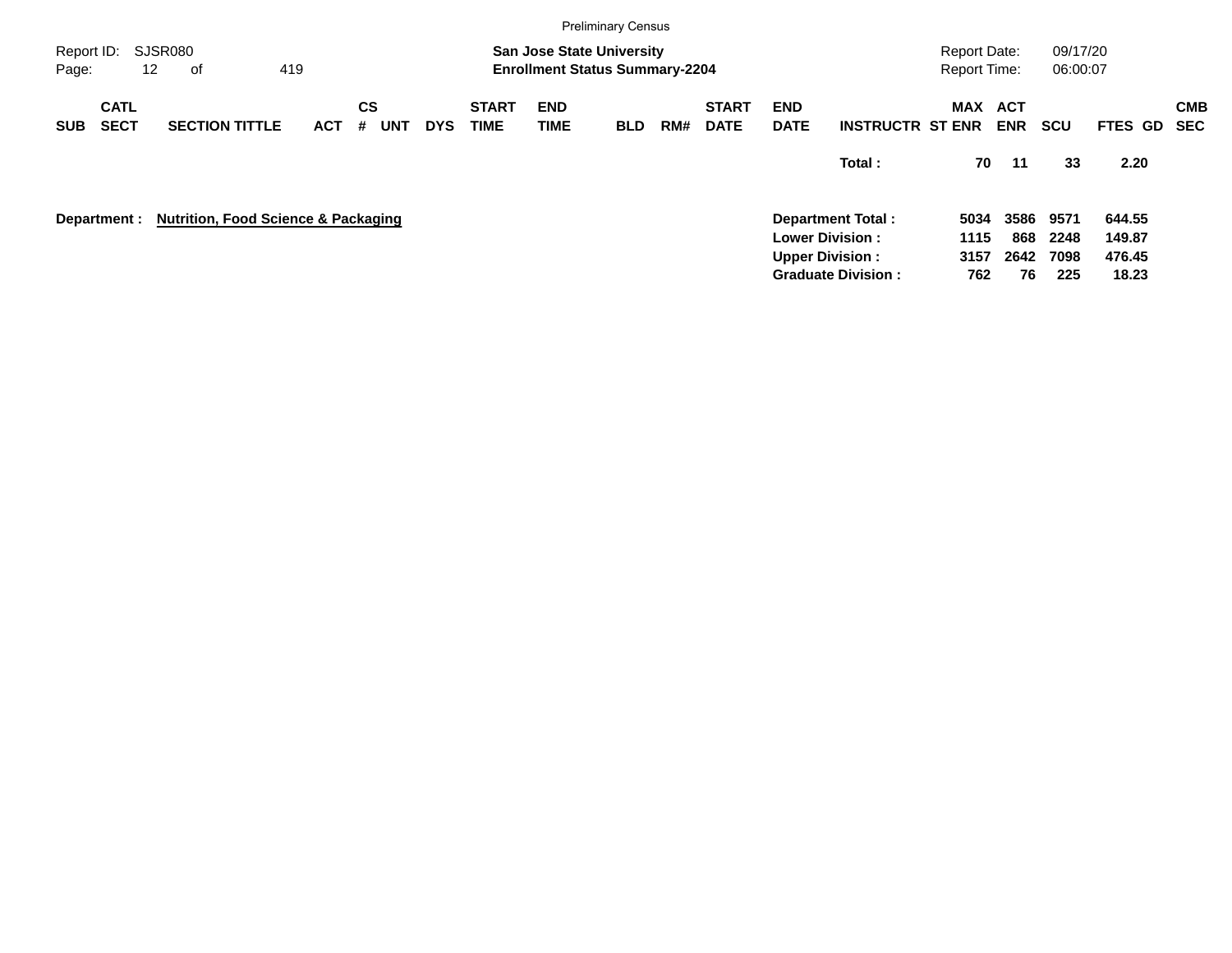Preliminary Census

Report ID: SJSR080

**San Jose State University**
**Enrollment Status Summary-2204**

Report Date: 09/17/20
Report Time: 06:00:07

| SUB | CATL SECT | SECTION TITTLE | ACT | CS # | UNT | DYS | START TIME | END TIME | BLD | RM# | START DATE | END DATE | INSTRUCTR | MAX ST ENR | ACT ENR | SCU | FTES | GD | CMB SEC |
|---|---|---|---|---|---|---|---|---|---|---|---|---|---|---|---|---|---|---|---|
| | | | | | | | | | | | | | **Total :** | **70** | **11** | **33** | **2.20** | | |

**Department : Nutrition, Food Science & Packaging**

| | MAX ST ENR | ACT ENR | SCU | FTES |
|---|---|---|---|---|
| **Department Total :** | **5034** | **3586** | **9571** | **644.55** |
| **Lower Division :** | **1115** | **868** | **2248** | **149.87** |
| **Upper Division :** | **3157** | **2642** | **7098** | **476.45** |
| **Graduate Division :** | **762** | **76** | **225** | **18.23** |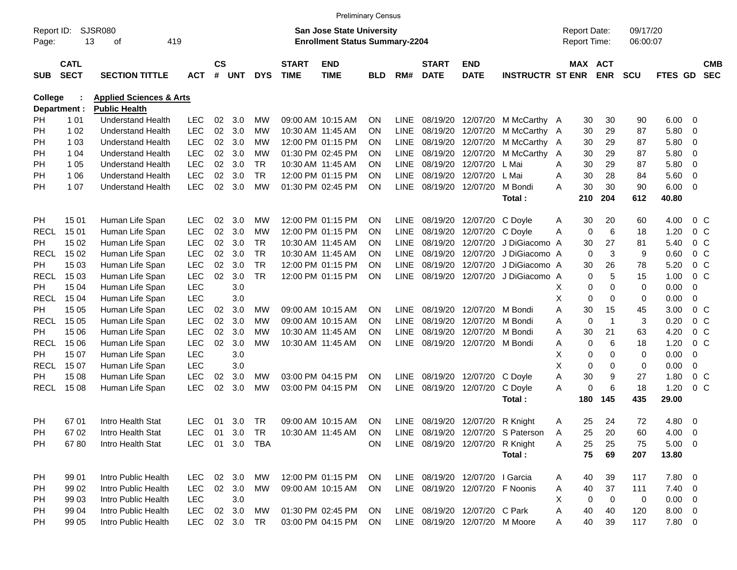Preliminary Census

Report ID: SJSR080
Page: 13 of 419

**San Jose State University**
**Enrollment Status Summary-2204**

Report Date: 09/17/20
Report Time: 06:00:07

| SUB | CATL SECT | SECTION TITTLE | ACT | CS # | UNT | DYS | START TIME | END TIME | BLD | RM# | START DATE | END DATE | INSTRUCTR | ST | MAX ENR | ACT ENR | SCU | FTES | GD | CMB SEC |
|---|---|---|---|---|---|---|---|---|---|---|---|---|---|---|---|---|---|---|---|---|
| College : | | Applied Sciences & Arts | | | | | | | | | | | | | | | | | | |
| Department : | | Public Health | | | | | | | | | | | | | | | | | | |
| PH | 1 01 | Understand Health | LEC | 02 | 3.0 | MW | 09:00 AM | 10:15 AM | ON | LINE | 08/19/20 | 12/07/20 | M McCarthy | A | 30 | 30 | 90 | 6.00 | 0 | |
| PH | 1 02 | Understand Health | LEC | 02 | 3.0 | MW | 10:30 AM | 11:45 AM | ON | LINE | 08/19/20 | 12/07/20 | M McCarthy | A | 30 | 29 | 87 | 5.80 | 0 | |
| PH | 1 03 | Understand Health | LEC | 02 | 3.0 | MW | 12:00 PM | 01:15 PM | ON | LINE | 08/19/20 | 12/07/20 | M McCarthy | A | 30 | 29 | 87 | 5.80 | 0 | |
| PH | 1 04 | Understand Health | LEC | 02 | 3.0 | MW | 01:30 PM | 02:45 PM | ON | LINE | 08/19/20 | 12/07/20 | M McCarthy | A | 30 | 29 | 87 | 5.80 | 0 | |
| PH | 1 05 | Understand Health | LEC | 02 | 3.0 | TR | 10:30 AM | 11:45 AM | ON | LINE | 08/19/20 | 12/07/20 | L Mai | A | 30 | 29 | 87 | 5.80 | 0 | |
| PH | 1 06 | Understand Health | LEC | 02 | 3.0 | TR | 12:00 PM | 01:15 PM | ON | LINE | 08/19/20 | 12/07/20 | L Mai | A | 30 | 28 | 84 | 5.60 | 0 | |
| PH | 1 07 | Understand Health | LEC | 02 | 3.0 | MW | 01:30 PM | 02:45 PM | ON | LINE | 08/19/20 | 12/07/20 | M Bondi | A | 30 | 30 | 90 | 6.00 | 0 | |
| | | | | | | | | | | | | | **Total :** | | **210** | **204** | **612** | **40.80** | | |
| PH | 15 01 | Human Life Span | LEC | 02 | 3.0 | MW | 12:00 PM | 01:15 PM | ON | LINE | 08/19/20 | 12/07/20 | C Doyle | A | 30 | 20 | 60 | 4.00 | 0 | C |
| RECL | 15 01 | Human Life Span | LEC | 02 | 3.0 | MW | 12:00 PM | 01:15 PM | ON | LINE | 08/19/20 | 12/07/20 | C Doyle | A | 0 | 6 | 18 | 1.20 | 0 | C |
| PH | 15 02 | Human Life Span | LEC | 02 | 3.0 | TR | 10:30 AM | 11:45 AM | ON | LINE | 08/19/20 | 12/07/20 | J DiGiacomo | A | 30 | 27 | 81 | 5.40 | 0 | C |
| RECL | 15 02 | Human Life Span | LEC | 02 | 3.0 | TR | 10:30 AM | 11:45 AM | ON | LINE | 08/19/20 | 12/07/20 | J DiGiacomo | A | 0 | 3 | 9 | 0.60 | 0 | C |
| PH | 15 03 | Human Life Span | LEC | 02 | 3.0 | TR | 12:00 PM | 01:15 PM | ON | LINE | 08/19/20 | 12/07/20 | J DiGiacomo | A | 30 | 26 | 78 | 5.20 | 0 | C |
| RECL | 15 03 | Human Life Span | LEC | 02 | 3.0 | TR | 12:00 PM | 01:15 PM | ON | LINE | 08/19/20 | 12/07/20 | J DiGiacomo | A | 0 | 5 | 15 | 1.00 | 0 | C |
| PH | 15 04 | Human Life Span | LEC | | 3.0 | | | | | | | | | X | 0 | 0 | 0 | 0.00 | 0 | |
| RECL | 15 04 | Human Life Span | LEC | | 3.0 | | | | | | | | | X | 0 | 0 | 0 | 0.00 | 0 | |
| PH | 15 05 | Human Life Span | LEC | 02 | 3.0 | MW | 09:00 AM | 10:15 AM | ON | LINE | 08/19/20 | 12/07/20 | M Bondi | A | 30 | 15 | 45 | 3.00 | 0 | C |
| RECL | 15 05 | Human Life Span | LEC | 02 | 3.0 | MW | 09:00 AM | 10:15 AM | ON | LINE | 08/19/20 | 12/07/20 | M Bondi | A | 0 | 1 | 3 | 0.20 | 0 | C |
| PH | 15 06 | Human Life Span | LEC | 02 | 3.0 | MW | 10:30 AM | 11:45 AM | ON | LINE | 08/19/20 | 12/07/20 | M Bondi | A | 30 | 21 | 63 | 4.20 | 0 | C |
| RECL | 15 06 | Human Life Span | LEC | 02 | 3.0 | MW | 10:30 AM | 11:45 AM | ON | LINE | 08/19/20 | 12/07/20 | M Bondi | A | 0 | 6 | 18 | 1.20 | 0 | C |
| PH | 15 07 | Human Life Span | LEC | | 3.0 | | | | | | | | | X | 0 | 0 | 0 | 0.00 | 0 | |
| RECL | 15 07 | Human Life Span | LEC | | 3.0 | | | | | | | | | X | 0 | 0 | 0 | 0.00 | 0 | |
| PH | 15 08 | Human Life Span | LEC | 02 | 3.0 | MW | 03:00 PM | 04:15 PM | ON | LINE | 08/19/20 | 12/07/20 | C Doyle | A | 30 | 9 | 27 | 1.80 | 0 | C |
| RECL | 15 08 | Human Life Span | LEC | 02 | 3.0 | MW | 03:00 PM | 04:15 PM | ON | LINE | 08/19/20 | 12/07/20 | C Doyle | A | 0 | 6 | 18 | 1.20 | 0 | C |
| | | | | | | | | | | | | | **Total :** | | **180** | **145** | **435** | **29.00** | | |
| PH | 67 01 | Intro Health Stat | LEC | 01 | 3.0 | TR | 09:00 AM | 10:15 AM | ON | LINE | 08/19/20 | 12/07/20 | R Knight | A | 25 | 24 | 72 | 4.80 | 0 | |
| PH | 67 02 | Intro Health Stat | LEC | 01 | 3.0 | TR | 10:30 AM | 11:45 AM | ON | LINE | 08/19/20 | 12/07/20 | S Paterson | A | 25 | 20 | 60 | 4.00 | 0 | |
| PH | 67 80 | Intro Health Stat | LEC | 01 | 3.0 | TBA | | | ON | LINE | 08/19/20 | 12/07/20 | R Knight | A | 25 | 25 | 75 | 5.00 | 0 | |
| | | | | | | | | | | | | | **Total :** | | **75** | **69** | **207** | **13.80** | | |
| PH | 99 01 | Intro Public Health | LEC | 02 | 3.0 | MW | 12:00 PM | 01:15 PM | ON | LINE | 08/19/20 | 12/07/20 | I Garcia | A | 40 | 39 | 117 | 7.80 | 0 | |
| PH | 99 02 | Intro Public Health | LEC | 02 | 3.0 | MW | 09:00 AM | 10:15 AM | ON | LINE | 08/19/20 | 12/07/20 | F Noonis | A | 40 | 37 | 111 | 7.40 | 0 | |
| PH | 99 03 | Intro Public Health | LEC | | 3.0 | | | | | | | | | X | 0 | 0 | 0 | 0.00 | 0 | |
| PH | 99 04 | Intro Public Health | LEC | 02 | 3.0 | MW | 01:30 PM | 02:45 PM | ON | LINE | 08/19/20 | 12/07/20 | C Park | A | 40 | 40 | 120 | 8.00 | 0 | |
| PH | 99 05 | Intro Public Health | LEC | 02 | 3.0 | TR | 03:00 PM | 04:15 PM | ON | LINE | 08/19/20 | 12/07/20 | M Moore | A | 40 | 39 | 117 | 7.80 | 0 | |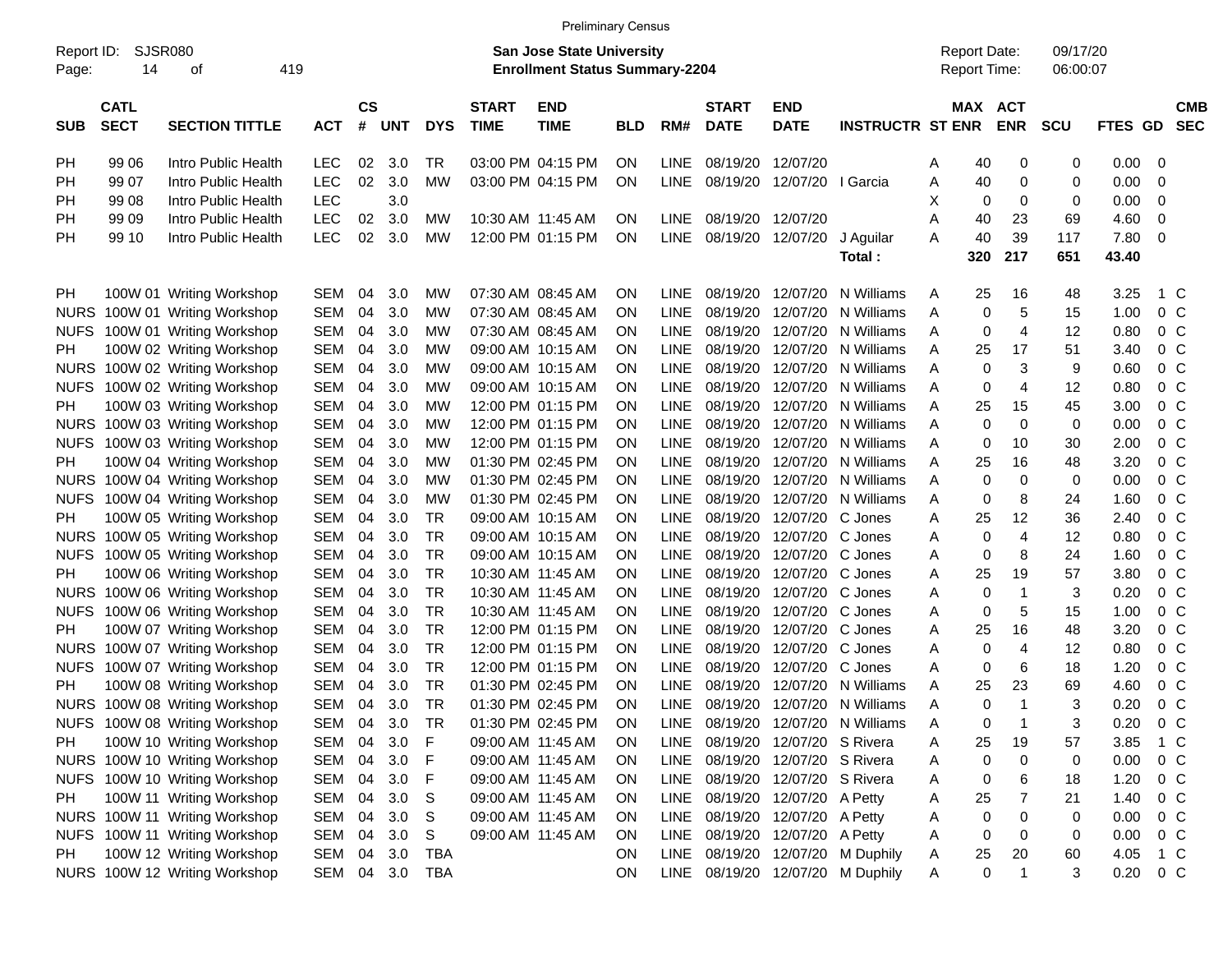Preliminary Census

Report ID: SJSR080

**San Jose State University**
**Enrollment Status Summary-2204**

Report Date: 09/17/20
Report Time: 06:00:07

| SUB | CATL SECT | SECTION TITTLE | ACT | CS # | UNT | DYS | START TIME | END TIME | BLD | RM# | START DATE | END DATE | INSTRUCTR | ST | MAX ENR | ACT ENR | SCU | FTES | GD | CMB SEC |
|---|---|---|---|---|---|---|---|---|---|---|---|---|---|---|---|---|---|---|---|---|
| PH | 99 06 | Intro Public Health | LEC | 02 | 3.0 | TR | 03:00 PM | 04:15 PM | ON | LINE | 08/19/20 | 12/07/20 | | A | 40 | 0 | 0 | 0.00 | 0 | |
| PH | 99 07 | Intro Public Health | LEC | 02 | 3.0 | MW | 03:00 PM | 04:15 PM | ON | LINE | 08/19/20 | 12/07/20 | I Garcia | A | 40 | 0 | 0 | 0.00 | 0 | |
| PH | 99 08 | Intro Public Health | LEC | | 3.0 | | | | | | | | | X | 0 | 0 | 0 | 0.00 | 0 | |
| PH | 99 09 | Intro Public Health | LEC | 02 | 3.0 | MW | 10:30 AM | 11:45 AM | ON | LINE | 08/19/20 | 12/07/20 | | A | 40 | 23 | 69 | 4.60 | 0 | |
| PH | 99 10 | Intro Public Health | LEC | 02 | 3.0 | MW | 12:00 PM | 01:15 PM | ON | LINE | 08/19/20 | 12/07/20 | J Aguilar | A | 40 | 39 | 117 | 7.80 | 0 | |
| | | | | | | | | | | | | | **Total :** | | **320** | **217** | **651** | **43.40** | | |
| PH | 100W 01 | Writing Workshop | SEM | 04 | 3.0 | MW | 07:30 AM | 08:45 AM | ON | LINE | 08/19/20 | 12/07/20 | N Williams | A | 25 | 16 | 48 | 3.25 | 1 | C |
| NURS | 100W 01 | Writing Workshop | SEM | 04 | 3.0 | MW | 07:30 AM | 08:45 AM | ON | LINE | 08/19/20 | 12/07/20 | N Williams | A | 0 | 5 | 15 | 1.00 | 0 | C |
| NUFS | 100W 01 | Writing Workshop | SEM | 04 | 3.0 | MW | 07:30 AM | 08:45 AM | ON | LINE | 08/19/20 | 12/07/20 | N Williams | A | 0 | 4 | 12 | 0.80 | 0 | C |
| PH | 100W 02 | Writing Workshop | SEM | 04 | 3.0 | MW | 09:00 AM | 10:15 AM | ON | LINE | 08/19/20 | 12/07/20 | N Williams | A | 25 | 17 | 51 | 3.40 | 0 | C |
| NURS | 100W 02 | Writing Workshop | SEM | 04 | 3.0 | MW | 09:00 AM | 10:15 AM | ON | LINE | 08/19/20 | 12/07/20 | N Williams | A | 0 | 3 | 9 | 0.60 | 0 | C |
| NUFS | 100W 02 | Writing Workshop | SEM | 04 | 3.0 | MW | 09:00 AM | 10:15 AM | ON | LINE | 08/19/20 | 12/07/20 | N Williams | A | 0 | 4 | 12 | 0.80 | 0 | C |
| PH | 100W 03 | Writing Workshop | SEM | 04 | 3.0 | MW | 12:00 PM | 01:15 PM | ON | LINE | 08/19/20 | 12/07/20 | N Williams | A | 25 | 15 | 45 | 3.00 | 0 | C |
| NURS | 100W 03 | Writing Workshop | SEM | 04 | 3.0 | MW | 12:00 PM | 01:15 PM | ON | LINE | 08/19/20 | 12/07/20 | N Williams | A | 0 | 0 | 0 | 0.00 | 0 | C |
| NUFS | 100W 03 | Writing Workshop | SEM | 04 | 3.0 | MW | 12:00 PM | 01:15 PM | ON | LINE | 08/19/20 | 12/07/20 | N Williams | A | 0 | 10 | 30 | 2.00 | 0 | C |
| PH | 100W 04 | Writing Workshop | SEM | 04 | 3.0 | MW | 01:30 PM | 02:45 PM | ON | LINE | 08/19/20 | 12/07/20 | N Williams | A | 25 | 16 | 48 | 3.20 | 0 | C |
| NURS | 100W 04 | Writing Workshop | SEM | 04 | 3.0 | MW | 01:30 PM | 02:45 PM | ON | LINE | 08/19/20 | 12/07/20 | N Williams | A | 0 | 0 | 0 | 0.00 | 0 | C |
| NUFS | 100W 04 | Writing Workshop | SEM | 04 | 3.0 | MW | 01:30 PM | 02:45 PM | ON | LINE | 08/19/20 | 12/07/20 | N Williams | A | 0 | 8 | 24 | 1.60 | 0 | C |
| PH | 100W 05 | Writing Workshop | SEM | 04 | 3.0 | TR | 09:00 AM | 10:15 AM | ON | LINE | 08/19/20 | 12/07/20 | C Jones | A | 25 | 12 | 36 | 2.40 | 0 | C |
| NURS | 100W 05 | Writing Workshop | SEM | 04 | 3.0 | TR | 09:00 AM | 10:15 AM | ON | LINE | 08/19/20 | 12/07/20 | C Jones | A | 0 | 4 | 12 | 0.80 | 0 | C |
| NUFS | 100W 05 | Writing Workshop | SEM | 04 | 3.0 | TR | 09:00 AM | 10:15 AM | ON | LINE | 08/19/20 | 12/07/20 | C Jones | A | 0 | 8 | 24 | 1.60 | 0 | C |
| PH | 100W 06 | Writing Workshop | SEM | 04 | 3.0 | TR | 10:30 AM | 11:45 AM | ON | LINE | 08/19/20 | 12/07/20 | C Jones | A | 25 | 19 | 57 | 3.80 | 0 | C |
| NURS | 100W 06 | Writing Workshop | SEM | 04 | 3.0 | TR | 10:30 AM | 11:45 AM | ON | LINE | 08/19/20 | 12/07/20 | C Jones | A | 0 | 1 | 3 | 0.20 | 0 | C |
| NUFS | 100W 06 | Writing Workshop | SEM | 04 | 3.0 | TR | 10:30 AM | 11:45 AM | ON | LINE | 08/19/20 | 12/07/20 | C Jones | A | 0 | 5 | 15 | 1.00 | 0 | C |
| PH | 100W 07 | Writing Workshop | SEM | 04 | 3.0 | TR | 12:00 PM | 01:15 PM | ON | LINE | 08/19/20 | 12/07/20 | C Jones | A | 25 | 16 | 48 | 3.20 | 0 | C |
| NURS | 100W 07 | Writing Workshop | SEM | 04 | 3.0 | TR | 12:00 PM | 01:15 PM | ON | LINE | 08/19/20 | 12/07/20 | C Jones | A | 0 | 4 | 12 | 0.80 | 0 | C |
| NUFS | 100W 07 | Writing Workshop | SEM | 04 | 3.0 | TR | 12:00 PM | 01:15 PM | ON | LINE | 08/19/20 | 12/07/20 | C Jones | A | 0 | 6 | 18 | 1.20 | 0 | C |
| PH | 100W 08 | Writing Workshop | SEM | 04 | 3.0 | TR | 01:30 PM | 02:45 PM | ON | LINE | 08/19/20 | 12/07/20 | N Williams | A | 25 | 23 | 69 | 4.60 | 0 | C |
| NURS | 100W 08 | Writing Workshop | SEM | 04 | 3.0 | TR | 01:30 PM | 02:45 PM | ON | LINE | 08/19/20 | 12/07/20 | N Williams | A | 0 | 1 | 3 | 0.20 | 0 | C |
| NUFS | 100W 08 | Writing Workshop | SEM | 04 | 3.0 | TR | 01:30 PM | 02:45 PM | ON | LINE | 08/19/20 | 12/07/20 | N Williams | A | 0 | 1 | 3 | 0.20 | 0 | C |
| PH | 100W 10 | Writing Workshop | SEM | 04 | 3.0 | F | 09:00 AM | 11:45 AM | ON | LINE | 08/19/20 | 12/07/20 | S Rivera | A | 25 | 19 | 57 | 3.85 | 1 | C |
| NURS | 100W 10 | Writing Workshop | SEM | 04 | 3.0 | F | 09:00 AM | 11:45 AM | ON | LINE | 08/19/20 | 12/07/20 | S Rivera | A | 0 | 0 | 0 | 0.00 | 0 | C |
| NUFS | 100W 10 | Writing Workshop | SEM | 04 | 3.0 | F | 09:00 AM | 11:45 AM | ON | LINE | 08/19/20 | 12/07/20 | S Rivera | A | 0 | 6 | 18 | 1.20 | 0 | C |
| PH | 100W 11 | Writing Workshop | SEM | 04 | 3.0 | S | 09:00 AM | 11:45 AM | ON | LINE | 08/19/20 | 12/07/20 | A Petty | A | 25 | 7 | 21 | 1.40 | 0 | C |
| NURS | 100W 11 | Writing Workshop | SEM | 04 | 3.0 | S | 09:00 AM | 11:45 AM | ON | LINE | 08/19/20 | 12/07/20 | A Petty | A | 0 | 0 | 0 | 0.00 | 0 | C |
| NUFS | 100W 11 | Writing Workshop | SEM | 04 | 3.0 | S | 09:00 AM | 11:45 AM | ON | LINE | 08/19/20 | 12/07/20 | A Petty | A | 0 | 0 | 0 | 0.00 | 0 | C |
| PH | 100W 12 | Writing Workshop | SEM | 04 | 3.0 | TBA | | | ON | LINE | 08/19/20 | 12/07/20 | M Duphily | A | 25 | 20 | 60 | 4.05 | 1 | C |
| NURS | 100W 12 | Writing Workshop | SEM | 04 | 3.0 | TBA | | | ON | LINE | 08/19/20 | 12/07/20 | M Duphily | A | 0 | 1 | 3 | 0.20 | 0 | C |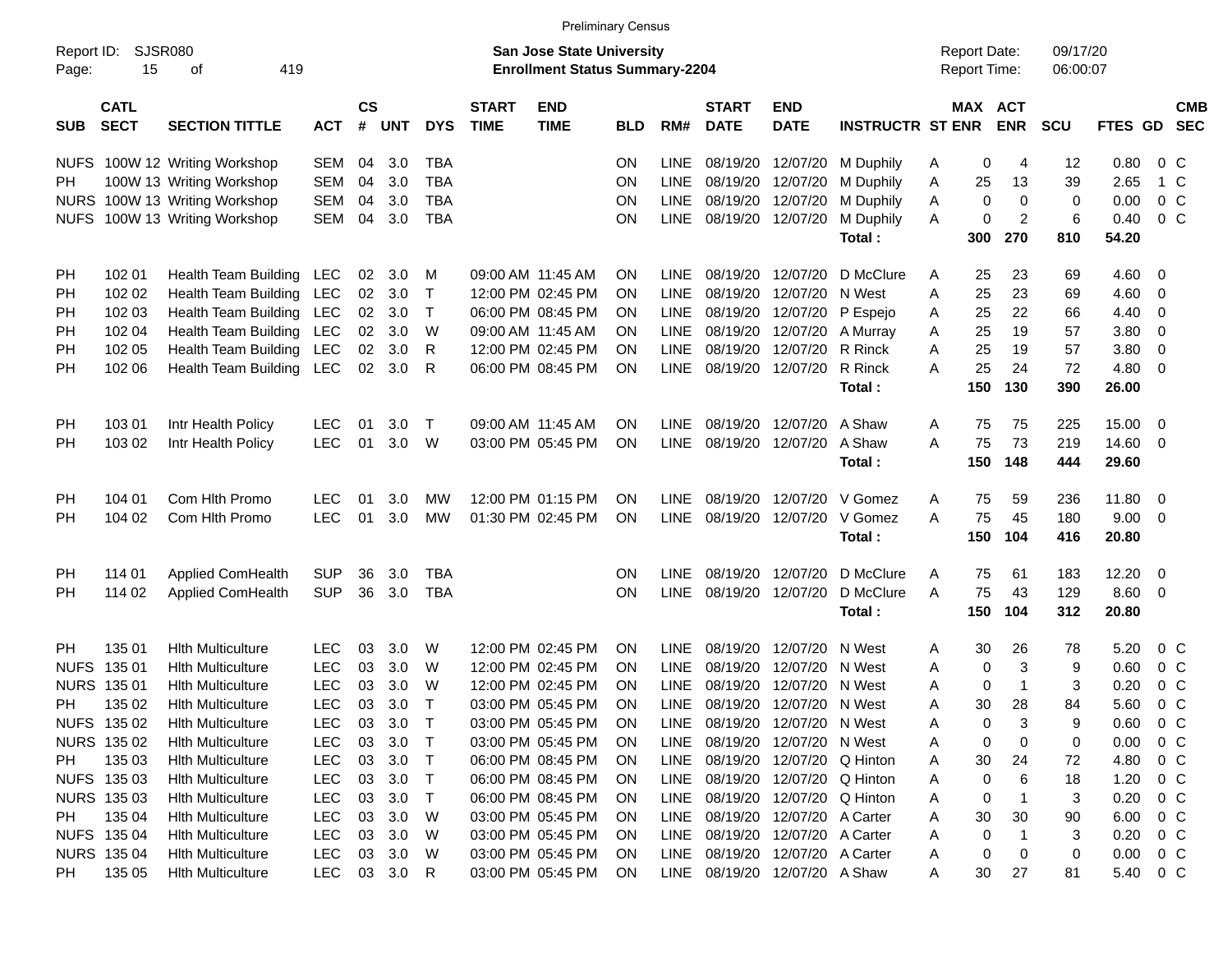Preliminary Census

Report ID: SJSR080
Page: 15 of 419

**San Jose State University**
**Enrollment Status Summary-2204**

Report Date: 09/17/20
Report Time: 06:00:07

| SUB | CATL SECT | SECTION TITTLE | ACT | CS # | UNT | DYS | START TIME | END TIME | BLD | RM# | START DATE | END DATE | INSTRUCTR | ST | MAX ENR | ACT ENR | SCU | FTES | GD | CMB SEC |
|---|---|---|---|---|---|---|---|---|---|---|---|---|---|---|---|---|---|---|---|---|
| NUFS | 100W 12 | Writing Workshop | SEM | 04 | 3.0 | TBA | | | ON | LINE | 08/19/20 | 12/07/20 | M Duphily | A | 0 | 4 | 12 | 0.80 | 0 | C |
| PH | 100W 13 | Writing Workshop | SEM | 04 | 3.0 | TBA | | | ON | LINE | 08/19/20 | 12/07/20 | M Duphily | A | 25 | 13 | 39 | 2.65 | 1 | C |
| NURS | 100W 13 | Writing Workshop | SEM | 04 | 3.0 | TBA | | | ON | LINE | 08/19/20 | 12/07/20 | M Duphily | A | 0 | 0 | 0 | 0.00 | 0 | C |
| NUFS | 100W 13 | Writing Workshop | SEM | 04 | 3.0 | TBA | | | ON | LINE | 08/19/20 | 12/07/20 | M Duphily | A | 0 | 2 | 6 | 0.40 | 0 | C |
| | | | | | | | | | | | | | **Total :** | | **300** | **270** | **810** | **54.20** | | |
| PH | 102 01 | Health Team Building | LEC | 02 | 3.0 | M | 09:00 AM | 11:45 AM | ON | LINE | 08/19/20 | 12/07/20 | D McClure | A | 25 | 23 | 69 | 4.60 | 0 | |
| PH | 102 02 | Health Team Building | LEC | 02 | 3.0 | T | 12:00 PM | 02:45 PM | ON | LINE | 08/19/20 | 12/07/20 | N West | A | 25 | 23 | 69 | 4.60 | 0 | |
| PH | 102 03 | Health Team Building | LEC | 02 | 3.0 | T | 06:00 PM | 08:45 PM | ON | LINE | 08/19/20 | 12/07/20 | P Espejo | A | 25 | 22 | 66 | 4.40 | 0 | |
| PH | 102 04 | Health Team Building | LEC | 02 | 3.0 | W | 09:00 AM | 11:45 AM | ON | LINE | 08/19/20 | 12/07/20 | A Murray | A | 25 | 19 | 57 | 3.80 | 0 | |
| PH | 102 05 | Health Team Building | LEC | 02 | 3.0 | R | 12:00 PM | 02:45 PM | ON | LINE | 08/19/20 | 12/07/20 | R Rinck | A | 25 | 19 | 57 | 3.80 | 0 | |
| PH | 102 06 | Health Team Building | LEC | 02 | 3.0 | R | 06:00 PM | 08:45 PM | ON | LINE | 08/19/20 | 12/07/20 | R Rinck | A | 25 | 24 | 72 | 4.80 | 0 | |
| | | | | | | | | | | | | | **Total :** | | **150** | **130** | **390** | **26.00** | | |
| PH | 103 01 | Intr Health Policy | LEC | 01 | 3.0 | T | 09:00 AM | 11:45 AM | ON | LINE | 08/19/20 | 12/07/20 | A Shaw | A | 75 | 75 | 225 | 15.00 | 0 | |
| PH | 103 02 | Intr Health Policy | LEC | 01 | 3.0 | W | 03:00 PM | 05:45 PM | ON | LINE | 08/19/20 | 12/07/20 | A Shaw | A | 75 | 73 | 219 | 14.60 | 0 | |
| | | | | | | | | | | | | | **Total :** | | **150** | **148** | **444** | **29.60** | | |
| PH | 104 01 | Com Hlth Promo | LEC | 01 | 3.0 | MW | 12:00 PM | 01:15 PM | ON | LINE | 08/19/20 | 12/07/20 | V Gomez | A | 75 | 59 | 236 | 11.80 | 0 | |
| PH | 104 02 | Com Hlth Promo | LEC | 01 | 3.0 | MW | 01:30 PM | 02:45 PM | ON | LINE | 08/19/20 | 12/07/20 | V Gomez | A | 75 | 45 | 180 | 9.00 | 0 | |
| | | | | | | | | | | | | | **Total :** | | **150** | **104** | **416** | **20.80** | | |
| PH | 114 01 | Applied ComHealth | SUP | 36 | 3.0 | TBA | | | ON | LINE | 08/19/20 | 12/07/20 | D McClure | A | 75 | 61 | 183 | 12.20 | 0 | |
| PH | 114 02 | Applied ComHealth | SUP | 36 | 3.0 | TBA | | | ON | LINE | 08/19/20 | 12/07/20 | D McClure | A | 75 | 43 | 129 | 8.60 | 0 | |
| | | | | | | | | | | | | | **Total :** | | **150** | **104** | **312** | **20.80** | | |
| PH | 135 01 | Hlth Multiculture | LEC | 03 | 3.0 | W | 12:00 PM | 02:45 PM | ON | LINE | 08/19/20 | 12/07/20 | N West | A | 30 | 26 | 78 | 5.20 | 0 | C |
| NUFS | 135 01 | Hlth Multiculture | LEC | 03 | 3.0 | W | 12:00 PM | 02:45 PM | ON | LINE | 08/19/20 | 12/07/20 | N West | A | 0 | 3 | 9 | 0.60 | 0 | C |
| NURS | 135 01 | Hlth Multiculture | LEC | 03 | 3.0 | W | 12:00 PM | 02:45 PM | ON | LINE | 08/19/20 | 12/07/20 | N West | A | 0 | 1 | 3 | 0.20 | 0 | C |
| PH | 135 02 | Hlth Multiculture | LEC | 03 | 3.0 | T | 03:00 PM | 05:45 PM | ON | LINE | 08/19/20 | 12/07/20 | N West | A | 30 | 28 | 84 | 5.60 | 0 | C |
| NUFS | 135 02 | Hlth Multiculture | LEC | 03 | 3.0 | T | 03:00 PM | 05:45 PM | ON | LINE | 08/19/20 | 12/07/20 | N West | A | 0 | 3 | 9 | 0.60 | 0 | C |
| NURS | 135 02 | Hlth Multiculture | LEC | 03 | 3.0 | T | 03:00 PM | 05:45 PM | ON | LINE | 08/19/20 | 12/07/20 | N West | A | 0 | 0 | 0 | 0.00 | 0 | C |
| PH | 135 03 | Hlth Multiculture | LEC | 03 | 3.0 | T | 06:00 PM | 08:45 PM | ON | LINE | 08/19/20 | 12/07/20 | Q Hinton | A | 30 | 24 | 72 | 4.80 | 0 | C |
| NUFS | 135 03 | Hlth Multiculture | LEC | 03 | 3.0 | T | 06:00 PM | 08:45 PM | ON | LINE | 08/19/20 | 12/07/20 | Q Hinton | A | 0 | 6 | 18 | 1.20 | 0 | C |
| NURS | 135 03 | Hlth Multiculture | LEC | 03 | 3.0 | T | 06:00 PM | 08:45 PM | ON | LINE | 08/19/20 | 12/07/20 | Q Hinton | A | 0 | 1 | 3 | 0.20 | 0 | C |
| PH | 135 04 | Hlth Multiculture | LEC | 03 | 3.0 | W | 03:00 PM | 05:45 PM | ON | LINE | 08/19/20 | 12/07/20 | A Carter | A | 30 | 30 | 90 | 6.00 | 0 | C |
| NUFS | 135 04 | Hlth Multiculture | LEC | 03 | 3.0 | W | 03:00 PM | 05:45 PM | ON | LINE | 08/19/20 | 12/07/20 | A Carter | A | 0 | 1 | 3 | 0.20 | 0 | C |
| NURS | 135 04 | Hlth Multiculture | LEC | 03 | 3.0 | W | 03:00 PM | 05:45 PM | ON | LINE | 08/19/20 | 12/07/20 | A Carter | A | 0 | 0 | 0 | 0.00 | 0 | C |
| PH | 135 05 | Hlth Multiculture | LEC | 03 | 3.0 | R | 03:00 PM | 05:45 PM | ON | LINE | 08/19/20 | 12/07/20 | A Shaw | A | 30 | 27 | 81 | 5.40 | 0 | C |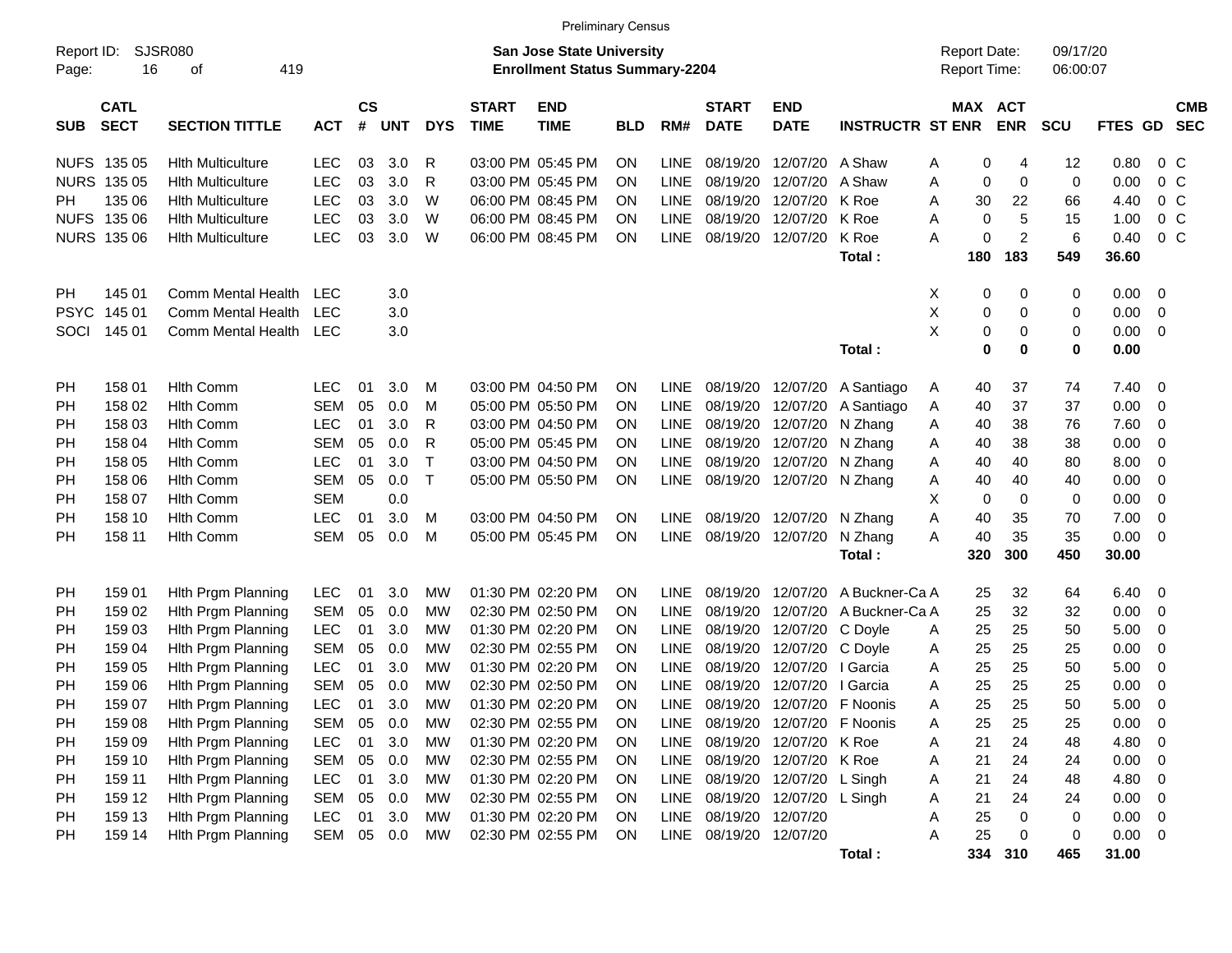Preliminary Census

Report ID: SJSR080 | San Jose State University | Report Date: 09/17/20
Enrollment Status Summary-2204 | Report Time: 06:00:07

| SUB | CATL SECT | SECTION TITTLE | ACT | CS # | UNT | DYS | START TIME | END TIME | BLD | RM# | START DATE | END DATE | INSTRUCTR | ST | MAX ENR | ACT ENR | SCU | FTES | GD | CMB SEC |
|---|---|---|---|---|---|---|---|---|---|---|---|---|---|---|---|---|---|---|---|---|
| NUFS | 135 05 | Hlth Multiculture | LEC | 03 | 3.0 | R | 03:00 PM | 05:45 PM | ON | LINE | 08/19/20 | 12/07/20 | A Shaw | A | 0 | 4 | 12 | 0.80 | 0 | C |
| NURS | 135 05 | Hlth Multiculture | LEC | 03 | 3.0 | R | 03:00 PM | 05:45 PM | ON | LINE | 08/19/20 | 12/07/20 | A Shaw | A | 0 | 0 | 0 | 0.00 | 0 | C |
| PH | 135 06 | Hlth Multiculture | LEC | 03 | 3.0 | W | 06:00 PM | 08:45 PM | ON | LINE | 08/19/20 | 12/07/20 | K Roe | A | 30 | 22 | 66 | 4.40 | 0 | C |
| NUFS | 135 06 | Hlth Multiculture | LEC | 03 | 3.0 | W | 06:00 PM | 08:45 PM | ON | LINE | 08/19/20 | 12/07/20 | K Roe | A | 0 | 5 | 15 | 1.00 | 0 | C |
| NURS | 135 06 | Hlth Multiculture | LEC | 03 | 3.0 | W | 06:00 PM | 08:45 PM | ON | LINE | 08/19/20 | 12/07/20 | K Roe | A | 0 | 2 | 6 | 0.40 | 0 | C |
| | | | | | | | | | | | | | **Total :** | | **180** | **183** | **549** | **36.60** | | |
| PH | 145 01 | Comm Mental Health | LEC | | 3.0 | | | | | | | | | X | 0 | 0 | 0 | 0.00 | 0 | |
| PSYC | 145 01 | Comm Mental Health | LEC | | 3.0 | | | | | | | | | X | 0 | 0 | 0 | 0.00 | 0 | |
| SOCI | 145 01 | Comm Mental Health | LEC | | 3.0 | | | | | | | | | X | 0 | 0 | 0 | 0.00 | 0 | |
| | | | | | | | | | | | | | **Total :** | | **0** | **0** | **0** | **0.00** | | |
| PH | 158 01 | Hlth Comm | LEC | 01 | 3.0 | M | 03:00 PM | 04:50 PM | ON | LINE | 08/19/20 | 12/07/20 | A Santiago | A | 40 | 37 | 74 | 7.40 | 0 | |
| PH | 158 02 | Hlth Comm | SEM | 05 | 0.0 | M | 05:00 PM | 05:50 PM | ON | LINE | 08/19/20 | 12/07/20 | A Santiago | A | 40 | 37 | 37 | 0.00 | 0 | |
| PH | 158 03 | Hlth Comm | LEC | 01 | 3.0 | R | 03:00 PM | 04:50 PM | ON | LINE | 08/19/20 | 12/07/20 | N Zhang | A | 40 | 38 | 76 | 7.60 | 0 | |
| PH | 158 04 | Hlth Comm | SEM | 05 | 0.0 | R | 05:00 PM | 05:45 PM | ON | LINE | 08/19/20 | 12/07/20 | N Zhang | A | 40 | 38 | 38 | 0.00 | 0 | |
| PH | 158 05 | Hlth Comm | LEC | 01 | 3.0 | T | 03:00 PM | 04:50 PM | ON | LINE | 08/19/20 | 12/07/20 | N Zhang | A | 40 | 40 | 80 | 8.00 | 0 | |
| PH | 158 06 | Hlth Comm | SEM | 05 | 0.0 | T | 05:00 PM | 05:50 PM | ON | LINE | 08/19/20 | 12/07/20 | N Zhang | A | 40 | 40 | 40 | 0.00 | 0 | |
| PH | 158 07 | Hlth Comm | SEM | | 0.0 | | | | | | | | | X | 0 | 0 | 0 | 0.00 | 0 | |
| PH | 158 10 | Hlth Comm | LEC | 01 | 3.0 | M | 03:00 PM | 04:50 PM | ON | LINE | 08/19/20 | 12/07/20 | N Zhang | A | 40 | 35 | 70 | 7.00 | 0 | |
| PH | 158 11 | Hlth Comm | SEM | 05 | 0.0 | M | 05:00 PM | 05:45 PM | ON | LINE | 08/19/20 | 12/07/20 | N Zhang | A | 40 | 35 | 35 | 0.00 | 0 | |
| | | | | | | | | | | | | | **Total :** | | **320** | **300** | **450** | **30.00** | | |
| PH | 159 01 | Hlth Prgm Planning | LEC | 01 | 3.0 | MW | 01:30 PM | 02:20 PM | ON | LINE | 08/19/20 | 12/07/20 | A Buckner-Ca | A | 25 | 32 | 64 | 6.40 | 0 | |
| PH | 159 02 | Hlth Prgm Planning | SEM | 05 | 0.0 | MW | 02:30 PM | 02:50 PM | ON | LINE | 08/19/20 | 12/07/20 | A Buckner-Ca | A | 25 | 32 | 32 | 0.00 | 0 | |
| PH | 159 03 | Hlth Prgm Planning | LEC | 01 | 3.0 | MW | 01:30 PM | 02:20 PM | ON | LINE | 08/19/20 | 12/07/20 | C Doyle | A | 25 | 25 | 50 | 5.00 | 0 | |
| PH | 159 04 | Hlth Prgm Planning | SEM | 05 | 0.0 | MW | 02:30 PM | 02:55 PM | ON | LINE | 08/19/20 | 12/07/20 | C Doyle | A | 25 | 25 | 25 | 0.00 | 0 | |
| PH | 159 05 | Hlth Prgm Planning | LEC | 01 | 3.0 | MW | 01:30 PM | 02:20 PM | ON | LINE | 08/19/20 | 12/07/20 | I Garcia | A | 25 | 25 | 50 | 5.00 | 0 | |
| PH | 159 06 | Hlth Prgm Planning | SEM | 05 | 0.0 | MW | 02:30 PM | 02:50 PM | ON | LINE | 08/19/20 | 12/07/20 | I Garcia | A | 25 | 25 | 25 | 0.00 | 0 | |
| PH | 159 07 | Hlth Prgm Planning | LEC | 01 | 3.0 | MW | 01:30 PM | 02:20 PM | ON | LINE | 08/19/20 | 12/07/20 | F Noonis | A | 25 | 25 | 50 | 5.00 | 0 | |
| PH | 159 08 | Hlth Prgm Planning | SEM | 05 | 0.0 | MW | 02:30 PM | 02:55 PM | ON | LINE | 08/19/20 | 12/07/20 | F Noonis | A | 25 | 25 | 25 | 0.00 | 0 | |
| PH | 159 09 | Hlth Prgm Planning | LEC | 01 | 3.0 | MW | 01:30 PM | 02:20 PM | ON | LINE | 08/19/20 | 12/07/20 | K Roe | A | 21 | 24 | 48 | 4.80 | 0 | |
| PH | 159 10 | Hlth Prgm Planning | SEM | 05 | 0.0 | MW | 02:30 PM | 02:55 PM | ON | LINE | 08/19/20 | 12/07/20 | K Roe | A | 21 | 24 | 24 | 0.00 | 0 | |
| PH | 159 11 | Hlth Prgm Planning | LEC | 01 | 3.0 | MW | 01:30 PM | 02:20 PM | ON | LINE | 08/19/20 | 12/07/20 | L Singh | A | 21 | 24 | 48 | 4.80 | 0 | |
| PH | 159 12 | Hlth Prgm Planning | SEM | 05 | 0.0 | MW | 02:30 PM | 02:55 PM | ON | LINE | 08/19/20 | 12/07/20 | L Singh | A | 21 | 24 | 24 | 0.00 | 0 | |
| PH | 159 13 | Hlth Prgm Planning | LEC | 01 | 3.0 | MW | 01:30 PM | 02:20 PM | ON | LINE | 08/19/20 | 12/07/20 | | A | 25 | 0 | 0 | 0.00 | 0 | |
| PH | 159 14 | Hlth Prgm Planning | SEM | 05 | 0.0 | MW | 02:30 PM | 02:55 PM | ON | LINE | 08/19/20 | 12/07/20 | | A | 25 | 0 | 0 | 0.00 | 0 | |
| | | | | | | | | | | | | | **Total :** | | **334** | **310** | **465** | **31.00** | | |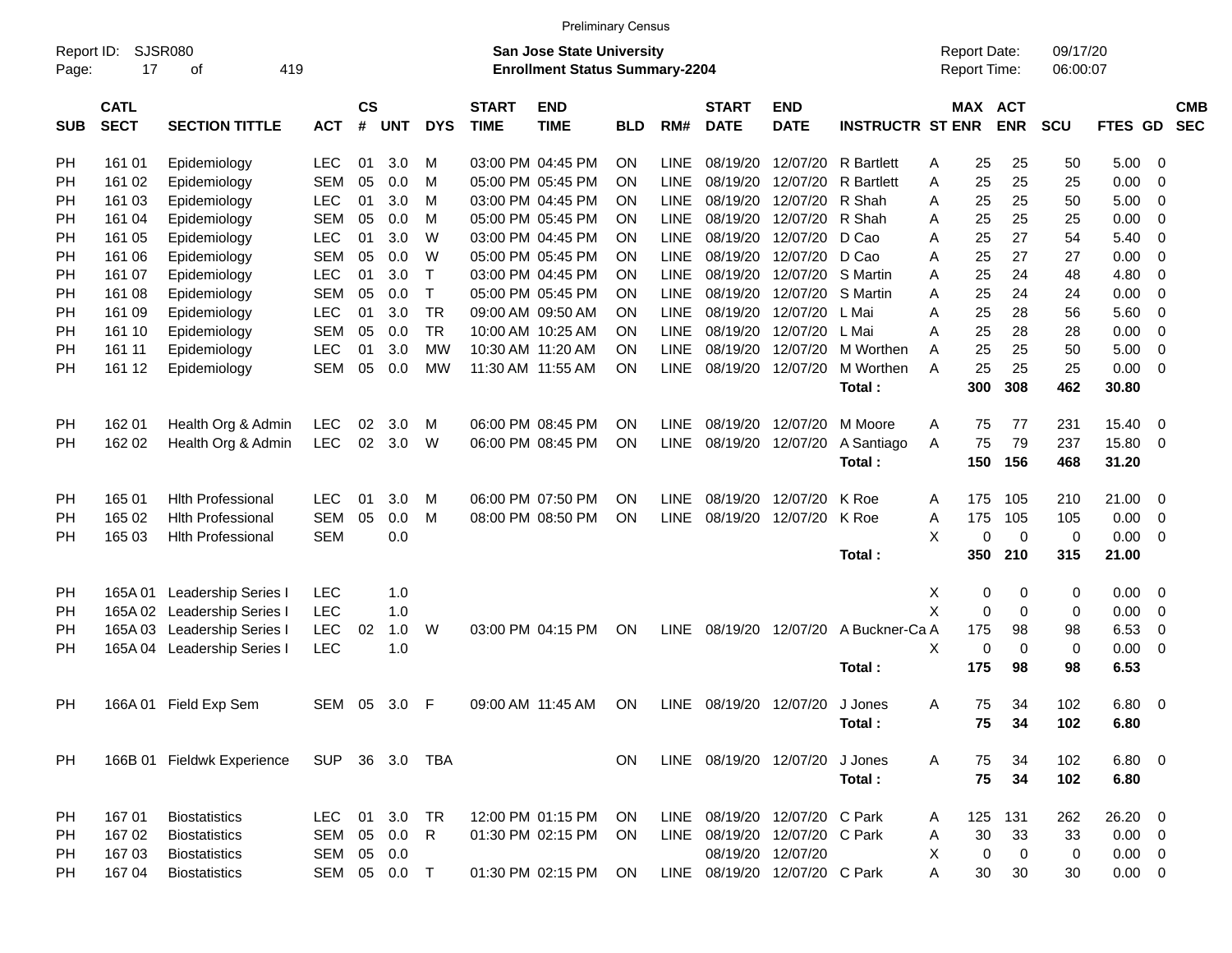Preliminary Census

Report ID: SJSR080
Page: 17 of 419

**San Jose State University**
**Enrollment Status Summary-2204**

Report Date: 09/17/20
Report Time: 06:00:07

| SUB | CATL SECT | SECTION TITTLE | ACT | CS # | UNT | DYS | START TIME | END TIME | BLD | RM# | START DATE | END DATE | INSTRUCTR | ST | MAX ENR | ACT ENR | SCU | FTES | GD | CMB SEC |
|---|---|---|---|---|---|---|---|---|---|---|---|---|---|---|---|---|---|---|---|---|
| PH | 161 01 | Epidemiology | LEC | 01 | 3.0 | M | 03:00 PM | 04:45 PM | ON | LINE | 08/19/20 | 12/07/20 | R Bartlett | A | 25 | 25 | 50 | 5.00 | 0 | |
| PH | 161 02 | Epidemiology | SEM | 05 | 0.0 | M | 05:00 PM | 05:45 PM | ON | LINE | 08/19/20 | 12/07/20 | R Bartlett | A | 25 | 25 | 25 | 0.00 | 0 | |
| PH | 161 03 | Epidemiology | LEC | 01 | 3.0 | M | 03:00 PM | 04:45 PM | ON | LINE | 08/19/20 | 12/07/20 | R Shah | A | 25 | 25 | 50 | 5.00 | 0 | |
| PH | 161 04 | Epidemiology | SEM | 05 | 0.0 | M | 05:00 PM | 05:45 PM | ON | LINE | 08/19/20 | 12/07/20 | R Shah | A | 25 | 25 | 25 | 0.00 | 0 | |
| PH | 161 05 | Epidemiology | LEC | 01 | 3.0 | W | 03:00 PM | 04:45 PM | ON | LINE | 08/19/20 | 12/07/20 | D Cao | A | 25 | 27 | 54 | 5.40 | 0 | |
| PH | 161 06 | Epidemiology | SEM | 05 | 0.0 | W | 05:00 PM | 05:45 PM | ON | LINE | 08/19/20 | 12/07/20 | D Cao | A | 25 | 27 | 27 | 0.00 | 0 | |
| PH | 161 07 | Epidemiology | LEC | 01 | 3.0 | T | 03:00 PM | 04:45 PM | ON | LINE | 08/19/20 | 12/07/20 | S Martin | A | 25 | 24 | 48 | 4.80 | 0 | |
| PH | 161 08 | Epidemiology | SEM | 05 | 0.0 | T | 05:00 PM | 05:45 PM | ON | LINE | 08/19/20 | 12/07/20 | S Martin | A | 25 | 24 | 24 | 0.00 | 0 | |
| PH | 161 09 | Epidemiology | LEC | 01 | 3.0 | TR | 09:00 AM | 09:50 AM | ON | LINE | 08/19/20 | 12/07/20 | L Mai | A | 25 | 28 | 56 | 5.60 | 0 | |
| PH | 161 10 | Epidemiology | SEM | 05 | 0.0 | TR | 10:00 AM | 10:25 AM | ON | LINE | 08/19/20 | 12/07/20 | L Mai | A | 25 | 28 | 28 | 0.00 | 0 | |
| PH | 161 11 | Epidemiology | LEC | 01 | 3.0 | MW | 10:30 AM | 11:20 AM | ON | LINE | 08/19/20 | 12/07/20 | M Worthen | A | 25 | 25 | 50 | 5.00 | 0 | |
| PH | 161 12 | Epidemiology | SEM | 05 | 0.0 | MW | 11:30 AM | 11:55 AM | ON | LINE | 08/19/20 | 12/07/20 | M Worthen | A | 25 | 25 | 25 | 0.00 | 0 | |
| | | | | | | | | | | | | | **Total :** | | **300** | **308** | **462** | **30.80** | | |
| PH | 162 01 | Health Org & Admin | LEC | 02 | 3.0 | M | 06:00 PM | 08:45 PM | ON | LINE | 08/19/20 | 12/07/20 | M Moore | A | 75 | 77 | 231 | 15.40 | 0 | |
| PH | 162 02 | Health Org & Admin | LEC | 02 | 3.0 | W | 06:00 PM | 08:45 PM | ON | LINE | 08/19/20 | 12/07/20 | A Santiago | A | 75 | 79 | 237 | 15.80 | 0 | |
| | | | | | | | | | | | | | **Total :** | | **150** | **156** | **468** | **31.20** | | |
| PH | 165 01 | Hlth Professional | LEC | 01 | 3.0 | M | 06:00 PM | 07:50 PM | ON | LINE | 08/19/20 | 12/07/20 | K Roe | A | 175 | 105 | 210 | 21.00 | 0 | |
| PH | 165 02 | Hlth Professional | SEM | 05 | 0.0 | M | 08:00 PM | 08:50 PM | ON | LINE | 08/19/20 | 12/07/20 | K Roe | A | 175 | 105 | 105 | 0.00 | 0 | |
| PH | 165 03 | Hlth Professional | SEM | | 0.0 | | | | | | | | | X | 0 | 0 | 0 | 0.00 | 0 | |
| | | | | | | | | | | | | | **Total :** | | **350** | **210** | **315** | **21.00** | | |
| PH | 165A 01 | Leadership Series I | LEC | | 1.0 | | | | | | | | | X | 0 | 0 | 0 | 0.00 | 0 | |
| PH | 165A 02 | Leadership Series I | LEC | | 1.0 | | | | | | | | | X | 0 | 0 | 0 | 0.00 | 0 | |
| PH | 165A 03 | Leadership Series I | LEC | 02 | 1.0 | W | 03:00 PM | 04:15 PM | ON | LINE | 08/19/20 | 12/07/20 | A Buckner-Ca | A | 175 | 98 | 98 | 6.53 | 0 | |
| PH | 165A 04 | Leadership Series I | LEC | | 1.0 | | | | | | | | | X | 0 | 0 | 0 | 0.00 | 0 | |
| | | | | | | | | | | | | | **Total :** | | **175** | **98** | **98** | **6.53** | | |
| PH | 166A 01 | Field Exp Sem | SEM | 05 | 3.0 | F | 09:00 AM | 11:45 AM | ON | LINE | 08/19/20 | 12/07/20 | J Jones | A | 75 | 34 | 102 | 6.80 | 0 | |
| | | | | | | | | | | | | | **Total :** | | **75** | **34** | **102** | **6.80** | | |
| PH | 166B 01 | Fieldwk Experience | SUP | 36 | 3.0 | TBA | | | ON | LINE | 08/19/20 | 12/07/20 | J Jones | A | 75 | 34 | 102 | 6.80 | 0 | |
| | | | | | | | | | | | | | **Total :** | | **75** | **34** | **102** | **6.80** | | |
| PH | 167 01 | Biostatistics | LEC | 01 | 3.0 | TR | 12:00 PM | 01:15 PM | ON | LINE | 08/19/20 | 12/07/20 | C Park | A | 125 | 131 | 262 | 26.20 | 0 | |
| PH | 167 02 | Biostatistics | SEM | 05 | 0.0 | R | 01:30 PM | 02:15 PM | ON | LINE | 08/19/20 | 12/07/20 | C Park | A | 30 | 33 | 33 | 0.00 | 0 | |
| PH | 167 03 | Biostatistics | SEM | 05 | 0.0 | | | | | | 08/19/20 | 12/07/20 | | X | 0 | 0 | 0 | 0.00 | 0 | |
| PH | 167 04 | Biostatistics | SEM | 05 | 0.0 | T | 01:30 PM | 02:15 PM | ON | LINE | 08/19/20 | 12/07/20 | C Park | A | 30 | 30 | 30 | 0.00 | 0 | |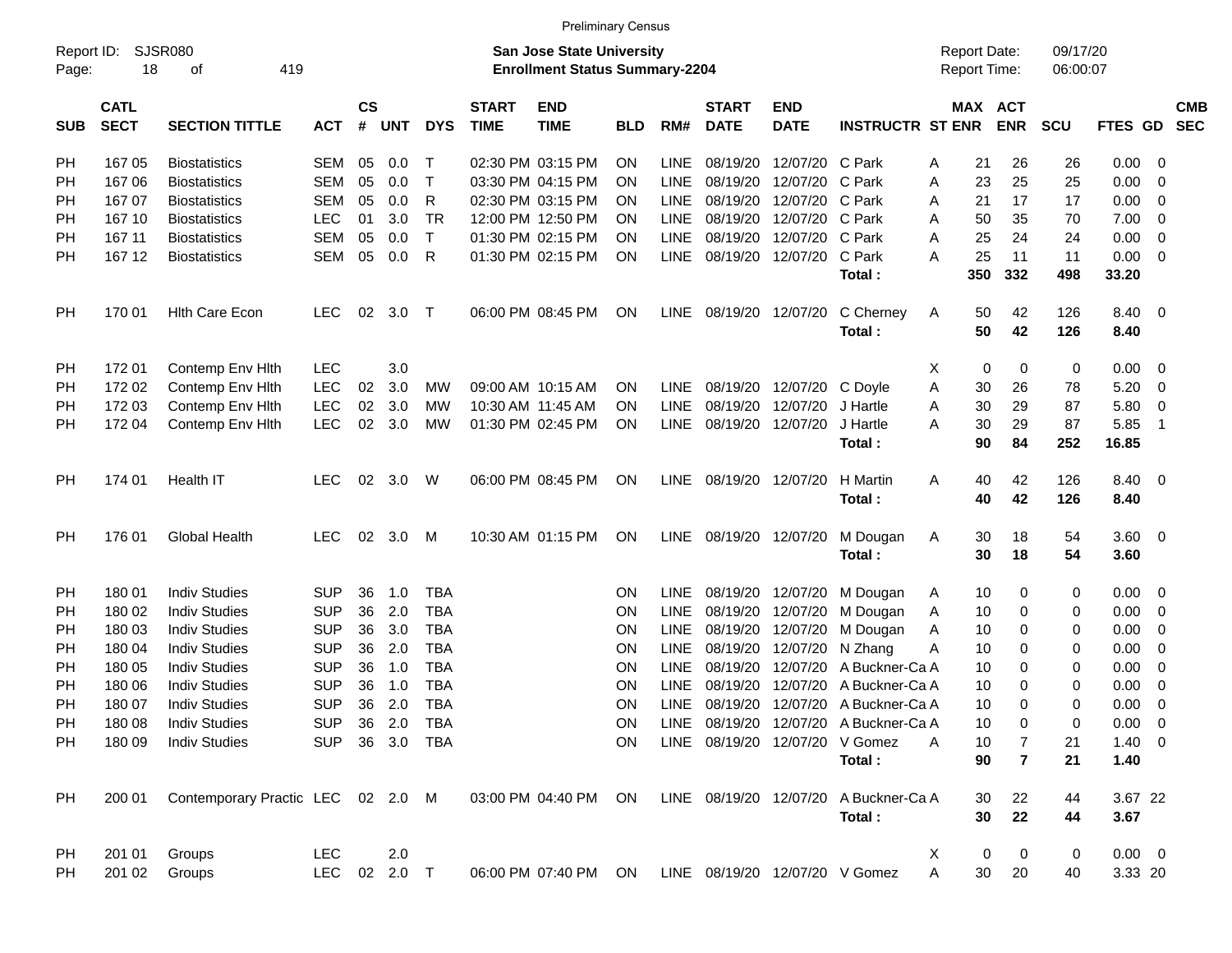Preliminary Census

Report ID: SJSR080
**San Jose State University**
**Enrollment Status Summary-2204**
Report Date: 09/17/20
Report Time: 06:00:07

| SUB | CATL SECT | SECTION TITTLE | ACT | CS # | UNT | DYS | START TIME | END TIME | BLD | RM# | START DATE | END DATE | INSTRUCTR | ST | MAX ENR | ACT ENR | SCU | FTES | GD | CMB SEC |
|---|---|---|---|---|---|---|---|---|---|---|---|---|---|---|---|---|---|---|---|---|
| PH | 167 05 | Biostatistics | SEM | 05 | 0.0 | T | 02:30 PM | 03:15 PM | ON | LINE | 08/19/20 | 12/07/20 | C Park | A | 21 | 26 | 26 | 0.00 | 0 | |
| PH | 167 06 | Biostatistics | SEM | 05 | 0.0 | T | 03:30 PM | 04:15 PM | ON | LINE | 08/19/20 | 12/07/20 | C Park | A | 23 | 25 | 25 | 0.00 | 0 | |
| PH | 167 07 | Biostatistics | SEM | 05 | 0.0 | R | 02:30 PM | 03:15 PM | ON | LINE | 08/19/20 | 12/07/20 | C Park | A | 21 | 17 | 17 | 0.00 | 0 | |
| PH | 167 10 | Biostatistics | LEC | 01 | 3.0 | TR | 12:00 PM | 12:50 PM | ON | LINE | 08/19/20 | 12/07/20 | C Park | A | 50 | 35 | 70 | 7.00 | 0 | |
| PH | 167 11 | Biostatistics | SEM | 05 | 0.0 | T | 01:30 PM | 02:15 PM | ON | LINE | 08/19/20 | 12/07/20 | C Park | A | 25 | 24 | 24 | 0.00 | 0 | |
| PH | 167 12 | Biostatistics | SEM | 05 | 0.0 | R | 01:30 PM | 02:15 PM | ON | LINE | 08/19/20 | 12/07/20 | C Park | A | 25 | 11 | 11 | 0.00 | 0 | |
| | | | | | | | | | | | | | **Total :** | | **350** | **332** | **498** | **33.20** | | |
| PH | 170 01 | Hlth Care Econ | LEC | 02 | 3.0 | T | 06:00 PM | 08:45 PM | ON | LINE | 08/19/20 | 12/07/20 | C Cherney | A | 50 | 42 | 126 | 8.40 | 0 | |
| | | | | | | | | | | | | | **Total :** | | **50** | **42** | **126** | **8.40** | | |
| PH | 172 01 | Contemp Env Hlth | LEC | | 3.0 | | | | | | | | | X | 0 | 0 | 0 | 0.00 | 0 | |
| PH | 172 02 | Contemp Env Hlth | LEC | 02 | 3.0 | MW | 09:00 AM | 10:15 AM | ON | LINE | 08/19/20 | 12/07/20 | C Doyle | A | 30 | 26 | 78 | 5.20 | 0 | |
| PH | 172 03 | Contemp Env Hlth | LEC | 02 | 3.0 | MW | 10:30 AM | 11:45 AM | ON | LINE | 08/19/20 | 12/07/20 | J Hartle | A | 30 | 29 | 87 | 5.80 | 0 | |
| PH | 172 04 | Contemp Env Hlth | LEC | 02 | 3.0 | MW | 01:30 PM | 02:45 PM | ON | LINE | 08/19/20 | 12/07/20 | J Hartle | A | 30 | 29 | 87 | 5.85 | 1 | |
| | | | | | | | | | | | | | **Total :** | | **90** | **84** | **252** | **16.85** | | |
| PH | 174 01 | Health IT | LEC | 02 | 3.0 | W | 06:00 PM | 08:45 PM | ON | LINE | 08/19/20 | 12/07/20 | H Martin | A | 40 | 42 | 126 | 8.40 | 0 | |
| | | | | | | | | | | | | | **Total :** | | **40** | **42** | **126** | **8.40** | | |
| PH | 176 01 | Global Health | LEC | 02 | 3.0 | M | 10:30 AM | 01:15 PM | ON | LINE | 08/19/20 | 12/07/20 | M Dougan | A | 30 | 18 | 54 | 3.60 | 0 | |
| | | | | | | | | | | | | | **Total :** | | **30** | **18** | **54** | **3.60** | | |
| PH | 180 01 | Indiv Studies | SUP | 36 | 1.0 | TBA | | | ON | LINE | 08/19/20 | 12/07/20 | M Dougan | A | 10 | 0 | 0 | 0.00 | 0 | |
| PH | 180 02 | Indiv Studies | SUP | 36 | 2.0 | TBA | | | ON | LINE | 08/19/20 | 12/07/20 | M Dougan | A | 10 | 0 | 0 | 0.00 | 0 | |
| PH | 180 03 | Indiv Studies | SUP | 36 | 3.0 | TBA | | | ON | LINE | 08/19/20 | 12/07/20 | M Dougan | A | 10 | 0 | 0 | 0.00 | 0 | |
| PH | 180 04 | Indiv Studies | SUP | 36 | 2.0 | TBA | | | ON | LINE | 08/19/20 | 12/07/20 | N Zhang | A | 10 | 0 | 0 | 0.00 | 0 | |
| PH | 180 05 | Indiv Studies | SUP | 36 | 1.0 | TBA | | | ON | LINE | 08/19/20 | 12/07/20 | A Buckner-Ca | A | 10 | 0 | 0 | 0.00 | 0 | |
| PH | 180 06 | Indiv Studies | SUP | 36 | 1.0 | TBA | | | ON | LINE | 08/19/20 | 12/07/20 | A Buckner-Ca | A | 10 | 0 | 0 | 0.00 | 0 | |
| PH | 180 07 | Indiv Studies | SUP | 36 | 2.0 | TBA | | | ON | LINE | 08/19/20 | 12/07/20 | A Buckner-Ca | A | 10 | 0 | 0 | 0.00 | 0 | |
| PH | 180 08 | Indiv Studies | SUP | 36 | 2.0 | TBA | | | ON | LINE | 08/19/20 | 12/07/20 | A Buckner-Ca | A | 10 | 0 | 0 | 0.00 | 0 | |
| PH | 180 09 | Indiv Studies | SUP | 36 | 3.0 | TBA | | | ON | LINE | 08/19/20 | 12/07/20 | V Gomez | A | 10 | 7 | 21 | 1.40 | 0 | |
| | | | | | | | | | | | | | **Total :** | | **90** | **7** | **21** | **1.40** | | |
| PH | 200 01 | Contemporary Practic | LEC | 02 | 2.0 | M | 03:00 PM | 04:40 PM | ON | LINE | 08/19/20 | 12/07/20 | A Buckner-Ca | A | 30 | 22 | 44 | 3.67 | 22 | |
| | | | | | | | | | | | | | **Total :** | | **30** | **22** | **44** | **3.67** | | |
| PH | 201 01 | Groups | LEC | | 2.0 | | | | | | | | | X | 0 | 0 | 0 | 0.00 | 0 | |
| PH | 201 02 | Groups | LEC | 02 | 2.0 | T | 06:00 PM | 07:40 PM | ON | LINE | 08/19/20 | 12/07/20 | V Gomez | A | 30 | 20 | 40 | 3.33 | 20 | |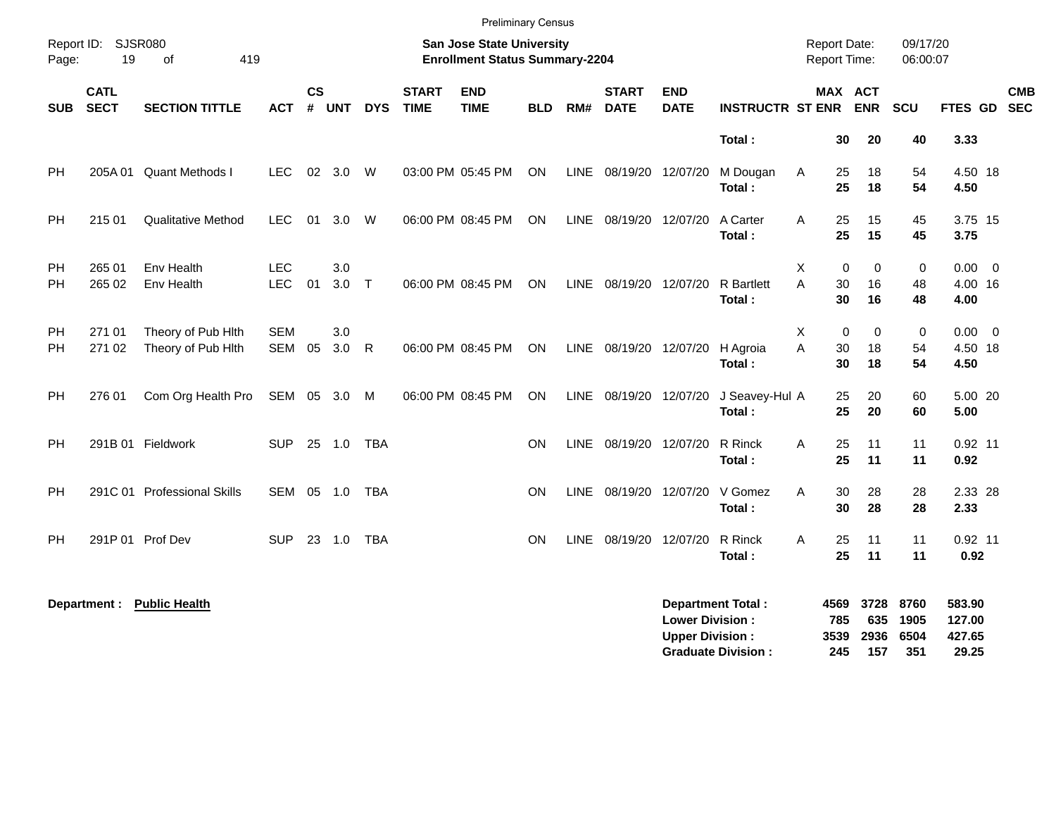Preliminary Census

Report ID: SJSR080
**San Jose State University**
**Enrollment Status Summary-2204**
Report Date: 09/17/20
Report Time: 06:00:07

| SUB | CATL SECT | SECTION TITTLE | ACT | CS # | UNT | DYS | START TIME | END TIME | BLD | RM# | START DATE | END DATE | INSTRUCTR | ST | MAX ENR | ACT ENR | SCU | FTES | GD | CMB SEC |
|---|---|---|---|---|---|---|---|---|---|---|---|---|---|---|---|---|---|---|---|---|
| | | | | | | | | | | | | | **Total :** | | **30** | **20** | **40** | **3.33** | | |
| PH | 205A 01 | Quant Methods I | LEC | 02 | 3.0 | W | 03:00 PM | 05:45 PM | ON | LINE | 08/19/20 | 12/07/20 | M Dougan | A | 25 | 18 | 54 | 4.50 | 18 | |
| | | | | | | | | | | | | | **Total :** | | **25** | **18** | **54** | **4.50** | | |
| PH | 215 01 | Qualitative Method | LEC | 01 | 3.0 | W | 06:00 PM | 08:45 PM | ON | LINE | 08/19/20 | 12/07/20 | A Carter | A | 25 | 15 | 45 | 3.75 | 15 | |
| | | | | | | | | | | | | | **Total :** | | **25** | **15** | **45** | **3.75** | | |
| PH | 265 01 | Env Health | LEC | | 3.0 | | | | | | | | | X | 0 | 0 | 0 | 0.00 | 0 | |
| PH | 265 02 | Env Health | LEC | 01 | 3.0 | T | 06:00 PM | 08:45 PM | ON | LINE | 08/19/20 | 12/07/20 | R Bartlett | A | 30 | 16 | 48 | 4.00 | 16 | |
| | | | | | | | | | | | | | **Total :** | | **30** | **16** | **48** | **4.00** | | |
| PH | 271 01 | Theory of Pub Hlth | SEM | | 3.0 | | | | | | | | | X | 0 | 0 | 0 | 0.00 | 0 | |
| PH | 271 02 | Theory of Pub Hlth | SEM | 05 | 3.0 | R | 06:00 PM | 08:45 PM | ON | LINE | 08/19/20 | 12/07/20 | H Agroia | A | 30 | 18 | 54 | 4.50 | 18 | |
| | | | | | | | | | | | | | **Total :** | | **30** | **18** | **54** | **4.50** | | |
| PH | 276 01 | Com Org Health Pro | SEM | 05 | 3.0 | M | 06:00 PM | 08:45 PM | ON | LINE | 08/19/20 | 12/07/20 | J Seavey-Hul | A | 25 | 20 | 60 | 5.00 | 20 | |
| | | | | | | | | | | | | | **Total :** | | **25** | **20** | **60** | **5.00** | | |
| PH | 291B 01 | Fieldwork | SUP | 25 | 1.0 | TBA | | | ON | LINE | 08/19/20 | 12/07/20 | R Rinck | A | 25 | 11 | 11 | 0.92 | 11 | |
| | | | | | | | | | | | | | **Total :** | | **25** | **11** | **11** | **0.92** | | |
| PH | 291C 01 | Professional Skills | SEM | 05 | 1.0 | TBA | | | ON | LINE | 08/19/20 | 12/07/20 | V Gomez | A | 30 | 28 | 28 | 2.33 | 28 | |
| | | | | | | | | | | | | | **Total :** | | **30** | **28** | **28** | **2.33** | | |
| PH | 291P 01 | Prof Dev | SUP | 23 | 1.0 | TBA | | | ON | LINE | 08/19/20 | 12/07/20 | R Rinck | A | 25 | 11 | 11 | 0.92 | 11 | |
| | | | | | | | | | | | | | **Total :** | | **25** | **11** | **11** | **0.92** | | |

**Department :** **Public Health**

| | MAX ENR | ACT ENR | SCU | FTES |
|---|---|---|---|---|
| **Department Total :** | **4569** | **3728** | **8760** | **583.90** |
| **Lower Division :** | **785** | **635** | **1905** | **127.00** |
| **Upper Division :** | **3539** | **2936** | **6504** | **427.65** |
| **Graduate Division :** | **245** | **157** | **351** | **29.25** |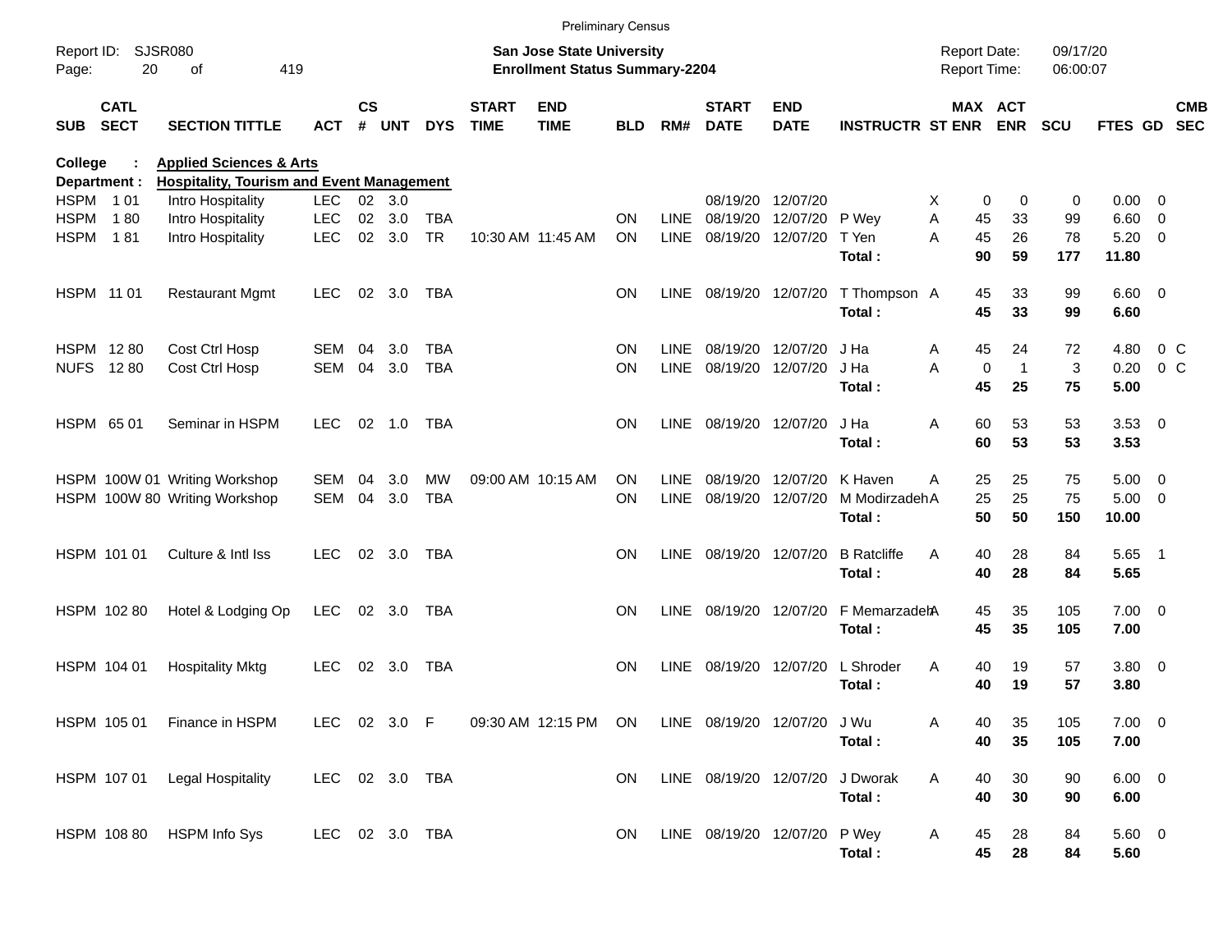Preliminary Census

Report ID: SJSR080
Page: 20 of 419

**San Jose State University**
**Enrollment Status Summary-2204**

Report Date: 09/17/20
Report Time: 06:00:07

**College : Applied Sciences & Arts**
**Department : Hospitality, Tourism and Event Management**

| SUB | CATL SECT | SECTION TITTLE | ACT | CS # | UNT | DYS | START TIME | END TIME | BLD | RM# | START DATE | END DATE | INSTRUCTR | ST | MAX ENR | ACT ENR | SCU | FTES | GD | CMB SEC |
|---|---|---|---|---|---|---|---|---|---|---|---|---|---|---|---|---|---|---|---|---|
| HSPM | 1 01 | Intro Hospitality | LEC | 02 | 3.0 | | | | | | 08/19/20 | 12/07/20 | | X | 0 | 0 | 0 | 0.00 | 0 | |
| HSPM | 1 80 | Intro Hospitality | LEC | 02 | 3.0 | TBA | | | ON | LINE | 08/19/20 | 12/07/20 | P Wey | A | 45 | 33 | 99 | 6.60 | 0 | |
| HSPM | 1 81 | Intro Hospitality | LEC | 02 | 3.0 | TR | 10:30 AM | 11:45 AM | ON | LINE | 08/19/20 | 12/07/20 | T Yen | A | 45 | 26 | 78 | 5.20 | 0 | |
| | | | | | | | | | | | | | **Total :** | | **90** | **59** | **177** | **11.80** | | |
| HSPM | 11 01 | Restaurant Mgmt | LEC | 02 | 3.0 | TBA | | | ON | LINE | 08/19/20 | 12/07/20 | T Thompson | A | 45 | 33 | 99 | 6.60 | 0 | |
| | | | | | | | | | | | | | **Total :** | | **45** | **33** | **99** | **6.60** | | |
| HSPM | 12 80 | Cost Ctrl Hosp | SEM | 04 | 3.0 | TBA | | | ON | LINE | 08/19/20 | 12/07/20 | J Ha | A | 45 | 24 | 72 | 4.80 | 0 | C |
| NUFS | 12 80 | Cost Ctrl Hosp | SEM | 04 | 3.0 | TBA | | | ON | LINE | 08/19/20 | 12/07/20 | J Ha | A | 0 | 1 | 3 | 0.20 | 0 | C |
| | | | | | | | | | | | | | **Total :** | | **45** | **25** | **75** | **5.00** | | |
| HSPM | 65 01 | Seminar in HSPM | LEC | 02 | 1.0 | TBA | | | ON | LINE | 08/19/20 | 12/07/20 | J Ha | A | 60 | 53 | 53 | 3.53 | 0 | |
| | | | | | | | | | | | | | **Total :** | | **60** | **53** | **53** | **3.53** | | |
| HSPM | 100W 01 | Writing Workshop | SEM | 04 | 3.0 | MW | 09:00 AM | 10:15 AM | ON | LINE | 08/19/20 | 12/07/20 | K Haven | A | 25 | 25 | 75 | 5.00 | 0 | |
| HSPM | 100W 80 | Writing Workshop | SEM | 04 | 3.0 | TBA | | | ON | LINE | 08/19/20 | 12/07/20 | M Modirzadeh | A | 25 | 25 | 75 | 5.00 | 0 | |
| | | | | | | | | | | | | | **Total :** | | **50** | **50** | **150** | **10.00** | | |
| HSPM | 101 01 | Culture & Intl Iss | LEC | 02 | 3.0 | TBA | | | ON | LINE | 08/19/20 | 12/07/20 | B Ratcliffe | A | 40 | 28 | 84 | 5.65 | 1 | |
| | | | | | | | | | | | | | **Total :** | | **40** | **28** | **84** | **5.65** | | |
| HSPM | 102 80 | Hotel & Lodging Op | LEC | 02 | 3.0 | TBA | | | ON | LINE | 08/19/20 | 12/07/20 | F Memarzadeh | A | 45 | 35 | 105 | 7.00 | 0 | |
| | | | | | | | | | | | | | **Total :** | | **45** | **35** | **105** | **7.00** | | |
| HSPM | 104 01 | Hospitality Mktg | LEC | 02 | 3.0 | TBA | | | ON | LINE | 08/19/20 | 12/07/20 | L Shroder | A | 40 | 19 | 57 | 3.80 | 0 | |
| | | | | | | | | | | | | | **Total :** | | **40** | **19** | **57** | **3.80** | | |
| HSPM | 105 01 | Finance in HSPM | LEC | 02 | 3.0 | F | 09:30 AM | 12:15 PM | ON | LINE | 08/19/20 | 12/07/20 | J Wu | A | 40 | 35 | 105 | 7.00 | 0 | |
| | | | | | | | | | | | | | **Total :** | | **40** | **35** | **105** | **7.00** | | |
| HSPM | 107 01 | Legal Hospitality | LEC | 02 | 3.0 | TBA | | | ON | LINE | 08/19/20 | 12/07/20 | J Dworak | A | 40 | 30 | 90 | 6.00 | 0 | |
| | | | | | | | | | | | | | **Total :** | | **40** | **30** | **90** | **6.00** | | |
| HSPM | 108 80 | HSPM Info Sys | LEC | 02 | 3.0 | TBA | | | ON | LINE | 08/19/20 | 12/07/20 | P Wey | A | 45 | 28 | 84 | 5.60 | 0 | |
| | | | | | | | | | | | | | **Total :** | | **45** | **28** | **84** | **5.60** | | |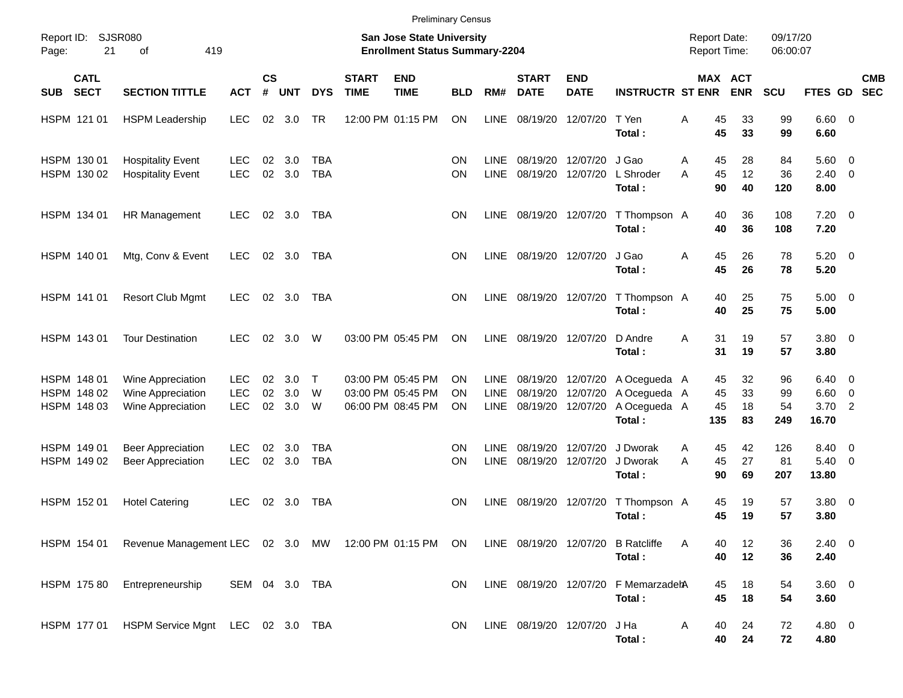Preliminary Census

Report ID: SJSR080

**San Jose State University**
**Enrollment Status Summary-2204**

Report Date: 09/17/20
Report Time: 06:00:07

| SUB | CATL SECT | SECTION TITTLE | ACT | CS # | UNT | DYS | START TIME | END TIME | BLD | RM# | START DATE | END DATE | INSTRUCTR | ST | MAX ENR | ACT ENR | SCU | FTES | GD | CMB SEC |
|---|---|---|---|---|---|---|---|---|---|---|---|---|---|---|---|---|---|---|---|---|
| HSPM | 121 01 | HSPM Leadership | LEC | 02 | 3.0 | TR | 12:00 PM | 01:15 PM | ON | LINE | 08/19/20 | 12/07/20 | T Yen | A | 45 | 33 | 99 | 6.60 | 0 | |
| | | | | | | | | | | | | | **Total :** | | **45** | **33** | **99** | **6.60** | | |
| HSPM | 130 01 | Hospitality Event | LEC | 02 | 3.0 | TBA | | | ON | LINE | 08/19/20 | 12/07/20 | J Gao | A | 45 | 28 | 84 | 5.60 | 0 | |
| HSPM | 130 02 | Hospitality Event | LEC | 02 | 3.0 | TBA | | | ON | LINE | 08/19/20 | 12/07/20 | L Shroder | A | 45 | 12 | 36 | 2.40 | 0 | |
| | | | | | | | | | | | | | **Total :** | | **90** | **40** | **120** | **8.00** | | |
| HSPM | 134 01 | HR Management | LEC | 02 | 3.0 | TBA | | | ON | LINE | 08/19/20 | 12/07/20 | T Thompson | A | 40 | 36 | 108 | 7.20 | 0 | |
| | | | | | | | | | | | | | **Total :** | | **40** | **36** | **108** | **7.20** | | |
| HSPM | 140 01 | Mtg, Conv & Event | LEC | 02 | 3.0 | TBA | | | ON | LINE | 08/19/20 | 12/07/20 | J Gao | A | 45 | 26 | 78 | 5.20 | 0 | |
| | | | | | | | | | | | | | **Total :** | | **45** | **26** | **78** | **5.20** | | |
| HSPM | 141 01 | Resort Club Mgmt | LEC | 02 | 3.0 | TBA | | | ON | LINE | 08/19/20 | 12/07/20 | T Thompson | A | 40 | 25 | 75 | 5.00 | 0 | |
| | | | | | | | | | | | | | **Total :** | | **40** | **25** | **75** | **5.00** | | |
| HSPM | 143 01 | Tour Destination | LEC | 02 | 3.0 | W | 03:00 PM | 05:45 PM | ON | LINE | 08/19/20 | 12/07/20 | D Andre | A | 31 | 19 | 57 | 3.80 | 0 | |
| | | | | | | | | | | | | | **Total :** | | **31** | **19** | **57** | **3.80** | | |
| HSPM | 148 01 | Wine Appreciation | LEC | 02 | 3.0 | T | 03:00 PM | 05:45 PM | ON | LINE | 08/19/20 | 12/07/20 | A Ocegueda | A | 45 | 32 | 96 | 6.40 | 0 | |
| HSPM | 148 02 | Wine Appreciation | LEC | 02 | 3.0 | W | 03:00 PM | 05:45 PM | ON | LINE | 08/19/20 | 12/07/20 | A Ocegueda | A | 45 | 33 | 99 | 6.60 | 0 | |
| HSPM | 148 03 | Wine Appreciation | LEC | 02 | 3.0 | W | 06:00 PM | 08:45 PM | ON | LINE | 08/19/20 | 12/07/20 | A Ocegueda | A | 45 | 18 | 54 | 3.70 | 2 | |
| | | | | | | | | | | | | | **Total :** | | **135** | **83** | **249** | **16.70** | | |
| HSPM | 149 01 | Beer Appreciation | LEC | 02 | 3.0 | TBA | | | ON | LINE | 08/19/20 | 12/07/20 | J Dworak | A | 45 | 42 | 126 | 8.40 | 0 | |
| HSPM | 149 02 | Beer Appreciation | LEC | 02 | 3.0 | TBA | | | ON | LINE | 08/19/20 | 12/07/20 | J Dworak | A | 45 | 27 | 81 | 5.40 | 0 | |
| | | | | | | | | | | | | | **Total :** | | **90** | **69** | **207** | **13.80** | | |
| HSPM | 152 01 | Hotel Catering | LEC | 02 | 3.0 | TBA | | | ON | LINE | 08/19/20 | 12/07/20 | T Thompson | A | 45 | 19 | 57 | 3.80 | 0 | |
| | | | | | | | | | | | | | **Total :** | | **45** | **19** | **57** | **3.80** | | |
| HSPM | 154 01 | Revenue Management | LEC | 02 | 3.0 | MW | 12:00 PM | 01:15 PM | ON | LINE | 08/19/20 | 12/07/20 | B Ratcliffe | A | 40 | 12 | 36 | 2.40 | 0 | |
| | | | | | | | | | | | | | **Total :** | | **40** | **12** | **36** | **2.40** | | |
| HSPM | 175 80 | Entrepreneurship | SEM | 04 | 3.0 | TBA | | | ON | LINE | 08/19/20 | 12/07/20 | F Memarzadeh | A | 45 | 18 | 54 | 3.60 | 0 | |
| | | | | | | | | | | | | | **Total :** | | **45** | **18** | **54** | **3.60** | | |
| HSPM | 177 01 | HSPM Service Mgnt | LEC | 02 | 3.0 | TBA | | | ON | LINE | 08/19/20 | 12/07/20 | J Ha | A | 40 | 24 | 72 | 4.80 | 0 | |
| | | | | | | | | | | | | | **Total :** | | **40** | **24** | **72** | **4.80** | | |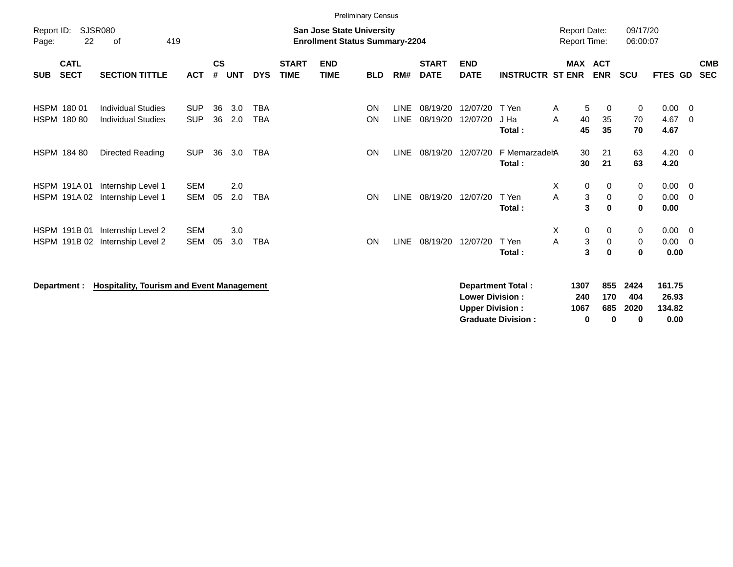Preliminary Census

Report ID: SJSR080
Page: 22 of 419

**San Jose State University**
**Enrollment Status Summary-2204**

Report Date: 09/17/20
Report Time: 06:00:07

| SUB | CATL SECT | SECTION TITTLE | ACT | CS # | UNT | DYS | START TIME | END TIME | BLD | RM# | START DATE | END DATE | INSTRUCTR | ST | MAX ENR | ACT ENR | SCU | FTES | GD | CMB SEC |
|---|---|---|---|---|---|---|---|---|---|---|---|---|---|---|---|---|---|---|---|---|
| HSPM | 180 01 | Individual Studies | SUP | 36 | 3.0 | TBA | | | ON | LINE | 08/19/20 | 12/07/20 | T Yen | A | 5 | 0 | 0 | 0.00 | 0 | |
| HSPM | 180 80 | Individual Studies | SUP | 36 | 2.0 | TBA | | | ON | LINE | 08/19/20 | 12/07/20 | J Ha | A | 40 | 35 | 70 | 4.67 | 0 | |
| | | | | | | | | | | | | | **Total :** | | **45** | **35** | **70** | **4.67** | | |
| HSPM | 184 80 | Directed Reading | SUP | 36 | 3.0 | TBA | | | ON | LINE | 08/19/20 | 12/07/20 | F Memarzadeh | A | 30 | 21 | 63 | 4.20 | 0 | |
| | | | | | | | | | | | | | **Total :** | | **30** | **21** | **63** | **4.20** | | |
| HSPM | 191A 01 | Internship Level 1 | SEM | | 2.0 | | | | | | | | | X | 0 | 0 | 0 | 0.00 | 0 | |
| HSPM | 191A 02 | Internship Level 1 | SEM | 05 | 2.0 | TBA | | | ON | LINE | 08/19/20 | 12/07/20 | T Yen | A | 3 | 0 | 0 | 0.00 | 0 | |
| | | | | | | | | | | | | | **Total :** | | **3** | **0** | **0** | **0.00** | | |
| HSPM | 191B 01 | Internship Level 2 | SEM | | 3.0 | | | | | | | | | X | 0 | 0 | 0 | 0.00 | 0 | |
| HSPM | 191B 02 | Internship Level 2 | SEM | 05 | 3.0 | TBA | | | ON | LINE | 08/19/20 | 12/07/20 | T Yen | A | 3 | 0 | 0 | 0.00 | 0 | |
| | | | | | | | | | | | | | **Total :** | | **3** | **0** | **0** | **0.00** | | |

**Department : Hospitality, Tourism and Event Management**

| | MAX ENR | ACT ENR | SCU | FTES |
|---|---|---|---|---|
| **Department Total :** | **1307** | **855** | **2424** | **161.75** |
| **Lower Division :** | **240** | **170** | **404** | **26.93** |
| **Upper Division :** | **1067** | **685** | **2020** | **134.82** |
| **Graduate Division :** | **0** | **0** | **0** | **0.00** |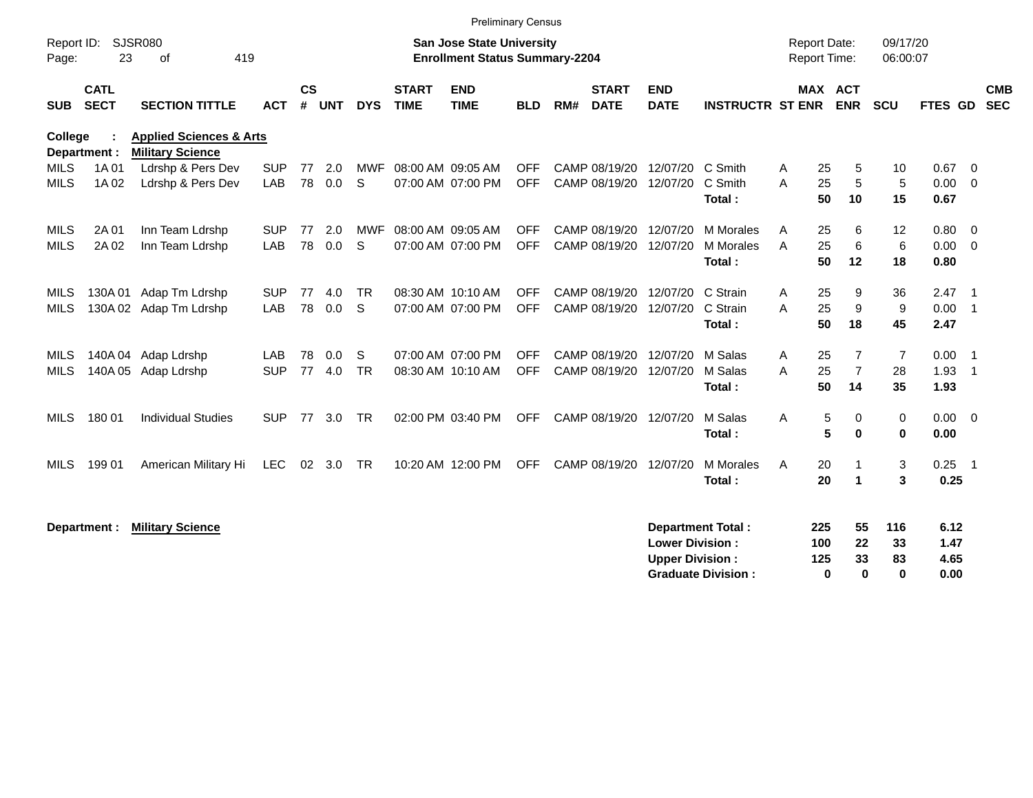Preliminary Census

Report ID: SJSR080

**San Jose State University**
**Enrollment Status Summary-2204**

Report Date: 09/17/20
Report Time: 06:00:07

**College : Applied Sciences & Arts**
**Department : Military Science**

| SUB | CATL SECT | SECTION TITTLE | ACT | CS # | UNT | DYS | START TIME | END TIME | BLD | RM# | START DATE | END DATE | INSTRUCTR | ST | MAX ENR | ACT ENR | SCU | FTES | GD | CMB SEC |
|---|---|---|---|---|---|---|---|---|---|---|---|---|---|---|---|---|---|---|---|---|
| MILS | 1A 01 | Ldrshp & Pers Dev | SUP | 77 | 2.0 | MWF | 08:00 AM | 09:05 AM | OFF | CAMP | 08/19/20 | 12/07/20 | C Smith | A | 25 | 5 | 10 | 0.67 | 0 | |
| MILS | 1A 02 | Ldrshp & Pers Dev | LAB | 78 | 0.0 | S | 07:00 AM | 07:00 PM | OFF | CAMP | 08/19/20 | 12/07/20 | C Smith | A | 25 | 5 | 5 | 0.00 | 0 | |
| | | | | | | | | | | | | | **Total :** | | **50** | **10** | **15** | **0.67** | | |
| MILS | 2A 01 | Inn Team Ldrshp | SUP | 77 | 2.0 | MWF | 08:00 AM | 09:05 AM | OFF | CAMP | 08/19/20 | 12/07/20 | M Morales | A | 25 | 6 | 12 | 0.80 | 0 | |
| MILS | 2A 02 | Inn Team Ldrshp | LAB | 78 | 0.0 | S | 07:00 AM | 07:00 PM | OFF | CAMP | 08/19/20 | 12/07/20 | M Morales | A | 25 | 6 | 6 | 0.00 | 0 | |
| | | | | | | | | | | | | | **Total :** | | **50** | **12** | **18** | **0.80** | | |
| MILS | 130A 01 | Adap Tm Ldrshp | SUP | 77 | 4.0 | TR | 08:30 AM | 10:10 AM | OFF | CAMP | 08/19/20 | 12/07/20 | C Strain | A | 25 | 9 | 36 | 2.47 | 1 | |
| MILS | 130A 02 | Adap Tm Ldrshp | LAB | 78 | 0.0 | S | 07:00 AM | 07:00 PM | OFF | CAMP | 08/19/20 | 12/07/20 | C Strain | A | 25 | 9 | 9 | 0.00 | 1 | |
| | | | | | | | | | | | | | **Total :** | | **50** | **18** | **45** | **2.47** | | |
| MILS | 140A 04 | Adap Ldrshp | LAB | 78 | 0.0 | S | 07:00 AM | 07:00 PM | OFF | CAMP | 08/19/20 | 12/07/20 | M Salas | A | 25 | 7 | 7 | 0.00 | 1 | |
| MILS | 140A 05 | Adap Ldrshp | SUP | 77 | 4.0 | TR | 08:30 AM | 10:10 AM | OFF | CAMP | 08/19/20 | 12/07/20 | M Salas | A | 25 | 7 | 28 | 1.93 | 1 | |
| | | | | | | | | | | | | | **Total :** | | **50** | **14** | **35** | **1.93** | | |
| MILS | 180 01 | Individual Studies | SUP | 77 | 3.0 | TR | 02:00 PM | 03:40 PM | OFF | CAMP | 08/19/20 | 12/07/20 | M Salas | A | 5 | 0 | 0 | 0.00 | 0 | |
| | | | | | | | | | | | | | **Total :** | | **5** | **0** | **0** | **0.00** | | |
| MILS | 199 01 | American Military Hi | LEC | 02 | 3.0 | TR | 10:20 AM | 12:00 PM | OFF | CAMP | 08/19/20 | 12/07/20 | M Morales | A | 20 | 1 | 3 | 0.25 | 1 | |
| | | | | | | | | | | | | | **Total :** | | **20** | **1** | **3** | **0.25** | | |

**Department : Military Science**

| | MAX ENR | ACT ENR | SCU | FTES |
|---|---|---|---|---|
| **Department Total :** | **225** | **55** | **116** | **6.12** |
| **Lower Division :** | **100** | **22** | **33** | **1.47** |
| **Upper Division :** | **125** | **33** | **83** | **4.65** |
| **Graduate Division :** | **0** | **0** | **0** | **0.00** |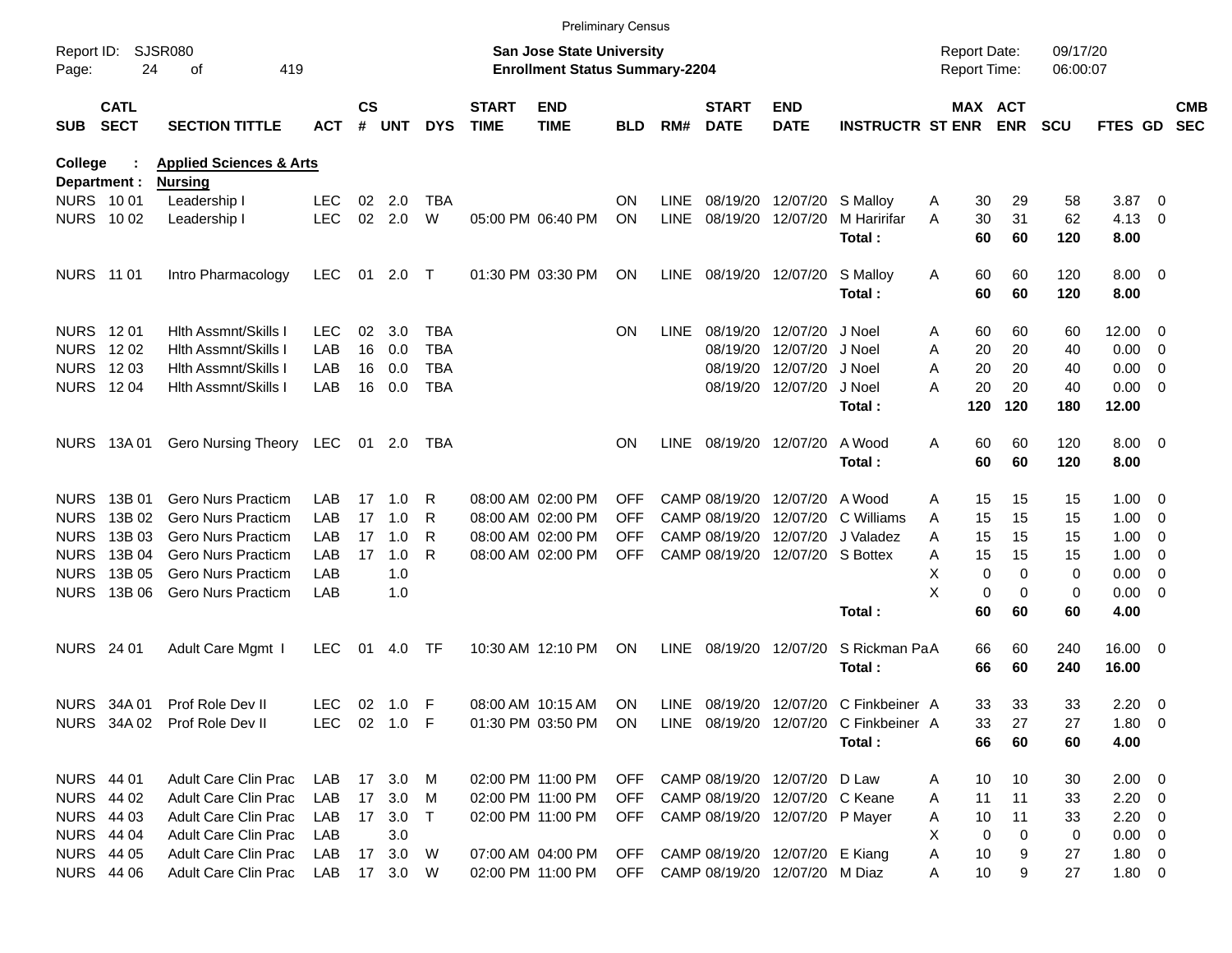Preliminary Census

Report ID: SJSR080

**San Jose State University**
**Enrollment Status Summary-2204**

Report Date: 09/17/20
Report Time: 06:00:07

**College : Applied Sciences & Arts**
**Department : Nursing**

| SUB | CATL SECT | SECTION TITTLE | ACT | CS # | UNT | DYS | START TIME | END TIME | BLD | RM# | START DATE | END DATE | INSTRUCTR | ST | MAX ENR | ACT ENR | SCU | FTES | GD | CMB SEC |
|---|---|---|---|---|---|---|---|---|---|---|---|---|---|---|---|---|---|---|---|---|
| NURS | 10 01 | Leadership I | LEC | 02 | 2.0 | TBA | | | ON | LINE | 08/19/20 | 12/07/20 | S Malloy | A | 30 | 29 | 58 | 3.87 | 0 | |
| NURS | 10 02 | Leadership I | LEC | 02 | 2.0 | W | 05:00 PM | 06:40 PM | ON | LINE | 08/19/20 | 12/07/20 | M Haririfar | A | 30 | 31 | 62 | 4.13 | 0 | |
| | | | | | | | | | | | | | **Total :** | | **60** | **60** | **120** | **8.00** | | |
| NURS | 11 01 | Intro Pharmacology | LEC | 01 | 2.0 | T | 01:30 PM | 03:30 PM | ON | LINE | 08/19/20 | 12/07/20 | S Malloy | A | 60 | 60 | 120 | 8.00 | 0 | |
| | | | | | | | | | | | | | **Total :** | | **60** | **60** | **120** | **8.00** | | |
| NURS | 12 01 | Hlth Assmnt/Skills I | LEC | 02 | 3.0 | TBA | | | ON | LINE | 08/19/20 | 12/07/20 | J Noel | A | 60 | 60 | 60 | 12.00 | 0 | |
| NURS | 12 02 | Hlth Assmnt/Skills I | LAB | 16 | 0.0 | TBA | | | | | 08/19/20 | 12/07/20 | J Noel | A | 20 | 20 | 40 | 0.00 | 0 | |
| NURS | 12 03 | Hlth Assmnt/Skills I | LAB | 16 | 0.0 | TBA | | | | | 08/19/20 | 12/07/20 | J Noel | A | 20 | 20 | 40 | 0.00 | 0 | |
| NURS | 12 04 | Hlth Assmnt/Skills I | LAB | 16 | 0.0 | TBA | | | | | 08/19/20 | 12/07/20 | J Noel | A | 20 | 20 | 40 | 0.00 | 0 | |
| | | | | | | | | | | | | | **Total :** | | **120** | **120** | **180** | **12.00** | | |
| NURS | 13A 01 | Gero Nursing Theory | LEC | 01 | 2.0 | TBA | | | ON | LINE | 08/19/20 | 12/07/20 | A Wood | A | 60 | 60 | 120 | 8.00 | 0 | |
| | | | | | | | | | | | | | **Total :** | | **60** | **60** | **120** | **8.00** | | |
| NURS | 13B 01 | Gero Nurs Practicm | LAB | 17 | 1.0 | R | 08:00 AM | 02:00 PM | OFF | CAMP | 08/19/20 | 12/07/20 | A Wood | A | 15 | 15 | 15 | 1.00 | 0 | |
| NURS | 13B 02 | Gero Nurs Practicm | LAB | 17 | 1.0 | R | 08:00 AM | 02:00 PM | OFF | CAMP | 08/19/20 | 12/07/20 | C Williams | A | 15 | 15 | 15 | 1.00 | 0 | |
| NURS | 13B 03 | Gero Nurs Practicm | LAB | 17 | 1.0 | R | 08:00 AM | 02:00 PM | OFF | CAMP | 08/19/20 | 12/07/20 | J Valadez | A | 15 | 15 | 15 | 1.00 | 0 | |
| NURS | 13B 04 | Gero Nurs Practicm | LAB | 17 | 1.0 | R | 08:00 AM | 02:00 PM | OFF | CAMP | 08/19/20 | 12/07/20 | S Bottex | A | 15 | 15 | 15 | 1.00 | 0 | |
| NURS | 13B 05 | Gero Nurs Practicm | LAB | | 1.0 | | | | | | | | | X | 0 | 0 | 0 | 0.00 | 0 | |
| NURS | 13B 06 | Gero Nurs Practicm | LAB | | 1.0 | | | | | | | | | X | 0 | 0 | 0 | 0.00 | 0 | |
| | | | | | | | | | | | | | **Total :** | | **60** | **60** | **60** | **4.00** | | |
| NURS | 24 01 | Adult Care Mgmt I | LEC | 01 | 4.0 | TF | 10:30 AM | 12:10 PM | ON | LINE | 08/19/20 | 12/07/20 | S Rickman Pa | A | 66 | 60 | 240 | 16.00 | 0 | |
| | | | | | | | | | | | | | **Total :** | | **66** | **60** | **240** | **16.00** | | |
| NURS | 34A 01 | Prof Role Dev II | LEC | 02 | 1.0 | F | 08:00 AM | 10:15 AM | ON | LINE | 08/19/20 | 12/07/20 | C Finkbeiner | A | 33 | 33 | 33 | 2.20 | 0 | |
| NURS | 34A 02 | Prof Role Dev II | LEC | 02 | 1.0 | F | 01:30 PM | 03:50 PM | ON | LINE | 08/19/20 | 12/07/20 | C Finkbeiner | A | 33 | 27 | 27 | 1.80 | 0 | |
| | | | | | | | | | | | | | **Total :** | | **66** | **60** | **60** | **4.00** | | |
| NURS | 44 01 | Adult Care Clin Prac | LAB | 17 | 3.0 | M | 02:00 PM | 11:00 PM | OFF | CAMP | 08/19/20 | 12/07/20 | D Law | A | 10 | 10 | 30 | 2.00 | 0 | |
| NURS | 44 02 | Adult Care Clin Prac | LAB | 17 | 3.0 | M | 02:00 PM | 11:00 PM | OFF | CAMP | 08/19/20 | 12/07/20 | C Keane | A | 11 | 11 | 33 | 2.20 | 0 | |
| NURS | 44 03 | Adult Care Clin Prac | LAB | 17 | 3.0 | T | 02:00 PM | 11:00 PM | OFF | CAMP | 08/19/20 | 12/07/20 | P Mayer | A | 10 | 11 | 33 | 2.20 | 0 | |
| NURS | 44 04 | Adult Care Clin Prac | LAB | | 3.0 | | | | | | | | | X | 0 | 0 | 0 | 0.00 | 0 | |
| NURS | 44 05 | Adult Care Clin Prac | LAB | 17 | 3.0 | W | 07:00 AM | 04:00 PM | OFF | CAMP | 08/19/20 | 12/07/20 | E Kiang | A | 10 | 9 | 27 | 1.80 | 0 | |
| NURS | 44 06 | Adult Care Clin Prac | LAB | 17 | 3.0 | W | 02:00 PM | 11:00 PM | OFF | CAMP | 08/19/20 | 12/07/20 | M Diaz | A | 10 | 9 | 27 | 1.80 | 0 | |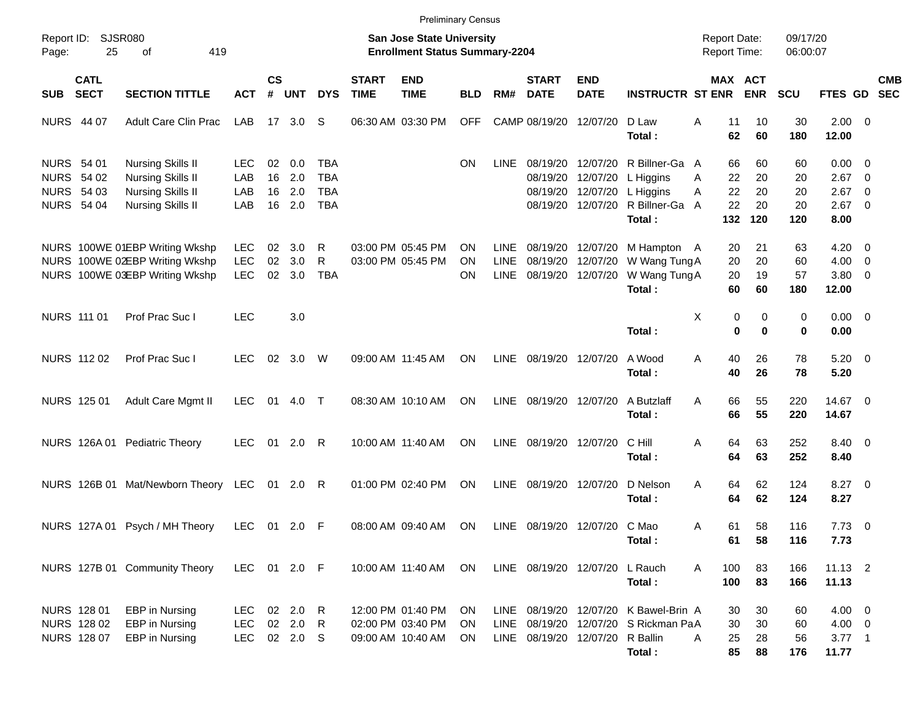Preliminary Census

Report ID: SJSR080

**San Jose State University**
**Enrollment Status Summary-2204**

Report Date: 09/17/20
Report Time: 06:00:07

| SUB | CATL SECT | SECTION TITTLE | ACT | CS # | UNT | DYS | START TIME | END TIME | BLD | RM# | START DATE | END DATE | INSTRUCTR | ST | MAX ENR | ACT ENR | SCU | FTES | GD | CMB SEC |
|---|---|---|---|---|---|---|---|---|---|---|---|---|---|---|---|---|---|---|---|---|
| NURS | 44 07 | Adult Care Clin Prac | LAB | 17 | 3.0 | S | 06:30 AM | 03:30 PM | OFF | CAMP | 08/19/20 | 12/07/20 | D Law | A | 11 | 10 | 30 | 2.00 | 0 | |
| | | | | | | | | | | | | | **Total :** | | **62** | **60** | **180** | **12.00** | | |
| NURS | 54 01 | Nursing Skills II | LEC | 02 | 0.0 | TBA | | | ON | LINE | 08/19/20 | 12/07/20 | R Billner-Ga | A | 66 | 60 | 60 | 0.00 | 0 | |
| NURS | 54 02 | Nursing Skills II | LAB | 16 | 2.0 | TBA | | | | | 08/19/20 | 12/07/20 | L Higgins | A | 22 | 20 | 20 | 2.67 | 0 | |
| NURS | 54 03 | Nursing Skills II | LAB | 16 | 2.0 | TBA | | | | | 08/19/20 | 12/07/20 | L Higgins | A | 22 | 20 | 20 | 2.67 | 0 | |
| NURS | 54 04 | Nursing Skills II | LAB | 16 | 2.0 | TBA | | | | | 08/19/20 | 12/07/20 | R Billner-Ga | A | 22 | 20 | 20 | 2.67 | 0 | |
| | | | | | | | | | | | | | **Total :** | | **132** | **120** | **120** | **8.00** | | |
| NURS | 100WE 01 | EBP Writing Wkshp | LEC | 02 | 3.0 | R | 03:00 PM | 05:45 PM | ON | LINE | 08/19/20 | 12/07/20 | M Hampton | A | 20 | 21 | 63 | 4.20 | 0 | |
| NURS | 100WE 02 | EBP Writing Wkshp | LEC | 02 | 3.0 | R | 03:00 PM | 05:45 PM | ON | LINE | 08/19/20 | 12/07/20 | W Wang Tung | A | 20 | 20 | 60 | 4.00 | 0 | |
| NURS | 100WE 03 | EBP Writing Wkshp | LEC | 02 | 3.0 | TBA | | | ON | LINE | 08/19/20 | 12/07/20 | W Wang Tung | A | 20 | 19 | 57 | 3.80 | 0 | |
| | | | | | | | | | | | | | **Total :** | | **60** | **60** | **180** | **12.00** | | |
| NURS | 111 01 | Prof Prac Suc I | LEC | | 3.0 | | | | | | | | | X | 0 | 0 | 0 | 0.00 | 0 | |
| | | | | | | | | | | | | | **Total :** | | **0** | **0** | **0** | **0.00** | | |
| NURS | 112 02 | Prof Prac Suc I | LEC | 02 | 3.0 | W | 09:00 AM | 11:45 AM | ON | LINE | 08/19/20 | 12/07/20 | A Wood | A | 40 | 26 | 78 | 5.20 | 0 | |
| | | | | | | | | | | | | | **Total :** | | **40** | **26** | **78** | **5.20** | | |
| NURS | 125 01 | Adult Care Mgmt II | LEC | 01 | 4.0 | T | 08:30 AM | 10:10 AM | ON | LINE | 08/19/20 | 12/07/20 | A Butzlaff | A | 66 | 55 | 220 | 14.67 | 0 | |
| | | | | | | | | | | | | | **Total :** | | **66** | **55** | **220** | **14.67** | | |
| NURS | 126A 01 | Pediatric Theory | LEC | 01 | 2.0 | R | 10:00 AM | 11:40 AM | ON | LINE | 08/19/20 | 12/07/20 | C Hill | A | 64 | 63 | 252 | 8.40 | 0 | |
| | | | | | | | | | | | | | **Total :** | | **64** | **63** | **252** | **8.40** | | |
| NURS | 126B 01 | Mat/Newborn Theory | LEC | 01 | 2.0 | R | 01:00 PM | 02:40 PM | ON | LINE | 08/19/20 | 12/07/20 | D Nelson | A | 64 | 62 | 124 | 8.27 | 0 | |
| | | | | | | | | | | | | | **Total :** | | **64** | **62** | **124** | **8.27** | | |
| NURS | 127A 01 | Psych / MH Theory | LEC | 01 | 2.0 | F | 08:00 AM | 09:40 AM | ON | LINE | 08/19/20 | 12/07/20 | C Mao | A | 61 | 58 | 116 | 7.73 | 0 | |
| | | | | | | | | | | | | | **Total :** | | **61** | **58** | **116** | **7.73** | | |
| NURS | 127B 01 | Community Theory | LEC | 01 | 2.0 | F | 10:00 AM | 11:40 AM | ON | LINE | 08/19/20 | 12/07/20 | L Rauch | A | 100 | 83 | 166 | 11.13 | 2 | |
| | | | | | | | | | | | | | **Total :** | | **100** | **83** | **166** | **11.13** | | |
| NURS | 128 01 | EBP in Nursing | LEC | 02 | 2.0 | R | 12:00 PM | 01:40 PM | ON | LINE | 08/19/20 | 12/07/20 | K Bawel-Brin | A | 30 | 30 | 60 | 4.00 | 0 | |
| NURS | 128 02 | EBP in Nursing | LEC | 02 | 2.0 | R | 02:00 PM | 03:40 PM | ON | LINE | 08/19/20 | 12/07/20 | S Rickman Pa | A | 30 | 30 | 60 | 4.00 | 0 | |
| NURS | 128 07 | EBP in Nursing | LEC | 02 | 2.0 | S | 09:00 AM | 10:40 AM | ON | LINE | 08/19/20 | 12/07/20 | R Ballin | A | 25 | 28 | 56 | 3.77 | 1 | |
| | | | | | | | | | | | | | **Total :** | | **85** | **88** | **176** | **11.77** | | |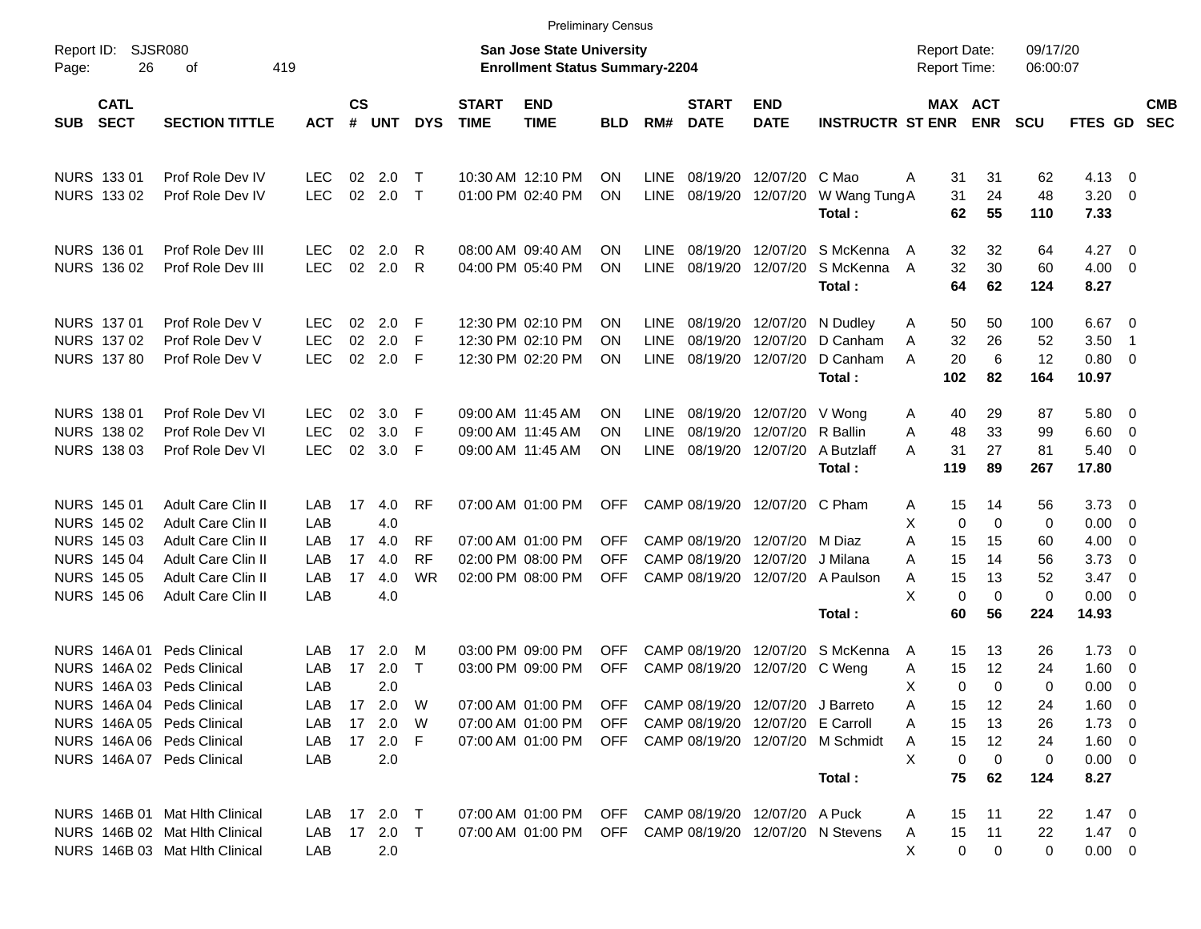Preliminary Census

Report ID: SJSR080

**San Jose State University**
**Enrollment Status Summary-2204**

Report Date: 09/17/20
Report Time: 06:00:07

| SUB | CATL SECT | SECTION TITTLE | ACT | CS # | UNT | DYS | START TIME | END TIME | BLD | RM# | START DATE | END DATE | INSTRUCTR | ST | MAX ENR | ACT ENR | SCU | FTES | GD | CMB SEC |
|---|---|---|---|---|---|---|---|---|---|---|---|---|---|---|---|---|---|---|---|---|
| NURS | 133 01 | Prof Role Dev IV | LEC | 02 | 2.0 | T | 10:30 AM | 12:10 PM | ON | LINE | 08/19/20 | 12/07/20 | C Mao | A | 31 | 31 | 62 | 4.13 | 0 | |
| NURS | 133 02 | Prof Role Dev IV | LEC | 02 | 2.0 | T | 01:00 PM | 02:40 PM | ON | LINE | 08/19/20 | 12/07/20 | W Wang Tung | A | 31 | 24 | 48 | 3.20 | 0 | |
| | | | | | | | | | | | | | **Total :** | | **62** | **55** | **110** | **7.33** | | |
| NURS | 136 01 | Prof Role Dev III | LEC | 02 | 2.0 | R | 08:00 AM | 09:40 AM | ON | LINE | 08/19/20 | 12/07/20 | S McKenna | A | 32 | 32 | 64 | 4.27 | 0 | |
| NURS | 136 02 | Prof Role Dev III | LEC | 02 | 2.0 | R | 04:00 PM | 05:40 PM | ON | LINE | 08/19/20 | 12/07/20 | S McKenna | A | 32 | 30 | 60 | 4.00 | 0 | |
| | | | | | | | | | | | | | **Total :** | | **64** | **62** | **124** | **8.27** | | |
| NURS | 137 01 | Prof Role Dev V | LEC | 02 | 2.0 | F | 12:30 PM | 02:10 PM | ON | LINE | 08/19/20 | 12/07/20 | N Dudley | A | 50 | 50 | 100 | 6.67 | 0 | |
| NURS | 137 02 | Prof Role Dev V | LEC | 02 | 2.0 | F | 12:30 PM | 02:10 PM | ON | LINE | 08/19/20 | 12/07/20 | D Canham | A | 32 | 26 | 52 | 3.50 | 1 | |
| NURS | 137 80 | Prof Role Dev V | LEC | 02 | 2.0 | F | 12:30 PM | 02:20 PM | ON | LINE | 08/19/20 | 12/07/20 | D Canham | A | 20 | 6 | 12 | 0.80 | 0 | |
| | | | | | | | | | | | | | **Total :** | | **102** | **82** | **164** | **10.97** | | |
| NURS | 138 01 | Prof Role Dev VI | LEC | 02 | 3.0 | F | 09:00 AM | 11:45 AM | ON | LINE | 08/19/20 | 12/07/20 | V Wong | A | 40 | 29 | 87 | 5.80 | 0 | |
| NURS | 138 02 | Prof Role Dev VI | LEC | 02 | 3.0 | F | 09:00 AM | 11:45 AM | ON | LINE | 08/19/20 | 12/07/20 | R Ballin | A | 48 | 33 | 99 | 6.60 | 0 | |
| NURS | 138 03 | Prof Role Dev VI | LEC | 02 | 3.0 | F | 09:00 AM | 11:45 AM | ON | LINE | 08/19/20 | 12/07/20 | A Butzlaff | A | 31 | 27 | 81 | 5.40 | 0 | |
| | | | | | | | | | | | | | **Total :** | | **119** | **89** | **267** | **17.80** | | |
| NURS | 145 01 | Adult Care Clin II | LAB | 17 | 4.0 | RF | 07:00 AM | 01:00 PM | OFF | CAMP | 08/19/20 | 12/07/20 | C Pham | A | 15 | 14 | 56 | 3.73 | 0 | |
| NURS | 145 02 | Adult Care Clin II | LAB | | 4.0 | | | | | | | | | X | 0 | 0 | 0 | 0.00 | 0 | |
| NURS | 145 03 | Adult Care Clin II | LAB | 17 | 4.0 | RF | 07:00 AM | 01:00 PM | OFF | CAMP | 08/19/20 | 12/07/20 | M Diaz | A | 15 | 15 | 60 | 4.00 | 0 | |
| NURS | 145 04 | Adult Care Clin II | LAB | 17 | 4.0 | RF | 02:00 PM | 08:00 PM | OFF | CAMP | 08/19/20 | 12/07/20 | J Milana | A | 15 | 14 | 56 | 3.73 | 0 | |
| NURS | 145 05 | Adult Care Clin II | LAB | 17 | 4.0 | WR | 02:00 PM | 08:00 PM | OFF | CAMP | 08/19/20 | 12/07/20 | A Paulson | A | 15 | 13 | 52 | 3.47 | 0 | |
| NURS | 145 06 | Adult Care Clin II | LAB | | 4.0 | | | | | | | | | X | 0 | 0 | 0 | 0.00 | 0 | |
| | | | | | | | | | | | | | **Total :** | | **60** | **56** | **224** | **14.93** | | |
| NURS | 146A 01 | Peds Clinical | LAB | 17 | 2.0 | M | 03:00 PM | 09:00 PM | OFF | CAMP | 08/19/20 | 12/07/20 | S McKenna | A | 15 | 13 | 26 | 1.73 | 0 | |
| NURS | 146A 02 | Peds Clinical | LAB | 17 | 2.0 | T | 03:00 PM | 09:00 PM | OFF | CAMP | 08/19/20 | 12/07/20 | C Weng | A | 15 | 12 | 24 | 1.60 | 0 | |
| NURS | 146A 03 | Peds Clinical | LAB | | 2.0 | | | | | | | | | X | 0 | 0 | 0 | 0.00 | 0 | |
| NURS | 146A 04 | Peds Clinical | LAB | 17 | 2.0 | W | 07:00 AM | 01:00 PM | OFF | CAMP | 08/19/20 | 12/07/20 | J Barreto | A | 15 | 12 | 24 | 1.60 | 0 | |
| NURS | 146A 05 | Peds Clinical | LAB | 17 | 2.0 | W | 07:00 AM | 01:00 PM | OFF | CAMP | 08/19/20 | 12/07/20 | E Carroll | A | 15 | 13 | 26 | 1.73 | 0 | |
| NURS | 146A 06 | Peds Clinical | LAB | 17 | 2.0 | F | 07:00 AM | 01:00 PM | OFF | CAMP | 08/19/20 | 12/07/20 | M Schmidt | A | 15 | 12 | 24 | 1.60 | 0 | |
| NURS | 146A 07 | Peds Clinical | LAB | | 2.0 | | | | | | | | | X | 0 | 0 | 0 | 0.00 | 0 | |
| | | | | | | | | | | | | | **Total :** | | **75** | **62** | **124** | **8.27** | | |
| NURS | 146B 01 | Mat Hlth Clinical | LAB | 17 | 2.0 | T | 07:00 AM | 01:00 PM | OFF | CAMP | 08/19/20 | 12/07/20 | A Puck | A | 15 | 11 | 22 | 1.47 | 0 | |
| NURS | 146B 02 | Mat Hlth Clinical | LAB | 17 | 2.0 | T | 07:00 AM | 01:00 PM | OFF | CAMP | 08/19/20 | 12/07/20 | N Stevens | A | 15 | 11 | 22 | 1.47 | 0 | |
| NURS | 146B 03 | Mat Hlth Clinical | LAB | | 2.0 | | | | | | | | | X | 0 | 0 | 0 | 0.00 | 0 | |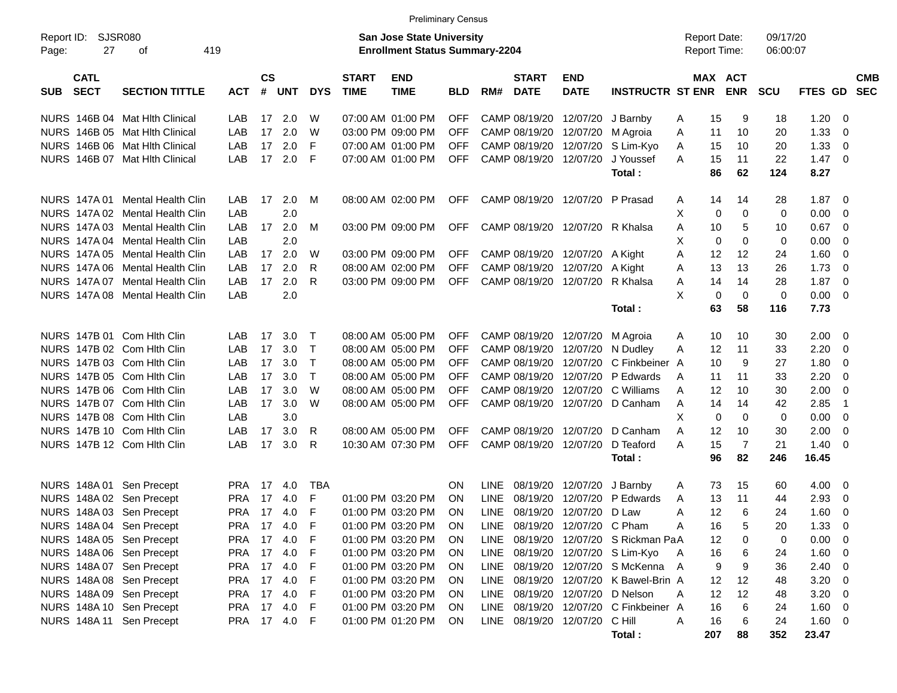Preliminary Census

Report ID: SJSR080
Page: 27 of 419

**San Jose State University**
**Enrollment Status Summary-2204**

Report Date: 09/17/20
Report Time: 06:00:07

| SUB | CATL SECT | SECTION TITTLE | ACT | CS # | UNT | DYS | START TIME | END TIME | BLD | RM# | START DATE | END DATE | INSTRUCTR | ST | MAX ENR | ACT ENR | SCU | FTES | GD | CMB SEC |
|---|---|---|---|---|---|---|---|---|---|---|---|---|---|---|---|---|---|---|---|---|
| NURS | 146B 04 | Mat Hlth Clinical | LAB | 17 | 2.0 | W | 07:00 AM | 01:00 PM | OFF | CAMP | 08/19/20 | 12/07/20 | J Barnby | A | 15 | 9 | 18 | 1.20 | 0 | |
| NURS | 146B 05 | Mat Hlth Clinical | LAB | 17 | 2.0 | W | 03:00 PM | 09:00 PM | OFF | CAMP | 08/19/20 | 12/07/20 | M Agroia | A | 11 | 10 | 20 | 1.33 | 0 | |
| NURS | 146B 06 | Mat Hlth Clinical | LAB | 17 | 2.0 | F | 07:00 AM | 01:00 PM | OFF | CAMP | 08/19/20 | 12/07/20 | S Lim-Kyo | A | 15 | 10 | 20 | 1.33 | 0 | |
| NURS | 146B 07 | Mat Hlth Clinical | LAB | 17 | 2.0 | F | 07:00 AM | 01:00 PM | OFF | CAMP | 08/19/20 | 12/07/20 | J Youssef | A | 15 | 11 | 22 | 1.47 | 0 | |
| | | | | | | | | | | | | | **Total :** | | **86** | **62** | **124** | **8.27** | | |
| NURS | 147A 01 | Mental Health Clin | LAB | 17 | 2.0 | M | 08:00 AM | 02:00 PM | OFF | CAMP | 08/19/20 | 12/07/20 | P Prasad | A | 14 | 14 | 28 | 1.87 | 0 | |
| NURS | 147A 02 | Mental Health Clin | LAB | | 2.0 | | | | | | | | | X | 0 | 0 | 0 | 0.00 | 0 | |
| NURS | 147A 03 | Mental Health Clin | LAB | 17 | 2.0 | M | 03:00 PM | 09:00 PM | OFF | CAMP | 08/19/20 | 12/07/20 | R Khalsa | A | 10 | 5 | 10 | 0.67 | 0 | |
| NURS | 147A 04 | Mental Health Clin | LAB | | 2.0 | | | | | | | | | X | 0 | 0 | 0 | 0.00 | 0 | |
| NURS | 147A 05 | Mental Health Clin | LAB | 17 | 2.0 | W | 03:00 PM | 09:00 PM | OFF | CAMP | 08/19/20 | 12/07/20 | A Kight | A | 12 | 12 | 24 | 1.60 | 0 | |
| NURS | 147A 06 | Mental Health Clin | LAB | 17 | 2.0 | R | 08:00 AM | 02:00 PM | OFF | CAMP | 08/19/20 | 12/07/20 | A Kight | A | 13 | 13 | 26 | 1.73 | 0 | |
| NURS | 147A 07 | Mental Health Clin | LAB | 17 | 2.0 | R | 03:00 PM | 09:00 PM | OFF | CAMP | 08/19/20 | 12/07/20 | R Khalsa | A | 14 | 14 | 28 | 1.87 | 0 | |
| NURS | 147A 08 | Mental Health Clin | LAB | | 2.0 | | | | | | | | | X | 0 | 0 | 0 | 0.00 | 0 | |
| | | | | | | | | | | | | | **Total :** | | **63** | **58** | **116** | **7.73** | | |
| NURS | 147B 01 | Com Hlth Clin | LAB | 17 | 3.0 | T | 08:00 AM | 05:00 PM | OFF | CAMP | 08/19/20 | 12/07/20 | M Agroia | A | 10 | 10 | 30 | 2.00 | 0 | |
| NURS | 147B 02 | Com Hlth Clin | LAB | 17 | 3.0 | T | 08:00 AM | 05:00 PM | OFF | CAMP | 08/19/20 | 12/07/20 | N Dudley | A | 12 | 11 | 33 | 2.20 | 0 | |
| NURS | 147B 03 | Com Hlth Clin | LAB | 17 | 3.0 | T | 08:00 AM | 05:00 PM | OFF | CAMP | 08/19/20 | 12/07/20 | C Finkbeiner | A | 10 | 9 | 27 | 1.80 | 0 | |
| NURS | 147B 05 | Com Hlth Clin | LAB | 17 | 3.0 | T | 08:00 AM | 05:00 PM | OFF | CAMP | 08/19/20 | 12/07/20 | P Edwards | A | 11 | 11 | 33 | 2.20 | 0 | |
| NURS | 147B 06 | Com Hlth Clin | LAB | 17 | 3.0 | W | 08:00 AM | 05:00 PM | OFF | CAMP | 08/19/20 | 12/07/20 | C Williams | A | 12 | 10 | 30 | 2.00 | 0 | |
| NURS | 147B 07 | Com Hlth Clin | LAB | 17 | 3.0 | W | 08:00 AM | 05:00 PM | OFF | CAMP | 08/19/20 | 12/07/20 | D Canham | A | 14 | 14 | 42 | 2.85 | 1 | |
| NURS | 147B 08 | Com Hlth Clin | LAB | | 3.0 | | | | | | | | | X | 0 | 0 | 0 | 0.00 | 0 | |
| NURS | 147B 10 | Com Hlth Clin | LAB | 17 | 3.0 | R | 08:00 AM | 05:00 PM | OFF | CAMP | 08/19/20 | 12/07/20 | D Canham | A | 12 | 10 | 30 | 2.00 | 0 | |
| NURS | 147B 12 | Com Hlth Clin | LAB | 17 | 3.0 | R | 10:30 AM | 07:30 PM | OFF | CAMP | 08/19/20 | 12/07/20 | D Teaford | A | 15 | 7 | 21 | 1.40 | 0 | |
| | | | | | | | | | | | | | **Total :** | | **96** | **82** | **246** | **16.45** | | |
| NURS | 148A 01 | Sen Precept | PRA | 17 | 4.0 | TBA | | | ON | LINE | 08/19/20 | 12/07/20 | J Barnby | A | 73 | 15 | 60 | 4.00 | 0 | |
| NURS | 148A 02 | Sen Precept | PRA | 17 | 4.0 | F | 01:00 PM | 03:20 PM | ON | LINE | 08/19/20 | 12/07/20 | P Edwards | A | 13 | 11 | 44 | 2.93 | 0 | |
| NURS | 148A 03 | Sen Precept | PRA | 17 | 4.0 | F | 01:00 PM | 03:20 PM | ON | LINE | 08/19/20 | 12/07/20 | D Law | A | 12 | 6 | 24 | 1.60 | 0 | |
| NURS | 148A 04 | Sen Precept | PRA | 17 | 4.0 | F | 01:00 PM | 03:20 PM | ON | LINE | 08/19/20 | 12/07/20 | C Pham | A | 16 | 5 | 20 | 1.33 | 0 | |
| NURS | 148A 05 | Sen Precept | PRA | 17 | 4.0 | F | 01:00 PM | 03:20 PM | ON | LINE | 08/19/20 | 12/07/20 | S Rickman Pa | A | 12 | 0 | 0 | 0.00 | 0 | |
| NURS | 148A 06 | Sen Precept | PRA | 17 | 4.0 | F | 01:00 PM | 03:20 PM | ON | LINE | 08/19/20 | 12/07/20 | S Lim-Kyo | A | 16 | 6 | 24 | 1.60 | 0 | |
| NURS | 148A 07 | Sen Precept | PRA | 17 | 4.0 | F | 01:00 PM | 03:20 PM | ON | LINE | 08/19/20 | 12/07/20 | S McKenna | A | 9 | 9 | 36 | 2.40 | 0 | |
| NURS | 148A 08 | Sen Precept | PRA | 17 | 4.0 | F | 01:00 PM | 03:20 PM | ON | LINE | 08/19/20 | 12/07/20 | K Bawel-Brin | A | 12 | 12 | 48 | 3.20 | 0 | |
| NURS | 148A 09 | Sen Precept | PRA | 17 | 4.0 | F | 01:00 PM | 03:20 PM | ON | LINE | 08/19/20 | 12/07/20 | D Nelson | A | 12 | 12 | 48 | 3.20 | 0 | |
| NURS | 148A 10 | Sen Precept | PRA | 17 | 4.0 | F | 01:00 PM | 03:20 PM | ON | LINE | 08/19/20 | 12/07/20 | C Finkbeiner | A | 16 | 6 | 24 | 1.60 | 0 | |
| NURS | 148A 11 | Sen Precept | PRA | 17 | 4.0 | F | 01:00 PM | 01:20 PM | ON | LINE | 08/19/20 | 12/07/20 | C Hill | A | 16 | 6 | 24 | 1.60 | 0 | |
| | | | | | | | | | | | | | **Total :** | | **207** | **88** | **352** | **23.47** | | |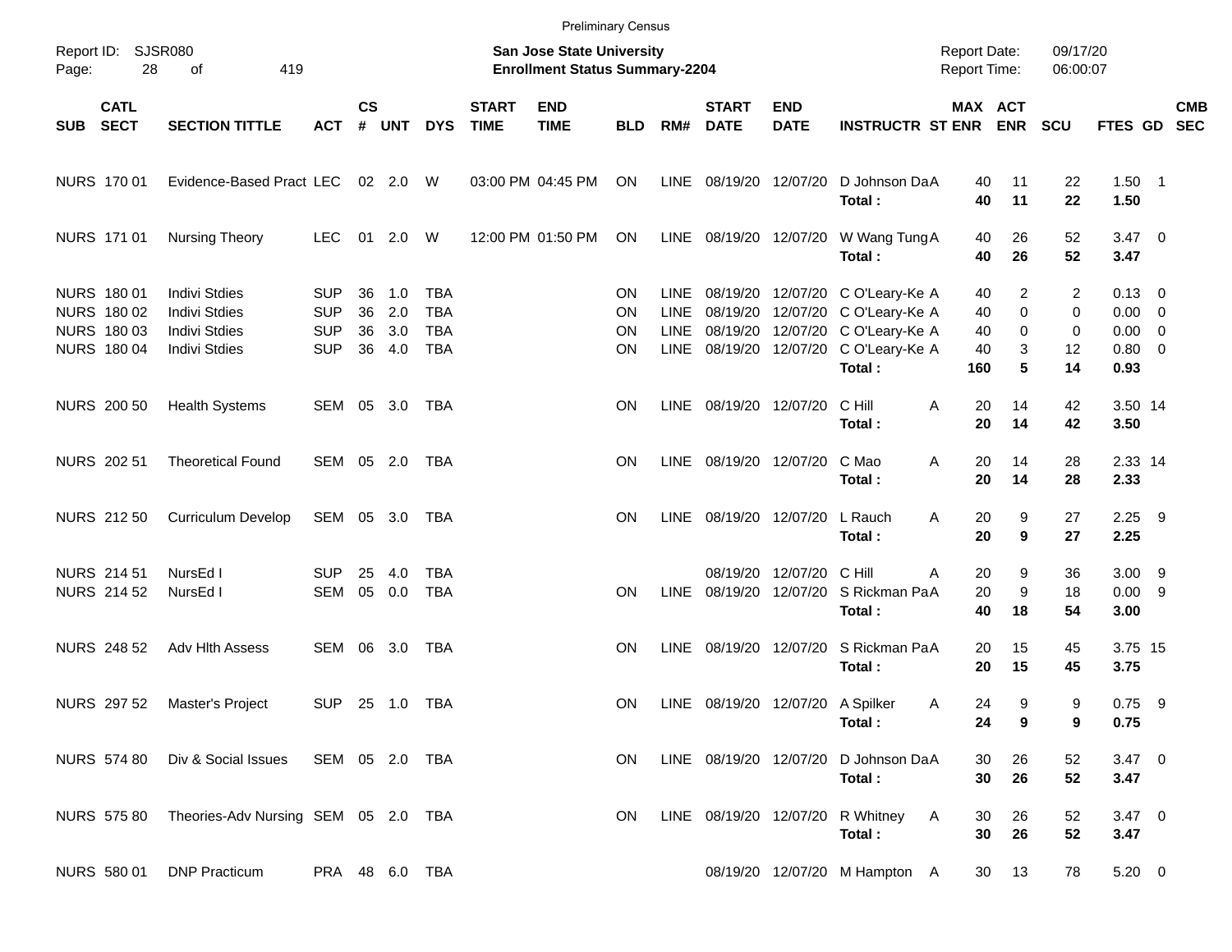Preliminary Census

Report ID: SJSR080
Page: 28 of 419

**San Jose State University**
**Enrollment Status Summary-2204**

Report Date: 09/17/20
Report Time: 06:00:07

| SUB | CATL SECT | SECTION TITTLE | ACT | CS # | UNT | DYS | START TIME | END TIME | BLD | RM# | START DATE | END DATE | INSTRUCTR | ST | MAX ENR | ACT ENR | SCU | FTES | GD | CMB SEC |
|---|---|---|---|---|---|---|---|---|---|---|---|---|---|---|---|---|---|---|---|---|
| NURS | 170 01 | Evidence-Based Pract | LEC | 02 | 2.0 | W | 03:00 PM | 04:45 PM | ON | LINE | 08/19/20 | 12/07/20 | D Johnson Da | A | 40 | 11 | 22 | 1.50 | 1 | |
| | | | | | | | | | | | | | **Total :** | | **40** | **11** | **22** | **1.50** | | |
| NURS | 171 01 | Nursing Theory | LEC | 01 | 2.0 | W | 12:00 PM | 01:50 PM | ON | LINE | 08/19/20 | 12/07/20 | W Wang Tung | A | 40 | 26 | 52 | 3.47 | 0 | |
| | | | | | | | | | | | | | **Total :** | | **40** | **26** | **52** | **3.47** | | |
| NURS | 180 01 | Indivi Stdies | SUP | 36 | 1.0 | TBA | | | ON | LINE | 08/19/20 | 12/07/20 | C O'Leary-Ke | A | 40 | 2 | 2 | 0.13 | 0 | |
| NURS | 180 02 | Indivi Stdies | SUP | 36 | 2.0 | TBA | | | ON | LINE | 08/19/20 | 12/07/20 | C O'Leary-Ke | A | 40 | 0 | 0 | 0.00 | 0 | |
| NURS | 180 03 | Indivi Stdies | SUP | 36 | 3.0 | TBA | | | ON | LINE | 08/19/20 | 12/07/20 | C O'Leary-Ke | A | 40 | 0 | 0 | 0.00 | 0 | |
| NURS | 180 04 | Indivi Stdies | SUP | 36 | 4.0 | TBA | | | ON | LINE | 08/19/20 | 12/07/20 | C O'Leary-Ke | A | 40 | 3 | 12 | 0.80 | 0 | |
| | | | | | | | | | | | | | **Total :** | | **160** | **5** | **14** | **0.93** | | |
| NURS | 200 50 | Health Systems | SEM | 05 | 3.0 | TBA | | | ON | LINE | 08/19/20 | 12/07/20 | C Hill | A | 20 | 14 | 42 | 3.50 | 14 | |
| | | | | | | | | | | | | | **Total :** | | **20** | **14** | **42** | **3.50** | | |
| NURS | 202 51 | Theoretical Found | SEM | 05 | 2.0 | TBA | | | ON | LINE | 08/19/20 | 12/07/20 | C Mao | A | 20 | 14 | 28 | 2.33 | 14 | |
| | | | | | | | | | | | | | **Total :** | | **20** | **14** | **28** | **2.33** | | |
| NURS | 212 50 | Curriculum Develop | SEM | 05 | 3.0 | TBA | | | ON | LINE | 08/19/20 | 12/07/20 | L Rauch | A | 20 | 9 | 27 | 2.25 | 9 | |
| | | | | | | | | | | | | | **Total :** | | **20** | **9** | **27** | **2.25** | | |
| NURS | 214 51 | NursEd I | SUP | 25 | 4.0 | TBA | | | | | 08/19/20 | 12/07/20 | C Hill | A | 20 | 9 | 36 | 3.00 | 9 | |
| NURS | 214 52 | NursEd I | SEM | 05 | 0.0 | TBA | | | ON | LINE | 08/19/20 | 12/07/20 | S Rickman Pa | A | 20 | 9 | 18 | 0.00 | 9 | |
| | | | | | | | | | | | | | **Total :** | | **40** | **18** | **54** | **3.00** | | |
| NURS | 248 52 | Adv Hlth Assess | SEM | 06 | 3.0 | TBA | | | ON | LINE | 08/19/20 | 12/07/20 | S Rickman Pa | A | 20 | 15 | 45 | 3.75 | 15 | |
| | | | | | | | | | | | | | **Total :** | | **20** | **15** | **45** | **3.75** | | |
| NURS | 297 52 | Master's Project | SUP | 25 | 1.0 | TBA | | | ON | LINE | 08/19/20 | 12/07/20 | A Spilker | A | 24 | 9 | 9 | 0.75 | 9 | |
| | | | | | | | | | | | | | **Total :** | | **24** | **9** | **9** | **0.75** | | |
| NURS | 574 80 | Div & Social Issues | SEM | 05 | 2.0 | TBA | | | ON | LINE | 08/19/20 | 12/07/20 | D Johnson Da | A | 30 | 26 | 52 | 3.47 | 0 | |
| | | | | | | | | | | | | | **Total :** | | **30** | **26** | **52** | **3.47** | | |
| NURS | 575 80 | Theories-Adv Nursing | SEM | 05 | 2.0 | TBA | | | ON | LINE | 08/19/20 | 12/07/20 | R Whitney | A | 30 | 26 | 52 | 3.47 | 0 | |
| | | | | | | | | | | | | | **Total :** | | **30** | **26** | **52** | **3.47** | | |
| NURS | 580 01 | DNP Practicum | PRA | 48 | 6.0 | TBA | | | | | 08/19/20 | 12/07/20 | M Hampton | A | 30 | 13 | 78 | 5.20 | 0 | |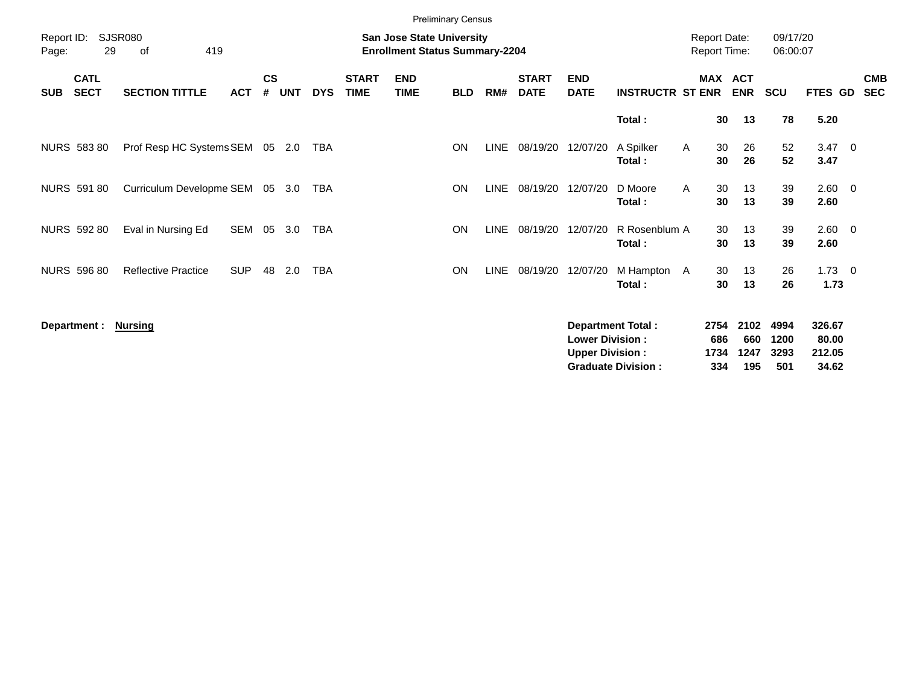Preliminary Census

Report ID: SJSR080

**San Jose State University**
**Enrollment Status Summary-2204**

Report Date: 09/17/20
Report Time: 06:00:07

| SUB | CATL SECT | SECTION TITTLE | ACT | CS # | UNT | DYS | START TIME | END TIME | BLD | RM# | START DATE | END DATE | INSTRUCTR | ST | MAX ENR | ACT ENR | SCU | FTES | GD | CMB SEC |
|---|---|---|---|---|---|---|---|---|---|---|---|---|---|---|---|---|---|---|---|---|
| | | | | | | | | | | | | | **Total :** | | **30** | **13** | **78** | **5.20** | | |
| NURS | 583 80 | Prof Resp HC Systems | SEM | 05 | 2.0 | TBA | | | ON | LINE | 08/19/20 | 12/07/20 | A Spilker | A | 30 | 26 | 52 | 3.47 | 0 | |
| | | | | | | | | | | | | | **Total :** | | **30** | **26** | **52** | **3.47** | | |
| NURS | 591 80 | Curriculum Developme | SEM | 05 | 3.0 | TBA | | | ON | LINE | 08/19/20 | 12/07/20 | D Moore | A | 30 | 13 | 39 | 2.60 | 0 | |
| | | | | | | | | | | | | | **Total :** | | **30** | **13** | **39** | **2.60** | | |
| NURS | 592 80 | Eval in Nursing Ed | SEM | 05 | 3.0 | TBA | | | ON | LINE | 08/19/20 | 12/07/20 | R Rosenblum | A | 30 | 13 | 39 | 2.60 | 0 | |
| | | | | | | | | | | | | | **Total :** | | **30** | **13** | **39** | **2.60** | | |
| NURS | 596 80 | Reflective Practice | SUP | 48 | 2.0 | TBA | | | ON | LINE | 08/19/20 | 12/07/20 | M Hampton | A | 30 | 13 | 26 | 1.73 | 0 | |
| | | | | | | | | | | | | | **Total :** | | **30** | **13** | **26** | **1.73** | | |

**Department :** **Nursing**

| | MAX ENR | ACT ENR | SCU | FTES |
|---|---|---|---|---|
| **Department Total :** | **2754** | **2102** | **4994** | **326.67** |
| **Lower Division :** | **686** | **660** | **1200** | **80.00** |
| **Upper Division :** | **1734** | **1247** | **3293** | **212.05** |
| **Graduate Division :** | **334** | **195** | **501** | **34.62** |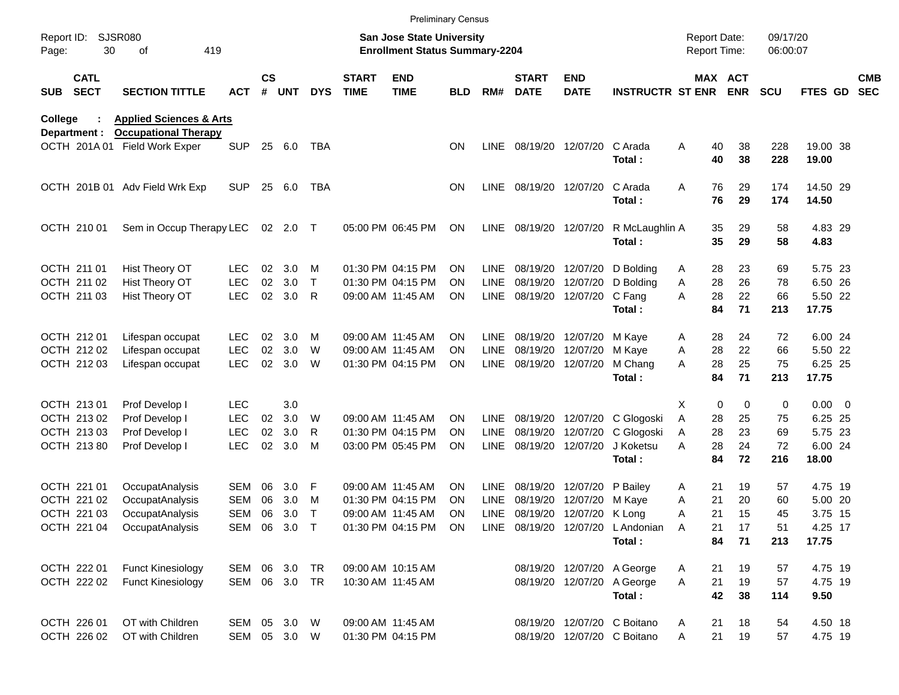Preliminary Census

Report ID: SJSR080
Page: 30 of 419

**San Jose State University**
**Enrollment Status Summary-2204**

Report Date: 09/17/20
Report Time: 06:00:07

College : **Applied Sciences & Arts**
Department : **Occupational Therapy**

| SUB | CATL SECT | SECTION TITTLE | ACT | CS # | UNT | DYS | START TIME | END TIME | BLD | RM# | START DATE | END DATE | INSTRUCTR | ST | MAX ENR | ACT ENR | SCU | FTES | GD | CMB SEC |
|---|---|---|---|---|---|---|---|---|---|---|---|---|---|---|---|---|---|---|---|---|
| OCTH | 201A 01 | Field Work Exper | SUP | 25 | 6.0 | TBA | | | ON | LINE | 08/19/20 | 12/07/20 | C Arada | A | 40 | 38 | 228 | 19.00 | 38 | |
| | | | | | | | | | | | | | **Total :** | | **40** | **38** | **228** | **19.00** | | |
| OCTH | 201B 01 | Adv Field Wrk Exp | SUP | 25 | 6.0 | TBA | | | ON | LINE | 08/19/20 | 12/07/20 | C Arada | A | 76 | 29 | 174 | 14.50 | 29 | |
| | | | | | | | | | | | | | **Total :** | | **76** | **29** | **174** | **14.50** | | |
| OCTH | 210 01 | Sem in Occup Therapy | LEC | 02 | 2.0 | T | 05:00 PM | 06:45 PM | ON | LINE | 08/19/20 | 12/07/20 | R McLaughlin | A | 35 | 29 | 58 | 4.83 | 29 | |
| | | | | | | | | | | | | | **Total :** | | **35** | **29** | **58** | **4.83** | | |
| OCTH | 211 01 | Hist Theory OT | LEC | 02 | 3.0 | M | 01:30 PM | 04:15 PM | ON | LINE | 08/19/20 | 12/07/20 | D Bolding | A | 28 | 23 | 69 | 5.75 | 23 | |
| OCTH | 211 02 | Hist Theory OT | LEC | 02 | 3.0 | T | 01:30 PM | 04:15 PM | ON | LINE | 08/19/20 | 12/07/20 | D Bolding | A | 28 | 26 | 78 | 6.50 | 26 | |
| OCTH | 211 03 | Hist Theory OT | LEC | 02 | 3.0 | R | 09:00 AM | 11:45 AM | ON | LINE | 08/19/20 | 12/07/20 | C Fang | A | 28 | 22 | 66 | 5.50 | 22 | |
| | | | | | | | | | | | | | **Total :** | | **84** | **71** | **213** | **17.75** | | |
| OCTH | 212 01 | Lifespan occupat | LEC | 02 | 3.0 | M | 09:00 AM | 11:45 AM | ON | LINE | 08/19/20 | 12/07/20 | M Kaye | A | 28 | 24 | 72 | 6.00 | 24 | |
| OCTH | 212 02 | Lifespan occupat | LEC | 02 | 3.0 | W | 09:00 AM | 11:45 AM | ON | LINE | 08/19/20 | 12/07/20 | M Kaye | A | 28 | 22 | 66 | 5.50 | 22 | |
| OCTH | 212 03 | Lifespan occupat | LEC | 02 | 3.0 | W | 01:30 PM | 04:15 PM | ON | LINE | 08/19/20 | 12/07/20 | M Chang | A | 28 | 25 | 75 | 6.25 | 25 | |
| | | | | | | | | | | | | | **Total :** | | **84** | **71** | **213** | **17.75** | | |
| OCTH | 213 01 | Prof Develop I | LEC | | 3.0 | | | | | | | | | X | 0 | 0 | 0 | 0.00 | 0 | |
| OCTH | 213 02 | Prof Develop I | LEC | 02 | 3.0 | W | 09:00 AM | 11:45 AM | ON | LINE | 08/19/20 | 12/07/20 | C Glogoski | A | 28 | 25 | 75 | 6.25 | 25 | |
| OCTH | 213 03 | Prof Develop I | LEC | 02 | 3.0 | R | 01:30 PM | 04:15 PM | ON | LINE | 08/19/20 | 12/07/20 | C Glogoski | A | 28 | 23 | 69 | 5.75 | 23 | |
| OCTH | 213 80 | Prof Develop I | LEC | 02 | 3.0 | M | 03:00 PM | 05:45 PM | ON | LINE | 08/19/20 | 12/07/20 | J Koketsu | A | 28 | 24 | 72 | 6.00 | 24 | |
| | | | | | | | | | | | | | **Total :** | | **84** | **72** | **216** | **18.00** | | |
| OCTH | 221 01 | OccupatAnalysis | SEM | 06 | 3.0 | F | 09:00 AM | 11:45 AM | ON | LINE | 08/19/20 | 12/07/20 | P Bailey | A | 21 | 19 | 57 | 4.75 | 19 | |
| OCTH | 221 02 | OccupatAnalysis | SEM | 06 | 3.0 | M | 01:30 PM | 04:15 PM | ON | LINE | 08/19/20 | 12/07/20 | M Kaye | A | 21 | 20 | 60 | 5.00 | 20 | |
| OCTH | 221 03 | OccupatAnalysis | SEM | 06 | 3.0 | T | 09:00 AM | 11:45 AM | ON | LINE | 08/19/20 | 12/07/20 | K Long | A | 21 | 15 | 45 | 3.75 | 15 | |
| OCTH | 221 04 | OccupatAnalysis | SEM | 06 | 3.0 | T | 01:30 PM | 04:15 PM | ON | LINE | 08/19/20 | 12/07/20 | L Andonian | A | 21 | 17 | 51 | 4.25 | 17 | |
| | | | | | | | | | | | | | **Total :** | | **84** | **71** | **213** | **17.75** | | |
| OCTH | 222 01 | Funct Kinesiology | SEM | 06 | 3.0 | TR | 09:00 AM | 10:15 AM | | | 08/19/20 | 12/07/20 | A George | A | 21 | 19 | 57 | 4.75 | 19 | |
| OCTH | 222 02 | Funct Kinesiology | SEM | 06 | 3.0 | TR | 10:30 AM | 11:45 AM | | | 08/19/20 | 12/07/20 | A George | A | 21 | 19 | 57 | 4.75 | 19 | |
| | | | | | | | | | | | | | **Total :** | | **42** | **38** | **114** | **9.50** | | |
| OCTH | 226 01 | OT with Children | SEM | 05 | 3.0 | W | 09:00 AM | 11:45 AM | | | 08/19/20 | 12/07/20 | C Boitano | A | 21 | 18 | 54 | 4.50 | 18 | |
| OCTH | 226 02 | OT with Children | SEM | 05 | 3.0 | W | 01:30 PM | 04:15 PM | | | 08/19/20 | 12/07/20 | C Boitano | A | 21 | 19 | 57 | 4.75 | 19 | |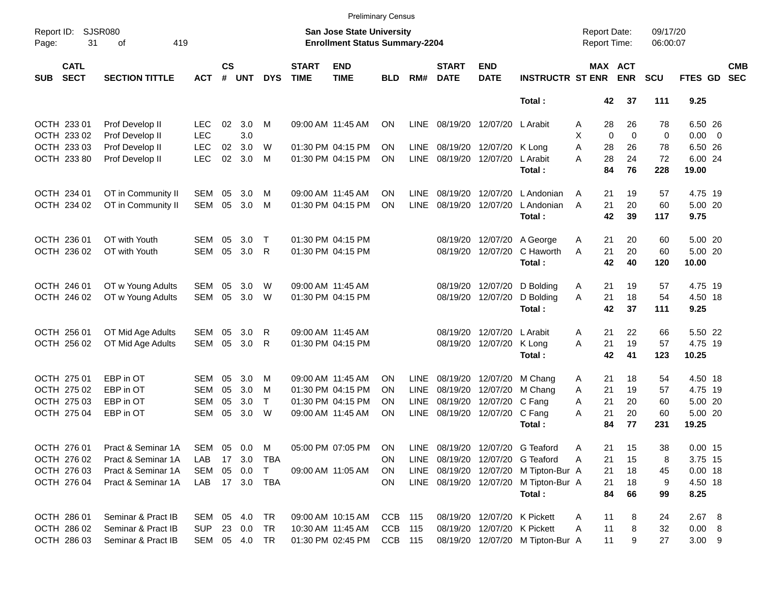Preliminary Census

Report ID: SJSR080

**San Jose State University**
**Enrollment Status Summary-2204**

Report Date: 09/17/20
Report Time: 06:00:07

| SUB | CATL SECT | SECTION TITTLE | ACT | CS # | UNT | DYS | START TIME | END TIME | BLD | RM# | START DATE | END DATE | INSTRUCTR | ST | MAX ENR | ACT ENR | SCU | FTES | GD | CMB SEC |
|---|---|---|---|---|---|---|---|---|---|---|---|---|---|---|---|---|---|---|---|---|
| | | | | | | | | | | | | | **Total :** | | **42** | **37** | **111** | **9.25** | | |
| OCTH | 233 01 | Prof Develop II | LEC | 02 | 3.0 | M | 09:00 AM | 11:45 AM | ON | LINE | 08/19/20 | 12/07/20 | L Arabit | A | 28 | 26 | 78 | 6.50 | 26 | |
| OCTH | 233 02 | Prof Develop II | LEC | | 3.0 | | | | | | | | | X | 0 | 0 | 0 | 0.00 | 0 | |
| OCTH | 233 03 | Prof Develop II | LEC | 02 | 3.0 | W | 01:30 PM | 04:15 PM | ON | LINE | 08/19/20 | 12/07/20 | K Long | A | 28 | 26 | 78 | 6.50 | 26 | |
| OCTH | 233 80 | Prof Develop II | LEC | 02 | 3.0 | M | 01:30 PM | 04:15 PM | ON | LINE | 08/19/20 | 12/07/20 | L Arabit | A | 28 | 24 | 72 | 6.00 | 24 | |
| | | | | | | | | | | | | | **Total :** | | **84** | **76** | **228** | **19.00** | | |
| OCTH | 234 01 | OT in Community II | SEM | 05 | 3.0 | M | 09:00 AM | 11:45 AM | ON | LINE | 08/19/20 | 12/07/20 | L Andonian | A | 21 | 19 | 57 | 4.75 | 19 | |
| OCTH | 234 02 | OT in Community II | SEM | 05 | 3.0 | M | 01:30 PM | 04:15 PM | ON | LINE | 08/19/20 | 12/07/20 | L Andonian | A | 21 | 20 | 60 | 5.00 | 20 | |
| | | | | | | | | | | | | | **Total :** | | **42** | **39** | **117** | **9.75** | | |
| OCTH | 236 01 | OT with Youth | SEM | 05 | 3.0 | T | 01:30 PM | 04:15 PM | | | 08/19/20 | 12/07/20 | A George | A | 21 | 20 | 60 | 5.00 | 20 | |
| OCTH | 236 02 | OT with Youth | SEM | 05 | 3.0 | R | 01:30 PM | 04:15 PM | | | 08/19/20 | 12/07/20 | C Haworth | A | 21 | 20 | 60 | 5.00 | 20 | |
| | | | | | | | | | | | | | **Total :** | | **42** | **40** | **120** | **10.00** | | |
| OCTH | 246 01 | OT w Young Adults | SEM | 05 | 3.0 | W | 09:00 AM | 11:45 AM | | | 08/19/20 | 12/07/20 | D Bolding | A | 21 | 19 | 57 | 4.75 | 19 | |
| OCTH | 246 02 | OT w Young Adults | SEM | 05 | 3.0 | W | 01:30 PM | 04:15 PM | | | 08/19/20 | 12/07/20 | D Bolding | A | 21 | 18 | 54 | 4.50 | 18 | |
| | | | | | | | | | | | | | **Total :** | | **42** | **37** | **111** | **9.25** | | |
| OCTH | 256 01 | OT Mid Age Adults | SEM | 05 | 3.0 | R | 09:00 AM | 11:45 AM | | | 08/19/20 | 12/07/20 | L Arabit | A | 21 | 22 | 66 | 5.50 | 22 | |
| OCTH | 256 02 | OT Mid Age Adults | SEM | 05 | 3.0 | R | 01:30 PM | 04:15 PM | | | 08/19/20 | 12/07/20 | K Long | A | 21 | 19 | 57 | 4.75 | 19 | |
| | | | | | | | | | | | | | **Total :** | | **42** | **41** | **123** | **10.25** | | |
| OCTH | 275 01 | EBP in OT | SEM | 05 | 3.0 | M | 09:00 AM | 11:45 AM | ON | LINE | 08/19/20 | 12/07/20 | M Chang | A | 21 | 18 | 54 | 4.50 | 18 | |
| OCTH | 275 02 | EBP in OT | SEM | 05 | 3.0 | M | 01:30 PM | 04:15 PM | ON | LINE | 08/19/20 | 12/07/20 | M Chang | A | 21 | 19 | 57 | 4.75 | 19 | |
| OCTH | 275 03 | EBP in OT | SEM | 05 | 3.0 | T | 01:30 PM | 04:15 PM | ON | LINE | 08/19/20 | 12/07/20 | C Fang | A | 21 | 20 | 60 | 5.00 | 20 | |
| OCTH | 275 04 | EBP in OT | SEM | 05 | 3.0 | W | 09:00 AM | 11:45 AM | ON | LINE | 08/19/20 | 12/07/20 | C Fang | A | 21 | 20 | 60 | 5.00 | 20 | |
| | | | | | | | | | | | | | **Total :** | | **84** | **77** | **231** | **19.25** | | |
| OCTH | 276 01 | Pract & Seminar 1A | SEM | 05 | 0.0 | M | 05:00 PM | 07:05 PM | ON | LINE | 08/19/20 | 12/07/20 | G Teaford | A | 21 | 15 | 38 | 0.00 | 15 | |
| OCTH | 276 02 | Pract & Seminar 1A | LAB | 17 | 3.0 | TBA | | | ON | LINE | 08/19/20 | 12/07/20 | G Teaford | A | 21 | 15 | 8 | 3.75 | 15 | |
| OCTH | 276 03 | Pract & Seminar 1A | SEM | 05 | 0.0 | T | 09:00 AM | 11:05 AM | ON | LINE | 08/19/20 | 12/07/20 | M Tipton-Bur | A | 21 | 18 | 45 | 0.00 | 18 | |
| OCTH | 276 04 | Pract & Seminar 1A | LAB | 17 | 3.0 | TBA | | | ON | LINE | 08/19/20 | 12/07/20 | M Tipton-Bur | A | 21 | 18 | 9 | 4.50 | 18 | |
| | | | | | | | | | | | | | **Total :** | | **84** | **66** | **99** | **8.25** | | |
| OCTH | 286 01 | Seminar & Pract IB | SEM | 05 | 4.0 | TR | 09:00 AM | 10:15 AM | CCB | 115 | 08/19/20 | 12/07/20 | K Pickett | A | 11 | 8 | 24 | 2.67 | 8 | |
| OCTH | 286 02 | Seminar & Pract IB | SUP | 23 | 0.0 | TR | 10:30 AM | 11:45 AM | CCB | 115 | 08/19/20 | 12/07/20 | K Pickett | A | 11 | 8 | 32 | 0.00 | 8 | |
| OCTH | 286 03 | Seminar & Pract IB | SEM | 05 | 4.0 | TR | 01:30 PM | 02:45 PM | CCB | 115 | 08/19/20 | 12/07/20 | M Tipton-Bur | A | 11 | 9 | 27 | 3.00 | 9 | |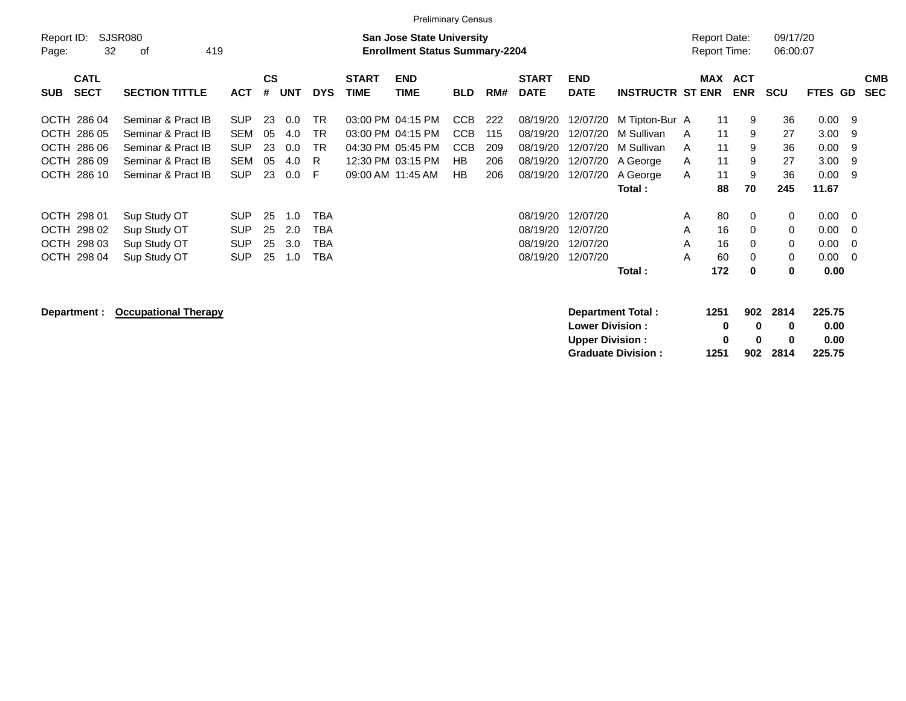Preliminary Census

Report ID: SJSR080

**San Jose State University**
**Enrollment Status Summary-2204**

Report Date: 09/17/20
Report Time: 06:00:07

| SUB | CATL SECT | SECTION TITTLE | ACT | CS # | UNT | DYS | START TIME | END TIME | BLD | RM# | START DATE | END DATE | INSTRUCTR | ST | MAX ENR | ACT ENR | SCU | FTES | GD | CMB SEC |
|---|---|---|---|---|---|---|---|---|---|---|---|---|---|---|---|---|---|---|---|---|
| OCTH | 286 04 | Seminar & Pract IB | SUP | 23 | 0.0 | TR | 03:00 PM | 04:15 PM | CCB | 222 | 08/19/20 | 12/07/20 | M Tipton-Bur | A | 11 | 9 | 36 | 0.00 | 9 | |
| OCTH | 286 05 | Seminar & Pract IB | SEM | 05 | 4.0 | TR | 03:00 PM | 04:15 PM | CCB | 115 | 08/19/20 | 12/07/20 | M Sullivan | A | 11 | 9 | 27 | 3.00 | 9 | |
| OCTH | 286 06 | Seminar & Pract IB | SUP | 23 | 0.0 | TR | 04:30 PM | 05:45 PM | CCB | 209 | 08/19/20 | 12/07/20 | M Sullivan | A | 11 | 9 | 36 | 0.00 | 9 | |
| OCTH | 286 09 | Seminar & Pract IB | SEM | 05 | 4.0 | R | 12:30 PM | 03:15 PM | HB | 206 | 08/19/20 | 12/07/20 | A George | A | 11 | 9 | 27 | 3.00 | 9 | |
| OCTH | 286 10 | Seminar & Pract IB | SUP | 23 | 0.0 | F | 09:00 AM | 11:45 AM | HB | 206 | 08/19/20 | 12/07/20 | A George | A | 11 | 9 | 36 | 0.00 | 9 | |
| | | | | | | | | | | | | | **Total :** | | **88** | **70** | **245** | **11.67** | | |
| OCTH | 298 01 | Sup Study OT | SUP | 25 | 1.0 | TBA | | | | | 08/19/20 | 12/07/20 | | A | 80 | 0 | 0 | 0.00 | 0 | |
| OCTH | 298 02 | Sup Study OT | SUP | 25 | 2.0 | TBA | | | | | 08/19/20 | 12/07/20 | | A | 16 | 0 | 0 | 0.00 | 0 | |
| OCTH | 298 03 | Sup Study OT | SUP | 25 | 3.0 | TBA | | | | | 08/19/20 | 12/07/20 | | A | 16 | 0 | 0 | 0.00 | 0 | |
| OCTH | 298 04 | Sup Study OT | SUP | 25 | 1.0 | TBA | | | | | 08/19/20 | 12/07/20 | | A | 60 | 0 | 0 | 0.00 | 0 | |
| | | | | | | | | | | | | | **Total :** | | **172** | **0** | **0** | **0.00** | | |

**Department : Occupational Therapy**

| | MAX ENR | ACT ENR | SCU | FTES |
|---|---|---|---|---|
| **Department Total :** | **1251** | **902** | **2814** | **225.75** |
| **Lower Division :** | **0** | **0** | **0** | **0.00** |
| **Upper Division :** | **0** | **0** | **0** | **0.00** |
| **Graduate Division :** | **1251** | **902** | **2814** | **225.75** |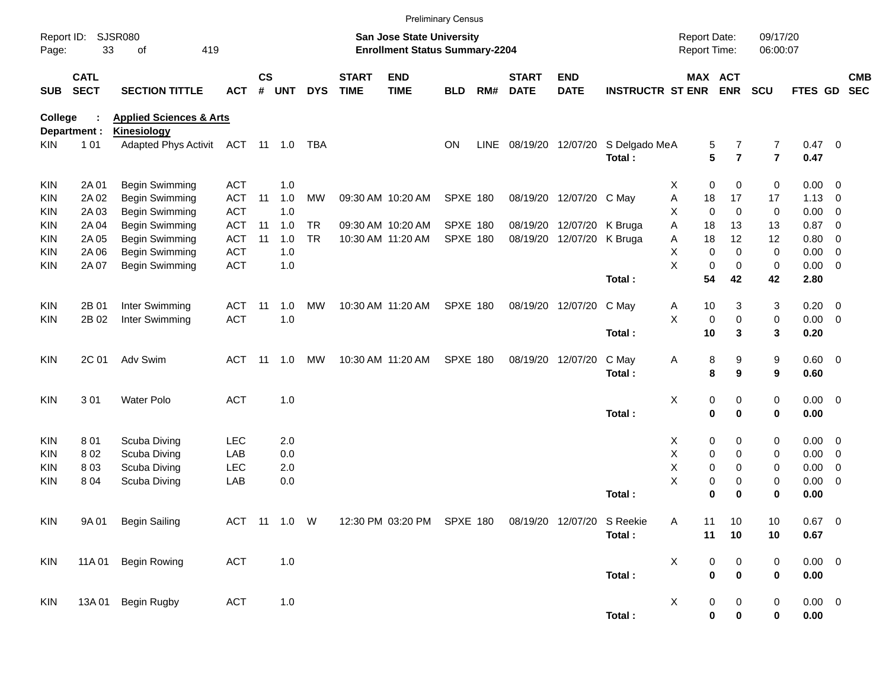Preliminary Census

Report ID: SJSR080
Page: 33 of 419

**San Jose State University**
**Enrollment Status Summary-2204**

Report Date: 09/17/20
Report Time: 06:00:07

**College : Applied Sciences & Arts**
**Department : Kinesiology**

| SUB | CATL SECT | SECTION TITTLE | ACT | CS # | UNT | DYS | START TIME | END TIME | BLD | RM# | START DATE | END DATE | INSTRUCTR | ST | MAX ENR | ACT ENR | SCU | FTES | GD | CMB SEC |
|---|---|---|---|---|---|---|---|---|---|---|---|---|---|---|---|---|---|---|---|---|
| KIN | 1 01 | Adapted Phys Activit | ACT | 11 | 1.0 | TBA | | | ON | LINE | 08/19/20 | 12/07/20 | S Delgado Me | A | 5 | 7 | 7 | 0.47 | 0 | |
| | | | | | | | | | | | | | **Total :** | | **5** | **7** | **7** | **0.47** | | |
| KIN | 2A 01 | Begin Swimming | ACT | | 1.0 | | | | | | | | | X | 0 | 0 | 0 | 0.00 | 0 | |
| KIN | 2A 02 | Begin Swimming | ACT | 11 | 1.0 | MW | 09:30 AM | 10:20 AM | SPXE | 180 | 08/19/20 | 12/07/20 | C May | A | 18 | 17 | 17 | 1.13 | 0 | |
| KIN | 2A 03 | Begin Swimming | ACT | | 1.0 | | | | | | | | | X | 0 | 0 | 0 | 0.00 | 0 | |
| KIN | 2A 04 | Begin Swimming | ACT | 11 | 1.0 | TR | 09:30 AM | 10:20 AM | SPXE | 180 | 08/19/20 | 12/07/20 | K Bruga | A | 18 | 13 | 13 | 0.87 | 0 | |
| KIN | 2A 05 | Begin Swimming | ACT | 11 | 1.0 | TR | 10:30 AM | 11:20 AM | SPXE | 180 | 08/19/20 | 12/07/20 | K Bruga | A | 18 | 12 | 12 | 0.80 | 0 | |
| KIN | 2A 06 | Begin Swimming | ACT | | 1.0 | | | | | | | | | X | 0 | 0 | 0 | 0.00 | 0 | |
| KIN | 2A 07 | Begin Swimming | ACT | | 1.0 | | | | | | | | | X | 0 | 0 | 0 | 0.00 | 0 | |
| | | | | | | | | | | | | | **Total :** | | **54** | **42** | **42** | **2.80** | | |
| KIN | 2B 01 | Inter Swimming | ACT | 11 | 1.0 | MW | 10:30 AM | 11:20 AM | SPXE | 180 | 08/19/20 | 12/07/20 | C May | A | 10 | 3 | 3 | 0.20 | 0 | |
| KIN | 2B 02 | Inter Swimming | ACT | | 1.0 | | | | | | | | | X | 0 | 0 | 0 | 0.00 | 0 | |
| | | | | | | | | | | | | | **Total :** | | **10** | **3** | **3** | **0.20** | | |
| KIN | 2C 01 | Adv Swim | ACT | 11 | 1.0 | MW | 10:30 AM | 11:20 AM | SPXE | 180 | 08/19/20 | 12/07/20 | C May | A | 8 | 9 | 9 | 0.60 | 0 | |
| | | | | | | | | | | | | | **Total :** | | **8** | **9** | **9** | **0.60** | | |
| KIN | 3 01 | Water Polo | ACT | | 1.0 | | | | | | | | | X | 0 | 0 | 0 | 0.00 | 0 | |
| | | | | | | | | | | | | | **Total :** | | **0** | **0** | **0** | **0.00** | | |
| KIN | 8 01 | Scuba Diving | LEC | | 2.0 | | | | | | | | | X | 0 | 0 | 0 | 0.00 | 0 | |
| KIN | 8 02 | Scuba Diving | LAB | | 0.0 | | | | | | | | | X | 0 | 0 | 0 | 0.00 | 0 | |
| KIN | 8 03 | Scuba Diving | LEC | | 2.0 | | | | | | | | | X | 0 | 0 | 0 | 0.00 | 0 | |
| KIN | 8 04 | Scuba Diving | LAB | | 0.0 | | | | | | | | | X | 0 | 0 | 0 | 0.00 | 0 | |
| | | | | | | | | | | | | | **Total :** | | **0** | **0** | **0** | **0.00** | | |
| KIN | 9A 01 | Begin Sailing | ACT | 11 | 1.0 | W | 12:30 PM | 03:20 PM | SPXE | 180 | 08/19/20 | 12/07/20 | S Reekie | A | 11 | 10 | 10 | 0.67 | 0 | |
| | | | | | | | | | | | | | **Total :** | | **11** | **10** | **10** | **0.67** | | |
| KIN | 11A 01 | Begin Rowing | ACT | | 1.0 | | | | | | | | | X | 0 | 0 | 0 | 0.00 | 0 | |
| | | | | | | | | | | | | | **Total :** | | **0** | **0** | **0** | **0.00** | | |
| KIN | 13A 01 | Begin Rugby | ACT | | 1.0 | | | | | | | | | X | 0 | 0 | 0 | 0.00 | 0 | |
| | | | | | | | | | | | | | **Total :** | | **0** | **0** | **0** | **0.00** | | |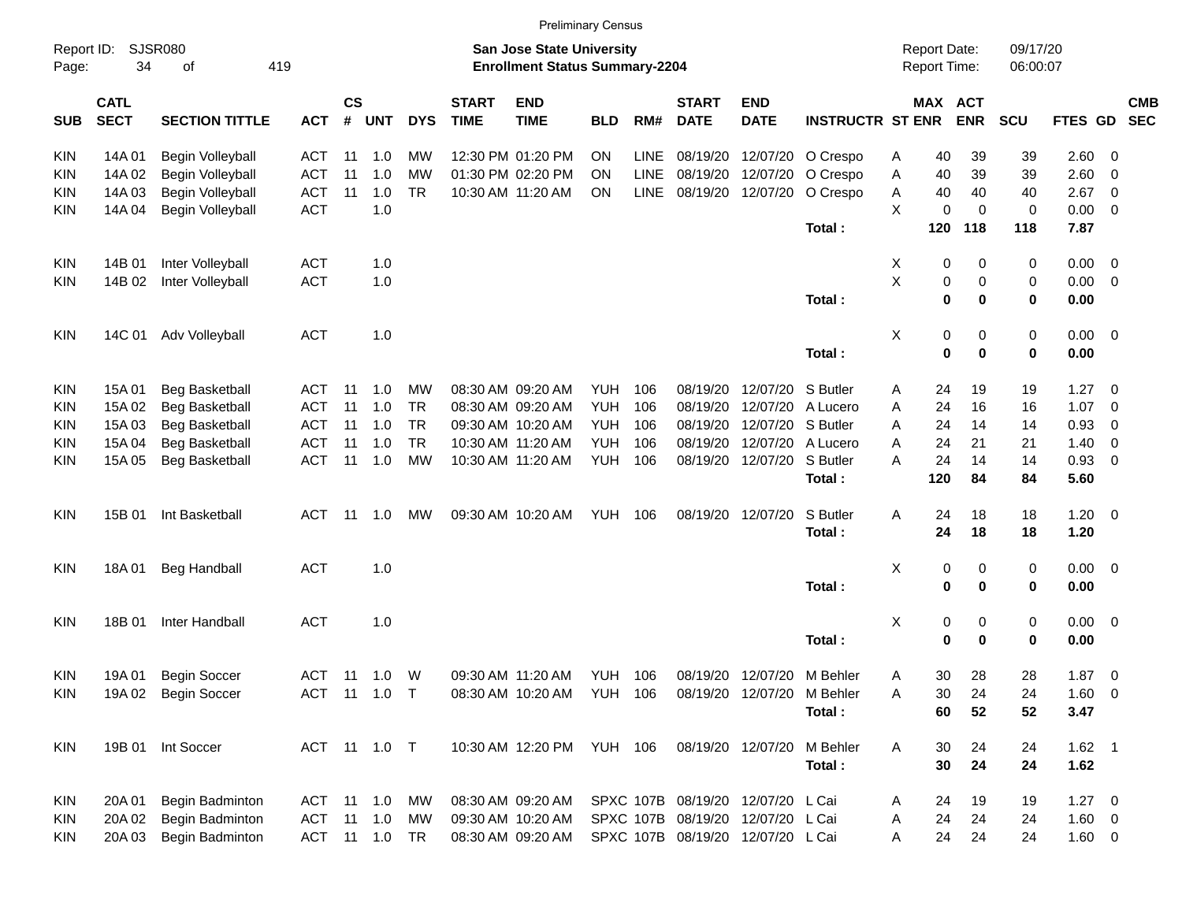Preliminary Census

Report ID: SJSR080
Page: 34 of 419

**San Jose State University**
**Enrollment Status Summary-2204**

Report Date: 09/17/20
Report Time: 06:00:07

| SUB | CATL SECT | SECTION TITTLE | ACT | CS # | UNT | DYS | START TIME | END TIME | BLD | RM# | START DATE | END DATE | INSTRUCTR | ST | MAX ENR | ACT ENR | SCU | FTES | GD | CMB SEC |
|---|---|---|---|---|---|---|---|---|---|---|---|---|---|---|---|---|---|---|---|---|
| KIN | 14A 01 | Begin Volleyball | ACT | 11 | 1.0 | MW | 12:30 PM | 01:20 PM | ON | LINE | 08/19/20 | 12/07/20 | O Crespo | A | 40 | 39 | 39 | 2.60 | 0 | |
| KIN | 14A 02 | Begin Volleyball | ACT | 11 | 1.0 | MW | 01:30 PM | 02:20 PM | ON | LINE | 08/19/20 | 12/07/20 | O Crespo | A | 40 | 39 | 39 | 2.60 | 0 | |
| KIN | 14A 03 | Begin Volleyball | ACT | 11 | 1.0 | TR | 10:30 AM | 11:20 AM | ON | LINE | 08/19/20 | 12/07/20 | O Crespo | A | 40 | 40 | 40 | 2.67 | 0 | |
| KIN | 14A 04 | Begin Volleyball | ACT | | 1.0 | | | | | | | | | X | 0 | 0 | 0 | 0.00 | 0 | |
| | | | | | | | | | | | | | **Total :** | | **120** | **118** | **118** | **7.87** | | |
| KIN | 14B 01 | Inter Volleyball | ACT | | 1.0 | | | | | | | | | X | 0 | 0 | 0 | 0.00 | 0 | |
| KIN | 14B 02 | Inter Volleyball | ACT | | 1.0 | | | | | | | | | X | 0 | 0 | 0 | 0.00 | 0 | |
| | | | | | | | | | | | | | **Total :** | | **0** | **0** | **0** | **0.00** | | |
| KIN | 14C 01 | Adv Volleyball | ACT | | 1.0 | | | | | | | | | X | 0 | 0 | 0 | 0.00 | 0 | |
| | | | | | | | | | | | | | **Total :** | | **0** | **0** | **0** | **0.00** | | |
| KIN | 15A 01 | Beg Basketball | ACT | 11 | 1.0 | MW | 08:30 AM | 09:20 AM | YUH | 106 | 08/19/20 | 12/07/20 | S Butler | A | 24 | 19 | 19 | 1.27 | 0 | |
| KIN | 15A 02 | Beg Basketball | ACT | 11 | 1.0 | TR | 08:30 AM | 09:20 AM | YUH | 106 | 08/19/20 | 12/07/20 | A Lucero | A | 24 | 16 | 16 | 1.07 | 0 | |
| KIN | 15A 03 | Beg Basketball | ACT | 11 | 1.0 | TR | 09:30 AM | 10:20 AM | YUH | 106 | 08/19/20 | 12/07/20 | S Butler | A | 24 | 14 | 14 | 0.93 | 0 | |
| KIN | 15A 04 | Beg Basketball | ACT | 11 | 1.0 | TR | 10:30 AM | 11:20 AM | YUH | 106 | 08/19/20 | 12/07/20 | A Lucero | A | 24 | 21 | 21 | 1.40 | 0 | |
| KIN | 15A 05 | Beg Basketball | ACT | 11 | 1.0 | MW | 10:30 AM | 11:20 AM | YUH | 106 | 08/19/20 | 12/07/20 | S Butler | A | 24 | 14 | 14 | 0.93 | 0 | |
| | | | | | | | | | | | | | **Total :** | | **120** | **84** | **84** | **5.60** | | |
| KIN | 15B 01 | Int Basketball | ACT | 11 | 1.0 | MW | 09:30 AM | 10:20 AM | YUH | 106 | 08/19/20 | 12/07/20 | S Butler | A | 24 | 18 | 18 | 1.20 | 0 | |
| | | | | | | | | | | | | | **Total :** | | **24** | **18** | **18** | **1.20** | | |
| KIN | 18A 01 | Beg Handball | ACT | | 1.0 | | | | | | | | | X | 0 | 0 | 0 | 0.00 | 0 | |
| | | | | | | | | | | | | | **Total :** | | **0** | **0** | **0** | **0.00** | | |
| KIN | 18B 01 | Inter Handball | ACT | | 1.0 | | | | | | | | | X | 0 | 0 | 0 | 0.00 | 0 | |
| | | | | | | | | | | | | | **Total :** | | **0** | **0** | **0** | **0.00** | | |
| KIN | 19A 01 | Begin Soccer | ACT | 11 | 1.0 | W | 09:30 AM | 11:20 AM | YUH | 106 | 08/19/20 | 12/07/20 | M Behler | A | 30 | 28 | 28 | 1.87 | 0 | |
| KIN | 19A 02 | Begin Soccer | ACT | 11 | 1.0 | T | 08:30 AM | 10:20 AM | YUH | 106 | 08/19/20 | 12/07/20 | M Behler | A | 30 | 24 | 24 | 1.60 | 0 | |
| | | | | | | | | | | | | | **Total :** | | **60** | **52** | **52** | **3.47** | | |
| KIN | 19B 01 | Int Soccer | ACT | 11 | 1.0 | T | 10:30 AM | 12:20 PM | YUH | 106 | 08/19/20 | 12/07/20 | M Behler | A | 30 | 24 | 24 | 1.62 | 1 | |
| | | | | | | | | | | | | | **Total :** | | **30** | **24** | **24** | **1.62** | | |
| KIN | 20A 01 | Begin Badminton | ACT | 11 | 1.0 | MW | 08:30 AM | 09:20 AM | SPXC | 107B | 08/19/20 | 12/07/20 | L Cai | A | 24 | 19 | 19 | 1.27 | 0 | |
| KIN | 20A 02 | Begin Badminton | ACT | 11 | 1.0 | MW | 09:30 AM | 10:20 AM | SPXC | 107B | 08/19/20 | 12/07/20 | L Cai | A | 24 | 24 | 24 | 1.60 | 0 | |
| KIN | 20A 03 | Begin Badminton | ACT | 11 | 1.0 | TR | 08:30 AM | 09:20 AM | SPXC | 107B | 08/19/20 | 12/07/20 | L Cai | A | 24 | 24 | 24 | 1.60 | 0 | |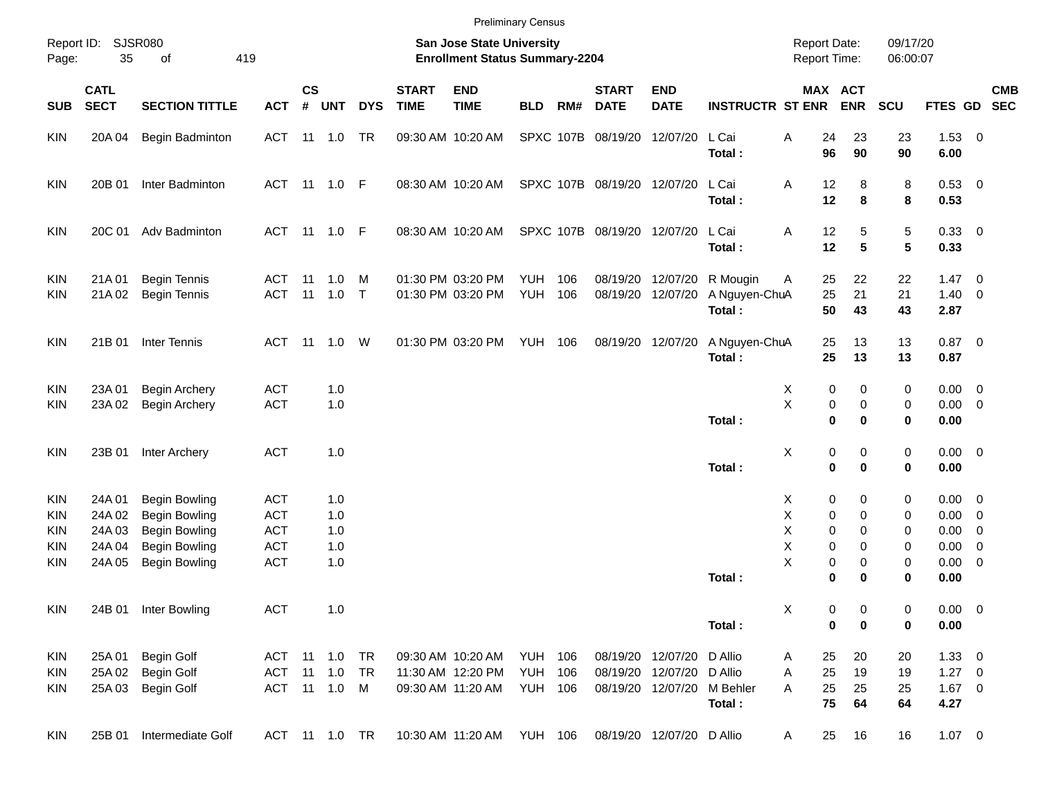Preliminary Census

Report ID: SJSR080
Page: 35 of 419

**San Jose State University**
**Enrollment Status Summary-2204**

Report Date: 09/17/20
Report Time: 06:00:07

| SUB | CATL SECT | SECTION TITTLE | ACT | CS # | UNT | DYS | START TIME | END TIME | BLD | RM# | START DATE | END DATE | INSTRUCTR | ST | MAX ENR | ACT ENR | SCU | FTES | GD | CMB SEC |
|---|---|---|---|---|---|---|---|---|---|---|---|---|---|---|---|---|---|---|---|---|
| KIN | 20A 04 | Begin Badminton | ACT | 11 | 1.0 | TR | 09:30 AM | 10:20 AM | SPXC | 107B | 08/19/20 | 12/07/20 | L Cai | A | 24 | 23 | 23 | 1.53 | 0 | |
| | | | | | | | | | | | | | **Total :** | | **96** | **90** | **90** | **6.00** | | |
| KIN | 20B 01 | Inter Badminton | ACT | 11 | 1.0 | F | 08:30 AM | 10:20 AM | SPXC | 107B | 08/19/20 | 12/07/20 | L Cai | A | 12 | 8 | 8 | 0.53 | 0 | |
| | | | | | | | | | | | | | **Total :** | | **12** | **8** | **8** | **0.53** | | |
| KIN | 20C 01 | Adv Badminton | ACT | 11 | 1.0 | F | 08:30 AM | 10:20 AM | SPXC | 107B | 08/19/20 | 12/07/20 | L Cai | A | 12 | 5 | 5 | 0.33 | 0 | |
| | | | | | | | | | | | | | **Total :** | | **12** | **5** | **5** | **0.33** | | |
| KIN | 21A 01 | Begin Tennis | ACT | 11 | 1.0 | M | 01:30 PM | 03:20 PM | YUH | 106 | 08/19/20 | 12/07/20 | R Mougin | A | 25 | 22 | 22 | 1.47 | 0 | |
| KIN | 21A 02 | Begin Tennis | ACT | 11 | 1.0 | T | 01:30 PM | 03:20 PM | YUH | 106 | 08/19/20 | 12/07/20 | A Nguyen-Chu | A | 25 | 21 | 21 | 1.40 | 0 | |
| | | | | | | | | | | | | | **Total :** | | **50** | **43** | **43** | **2.87** | | |
| KIN | 21B 01 | Inter Tennis | ACT | 11 | 1.0 | W | 01:30 PM | 03:20 PM | YUH | 106 | 08/19/20 | 12/07/20 | A Nguyen-Chu | A | 25 | 13 | 13 | 0.87 | 0 | |
| | | | | | | | | | | | | | **Total :** | | **25** | **13** | **13** | **0.87** | | |
| KIN | 23A 01 | Begin Archery | ACT | | 1.0 | | | | | | | | | X | 0 | 0 | 0 | 0.00 | 0 | |
| KIN | 23A 02 | Begin Archery | ACT | | 1.0 | | | | | | | | | X | 0 | 0 | 0 | 0.00 | 0 | |
| | | | | | | | | | | | | | **Total :** | | **0** | **0** | **0** | **0.00** | | |
| KIN | 23B 01 | Inter Archery | ACT | | 1.0 | | | | | | | | | X | 0 | 0 | 0 | 0.00 | 0 | |
| | | | | | | | | | | | | | **Total :** | | **0** | **0** | **0** | **0.00** | | |
| KIN | 24A 01 | Begin Bowling | ACT | | 1.0 | | | | | | | | | X | 0 | 0 | 0 | 0.00 | 0 | |
| KIN | 24A 02 | Begin Bowling | ACT | | 1.0 | | | | | | | | | X | 0 | 0 | 0 | 0.00 | 0 | |
| KIN | 24A 03 | Begin Bowling | ACT | | 1.0 | | | | | | | | | X | 0 | 0 | 0 | 0.00 | 0 | |
| KIN | 24A 04 | Begin Bowling | ACT | | 1.0 | | | | | | | | | X | 0 | 0 | 0 | 0.00 | 0 | |
| KIN | 24A 05 | Begin Bowling | ACT | | 1.0 | | | | | | | | | X | 0 | 0 | 0 | 0.00 | 0 | |
| | | | | | | | | | | | | | **Total :** | | **0** | **0** | **0** | **0.00** | | |
| KIN | 24B 01 | Inter Bowling | ACT | | 1.0 | | | | | | | | | X | 0 | 0 | 0 | 0.00 | 0 | |
| | | | | | | | | | | | | | **Total :** | | **0** | **0** | **0** | **0.00** | | |
| KIN | 25A 01 | Begin Golf | ACT | 11 | 1.0 | TR | 09:30 AM | 10:20 AM | YUH | 106 | 08/19/20 | 12/07/20 | D Allio | A | 25 | 20 | 20 | 1.33 | 0 | |
| KIN | 25A 02 | Begin Golf | ACT | 11 | 1.0 | TR | 11:30 AM | 12:20 PM | YUH | 106 | 08/19/20 | 12/07/20 | D Allio | A | 25 | 19 | 19 | 1.27 | 0 | |
| KIN | 25A 03 | Begin Golf | ACT | 11 | 1.0 | M | 09:30 AM | 11:20 AM | YUH | 106 | 08/19/20 | 12/07/20 | M Behler | A | 25 | 25 | 25 | 1.67 | 0 | |
| | | | | | | | | | | | | | **Total :** | | **75** | **64** | **64** | **4.27** | | |
| KIN | 25B 01 | Intermediate Golf | ACT | 11 | 1.0 | TR | 10:30 AM | 11:20 AM | YUH | 106 | 08/19/20 | 12/07/20 | D Allio | A | 25 | 16 | 16 | 1.07 | 0 | |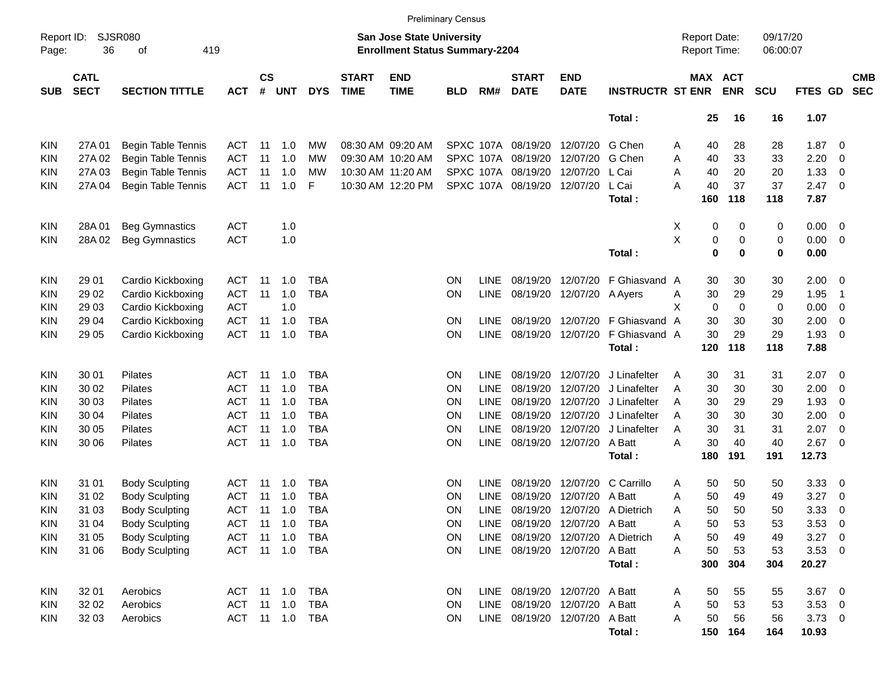Preliminary Census

Report ID: SJSR080

**San Jose State University**
**Enrollment Status Summary-2204**

Report Date: 09/17/20
Report Time: 06:00:07

| SUB | CATL SECT | SECTION TITTLE | ACT | CS # | UNT | DYS | START TIME | END TIME | BLD | RM# | START DATE | END DATE | INSTRUCTR | ST | MAX ENR | ACT ENR | SCU | FTES | GD | CMB SEC |
|---|---|---|---|---|---|---|---|---|---|---|---|---|---|---|---|---|---|---|---|---|
| | | | | | | | | | | | | | **Total :** | | **25** | **16** | **16** | **1.07** | | |
| KIN | 27A 01 | Begin Table Tennis | ACT | 11 | 1.0 | MW | 08:30 AM | 09:20 AM | SPXC | 107A | 08/19/20 | 12/07/20 | G Chen | A | 40 | 28 | 28 | 1.87 | 0 | |
| KIN | 27A 02 | Begin Table Tennis | ACT | 11 | 1.0 | MW | 09:30 AM | 10:20 AM | SPXC | 107A | 08/19/20 | 12/07/20 | G Chen | A | 40 | 33 | 33 | 2.20 | 0 | |
| KIN | 27A 03 | Begin Table Tennis | ACT | 11 | 1.0 | MW | 10:30 AM | 11:20 AM | SPXC | 107A | 08/19/20 | 12/07/20 | L Cai | A | 40 | 20 | 20 | 1.33 | 0 | |
| KIN | 27A 04 | Begin Table Tennis | ACT | 11 | 1.0 | F | 10:30 AM | 12:20 PM | SPXC | 107A | 08/19/20 | 12/07/20 | L Cai | A | 40 | 37 | 37 | 2.47 | 0 | |
| | | | | | | | | | | | | | **Total :** | | **160** | **118** | **118** | **7.87** | | |
| KIN | 28A 01 | Beg Gymnastics | ACT | | 1.0 | | | | | | | | | X | 0 | 0 | 0 | 0.00 | 0 | |
| KIN | 28A 02 | Beg Gymnastics | ACT | | 1.0 | | | | | | | | | X | 0 | 0 | 0 | 0.00 | 0 | |
| | | | | | | | | | | | | | **Total :** | | **0** | **0** | **0** | **0.00** | | |
| KIN | 29 01 | Cardio Kickboxing | ACT | 11 | 1.0 | TBA | | | ON | LINE | 08/19/20 | 12/07/20 | F Ghiasvand | A | 30 | 30 | 30 | 2.00 | 0 | |
| KIN | 29 02 | Cardio Kickboxing | ACT | 11 | 1.0 | TBA | | | ON | LINE | 08/19/20 | 12/07/20 | A Ayers | A | 30 | 29 | 29 | 1.95 | 1 | |
| KIN | 29 03 | Cardio Kickboxing | ACT | | 1.0 | | | | | | | | | X | 0 | 0 | 0 | 0.00 | 0 | |
| KIN | 29 04 | Cardio Kickboxing | ACT | 11 | 1.0 | TBA | | | ON | LINE | 08/19/20 | 12/07/20 | F Ghiasvand | A | 30 | 30 | 30 | 2.00 | 0 | |
| KIN | 29 05 | Cardio Kickboxing | ACT | 11 | 1.0 | TBA | | | ON | LINE | 08/19/20 | 12/07/20 | F Ghiasvand | A | 30 | 29 | 29 | 1.93 | 0 | |
| | | | | | | | | | | | | | **Total :** | | **120** | **118** | **118** | **7.88** | | |
| KIN | 30 01 | Pilates | ACT | 11 | 1.0 | TBA | | | ON | LINE | 08/19/20 | 12/07/20 | J Linafelter | A | 30 | 31 | 31 | 2.07 | 0 | |
| KIN | 30 02 | Pilates | ACT | 11 | 1.0 | TBA | | | ON | LINE | 08/19/20 | 12/07/20 | J Linafelter | A | 30 | 30 | 30 | 2.00 | 0 | |
| KIN | 30 03 | Pilates | ACT | 11 | 1.0 | TBA | | | ON | LINE | 08/19/20 | 12/07/20 | J Linafelter | A | 30 | 29 | 29 | 1.93 | 0 | |
| KIN | 30 04 | Pilates | ACT | 11 | 1.0 | TBA | | | ON | LINE | 08/19/20 | 12/07/20 | J Linafelter | A | 30 | 30 | 30 | 2.00 | 0 | |
| KIN | 30 05 | Pilates | ACT | 11 | 1.0 | TBA | | | ON | LINE | 08/19/20 | 12/07/20 | J Linafelter | A | 30 | 31 | 31 | 2.07 | 0 | |
| KIN | 30 06 | Pilates | ACT | 11 | 1.0 | TBA | | | ON | LINE | 08/19/20 | 12/07/20 | A Batt | A | 30 | 40 | 40 | 2.67 | 0 | |
| | | | | | | | | | | | | | **Total :** | | **180** | **191** | **191** | **12.73** | | |
| KIN | 31 01 | Body Sculpting | ACT | 11 | 1.0 | TBA | | | ON | LINE | 08/19/20 | 12/07/20 | C Carrillo | A | 50 | 50 | 50 | 3.33 | 0 | |
| KIN | 31 02 | Body Sculpting | ACT | 11 | 1.0 | TBA | | | ON | LINE | 08/19/20 | 12/07/20 | A Batt | A | 50 | 49 | 49 | 3.27 | 0 | |
| KIN | 31 03 | Body Sculpting | ACT | 11 | 1.0 | TBA | | | ON | LINE | 08/19/20 | 12/07/20 | A Dietrich | A | 50 | 50 | 50 | 3.33 | 0 | |
| KIN | 31 04 | Body Sculpting | ACT | 11 | 1.0 | TBA | | | ON | LINE | 08/19/20 | 12/07/20 | A Batt | A | 50 | 53 | 53 | 3.53 | 0 | |
| KIN | 31 05 | Body Sculpting | ACT | 11 | 1.0 | TBA | | | ON | LINE | 08/19/20 | 12/07/20 | A Dietrich | A | 50 | 49 | 49 | 3.27 | 0 | |
| KIN | 31 06 | Body Sculpting | ACT | 11 | 1.0 | TBA | | | ON | LINE | 08/19/20 | 12/07/20 | A Batt | A | 50 | 53 | 53 | 3.53 | 0 | |
| | | | | | | | | | | | | | **Total :** | | **300** | **304** | **304** | **20.27** | | |
| KIN | 32 01 | Aerobics | ACT | 11 | 1.0 | TBA | | | ON | LINE | 08/19/20 | 12/07/20 | A Batt | A | 50 | 55 | 55 | 3.67 | 0 | |
| KIN | 32 02 | Aerobics | ACT | 11 | 1.0 | TBA | | | ON | LINE | 08/19/20 | 12/07/20 | A Batt | A | 50 | 53 | 53 | 3.53 | 0 | |
| KIN | 32 03 | Aerobics | ACT | 11 | 1.0 | TBA | | | ON | LINE | 08/19/20 | 12/07/20 | A Batt | A | 50 | 56 | 56 | 3.73 | 0 | |
| | | | | | | | | | | | | | **Total :** | | **150** | **164** | **164** | **10.93** | | |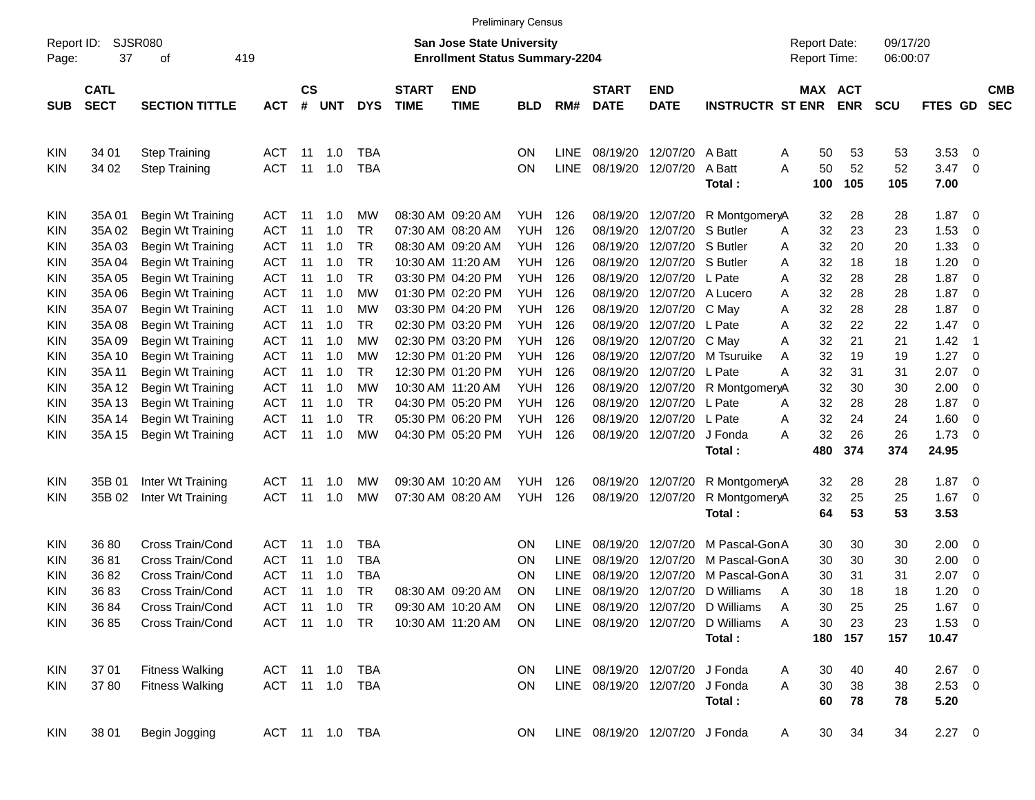Preliminary Census

Report ID: SJSR080
Page: 37 of 419

**San Jose State University**
**Enrollment Status Summary-2204**

Report Date: 09/17/20
Report Time: 06:00:07

| SUB | CATL SECT | SECTION TITTLE | ACT | CS # | UNT | DYS | START TIME | END TIME | BLD | RM# | START DATE | END DATE | INSTRUCTR | ST | MAX ENR | ACT ENR | SCU | FTES | GD | CMB SEC |
|---|---|---|---|---|---|---|---|---|---|---|---|---|---|---|---|---|---|---|---|---|
| KIN | 34 01 | Step Training | ACT | 11 | 1.0 | TBA | | | ON | LINE | 08/19/20 | 12/07/20 | A Batt | A | 50 | 53 | 53 | 3.53 | 0 | |
| KIN | 34 02 | Step Training | ACT | 11 | 1.0 | TBA | | | ON | LINE | 08/19/20 | 12/07/20 | A Batt | A | 50 | 52 | 52 | 3.47 | 0 | |
| | | | | | | | | | | | | | Total : | | 100 | 105 | 105 | 7.00 | | |
| KIN | 35A 01 | Begin Wt Training | ACT | 11 | 1.0 | MW | 08:30 AM | 09:20 AM | YUH | 126 | 08/19/20 | 12/07/20 | R Montgomery | A | 32 | 28 | 28 | 1.87 | 0 | |
| KIN | 35A 02 | Begin Wt Training | ACT | 11 | 1.0 | TR | 07:30 AM | 08:20 AM | YUH | 126 | 08/19/20 | 12/07/20 | S Butler | A | 32 | 23 | 23 | 1.53 | 0 | |
| KIN | 35A 03 | Begin Wt Training | ACT | 11 | 1.0 | TR | 08:30 AM | 09:20 AM | YUH | 126 | 08/19/20 | 12/07/20 | S Butler | A | 32 | 20 | 20 | 1.33 | 0 | |
| KIN | 35A 04 | Begin Wt Training | ACT | 11 | 1.0 | TR | 10:30 AM | 11:20 AM | YUH | 126 | 08/19/20 | 12/07/20 | S Butler | A | 32 | 18 | 18 | 1.20 | 0 | |
| KIN | 35A 05 | Begin Wt Training | ACT | 11 | 1.0 | TR | 03:30 PM | 04:20 PM | YUH | 126 | 08/19/20 | 12/07/20 | L Pate | A | 32 | 28 | 28 | 1.87 | 0 | |
| KIN | 35A 06 | Begin Wt Training | ACT | 11 | 1.0 | MW | 01:30 PM | 02:20 PM | YUH | 126 | 08/19/20 | 12/07/20 | A Lucero | A | 32 | 28 | 28 | 1.87 | 0 | |
| KIN | 35A 07 | Begin Wt Training | ACT | 11 | 1.0 | MW | 03:30 PM | 04:20 PM | YUH | 126 | 08/19/20 | 12/07/20 | C May | A | 32 | 28 | 28 | 1.87 | 0 | |
| KIN | 35A 08 | Begin Wt Training | ACT | 11 | 1.0 | TR | 02:30 PM | 03:20 PM | YUH | 126 | 08/19/20 | 12/07/20 | L Pate | A | 32 | 22 | 22 | 1.47 | 0 | |
| KIN | 35A 09 | Begin Wt Training | ACT | 11 | 1.0 | MW | 02:30 PM | 03:20 PM | YUH | 126 | 08/19/20 | 12/07/20 | C May | A | 32 | 21 | 21 | 1.42 | 1 | |
| KIN | 35A 10 | Begin Wt Training | ACT | 11 | 1.0 | MW | 12:30 PM | 01:20 PM | YUH | 126 | 08/19/20 | 12/07/20 | M Tsuruike | A | 32 | 19 | 19 | 1.27 | 0 | |
| KIN | 35A 11 | Begin Wt Training | ACT | 11 | 1.0 | TR | 12:30 PM | 01:20 PM | YUH | 126 | 08/19/20 | 12/07/20 | L Pate | A | 32 | 31 | 31 | 2.07 | 0 | |
| KIN | 35A 12 | Begin Wt Training | ACT | 11 | 1.0 | MW | 10:30 AM | 11:20 AM | YUH | 126 | 08/19/20 | 12/07/20 | R Montgomery | A | 32 | 30 | 30 | 2.00 | 0 | |
| KIN | 35A 13 | Begin Wt Training | ACT | 11 | 1.0 | TR | 04:30 PM | 05:20 PM | YUH | 126 | 08/19/20 | 12/07/20 | L Pate | A | 32 | 28 | 28 | 1.87 | 0 | |
| KIN | 35A 14 | Begin Wt Training | ACT | 11 | 1.0 | TR | 05:30 PM | 06:20 PM | YUH | 126 | 08/19/20 | 12/07/20 | L Pate | A | 32 | 24 | 24 | 1.60 | 0 | |
| KIN | 35A 15 | Begin Wt Training | ACT | 11 | 1.0 | MW | 04:30 PM | 05:20 PM | YUH | 126 | 08/19/20 | 12/07/20 | J Fonda | A | 32 | 26 | 26 | 1.73 | 0 | |
| | | | | | | | | | | | | | Total : | | 480 | 374 | 374 | 24.95 | | |
| KIN | 35B 01 | Inter Wt Training | ACT | 11 | 1.0 | MW | 09:30 AM | 10:20 AM | YUH | 126 | 08/19/20 | 12/07/20 | R Montgomery | A | 32 | 28 | 28 | 1.87 | 0 | |
| KIN | 35B 02 | Inter Wt Training | ACT | 11 | 1.0 | MW | 07:30 AM | 08:20 AM | YUH | 126 | 08/19/20 | 12/07/20 | R Montgomery | A | 32 | 25 | 25 | 1.67 | 0 | |
| | | | | | | | | | | | | | Total : | | 64 | 53 | 53 | 3.53 | | |
| KIN | 36 80 | Cross Train/Cond | ACT | 11 | 1.0 | TBA | | | ON | LINE | 08/19/20 | 12/07/20 | M Pascal-Gon | A | 30 | 30 | 30 | 2.00 | 0 | |
| KIN | 36 81 | Cross Train/Cond | ACT | 11 | 1.0 | TBA | | | ON | LINE | 08/19/20 | 12/07/20 | M Pascal-Gon | A | 30 | 30 | 30 | 2.00 | 0 | |
| KIN | 36 82 | Cross Train/Cond | ACT | 11 | 1.0 | TBA | | | ON | LINE | 08/19/20 | 12/07/20 | M Pascal-Gon | A | 30 | 31 | 31 | 2.07 | 0 | |
| KIN | 36 83 | Cross Train/Cond | ACT | 11 | 1.0 | TR | 08:30 AM | 09:20 AM | ON | LINE | 08/19/20 | 12/07/20 | D Williams | A | 30 | 18 | 18 | 1.20 | 0 | |
| KIN | 36 84 | Cross Train/Cond | ACT | 11 | 1.0 | TR | 09:30 AM | 10:20 AM | ON | LINE | 08/19/20 | 12/07/20 | D Williams | A | 30 | 25 | 25 | 1.67 | 0 | |
| KIN | 36 85 | Cross Train/Cond | ACT | 11 | 1.0 | TR | 10:30 AM | 11:20 AM | ON | LINE | 08/19/20 | 12/07/20 | D Williams | A | 30 | 23 | 23 | 1.53 | 0 | |
| | | | | | | | | | | | | | Total : | | 180 | 157 | 157 | 10.47 | | |
| KIN | 37 01 | Fitness Walking | ACT | 11 | 1.0 | TBA | | | ON | LINE | 08/19/20 | 12/07/20 | J Fonda | A | 30 | 40 | 40 | 2.67 | 0 | |
| KIN | 37 80 | Fitness Walking | ACT | 11 | 1.0 | TBA | | | ON | LINE | 08/19/20 | 12/07/20 | J Fonda | A | 30 | 38 | 38 | 2.53 | 0 | |
| | | | | | | | | | | | | | Total : | | 60 | 78 | 78 | 5.20 | | |
| KIN | 38 01 | Begin Jogging | ACT | 11 | 1.0 | TBA | | | ON | LINE | 08/19/20 | 12/07/20 | J Fonda | A | 30 | 34 | 34 | 2.27 | 0 | |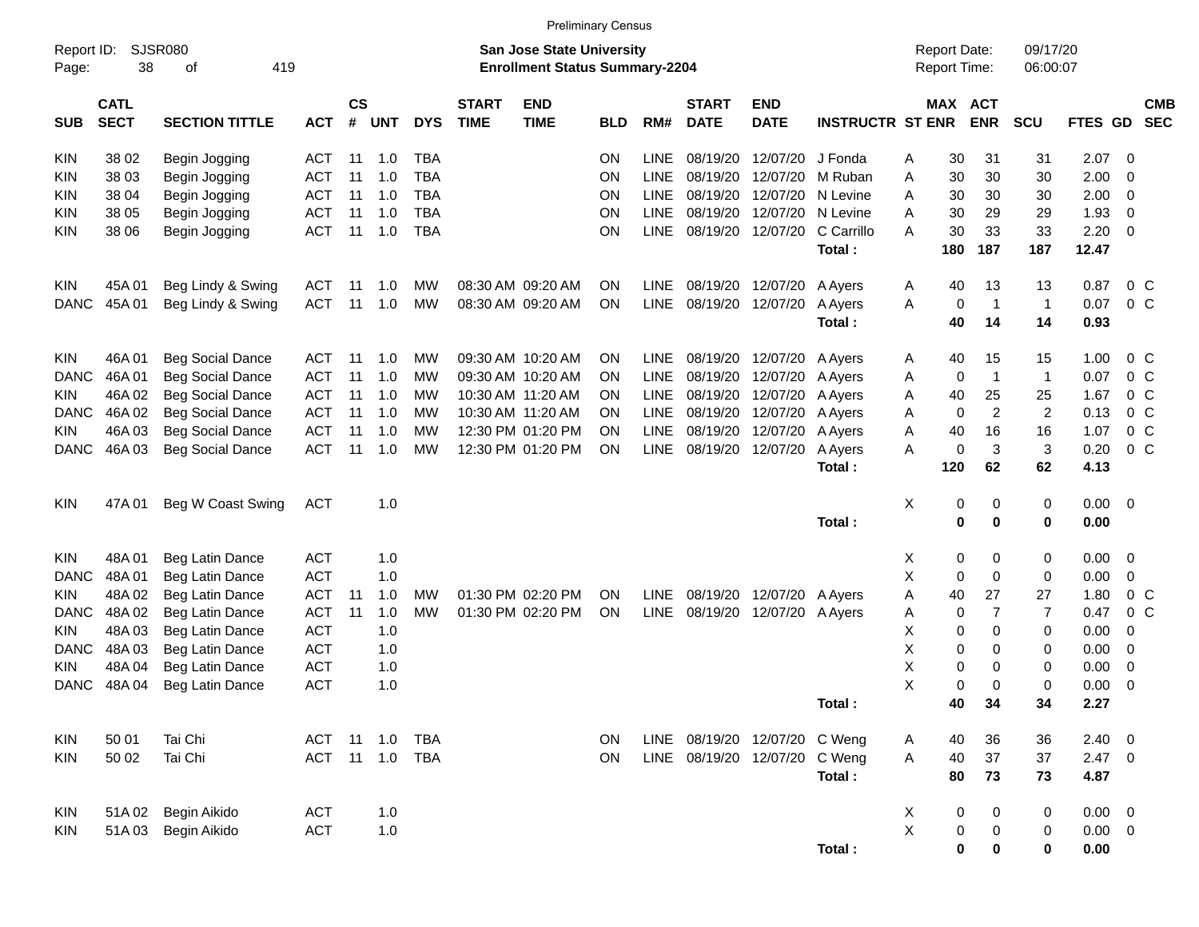Preliminary Census

Report ID: SJSR080

**San Jose State University**
**Enrollment Status Summary-2204**

Report Date: 09/17/20
Report Time: 06:00:07

| SUB | CATL SECT | SECTION TITTLE | ACT | CS # | UNT | DYS | START TIME | END TIME | BLD | RM# | START DATE | END DATE | INSTRUCTR | ST | MAX ENR | ACT ENR | SCU | FTES | GD | CMB SEC |
|---|---|---|---|---|---|---|---|---|---|---|---|---|---|---|---|---|---|---|---|---|
| KIN | 38 02 | Begin Jogging | ACT | 11 | 1.0 | TBA | | | ON | LINE | 08/19/20 | 12/07/20 | J Fonda | A | 30 | 31 | 31 | 2.07 | 0 | |
| KIN | 38 03 | Begin Jogging | ACT | 11 | 1.0 | TBA | | | ON | LINE | 08/19/20 | 12/07/20 | M Ruban | A | 30 | 30 | 30 | 2.00 | 0 | |
| KIN | 38 04 | Begin Jogging | ACT | 11 | 1.0 | TBA | | | ON | LINE | 08/19/20 | 12/07/20 | N Levine | A | 30 | 30 | 30 | 2.00 | 0 | |
| KIN | 38 05 | Begin Jogging | ACT | 11 | 1.0 | TBA | | | ON | LINE | 08/19/20 | 12/07/20 | N Levine | A | 30 | 29 | 29 | 1.93 | 0 | |
| KIN | 38 06 | Begin Jogging | ACT | 11 | 1.0 | TBA | | | ON | LINE | 08/19/20 | 12/07/20 | C Carrillo | A | 30 | 33 | 33 | 2.20 | 0 | |
| | | | | | | | | | | | | | **Total :** | | **180** | **187** | **187** | **12.47** | | |
| KIN | 45A 01 | Beg Lindy & Swing | ACT | 11 | 1.0 | MW | 08:30 AM | 09:20 AM | ON | LINE | 08/19/20 | 12/07/20 | A Ayers | A | 40 | 13 | 13 | 0.87 | 0 | C |
| DANC | 45A 01 | Beg Lindy & Swing | ACT | 11 | 1.0 | MW | 08:30 AM | 09:20 AM | ON | LINE | 08/19/20 | 12/07/20 | A Ayers | A | 0 | 1 | 1 | 0.07 | 0 | C |
| | | | | | | | | | | | | | **Total :** | | **40** | **14** | **14** | **0.93** | | |
| KIN | 46A 01 | Beg Social Dance | ACT | 11 | 1.0 | MW | 09:30 AM | 10:20 AM | ON | LINE | 08/19/20 | 12/07/20 | A Ayers | A | 40 | 15 | 15 | 1.00 | 0 | C |
| DANC | 46A 01 | Beg Social Dance | ACT | 11 | 1.0 | MW | 09:30 AM | 10:20 AM | ON | LINE | 08/19/20 | 12/07/20 | A Ayers | A | 0 | 1 | 1 | 0.07 | 0 | C |
| KIN | 46A 02 | Beg Social Dance | ACT | 11 | 1.0 | MW | 10:30 AM | 11:20 AM | ON | LINE | 08/19/20 | 12/07/20 | A Ayers | A | 40 | 25 | 25 | 1.67 | 0 | C |
| DANC | 46A 02 | Beg Social Dance | ACT | 11 | 1.0 | MW | 10:30 AM | 11:20 AM | ON | LINE | 08/19/20 | 12/07/20 | A Ayers | A | 0 | 2 | 2 | 0.13 | 0 | C |
| KIN | 46A 03 | Beg Social Dance | ACT | 11 | 1.0 | MW | 12:30 PM | 01:20 PM | ON | LINE | 08/19/20 | 12/07/20 | A Ayers | A | 40 | 16 | 16 | 1.07 | 0 | C |
| DANC | 46A 03 | Beg Social Dance | ACT | 11 | 1.0 | MW | 12:30 PM | 01:20 PM | ON | LINE | 08/19/20 | 12/07/20 | A Ayers | A | 0 | 3 | 3 | 0.20 | 0 | C |
| | | | | | | | | | | | | | **Total :** | | **120** | **62** | **62** | **4.13** | | |
| KIN | 47A 01 | Beg W Coast Swing | ACT | | 1.0 | | | | | | | | | X | 0 | 0 | 0 | 0.00 | 0 | |
| | | | | | | | | | | | | | **Total :** | | **0** | **0** | **0** | **0.00** | | |
| KIN | 48A 01 | Beg Latin Dance | ACT | | 1.0 | | | | | | | | | X | 0 | 0 | 0 | 0.00 | 0 | |
| DANC | 48A 01 | Beg Latin Dance | ACT | | 1.0 | | | | | | | | | X | 0 | 0 | 0 | 0.00 | 0 | |
| KIN | 48A 02 | Beg Latin Dance | ACT | 11 | 1.0 | MW | 01:30 PM | 02:20 PM | ON | LINE | 08/19/20 | 12/07/20 | A Ayers | A | 40 | 27 | 27 | 1.80 | 0 | C |
| DANC | 48A 02 | Beg Latin Dance | ACT | 11 | 1.0 | MW | 01:30 PM | 02:20 PM | ON | LINE | 08/19/20 | 12/07/20 | A Ayers | A | 0 | 7 | 7 | 0.47 | 0 | C |
| KIN | 48A 03 | Beg Latin Dance | ACT | | 1.0 | | | | | | | | | X | 0 | 0 | 0 | 0.00 | 0 | |
| DANC | 48A 03 | Beg Latin Dance | ACT | | 1.0 | | | | | | | | | X | 0 | 0 | 0 | 0.00 | 0 | |
| KIN | 48A 04 | Beg Latin Dance | ACT | | 1.0 | | | | | | | | | X | 0 | 0 | 0 | 0.00 | 0 | |
| DANC | 48A 04 | Beg Latin Dance | ACT | | 1.0 | | | | | | | | | X | 0 | 0 | 0 | 0.00 | 0 | |
| | | | | | | | | | | | | | **Total :** | | **40** | **34** | **34** | **2.27** | | |
| KIN | 50 01 | Tai Chi | ACT | 11 | 1.0 | TBA | | | ON | LINE | 08/19/20 | 12/07/20 | C Weng | A | 40 | 36 | 36 | 2.40 | 0 | |
| KIN | 50 02 | Tai Chi | ACT | 11 | 1.0 | TBA | | | ON | LINE | 08/19/20 | 12/07/20 | C Weng | A | 40 | 37 | 37 | 2.47 | 0 | |
| | | | | | | | | | | | | | **Total :** | | **80** | **73** | **73** | **4.87** | | |
| KIN | 51A 02 | Begin Aikido | ACT | | 1.0 | | | | | | | | | X | 0 | 0 | 0 | 0.00 | 0 | |
| KIN | 51A 03 | Begin Aikido | ACT | | 1.0 | | | | | | | | | X | 0 | 0 | 0 | 0.00 | 0 | |
| | | | | | | | | | | | | | **Total :** | | **0** | **0** | **0** | **0.00** | | |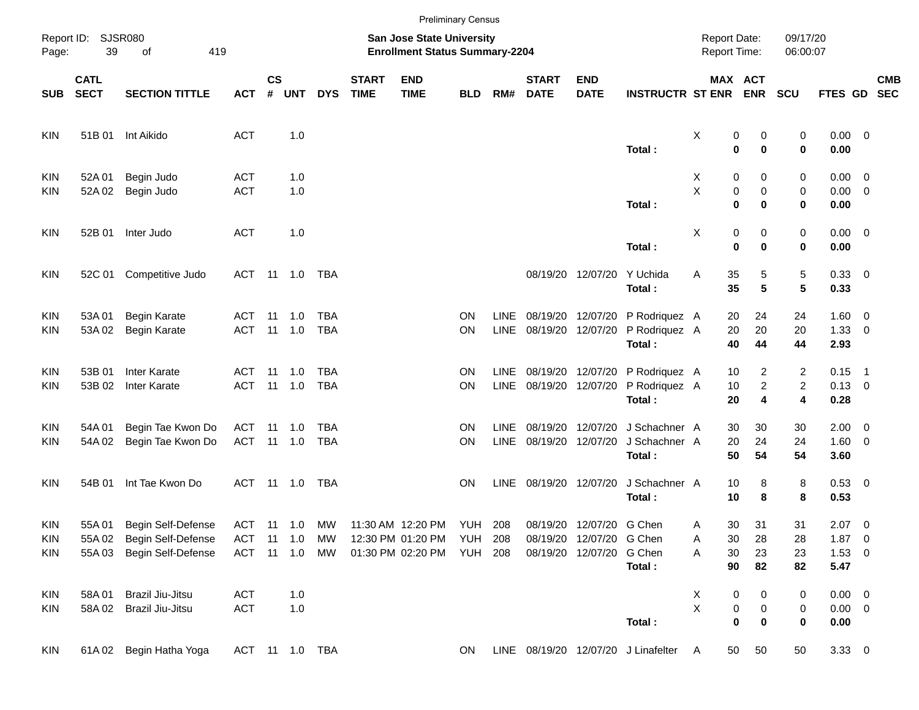Preliminary Census

Report ID: SJSR080

**San Jose State University**
**Enrollment Status Summary-2204**

Report Date: 09/17/20
Report Time: 06:00:07

| SUB | CATL SECT | SECTION TITTLE | ACT | CS # | UNT | DYS | START TIME | END TIME | BLD | RM# | START DATE | END DATE | INSTRUCTR | ST | MAX ENR | ACT ENR | SCU | FTES | GD | CMB SEC |
|---|---|---|---|---|---|---|---|---|---|---|---|---|---|---|---|---|---|---|---|---|
| KIN | 51B 01 | Int Aikido | ACT | | 1.0 | | | | | | | | | X | 0 | 0 | 0 | 0.00 | 0 | |
| | | | | | | | | | | | | | **Total :** | | **0** | **0** | **0** | **0.00** | | |
| KIN | 52A 01 | Begin Judo | ACT | | 1.0 | | | | | | | | | X | 0 | 0 | 0 | 0.00 | 0 | |
| KIN | 52A 02 | Begin Judo | ACT | | 1.0 | | | | | | | | | X | 0 | 0 | 0 | 0.00 | 0 | |
| | | | | | | | | | | | | | **Total :** | | **0** | **0** | **0** | **0.00** | | |
| KIN | 52B 01 | Inter Judo | ACT | | 1.0 | | | | | | | | | X | 0 | 0 | 0 | 0.00 | 0 | |
| | | | | | | | | | | | | | **Total :** | | **0** | **0** | **0** | **0.00** | | |
| KIN | 52C 01 | Competitive Judo | ACT | 11 | 1.0 | TBA | | | | | 08/19/20 | 12/07/20 | Y Uchida | A | 35 | 5 | 5 | 0.33 | 0 | |
| | | | | | | | | | | | | | **Total :** | | **35** | **5** | **5** | **0.33** | | |
| KIN | 53A 01 | Begin Karate | ACT | 11 | 1.0 | TBA | | | ON | LINE | 08/19/20 | 12/07/20 | P Rodriquez | A | 20 | 24 | 24 | 1.60 | 0 | |
| KIN | 53A 02 | Begin Karate | ACT | 11 | 1.0 | TBA | | | ON | LINE | 08/19/20 | 12/07/20 | P Rodriquez | A | 20 | 20 | 20 | 1.33 | 0 | |
| | | | | | | | | | | | | | **Total :** | | **40** | **44** | **44** | **2.93** | | |
| KIN | 53B 01 | Inter Karate | ACT | 11 | 1.0 | TBA | | | ON | LINE | 08/19/20 | 12/07/20 | P Rodriquez | A | 10 | 2 | 2 | 0.15 | 1 | |
| KIN | 53B 02 | Inter Karate | ACT | 11 | 1.0 | TBA | | | ON | LINE | 08/19/20 | 12/07/20 | P Rodriquez | A | 10 | 2 | 2 | 0.13 | 0 | |
| | | | | | | | | | | | | | **Total :** | | **20** | **4** | **4** | **0.28** | | |
| KIN | 54A 01 | Begin Tae Kwon Do | ACT | 11 | 1.0 | TBA | | | ON | LINE | 08/19/20 | 12/07/20 | J Schachner | A | 30 | 30 | 30 | 2.00 | 0 | |
| KIN | 54A 02 | Begin Tae Kwon Do | ACT | 11 | 1.0 | TBA | | | ON | LINE | 08/19/20 | 12/07/20 | J Schachner | A | 20 | 24 | 24 | 1.60 | 0 | |
| | | | | | | | | | | | | | **Total :** | | **50** | **54** | **54** | **3.60** | | |
| KIN | 54B 01 | Int Tae Kwon Do | ACT | 11 | 1.0 | TBA | | | ON | LINE | 08/19/20 | 12/07/20 | J Schachner | A | 10 | 8 | 8 | 0.53 | 0 | |
| | | | | | | | | | | | | | **Total :** | | **10** | **8** | **8** | **0.53** | | |
| KIN | 55A 01 | Begin Self-Defense | ACT | 11 | 1.0 | MW | 11:30 AM | 12:20 PM | YUH | 208 | 08/19/20 | 12/07/20 | G Chen | A | 30 | 31 | 31 | 2.07 | 0 | |
| KIN | 55A 02 | Begin Self-Defense | ACT | 11 | 1.0 | MW | 12:30 PM | 01:20 PM | YUH | 208 | 08/19/20 | 12/07/20 | G Chen | A | 30 | 28 | 28 | 1.87 | 0 | |
| KIN | 55A 03 | Begin Self-Defense | ACT | 11 | 1.0 | MW | 01:30 PM | 02:20 PM | YUH | 208 | 08/19/20 | 12/07/20 | G Chen | A | 30 | 23 | 23 | 1.53 | 0 | |
| | | | | | | | | | | | | | **Total :** | | **90** | **82** | **82** | **5.47** | | |
| KIN | 58A 01 | Brazil Jiu-Jitsu | ACT | | 1.0 | | | | | | | | | X | 0 | 0 | 0 | 0.00 | 0 | |
| KIN | 58A 02 | Brazil Jiu-Jitsu | ACT | | 1.0 | | | | | | | | | X | 0 | 0 | 0 | 0.00 | 0 | |
| | | | | | | | | | | | | | **Total :** | | **0** | **0** | **0** | **0.00** | | |
| KIN | 61A 02 | Begin Hatha Yoga | ACT | 11 | 1.0 | TBA | | | ON | LINE | 08/19/20 | 12/07/20 | J Linafelter | A | 50 | 50 | 50 | 3.33 | 0 | |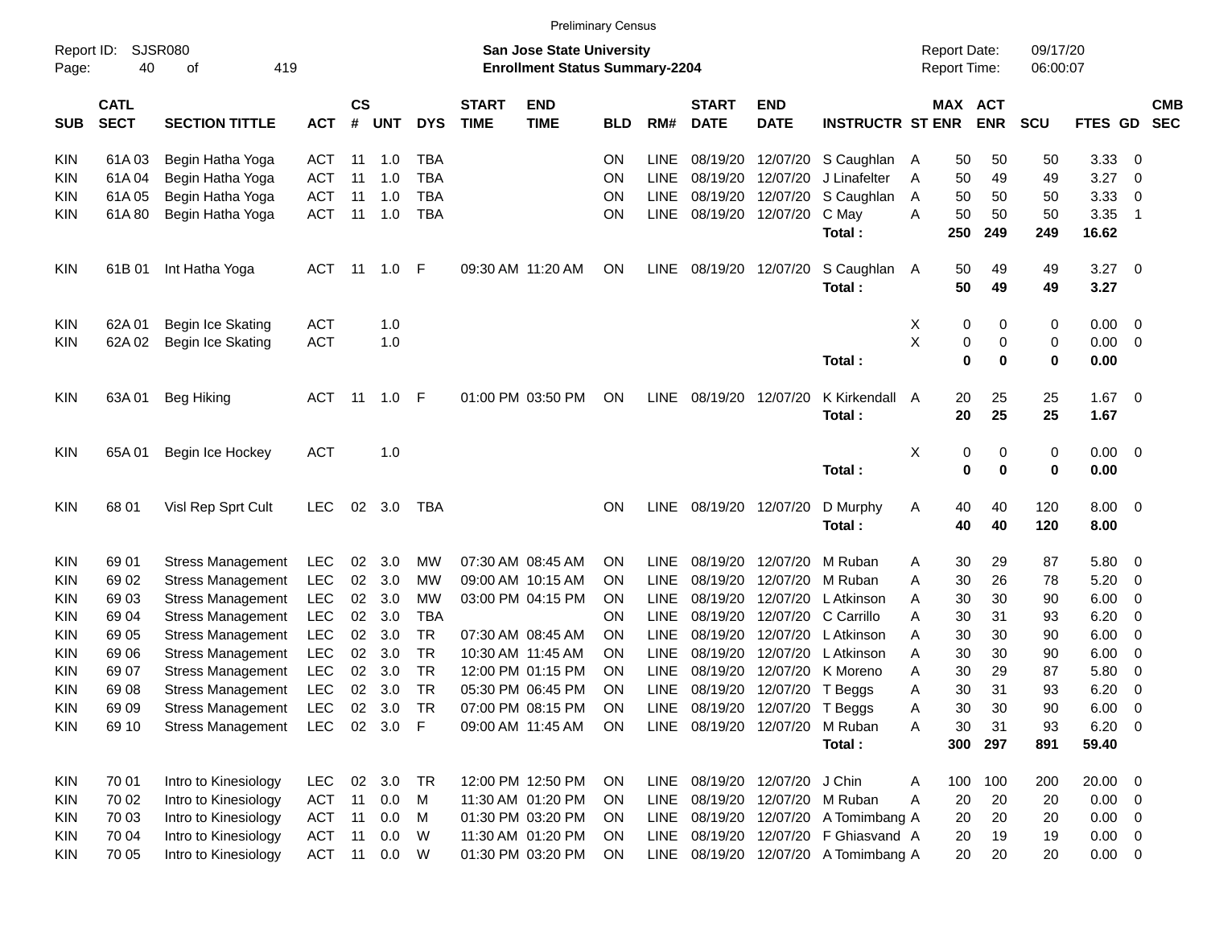Preliminary Census

Report ID: SJSR080
Page: 40 of 419

**San Jose State University**
**Enrollment Status Summary-2204**

Report Date: 09/17/20
Report Time: 06:00:07

| SUB | CATL SECT | SECTION TITTLE | ACT | CS # | UNT | DYS | START TIME | END TIME | BLD | RM# | START DATE | END DATE | INSTRUCTR | ST | MAX ENR | ACT ENR | SCU | FTES | GD | CMB SEC |
|---|---|---|---|---|---|---|---|---|---|---|---|---|---|---|---|---|---|---|---|---|
| KIN | 61A 03 | Begin Hatha Yoga | ACT | 11 | 1.0 | TBA | | | ON | LINE | 08/19/20 | 12/07/20 | S Caughlan | A | 50 | 50 | 50 | 3.33 | 0 | |
| KIN | 61A 04 | Begin Hatha Yoga | ACT | 11 | 1.0 | TBA | | | ON | LINE | 08/19/20 | 12/07/20 | J Linafelter | A | 50 | 49 | 49 | 3.27 | 0 | |
| KIN | 61A 05 | Begin Hatha Yoga | ACT | 11 | 1.0 | TBA | | | ON | LINE | 08/19/20 | 12/07/20 | S Caughlan | A | 50 | 50 | 50 | 3.33 | 0 | |
| KIN | 61A 80 | Begin Hatha Yoga | ACT | 11 | 1.0 | TBA | | | ON | LINE | 08/19/20 | 12/07/20 | C May | A | 50 | 50 | 50 | 3.35 | 1 | |
| | | | | | | | | | | | | | **Total :** | | **250** | **249** | **249** | **16.62** | | |
| KIN | 61B 01 | Int Hatha Yoga | ACT | 11 | 1.0 | F | 09:30 AM | 11:20 AM | ON | LINE | 08/19/20 | 12/07/20 | S Caughlan | A | 50 | 49 | 49 | 3.27 | 0 | |
| | | | | | | | | | | | | | **Total :** | | **50** | **49** | **49** | **3.27** | | |
| KIN | 62A 01 | Begin Ice Skating | ACT | | 1.0 | | | | | | | | | X | 0 | 0 | 0 | 0.00 | 0 | |
| KIN | 62A 02 | Begin Ice Skating | ACT | | 1.0 | | | | | | | | | X | 0 | 0 | 0 | 0.00 | 0 | |
| | | | | | | | | | | | | | **Total :** | | **0** | **0** | **0** | **0.00** | | |
| KIN | 63A 01 | Beg Hiking | ACT | 11 | 1.0 | F | 01:00 PM | 03:50 PM | ON | LINE | 08/19/20 | 12/07/20 | K Kirkendall | A | 20 | 25 | 25 | 1.67 | 0 | |
| | | | | | | | | | | | | | **Total :** | | **20** | **25** | **25** | **1.67** | | |
| KIN | 65A 01 | Begin Ice Hockey | ACT | | 1.0 | | | | | | | | | X | 0 | 0 | 0 | 0.00 | 0 | |
| | | | | | | | | | | | | | **Total :** | | **0** | **0** | **0** | **0.00** | | |
| KIN | 68 01 | Visl Rep Sprt Cult | LEC | 02 | 3.0 | TBA | | | ON | LINE | 08/19/20 | 12/07/20 | D Murphy | A | 40 | 40 | 120 | 8.00 | 0 | |
| | | | | | | | | | | | | | **Total :** | | **40** | **40** | **120** | **8.00** | | |
| KIN | 69 01 | Stress Management | LEC | 02 | 3.0 | MW | 07:30 AM | 08:45 AM | ON | LINE | 08/19/20 | 12/07/20 | M Ruban | A | 30 | 29 | 87 | 5.80 | 0 | |
| KIN | 69 02 | Stress Management | LEC | 02 | 3.0 | MW | 09:00 AM | 10:15 AM | ON | LINE | 08/19/20 | 12/07/20 | M Ruban | A | 30 | 26 | 78 | 5.20 | 0 | |
| KIN | 69 03 | Stress Management | LEC | 02 | 3.0 | MW | 03:00 PM | 04:15 PM | ON | LINE | 08/19/20 | 12/07/20 | L Atkinson | A | 30 | 30 | 90 | 6.00 | 0 | |
| KIN | 69 04 | Stress Management | LEC | 02 | 3.0 | TBA | | | ON | LINE | 08/19/20 | 12/07/20 | C Carrillo | A | 30 | 31 | 93 | 6.20 | 0 | |
| KIN | 69 05 | Stress Management | LEC | 02 | 3.0 | TR | 07:30 AM | 08:45 AM | ON | LINE | 08/19/20 | 12/07/20 | L Atkinson | A | 30 | 30 | 90 | 6.00 | 0 | |
| KIN | 69 06 | Stress Management | LEC | 02 | 3.0 | TR | 10:30 AM | 11:45 AM | ON | LINE | 08/19/20 | 12/07/20 | L Atkinson | A | 30 | 30 | 90 | 6.00 | 0 | |
| KIN | 69 07 | Stress Management | LEC | 02 | 3.0 | TR | 12:00 PM | 01:15 PM | ON | LINE | 08/19/20 | 12/07/20 | K Moreno | A | 30 | 29 | 87 | 5.80 | 0 | |
| KIN | 69 08 | Stress Management | LEC | 02 | 3.0 | TR | 05:30 PM | 06:45 PM | ON | LINE | 08/19/20 | 12/07/20 | T Beggs | A | 30 | 31 | 93 | 6.20 | 0 | |
| KIN | 69 09 | Stress Management | LEC | 02 | 3.0 | TR | 07:00 PM | 08:15 PM | ON | LINE | 08/19/20 | 12/07/20 | T Beggs | A | 30 | 30 | 90 | 6.00 | 0 | |
| KIN | 69 10 | Stress Management | LEC | 02 | 3.0 | F | 09:00 AM | 11:45 AM | ON | LINE | 08/19/20 | 12/07/20 | M Ruban | A | 30 | 31 | 93 | 6.20 | 0 | |
| | | | | | | | | | | | | | **Total :** | | **300** | **297** | **891** | **59.40** | | |
| KIN | 70 01 | Intro to Kinesiology | LEC | 02 | 3.0 | TR | 12:00 PM | 12:50 PM | ON | LINE | 08/19/20 | 12/07/20 | J Chin | A | 100 | 100 | 200 | 20.00 | 0 | |
| KIN | 70 02 | Intro to Kinesiology | ACT | 11 | 0.0 | M | 11:30 AM | 01:20 PM | ON | LINE | 08/19/20 | 12/07/20 | M Ruban | A | 20 | 20 | 20 | 0.00 | 0 | |
| KIN | 70 03 | Intro to Kinesiology | ACT | 11 | 0.0 | M | 01:30 PM | 03:20 PM | ON | LINE | 08/19/20 | 12/07/20 | A Tomimbang | A | 20 | 20 | 20 | 0.00 | 0 | |
| KIN | 70 04 | Intro to Kinesiology | ACT | 11 | 0.0 | W | 11:30 AM | 01:20 PM | ON | LINE | 08/19/20 | 12/07/20 | F Ghiasvand | A | 20 | 19 | 19 | 0.00 | 0 | |
| KIN | 70 05 | Intro to Kinesiology | ACT | 11 | 0.0 | W | 01:30 PM | 03:20 PM | ON | LINE | 08/19/20 | 12/07/20 | A Tomimbang | A | 20 | 20 | 20 | 0.00 | 0 | |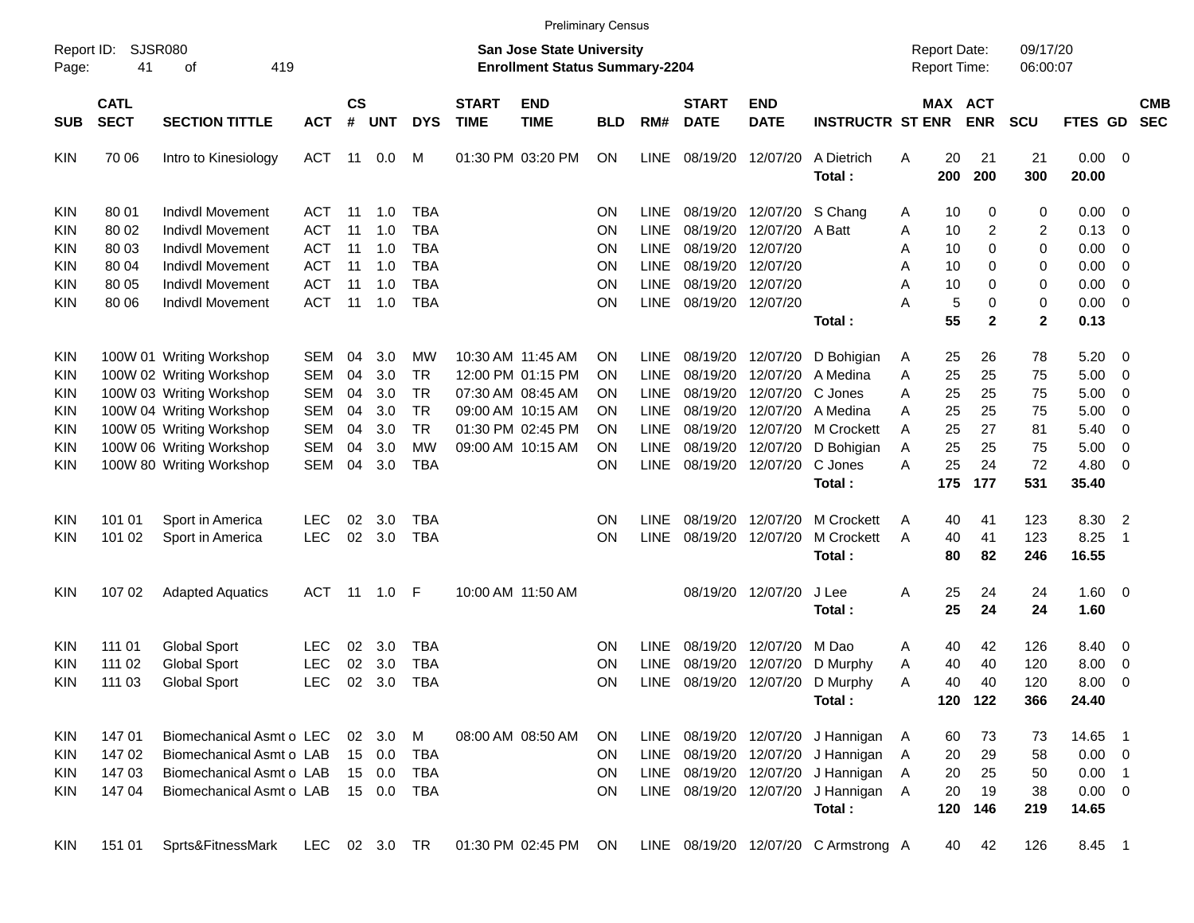Preliminary Census

Report ID: SJSR080

**San Jose State University**
**Enrollment Status Summary-2204**

Report Date: 09/17/20
Report Time: 06:00:07

| SUB | CATL SECT | SECTION TITTLE | ACT | CS # | UNT | DYS | START TIME | END TIME | BLD | RM# | START DATE | END DATE | INSTRUCTR | ST | MAX ENR | ACT ENR | SCU | FTES | GD | CMB SEC |
|---|---|---|---|---|---|---|---|---|---|---|---|---|---|---|---|---|---|---|---|---|
| KIN | 70 06 | Intro to Kinesiology | ACT | 11 | 0.0 | M | 01:30 PM | 03:20 PM | ON | LINE | 08/19/20 | 12/07/20 | A Dietrich | A | 20 | 21 | 21 | 0.00 | 0 | |
| | | | | | | | | | | | | | **Total :** | | **200** | **200** | **300** | **20.00** | | |
| KIN | 80 01 | Indivdl Movement | ACT | 11 | 1.0 | TBA | | | ON | LINE | 08/19/20 | 12/07/20 | S Chang | A | 10 | 0 | 0 | 0.00 | 0 | |
| KIN | 80 02 | Indivdl Movement | ACT | 11 | 1.0 | TBA | | | ON | LINE | 08/19/20 | 12/07/20 | A Batt | A | 10 | 2 | 2 | 0.13 | 0 | |
| KIN | 80 03 | Indivdl Movement | ACT | 11 | 1.0 | TBA | | | ON | LINE | 08/19/20 | 12/07/20 | | A | 10 | 0 | 0 | 0.00 | 0 | |
| KIN | 80 04 | Indivdl Movement | ACT | 11 | 1.0 | TBA | | | ON | LINE | 08/19/20 | 12/07/20 | | A | 10 | 0 | 0 | 0.00 | 0 | |
| KIN | 80 05 | Indivdl Movement | ACT | 11 | 1.0 | TBA | | | ON | LINE | 08/19/20 | 12/07/20 | | A | 10 | 0 | 0 | 0.00 | 0 | |
| KIN | 80 06 | Indivdl Movement | ACT | 11 | 1.0 | TBA | | | ON | LINE | 08/19/20 | 12/07/20 | | A | 5 | 0 | 0 | 0.00 | 0 | |
| | | | | | | | | | | | | | **Total :** | | **55** | **2** | **2** | **0.13** | | |
| KIN | 100W 01 | Writing Workshop | SEM | 04 | 3.0 | MW | 10:30 AM | 11:45 AM | ON | LINE | 08/19/20 | 12/07/20 | D Bohigian | A | 25 | 26 | 78 | 5.20 | 0 | |
| KIN | 100W 02 | Writing Workshop | SEM | 04 | 3.0 | TR | 12:00 PM | 01:15 PM | ON | LINE | 08/19/20 | 12/07/20 | A Medina | A | 25 | 25 | 75 | 5.00 | 0 | |
| KIN | 100W 03 | Writing Workshop | SEM | 04 | 3.0 | TR | 07:30 AM | 08:45 AM | ON | LINE | 08/19/20 | 12/07/20 | C Jones | A | 25 | 25 | 75 | 5.00 | 0 | |
| KIN | 100W 04 | Writing Workshop | SEM | 04 | 3.0 | TR | 09:00 AM | 10:15 AM | ON | LINE | 08/19/20 | 12/07/20 | A Medina | A | 25 | 25 | 75 | 5.00 | 0 | |
| KIN | 100W 05 | Writing Workshop | SEM | 04 | 3.0 | TR | 01:30 PM | 02:45 PM | ON | LINE | 08/19/20 | 12/07/20 | M Crockett | A | 25 | 27 | 81 | 5.40 | 0 | |
| KIN | 100W 06 | Writing Workshop | SEM | 04 | 3.0 | MW | 09:00 AM | 10:15 AM | ON | LINE | 08/19/20 | 12/07/20 | D Bohigian | A | 25 | 25 | 75 | 5.00 | 0 | |
| KIN | 100W 80 | Writing Workshop | SEM | 04 | 3.0 | TBA | | | ON | LINE | 08/19/20 | 12/07/20 | C Jones | A | 25 | 24 | 72 | 4.80 | 0 | |
| | | | | | | | | | | | | | **Total :** | | **175** | **177** | **531** | **35.40** | | |
| KIN | 101 01 | Sport in America | LEC | 02 | 3.0 | TBA | | | ON | LINE | 08/19/20 | 12/07/20 | M Crockett | A | 40 | 41 | 123 | 8.30 | 2 | |
| KIN | 101 02 | Sport in America | LEC | 02 | 3.0 | TBA | | | ON | LINE | 08/19/20 | 12/07/20 | M Crockett | A | 40 | 41 | 123 | 8.25 | 1 | |
| | | | | | | | | | | | | | **Total :** | | **80** | **82** | **246** | **16.55** | | |
| KIN | 107 02 | Adapted Aquatics | ACT | 11 | 1.0 | F | 10:00 AM | 11:50 AM | | | 08/19/20 | 12/07/20 | J Lee | A | 25 | 24 | 24 | 1.60 | 0 | |
| | | | | | | | | | | | | | **Total :** | | **25** | **24** | **24** | **1.60** | | |
| KIN | 111 01 | Global Sport | LEC | 02 | 3.0 | TBA | | | ON | LINE | 08/19/20 | 12/07/20 | M Dao | A | 40 | 42 | 126 | 8.40 | 0 | |
| KIN | 111 02 | Global Sport | LEC | 02 | 3.0 | TBA | | | ON | LINE | 08/19/20 | 12/07/20 | D Murphy | A | 40 | 40 | 120 | 8.00 | 0 | |
| KIN | 111 03 | Global Sport | LEC | 02 | 3.0 | TBA | | | ON | LINE | 08/19/20 | 12/07/20 | D Murphy | A | 40 | 40 | 120 | 8.00 | 0 | |
| | | | | | | | | | | | | | **Total :** | | **120** | **122** | **366** | **24.40** | | |
| KIN | 147 01 | Biomechanical Asmt o | LEC | 02 | 3.0 | M | 08:00 AM | 08:50 AM | ON | LINE | 08/19/20 | 12/07/20 | J Hannigan | A | 60 | 73 | 73 | 14.65 | 1 | |
| KIN | 147 02 | Biomechanical Asmt o | LAB | 15 | 0.0 | TBA | | | ON | LINE | 08/19/20 | 12/07/20 | J Hannigan | A | 20 | 29 | 58 | 0.00 | 0 | |
| KIN | 147 03 | Biomechanical Asmt o | LAB | 15 | 0.0 | TBA | | | ON | LINE | 08/19/20 | 12/07/20 | J Hannigan | A | 20 | 25 | 50 | 0.00 | 1 | |
| KIN | 147 04 | Biomechanical Asmt o | LAB | 15 | 0.0 | TBA | | | ON | LINE | 08/19/20 | 12/07/20 | J Hannigan | A | 20 | 19 | 38 | 0.00 | 0 | |
| | | | | | | | | | | | | | **Total :** | | **120** | **146** | **219** | **14.65** | | |
| KIN | 151 01 | Sprts&FitnessMark | LEC | 02 | 3.0 | TR | 01:30 PM | 02:45 PM | ON | LINE | 08/19/20 | 12/07/20 | C Armstrong | A | 40 | 42 | 126 | 8.45 | 1 | |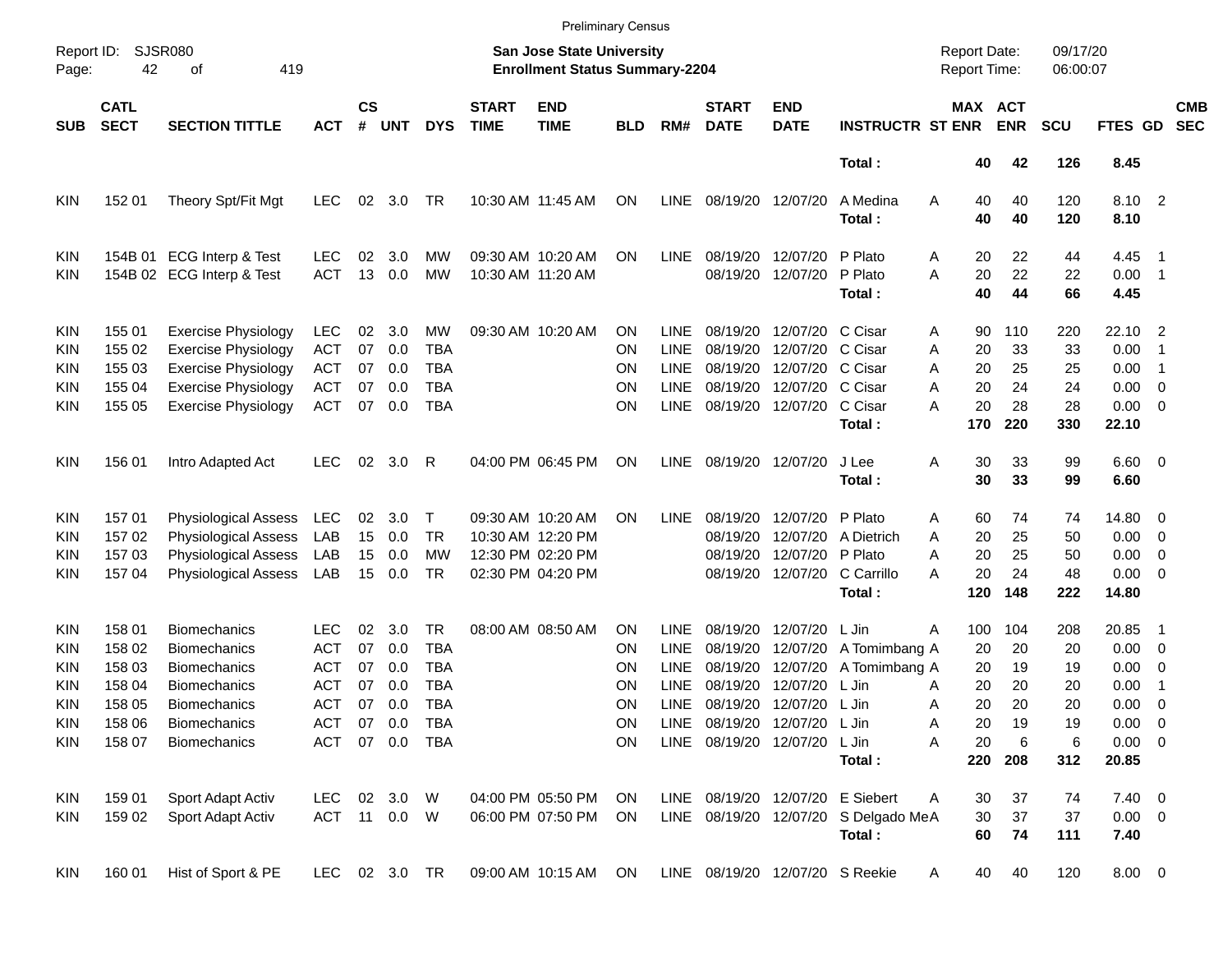Preliminary Census

Report ID: SJSR080

**San Jose State University**
**Enrollment Status Summary-2204**

Report Date: 09/17/20
Report Time: 06:00:07

| SUB | CATL SECT | SECTION TITTLE | ACT | CS # | UNT | DYS | START TIME | END TIME | BLD | RM# | START DATE | END DATE | INSTRUCTR | ST | MAX ENR | ACT ENR | SCU | FTES | GD | CMB SEC |
|---|---|---|---|---|---|---|---|---|---|---|---|---|---|---|---|---|---|---|---|---|
| | | | | | | | | | | | | | **Total :** | | **40** | **42** | **126** | **8.45** | | |
| KIN | 152 01 | Theory Spt/Fit Mgt | LEC | 02 | 3.0 | TR | 10:30 AM | 11:45 AM | ON | LINE | 08/19/20 | 12/07/20 | A Medina | A | 40 | 40 | 120 | 8.10 | 2 | |
| | | | | | | | | | | | | | **Total :** | | **40** | **40** | **120** | **8.10** | | |
| KIN | 154B 01 | ECG Interp & Test | LEC | 02 | 3.0 | MW | 09:30 AM | 10:20 AM | ON | LINE | 08/19/20 | 12/07/20 | P Plato | A | 20 | 22 | 44 | 4.45 | 1 | |
| KIN | 154B 02 | ECG Interp & Test | ACT | 13 | 0.0 | MW | 10:30 AM | 11:20 AM | | | 08/19/20 | 12/07/20 | P Plato | A | 20 | 22 | 22 | 0.00 | 1 | |
| | | | | | | | | | | | | | **Total :** | | **40** | **44** | **66** | **4.45** | | |
| KIN | 155 01 | Exercise Physiology | LEC | 02 | 3.0 | MW | 09:30 AM | 10:20 AM | ON | LINE | 08/19/20 | 12/07/20 | C Cisar | A | 90 | 110 | 220 | 22.10 | 2 | |
| KIN | 155 02 | Exercise Physiology | ACT | 07 | 0.0 | TBA | | | ON | LINE | 08/19/20 | 12/07/20 | C Cisar | A | 20 | 33 | 33 | 0.00 | 1 | |
| KIN | 155 03 | Exercise Physiology | ACT | 07 | 0.0 | TBA | | | ON | LINE | 08/19/20 | 12/07/20 | C Cisar | A | 20 | 25 | 25 | 0.00 | 1 | |
| KIN | 155 04 | Exercise Physiology | ACT | 07 | 0.0 | TBA | | | ON | LINE | 08/19/20 | 12/07/20 | C Cisar | A | 20 | 24 | 24 | 0.00 | 0 | |
| KIN | 155 05 | Exercise Physiology | ACT | 07 | 0.0 | TBA | | | ON | LINE | 08/19/20 | 12/07/20 | C Cisar | A | 20 | 28 | 28 | 0.00 | 0 | |
| | | | | | | | | | | | | | **Total :** | | **170** | **220** | **330** | **22.10** | | |
| KIN | 156 01 | Intro Adapted Act | LEC | 02 | 3.0 | R | 04:00 PM | 06:45 PM | ON | LINE | 08/19/20 | 12/07/20 | J Lee | A | 30 | 33 | 99 | 6.60 | 0 | |
| | | | | | | | | | | | | | **Total :** | | **30** | **33** | **99** | **6.60** | | |
| KIN | 157 01 | Physiological Assess | LEC | 02 | 3.0 | T | 09:30 AM | 10:20 AM | ON | LINE | 08/19/20 | 12/07/20 | P Plato | A | 60 | 74 | 74 | 14.80 | 0 | |
| KIN | 157 02 | Physiological Assess | LAB | 15 | 0.0 | TR | 10:30 AM | 12:20 PM | | | 08/19/20 | 12/07/20 | A Dietrich | A | 20 | 25 | 50 | 0.00 | 0 | |
| KIN | 157 03 | Physiological Assess | LAB | 15 | 0.0 | MW | 12:30 PM | 02:20 PM | | | 08/19/20 | 12/07/20 | P Plato | A | 20 | 25 | 50 | 0.00 | 0 | |
| KIN | 157 04 | Physiological Assess | LAB | 15 | 0.0 | TR | 02:30 PM | 04:20 PM | | | 08/19/20 | 12/07/20 | C Carrillo | A | 20 | 24 | 48 | 0.00 | 0 | |
| | | | | | | | | | | | | | **Total :** | | **120** | **148** | **222** | **14.80** | | |
| KIN | 158 01 | Biomechanics | LEC | 02 | 3.0 | TR | 08:00 AM | 08:50 AM | ON | LINE | 08/19/20 | 12/07/20 | L Jin | A | 100 | 104 | 208 | 20.85 | 1 | |
| KIN | 158 02 | Biomechanics | ACT | 07 | 0.0 | TBA | | | ON | LINE | 08/19/20 | 12/07/20 | A Tomimbang | A | 20 | 20 | 20 | 0.00 | 0 | |
| KIN | 158 03 | Biomechanics | ACT | 07 | 0.0 | TBA | | | ON | LINE | 08/19/20 | 12/07/20 | A Tomimbang | A | 20 | 19 | 19 | 0.00 | 0 | |
| KIN | 158 04 | Biomechanics | ACT | 07 | 0.0 | TBA | | | ON | LINE | 08/19/20 | 12/07/20 | L Jin | A | 20 | 20 | 20 | 0.00 | 1 | |
| KIN | 158 05 | Biomechanics | ACT | 07 | 0.0 | TBA | | | ON | LINE | 08/19/20 | 12/07/20 | L Jin | A | 20 | 20 | 20 | 0.00 | 0 | |
| KIN | 158 06 | Biomechanics | ACT | 07 | 0.0 | TBA | | | ON | LINE | 08/19/20 | 12/07/20 | L Jin | A | 20 | 19 | 19 | 0.00 | 0 | |
| KIN | 158 07 | Biomechanics | ACT | 07 | 0.0 | TBA | | | ON | LINE | 08/19/20 | 12/07/20 | L Jin | A | 20 | 6 | 6 | 0.00 | 0 | |
| | | | | | | | | | | | | | **Total :** | | **220** | **208** | **312** | **20.85** | | |
| KIN | 159 01 | Sport Adapt Activ | LEC | 02 | 3.0 | W | 04:00 PM | 05:50 PM | ON | LINE | 08/19/20 | 12/07/20 | E Siebert | A | 30 | 37 | 74 | 7.40 | 0 | |
| KIN | 159 02 | Sport Adapt Activ | ACT | 11 | 0.0 | W | 06:00 PM | 07:50 PM | ON | LINE | 08/19/20 | 12/07/20 | S Delgado Me | A | 30 | 37 | 37 | 0.00 | 0 | |
| | | | | | | | | | | | | | **Total :** | | **60** | **74** | **111** | **7.40** | | |
| KIN | 160 01 | Hist of Sport & PE | LEC | 02 | 3.0 | TR | 09:00 AM | 10:15 AM | ON | LINE | 08/19/20 | 12/07/20 | S Reekie | A | 40 | 40 | 120 | 8.00 | 0 | |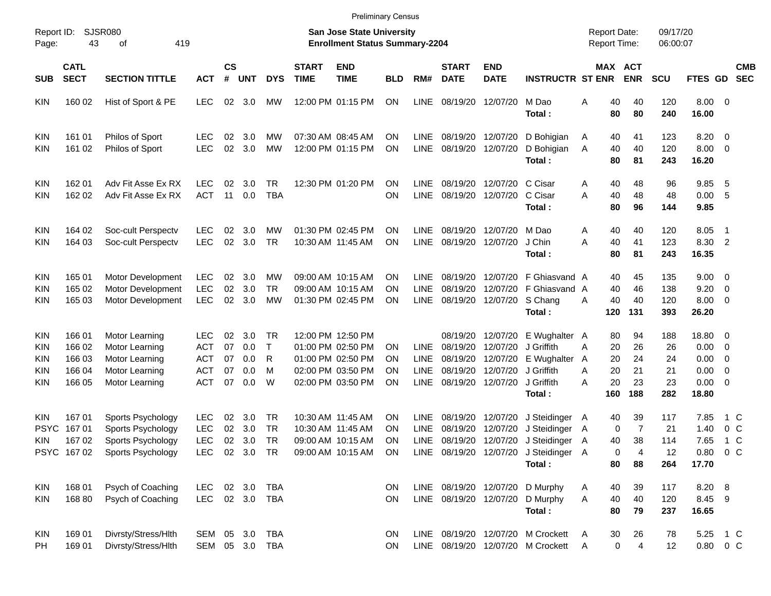Preliminary Census

Report ID: SJSR080

**San Jose State University**
**Enrollment Status Summary-2204**

Report Date: 09/17/20
Report Time: 06:00:07

| SUB | CATL SECT | SECTION TITTLE | ACT | CS # | UNT | DYS | START TIME | END TIME | BLD | RM# | START DATE | END DATE | INSTRUCTR | ST | MAX ENR | ACT ENR | SCU | FTES | GD | CMB SEC |
|---|---|---|---|---|---|---|---|---|---|---|---|---|---|---|---|---|---|---|---|---|
| KIN | 160 02 | Hist of Sport & PE | LEC | 02 | 3.0 | MW | 12:00 PM | 01:15 PM | ON | LINE | 08/19/20 | 12/07/20 | M Dao | A | 40 | 40 | 120 | 8.00 | 0 | |
| | | | | | | | | | | | | | **Total :** | | **80** | **80** | **240** | **16.00** | | |
| KIN | 161 01 | Philos of Sport | LEC | 02 | 3.0 | MW | 07:30 AM | 08:45 AM | ON | LINE | 08/19/20 | 12/07/20 | D Bohigian | A | 40 | 41 | 123 | 8.20 | 0 | |
| KIN | 161 02 | Philos of Sport | LEC | 02 | 3.0 | MW | 12:00 PM | 01:15 PM | ON | LINE | 08/19/20 | 12/07/20 | D Bohigian | A | 40 | 40 | 120 | 8.00 | 0 | |
| | | | | | | | | | | | | | **Total :** | | **80** | **81** | **243** | **16.20** | | |
| KIN | 162 01 | Adv Fit Asse Ex RX | LEC | 02 | 3.0 | TR | 12:30 PM | 01:20 PM | ON | LINE | 08/19/20 | 12/07/20 | C Cisar | A | 40 | 48 | 96 | 9.85 | 5 | |
| KIN | 162 02 | Adv Fit Asse Ex RX | ACT | 11 | 0.0 | TBA | | | ON | LINE | 08/19/20 | 12/07/20 | C Cisar | A | 40 | 48 | 48 | 0.00 | 5 | |
| | | | | | | | | | | | | | **Total :** | | **80** | **96** | **144** | **9.85** | | |
| KIN | 164 02 | Soc-cult Perspectv | LEC | 02 | 3.0 | MW | 01:30 PM | 02:45 PM | ON | LINE | 08/19/20 | 12/07/20 | M Dao | A | 40 | 40 | 120 | 8.05 | 1 | |
| KIN | 164 03 | Soc-cult Perspectv | LEC | 02 | 3.0 | TR | 10:30 AM | 11:45 AM | ON | LINE | 08/19/20 | 12/07/20 | J Chin | A | 40 | 41 | 123 | 8.30 | 2 | |
| | | | | | | | | | | | | | **Total :** | | **80** | **81** | **243** | **16.35** | | |
| KIN | 165 01 | Motor Development | LEC | 02 | 3.0 | MW | 09:00 AM | 10:15 AM | ON | LINE | 08/19/20 | 12/07/20 | F Ghiasvand | A | 40 | 45 | 135 | 9.00 | 0 | |
| KIN | 165 02 | Motor Development | LEC | 02 | 3.0 | TR | 09:00 AM | 10:15 AM | ON | LINE | 08/19/20 | 12/07/20 | F Ghiasvand | A | 40 | 46 | 138 | 9.20 | 0 | |
| KIN | 165 03 | Motor Development | LEC | 02 | 3.0 | MW | 01:30 PM | 02:45 PM | ON | LINE | 08/19/20 | 12/07/20 | S Chang | A | 40 | 40 | 120 | 8.00 | 0 | |
| | | | | | | | | | | | | | **Total :** | | **120** | **131** | **393** | **26.20** | | |
| KIN | 166 01 | Motor Learning | LEC | 02 | 3.0 | TR | 12:00 PM | 12:50 PM | | | 08/19/20 | 12/07/20 | E Wughalter | A | 80 | 94 | 188 | 18.80 | 0 | |
| KIN | 166 02 | Motor Learning | ACT | 07 | 0.0 | T | 01:00 PM | 02:50 PM | ON | LINE | 08/19/20 | 12/07/20 | J Griffith | A | 20 | 26 | 26 | 0.00 | 0 | |
| KIN | 166 03 | Motor Learning | ACT | 07 | 0.0 | R | 01:00 PM | 02:50 PM | ON | LINE | 08/19/20 | 12/07/20 | E Wughalter | A | 20 | 24 | 24 | 0.00 | 0 | |
| KIN | 166 04 | Motor Learning | ACT | 07 | 0.0 | M | 02:00 PM | 03:50 PM | ON | LINE | 08/19/20 | 12/07/20 | J Griffith | A | 20 | 21 | 21 | 0.00 | 0 | |
| KIN | 166 05 | Motor Learning | ACT | 07 | 0.0 | W | 02:00 PM | 03:50 PM | ON | LINE | 08/19/20 | 12/07/20 | J Griffith | A | 20 | 23 | 23 | 0.00 | 0 | |
| | | | | | | | | | | | | | **Total :** | | **160** | **188** | **282** | **18.80** | | |
| KIN | 167 01 | Sports Psychology | LEC | 02 | 3.0 | TR | 10:30 AM | 11:45 AM | ON | LINE | 08/19/20 | 12/07/20 | J Steidinger | A | 40 | 39 | 117 | 7.85 | 1 | C |
| PSYC | 167 01 | Sports Psychology | LEC | 02 | 3.0 | TR | 10:30 AM | 11:45 AM | ON | LINE | 08/19/20 | 12/07/20 | J Steidinger | A | 0 | 7 | 21 | 1.40 | 0 | C |
| KIN | 167 02 | Sports Psychology | LEC | 02 | 3.0 | TR | 09:00 AM | 10:15 AM | ON | LINE | 08/19/20 | 12/07/20 | J Steidinger | A | 40 | 38 | 114 | 7.65 | 1 | C |
| PSYC | 167 02 | Sports Psychology | LEC | 02 | 3.0 | TR | 09:00 AM | 10:15 AM | ON | LINE | 08/19/20 | 12/07/20 | J Steidinger | A | 0 | 4 | 12 | 0.80 | 0 | C |
| | | | | | | | | | | | | | **Total :** | | **80** | **88** | **264** | **17.70** | | |
| KIN | 168 01 | Psych of Coaching | LEC | 02 | 3.0 | TBA | | | ON | LINE | 08/19/20 | 12/07/20 | D Murphy | A | 40 | 39 | 117 | 8.20 | 8 | |
| KIN | 168 80 | Psych of Coaching | LEC | 02 | 3.0 | TBA | | | ON | LINE | 08/19/20 | 12/07/20 | D Murphy | A | 40 | 40 | 120 | 8.45 | 9 | |
| | | | | | | | | | | | | | **Total :** | | **80** | **79** | **237** | **16.65** | | |
| KIN | 169 01 | Divrsty/Stress/Hlth | SEM | 05 | 3.0 | TBA | | | ON | LINE | 08/19/20 | 12/07/20 | M Crockett | A | 30 | 26 | 78 | 5.25 | 1 | C |
| PH | 169 01 | Divrsty/Stress/Hlth | SEM | 05 | 3.0 | TBA | | | ON | LINE | 08/19/20 | 12/07/20 | M Crockett | A | 0 | 4 | 12 | 0.80 | 0 | C |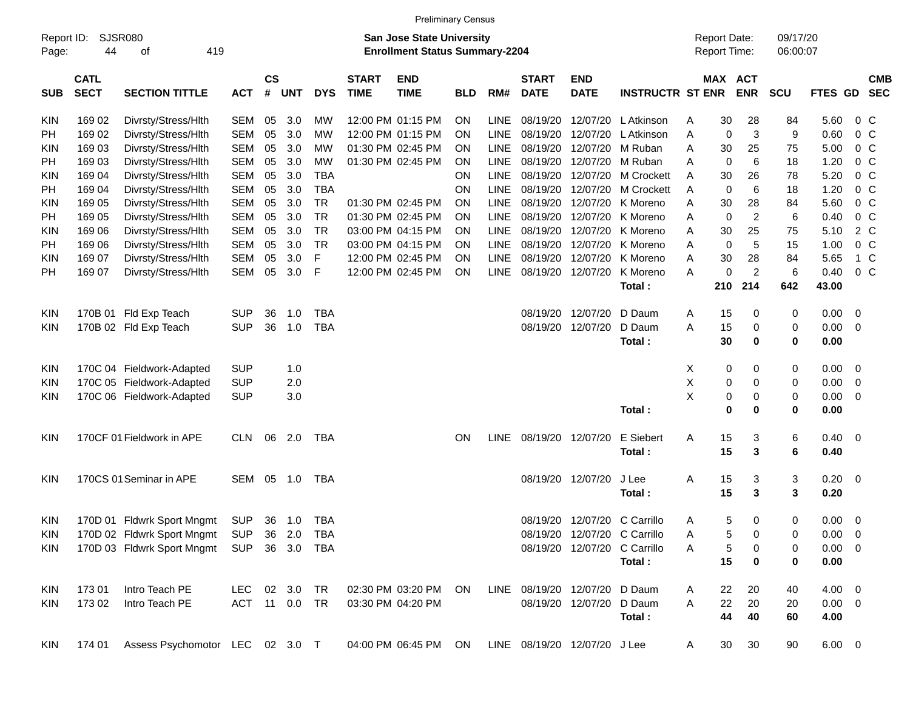Preliminary Census

Report ID: SJSR080
**San Jose State University**
**Enrollment Status Summary-2204**
Report Date: 09/17/20
Report Time: 06:00:07

| SUB | CATL SECT | SECTION TITTLE | ACT | CS # | UNT | DYS | START TIME | END TIME | BLD | RM# | START DATE | END DATE | INSTRUCTR | ST | MAX ENR | ACT ENR | SCU | FTES | GD | CMB SEC |
|---|---|---|---|---|---|---|---|---|---|---|---|---|---|---|---|---|---|---|---|---|
| KIN | 169 02 | Divrsty/Stress/Hlth | SEM | 05 | 3.0 | MW | 12:00 PM | 01:15 PM | ON | LINE | 08/19/20 | 12/07/20 | L Atkinson | A | 30 | 28 | 84 | 5.60 | 0 | C |
| PH | 169 02 | Divrsty/Stress/Hlth | SEM | 05 | 3.0 | MW | 12:00 PM | 01:15 PM | ON | LINE | 08/19/20 | 12/07/20 | L Atkinson | A | 0 | 3 | 9 | 0.60 | 0 | C |
| KIN | 169 03 | Divrsty/Stress/Hlth | SEM | 05 | 3.0 | MW | 01:30 PM | 02:45 PM | ON | LINE | 08/19/20 | 12/07/20 | M Ruban | A | 30 | 25 | 75 | 5.00 | 0 | C |
| PH | 169 03 | Divrsty/Stress/Hlth | SEM | 05 | 3.0 | MW | 01:30 PM | 02:45 PM | ON | LINE | 08/19/20 | 12/07/20 | M Ruban | A | 0 | 6 | 18 | 1.20 | 0 | C |
| KIN | 169 04 | Divrsty/Stress/Hlth | SEM | 05 | 3.0 | TBA | | | ON | LINE | 08/19/20 | 12/07/20 | M Crockett | A | 30 | 26 | 78 | 5.20 | 0 | C |
| PH | 169 04 | Divrsty/Stress/Hlth | SEM | 05 | 3.0 | TBA | | | ON | LINE | 08/19/20 | 12/07/20 | M Crockett | A | 0 | 6 | 18 | 1.20 | 0 | C |
| KIN | 169 05 | Divrsty/Stress/Hlth | SEM | 05 | 3.0 | TR | 01:30 PM | 02:45 PM | ON | LINE | 08/19/20 | 12/07/20 | K Moreno | A | 30 | 28 | 84 | 5.60 | 0 | C |
| PH | 169 05 | Divrsty/Stress/Hlth | SEM | 05 | 3.0 | TR | 01:30 PM | 02:45 PM | ON | LINE | 08/19/20 | 12/07/20 | K Moreno | A | 0 | 2 | 6 | 0.40 | 0 | C |
| KIN | 169 06 | Divrsty/Stress/Hlth | SEM | 05 | 3.0 | TR | 03:00 PM | 04:15 PM | ON | LINE | 08/19/20 | 12/07/20 | K Moreno | A | 30 | 25 | 75 | 5.10 | 2 | C |
| PH | 169 06 | Divrsty/Stress/Hlth | SEM | 05 | 3.0 | TR | 03:00 PM | 04:15 PM | ON | LINE | 08/19/20 | 12/07/20 | K Moreno | A | 0 | 5 | 15 | 1.00 | 0 | C |
| KIN | 169 07 | Divrsty/Stress/Hlth | SEM | 05 | 3.0 | F | 12:00 PM | 02:45 PM | ON | LINE | 08/19/20 | 12/07/20 | K Moreno | A | 30 | 28 | 84 | 5.65 | 1 | C |
| PH | 169 07 | Divrsty/Stress/Hlth | SEM | 05 | 3.0 | F | 12:00 PM | 02:45 PM | ON | LINE | 08/19/20 | 12/07/20 | K Moreno | A | 0 | 2 | 6 | 0.40 | 0 | C |
| | | | | | | | | | | | | | **Total :** | | **210** | **214** | **642** | **43.00** | | |
| KIN | 170B 01 | Fld Exp Teach | SUP | 36 | 1.0 | TBA | | | | | 08/19/20 | 12/07/20 | D Daum | A | 15 | 0 | 0 | 0.00 | 0 | |
| KIN | 170B 02 | Fld Exp Teach | SUP | 36 | 1.0 | TBA | | | | | 08/19/20 | 12/07/20 | D Daum | A | 15 | 0 | 0 | 0.00 | 0 | |
| | | | | | | | | | | | | | **Total :** | | **30** | **0** | **0** | **0.00** | | |
| KIN | 170C 04 | Fieldwork-Adapted | SUP | | 1.0 | | | | | | | | | X | 0 | 0 | 0 | 0.00 | 0 | |
| KIN | 170C 05 | Fieldwork-Adapted | SUP | | 2.0 | | | | | | | | | X | 0 | 0 | 0 | 0.00 | 0 | |
| KIN | 170C 06 | Fieldwork-Adapted | SUP | | 3.0 | | | | | | | | | X | 0 | 0 | 0 | 0.00 | 0 | |
| | | | | | | | | | | | | | **Total :** | | **0** | **0** | **0** | **0.00** | | |
| KIN | 170CF 01 | Fieldwork in APE | CLN | 06 | 2.0 | TBA | | | ON | LINE | 08/19/20 | 12/07/20 | E Siebert | A | 15 | 3 | 6 | 0.40 | 0 | |
| | | | | | | | | | | | | | **Total :** | | **15** | **3** | **6** | **0.40** | | |
| KIN | 170CS 01 | Seminar in APE | SEM | 05 | 1.0 | TBA | | | | | 08/19/20 | 12/07/20 | J Lee | A | 15 | 3 | 3 | 0.20 | 0 | |
| | | | | | | | | | | | | | **Total :** | | **15** | **3** | **3** | **0.20** | | |
| KIN | 170D 01 | Fldwrk Sport Mngmt | SUP | 36 | 1.0 | TBA | | | | | 08/19/20 | 12/07/20 | C Carrillo | A | 5 | 0 | 0 | 0.00 | 0 | |
| KIN | 170D 02 | Fldwrk Sport Mngmt | SUP | 36 | 2.0 | TBA | | | | | 08/19/20 | 12/07/20 | C Carrillo | A | 5 | 0 | 0 | 0.00 | 0 | |
| KIN | 170D 03 | Fldwrk Sport Mngmt | SUP | 36 | 3.0 | TBA | | | | | 08/19/20 | 12/07/20 | C Carrillo | A | 5 | 0 | 0 | 0.00 | 0 | |
| | | | | | | | | | | | | | **Total :** | | **15** | **0** | **0** | **0.00** | | |
| KIN | 173 01 | Intro Teach PE | LEC | 02 | 3.0 | TR | 02:30 PM | 03:20 PM | ON | LINE | 08/19/20 | 12/07/20 | D Daum | A | 22 | 20 | 40 | 4.00 | 0 | |
| KIN | 173 02 | Intro Teach PE | ACT | 11 | 0.0 | TR | 03:30 PM | 04:20 PM | | | 08/19/20 | 12/07/20 | D Daum | A | 22 | 20 | 20 | 0.00 | 0 | |
| | | | | | | | | | | | | | **Total :** | | **44** | **40** | **60** | **4.00** | | |
| KIN | 174 01 | Assess Psychomotor | LEC | 02 | 3.0 | T | 04:00 PM | 06:45 PM | ON | LINE | 08/19/20 | 12/07/20 | J Lee | A | 30 | 30 | 90 | 6.00 | 0 | |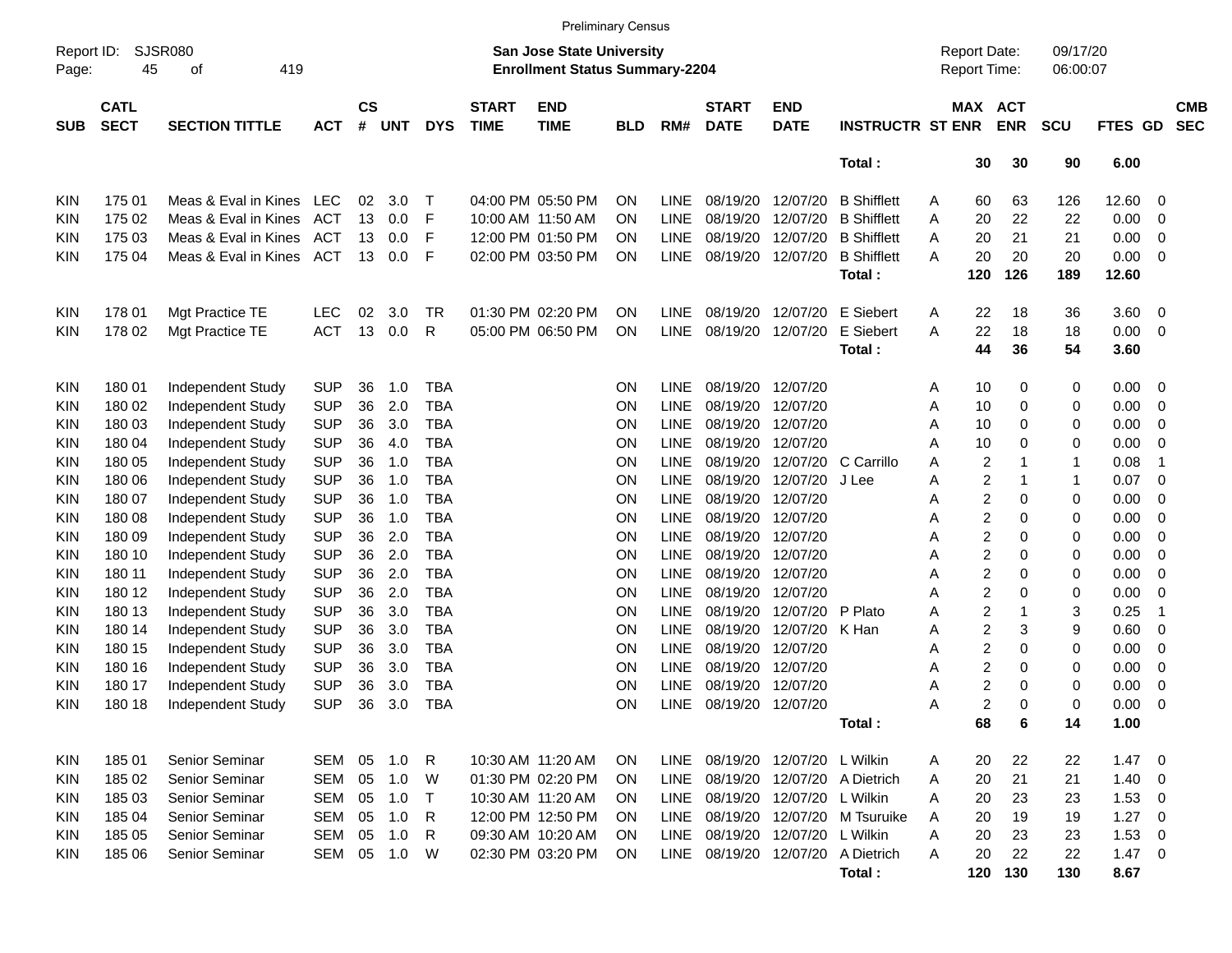Preliminary Census

Report ID: SJSR080
Page: 45 of 419

**San Jose State University**
**Enrollment Status Summary-2204**

Report Date: 09/17/20
Report Time: 06:00:07

| SUB | CATL SECT | SECTION TITTLE | ACT | CS # | UNT | DYS | START TIME | END TIME | BLD | RM# | START DATE | END DATE | INSTRUCTR | ST | MAX ENR | ACT ENR | SCU | FTES | GD | CMB SEC |
|---|---|---|---|---|---|---|---|---|---|---|---|---|---|---|---|---|---|---|---|---|
| | | | | | | | | | | | | | Total : | | 30 | 30 | 90 | 6.00 | | |
| KIN | 175 01 | Meas & Eval in Kines | LEC | 02 | 3.0 | T | 04:00 PM | 05:50 PM | ON | LINE | 08/19/20 | 12/07/20 | B Shifflett | A | 60 | 63 | 126 | 12.60 | 0 | |
| KIN | 175 02 | Meas & Eval in Kines | ACT | 13 | 0.0 | F | 10:00 AM | 11:50 AM | ON | LINE | 08/19/20 | 12/07/20 | B Shifflett | A | 20 | 22 | 22 | 0.00 | 0 | |
| KIN | 175 03 | Meas & Eval in Kines | ACT | 13 | 0.0 | F | 12:00 PM | 01:50 PM | ON | LINE | 08/19/20 | 12/07/20 | B Shifflett | A | 20 | 21 | 21 | 0.00 | 0 | |
| KIN | 175 04 | Meas & Eval in Kines | ACT | 13 | 0.0 | F | 02:00 PM | 03:50 PM | ON | LINE | 08/19/20 | 12/07/20 | B Shifflett | A | 20 | 20 | 20 | 0.00 | 0 | |
| | | | | | | | | | | | | | Total : | | 120 | 126 | 189 | 12.60 | | |
| KIN | 178 01 | Mgt Practice TE | LEC | 02 | 3.0 | TR | 01:30 PM | 02:20 PM | ON | LINE | 08/19/20 | 12/07/20 | E Siebert | A | 22 | 18 | 36 | 3.60 | 0 | |
| KIN | 178 02 | Mgt Practice TE | ACT | 13 | 0.0 | R | 05:00 PM | 06:50 PM | ON | LINE | 08/19/20 | 12/07/20 | E Siebert | A | 22 | 18 | 18 | 0.00 | 0 | |
| | | | | | | | | | | | | | Total : | | 44 | 36 | 54 | 3.60 | | |
| KIN | 180 01 | Independent Study | SUP | 36 | 1.0 | TBA | | | ON | LINE | 08/19/20 | 12/07/20 | | A | 10 | 0 | 0 | 0.00 | 0 | |
| KIN | 180 02 | Independent Study | SUP | 36 | 2.0 | TBA | | | ON | LINE | 08/19/20 | 12/07/20 | | A | 10 | 0 | 0 | 0.00 | 0 | |
| KIN | 180 03 | Independent Study | SUP | 36 | 3.0 | TBA | | | ON | LINE | 08/19/20 | 12/07/20 | | A | 10 | 0 | 0 | 0.00 | 0 | |
| KIN | 180 04 | Independent Study | SUP | 36 | 4.0 | TBA | | | ON | LINE | 08/19/20 | 12/07/20 | | A | 10 | 0 | 0 | 0.00 | 0 | |
| KIN | 180 05 | Independent Study | SUP | 36 | 1.0 | TBA | | | ON | LINE | 08/19/20 | 12/07/20 | C Carrillo | A | 2 | 1 | 1 | 0.08 | 1 | |
| KIN | 180 06 | Independent Study | SUP | 36 | 1.0 | TBA | | | ON | LINE | 08/19/20 | 12/07/20 | J Lee | A | 2 | 1 | 1 | 0.07 | 0 | |
| KIN | 180 07 | Independent Study | SUP | 36 | 1.0 | TBA | | | ON | LINE | 08/19/20 | 12/07/20 | | A | 2 | 0 | 0 | 0.00 | 0 | |
| KIN | 180 08 | Independent Study | SUP | 36 | 1.0 | TBA | | | ON | LINE | 08/19/20 | 12/07/20 | | A | 2 | 0 | 0 | 0.00 | 0 | |
| KIN | 180 09 | Independent Study | SUP | 36 | 2.0 | TBA | | | ON | LINE | 08/19/20 | 12/07/20 | | A | 2 | 0 | 0 | 0.00 | 0 | |
| KIN | 180 10 | Independent Study | SUP | 36 | 2.0 | TBA | | | ON | LINE | 08/19/20 | 12/07/20 | | A | 2 | 0 | 0 | 0.00 | 0 | |
| KIN | 180 11 | Independent Study | SUP | 36 | 2.0 | TBA | | | ON | LINE | 08/19/20 | 12/07/20 | | A | 2 | 0 | 0 | 0.00 | 0 | |
| KIN | 180 12 | Independent Study | SUP | 36 | 2.0 | TBA | | | ON | LINE | 08/19/20 | 12/07/20 | | A | 2 | 0 | 0 | 0.00 | 0 | |
| KIN | 180 13 | Independent Study | SUP | 36 | 3.0 | TBA | | | ON | LINE | 08/19/20 | 12/07/20 | P Plato | A | 2 | 1 | 3 | 0.25 | 1 | |
| KIN | 180 14 | Independent Study | SUP | 36 | 3.0 | TBA | | | ON | LINE | 08/19/20 | 12/07/20 | K Han | A | 2 | 3 | 9 | 0.60 | 0 | |
| KIN | 180 15 | Independent Study | SUP | 36 | 3.0 | TBA | | | ON | LINE | 08/19/20 | 12/07/20 | | A | 2 | 0 | 0 | 0.00 | 0 | |
| KIN | 180 16 | Independent Study | SUP | 36 | 3.0 | TBA | | | ON | LINE | 08/19/20 | 12/07/20 | | A | 2 | 0 | 0 | 0.00 | 0 | |
| KIN | 180 17 | Independent Study | SUP | 36 | 3.0 | TBA | | | ON | LINE | 08/19/20 | 12/07/20 | | A | 2 | 0 | 0 | 0.00 | 0 | |
| KIN | 180 18 | Independent Study | SUP | 36 | 3.0 | TBA | | | ON | LINE | 08/19/20 | 12/07/20 | | A | 2 | 0 | 0 | 0.00 | 0 | |
| | | | | | | | | | | | | | Total : | | 68 | 6 | 14 | 1.00 | | |
| KIN | 185 01 | Senior Seminar | SEM | 05 | 1.0 | R | 10:30 AM | 11:20 AM | ON | LINE | 08/19/20 | 12/07/20 | L Wilkin | A | 20 | 22 | 22 | 1.47 | 0 | |
| KIN | 185 02 | Senior Seminar | SEM | 05 | 1.0 | W | 01:30 PM | 02:20 PM | ON | LINE | 08/19/20 | 12/07/20 | A Dietrich | A | 20 | 21 | 21 | 1.40 | 0 | |
| KIN | 185 03 | Senior Seminar | SEM | 05 | 1.0 | T | 10:30 AM | 11:20 AM | ON | LINE | 08/19/20 | 12/07/20 | L Wilkin | A | 20 | 23 | 23 | 1.53 | 0 | |
| KIN | 185 04 | Senior Seminar | SEM | 05 | 1.0 | R | 12:00 PM | 12:50 PM | ON | LINE | 08/19/20 | 12/07/20 | M Tsuruike | A | 20 | 19 | 19 | 1.27 | 0 | |
| KIN | 185 05 | Senior Seminar | SEM | 05 | 1.0 | R | 09:30 AM | 10:20 AM | ON | LINE | 08/19/20 | 12/07/20 | L Wilkin | A | 20 | 23 | 23 | 1.53 | 0 | |
| KIN | 185 06 | Senior Seminar | SEM | 05 | 1.0 | W | 02:30 PM | 03:20 PM | ON | LINE | 08/19/20 | 12/07/20 | A Dietrich | A | 20 | 22 | 22 | 1.47 | 0 | |
| | | | | | | | | | | | | | Total : | | 120 | 130 | 130 | 8.67 | | |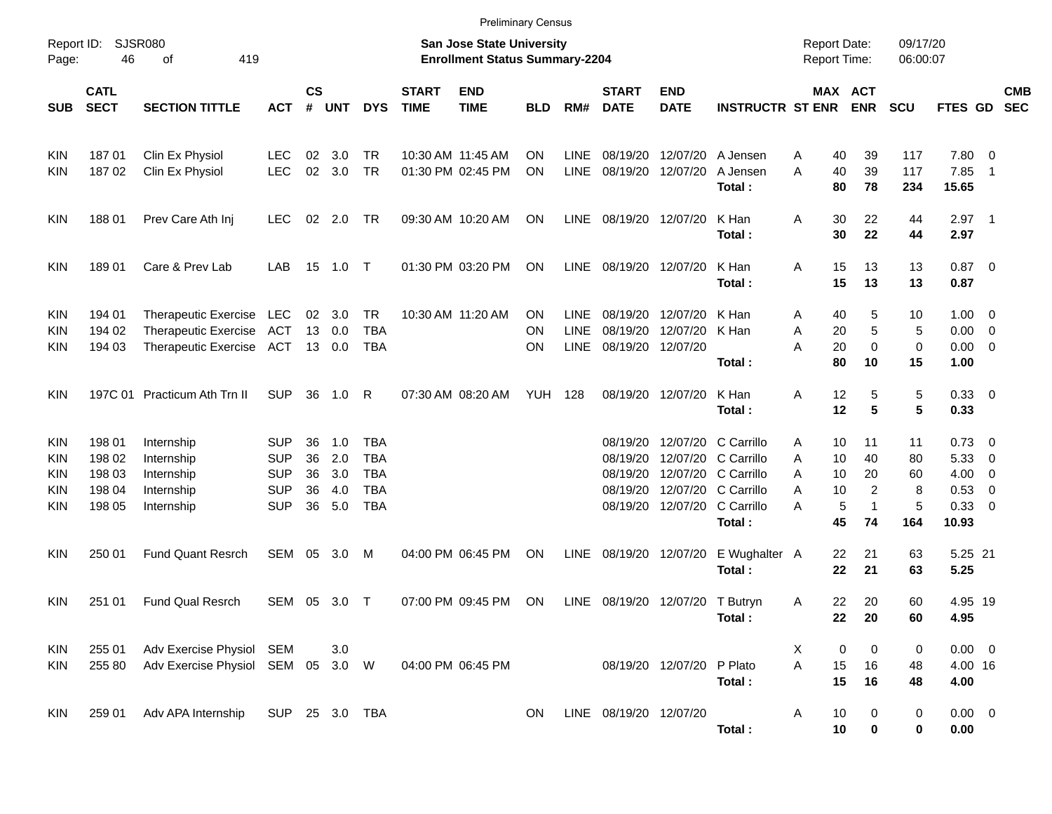Preliminary Census

Report ID: SJSR080

**San Jose State University**
**Enrollment Status Summary-2204**

Report Date: 09/17/20
Report Time: 06:00:07

| SUB | CATL SECT | SECTION TITTLE | ACT | CS # | UNT | DYS | START TIME | END TIME | BLD | RM# | START DATE | END DATE | INSTRUCTR | ST | MAX ENR | ACT ENR | SCU | FTES | GD | CMB SEC |
|---|---|---|---|---|---|---|---|---|---|---|---|---|---|---|---|---|---|---|---|---|
| KIN | 187 01 | Clin Ex Physiol | LEC | 02 | 3.0 | TR | 10:30 AM | 11:45 AM | ON | LINE | 08/19/20 | 12/07/20 | A Jensen | A | 40 | 39 | 117 | 7.80 | 0 | |
| KIN | 187 02 | Clin Ex Physiol | LEC | 02 | 3.0 | TR | 01:30 PM | 02:45 PM | ON | LINE | 08/19/20 | 12/07/20 | A Jensen | A | 40 | 39 | 117 | 7.85 | 1 | |
| | | | | | | | | | | | | | **Total :** | | **80** | **78** | **234** | **15.65** | | |
| KIN | 188 01 | Prev Care Ath Inj | LEC | 02 | 2.0 | TR | 09:30 AM | 10:20 AM | ON | LINE | 08/19/20 | 12/07/20 | K Han | A | 30 | 22 | 44 | 2.97 | 1 | |
| | | | | | | | | | | | | | **Total :** | | **30** | **22** | **44** | **2.97** | | |
| KIN | 189 01 | Care & Prev Lab | LAB | 15 | 1.0 | T | 01:30 PM | 03:20 PM | ON | LINE | 08/19/20 | 12/07/20 | K Han | A | 15 | 13 | 13 | 0.87 | 0 | |
| | | | | | | | | | | | | | **Total :** | | **15** | **13** | **13** | **0.87** | | |
| KIN | 194 01 | Therapeutic Exercise | LEC | 02 | 3.0 | TR | 10:30 AM | 11:20 AM | ON | LINE | 08/19/20 | 12/07/20 | K Han | A | 40 | 5 | 10 | 1.00 | 0 | |
| KIN | 194 02 | Therapeutic Exercise | ACT | 13 | 0.0 | TBA | | | ON | LINE | 08/19/20 | 12/07/20 | K Han | A | 20 | 5 | 5 | 0.00 | 0 | |
| KIN | 194 03 | Therapeutic Exercise | ACT | 13 | 0.0 | TBA | | | ON | LINE | 08/19/20 | 12/07/20 | | A | 20 | 0 | 0 | 0.00 | 0 | |
| | | | | | | | | | | | | | **Total :** | | **80** | **10** | **15** | **1.00** | | |
| KIN | 197C 01 | Practicum Ath Trn II | SUP | 36 | 1.0 | R | 07:30 AM | 08:20 AM | YUH | 128 | 08/19/20 | 12/07/20 | K Han | A | 12 | 5 | 5 | 0.33 | 0 | |
| | | | | | | | | | | | | | **Total :** | | **12** | **5** | **5** | **0.33** | | |
| KIN | 198 01 | Internship | SUP | 36 | 1.0 | TBA | | | | | 08/19/20 | 12/07/20 | C Carrillo | A | 10 | 11 | 11 | 0.73 | 0 | |
| KIN | 198 02 | Internship | SUP | 36 | 2.0 | TBA | | | | | 08/19/20 | 12/07/20 | C Carrillo | A | 10 | 40 | 80 | 5.33 | 0 | |
| KIN | 198 03 | Internship | SUP | 36 | 3.0 | TBA | | | | | 08/19/20 | 12/07/20 | C Carrillo | A | 10 | 20 | 60 | 4.00 | 0 | |
| KIN | 198 04 | Internship | SUP | 36 | 4.0 | TBA | | | | | 08/19/20 | 12/07/20 | C Carrillo | A | 10 | 2 | 8 | 0.53 | 0 | |
| KIN | 198 05 | Internship | SUP | 36 | 5.0 | TBA | | | | | 08/19/20 | 12/07/20 | C Carrillo | A | 5 | 1 | 5 | 0.33 | 0 | |
| | | | | | | | | | | | | | **Total :** | | **45** | **74** | **164** | **10.93** | | |
| KIN | 250 01 | Fund Quant Resrch | SEM | 05 | 3.0 | M | 04:00 PM | 06:45 PM | ON | LINE | 08/19/20 | 12/07/20 | E Wughalter | A | 22 | 21 | 63 | 5.25 | 21 | |
| | | | | | | | | | | | | | **Total :** | | **22** | **21** | **63** | **5.25** | | |
| KIN | 251 01 | Fund Qual Resrch | SEM | 05 | 3.0 | T | 07:00 PM | 09:45 PM | ON | LINE | 08/19/20 | 12/07/20 | T Butryn | A | 22 | 20 | 60 | 4.95 | 19 | |
| | | | | | | | | | | | | | **Total :** | | **22** | **20** | **60** | **4.95** | | |
| KIN | 255 01 | Adv Exercise Physiol | SEM | | 3.0 | | | | | | | | | X | 0 | 0 | 0 | 0.00 | 0 | |
| KIN | 255 80 | Adv Exercise Physiol | SEM | 05 | 3.0 | W | 04:00 PM | 06:45 PM | | | 08/19/20 | 12/07/20 | P Plato | A | 15 | 16 | 48 | 4.00 | 16 | |
| | | | | | | | | | | | | | **Total :** | | **15** | **16** | **48** | **4.00** | | |
| KIN | 259 01 | Adv APA Internship | SUP | 25 | 3.0 | TBA | | | ON | LINE | 08/19/20 | 12/07/20 | | A | 10 | 0 | 0 | 0.00 | 0 | |
| | | | | | | | | | | | | | **Total :** | | **10** | **0** | **0** | **0.00** | | |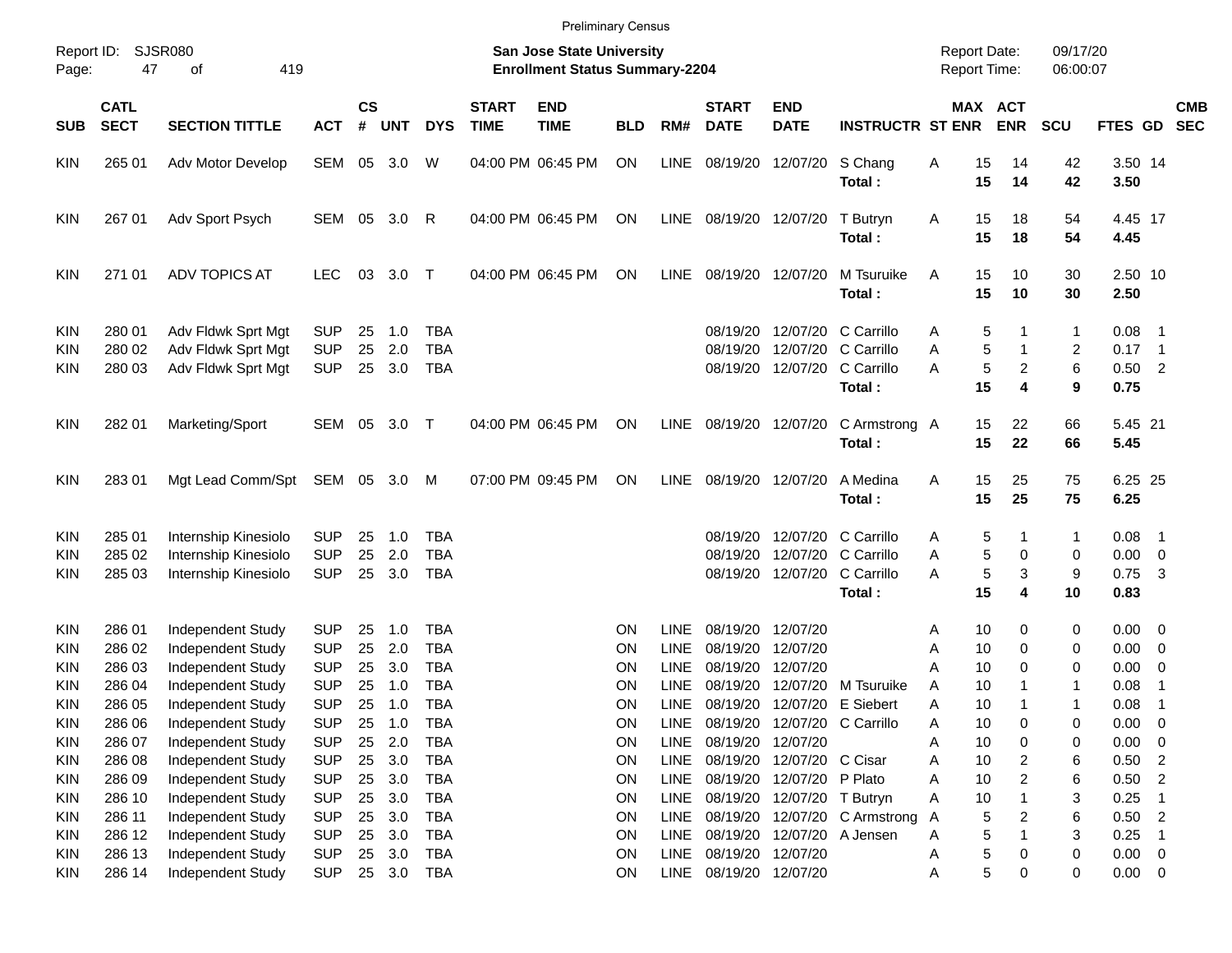Preliminary Census

Report ID: SJSR080
Page: 47 of 419

**San Jose State University**
**Enrollment Status Summary-2204**

Report Date: 09/17/20
Report Time: 06:00:07

| SUB | CATL SECT | SECTION TITTLE | ACT | CS # | UNT | DYS | START TIME | END TIME | BLD | RM# | START DATE | END DATE | INSTRUCTR | ST | MAX ENR | ACT ENR | SCU | FTES | GD | CMB SEC |
|---|---|---|---|---|---|---|---|---|---|---|---|---|---|---|---|---|---|---|---|---|
| KIN | 265 01 | Adv Motor Develop | SEM | 05 | 3.0 | W | 04:00 PM | 06:45 PM | ON | LINE | 08/19/20 | 12/07/20 | S Chang | A | 15 | 14 | 42 | 3.50 | 14 | |
| | | | | | | | | | | | | | **Total :** | | **15** | **14** | **42** | **3.50** | | |
| KIN | 267 01 | Adv Sport Psych | SEM | 05 | 3.0 | R | 04:00 PM | 06:45 PM | ON | LINE | 08/19/20 | 12/07/20 | T Butryn | A | 15 | 18 | 54 | 4.45 | 17 | |
| | | | | | | | | | | | | | **Total :** | | **15** | **18** | **54** | **4.45** | | |
| KIN | 271 01 | ADV TOPICS AT | LEC | 03 | 3.0 | T | 04:00 PM | 06:45 PM | ON | LINE | 08/19/20 | 12/07/20 | M Tsuruike | A | 15 | 10 | 30 | 2.50 | 10 | |
| | | | | | | | | | | | | | **Total :** | | **15** | **10** | **30** | **2.50** | | |
| KIN | 280 01 | Adv Fldwk Sprt Mgt | SUP | 25 | 1.0 | TBA | | | | | 08/19/20 | 12/07/20 | C Carrillo | A | 5 | 1 | 1 | 0.08 | 1 | |
| KIN | 280 02 | Adv Fldwk Sprt Mgt | SUP | 25 | 2.0 | TBA | | | | | 08/19/20 | 12/07/20 | C Carrillo | A | 5 | 1 | 2 | 0.17 | 1 | |
| KIN | 280 03 | Adv Fldwk Sprt Mgt | SUP | 25 | 3.0 | TBA | | | | | 08/19/20 | 12/07/20 | C Carrillo | A | 5 | 2 | 6 | 0.50 | 2 | |
| | | | | | | | | | | | | | **Total :** | | **15** | **4** | **9** | **0.75** | | |
| KIN | 282 01 | Marketing/Sport | SEM | 05 | 3.0 | T | 04:00 PM | 06:45 PM | ON | LINE | 08/19/20 | 12/07/20 | C Armstrong | A | 15 | 22 | 66 | 5.45 | 21 | |
| | | | | | | | | | | | | | **Total :** | | **15** | **22** | **66** | **5.45** | | |
| KIN | 283 01 | Mgt Lead Comm/Spt | SEM | 05 | 3.0 | M | 07:00 PM | 09:45 PM | ON | LINE | 08/19/20 | 12/07/20 | A Medina | A | 15 | 25 | 75 | 6.25 | 25 | |
| | | | | | | | | | | | | | **Total :** | | **15** | **25** | **75** | **6.25** | | |
| KIN | 285 01 | Internship Kinesiolo | SUP | 25 | 1.0 | TBA | | | | | 08/19/20 | 12/07/20 | C Carrillo | A | 5 | 1 | 1 | 0.08 | 1 | |
| KIN | 285 02 | Internship Kinesiolo | SUP | 25 | 2.0 | TBA | | | | | 08/19/20 | 12/07/20 | C Carrillo | A | 5 | 0 | 0 | 0.00 | 0 | |
| KIN | 285 03 | Internship Kinesiolo | SUP | 25 | 3.0 | TBA | | | | | 08/19/20 | 12/07/20 | C Carrillo | A | 5 | 3 | 9 | 0.75 | 3 | |
| | | | | | | | | | | | | | **Total :** | | **15** | **4** | **10** | **0.83** | | |
| KIN | 286 01 | Independent Study | SUP | 25 | 1.0 | TBA | | | ON | LINE | 08/19/20 | 12/07/20 | | A | 10 | 0 | 0 | 0.00 | 0 | |
| KIN | 286 02 | Independent Study | SUP | 25 | 2.0 | TBA | | | ON | LINE | 08/19/20 | 12/07/20 | | A | 10 | 0 | 0 | 0.00 | 0 | |
| KIN | 286 03 | Independent Study | SUP | 25 | 3.0 | TBA | | | ON | LINE | 08/19/20 | 12/07/20 | | A | 10 | 0 | 0 | 0.00 | 0 | |
| KIN | 286 04 | Independent Study | SUP | 25 | 1.0 | TBA | | | ON | LINE | 08/19/20 | 12/07/20 | M Tsuruike | A | 10 | 1 | 1 | 0.08 | 1 | |
| KIN | 286 05 | Independent Study | SUP | 25 | 1.0 | TBA | | | ON | LINE | 08/19/20 | 12/07/20 | E Siebert | A | 10 | 1 | 1 | 0.08 | 1 | |
| KIN | 286 06 | Independent Study | SUP | 25 | 1.0 | TBA | | | ON | LINE | 08/19/20 | 12/07/20 | C Carrillo | A | 10 | 0 | 0 | 0.00 | 0 | |
| KIN | 286 07 | Independent Study | SUP | 25 | 2.0 | TBA | | | ON | LINE | 08/19/20 | 12/07/20 | | A | 10 | 0 | 0 | 0.00 | 0 | |
| KIN | 286 08 | Independent Study | SUP | 25 | 3.0 | TBA | | | ON | LINE | 08/19/20 | 12/07/20 | C Cisar | A | 10 | 2 | 6 | 0.50 | 2 | |
| KIN | 286 09 | Independent Study | SUP | 25 | 3.0 | TBA | | | ON | LINE | 08/19/20 | 12/07/20 | P Plato | A | 10 | 2 | 6 | 0.50 | 2 | |
| KIN | 286 10 | Independent Study | SUP | 25 | 3.0 | TBA | | | ON | LINE | 08/19/20 | 12/07/20 | T Butryn | A | 10 | 1 | 3 | 0.25 | 1 | |
| KIN | 286 11 | Independent Study | SUP | 25 | 3.0 | TBA | | | ON | LINE | 08/19/20 | 12/07/20 | C Armstrong | A | 5 | 2 | 6 | 0.50 | 2 | |
| KIN | 286 12 | Independent Study | SUP | 25 | 3.0 | TBA | | | ON | LINE | 08/19/20 | 12/07/20 | A Jensen | A | 5 | 1 | 3 | 0.25 | 1 | |
| KIN | 286 13 | Independent Study | SUP | 25 | 3.0 | TBA | | | ON | LINE | 08/19/20 | 12/07/20 | | A | 5 | 0 | 0 | 0.00 | 0 | |
| KIN | 286 14 | Independent Study | SUP | 25 | 3.0 | TBA | | | ON | LINE | 08/19/20 | 12/07/20 | | A | 5 | 0 | 0 | 0.00 | 0 | |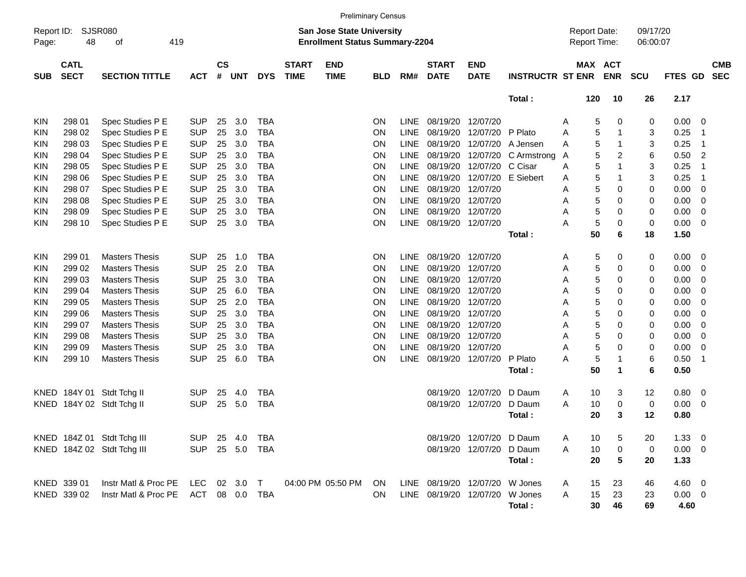Preliminary Census

Report ID: SJSR080

**San Jose State University**
**Enrollment Status Summary-2204**

Report Date: 09/17/20
Report Time: 06:00:07

| SUB | CATL SECT | SECTION TITTLE | ACT | CS # | UNT | DYS | START TIME | END TIME | BLD | RM# | START DATE | END DATE | INSTRUCTR | ST | MAX ENR | ACT ENR | SCU | FTES | GD | CMB SEC |
|---|---|---|---|---|---|---|---|---|---|---|---|---|---|---|---|---|---|---|---|---|
| | | | | | | | | | | | | | **Total :** | | **120** | **10** | **26** | **2.17** | | |
| KIN | 298 01 | Spec Studies P E | SUP | 25 | 3.0 | TBA | | | ON | LINE | 08/19/20 | 12/07/20 | | A | 5 | 0 | 0 | 0.00 | 0 | |
| KIN | 298 02 | Spec Studies P E | SUP | 25 | 3.0 | TBA | | | ON | LINE | 08/19/20 | 12/07/20 | P Plato | A | 5 | 1 | 3 | 0.25 | 1 | |
| KIN | 298 03 | Spec Studies P E | SUP | 25 | 3.0 | TBA | | | ON | LINE | 08/19/20 | 12/07/20 | A Jensen | A | 5 | 1 | 3 | 0.25 | 1 | |
| KIN | 298 04 | Spec Studies P E | SUP | 25 | 3.0 | TBA | | | ON | LINE | 08/19/20 | 12/07/20 | C Armstrong | A | 5 | 2 | 6 | 0.50 | 2 | |
| KIN | 298 05 | Spec Studies P E | SUP | 25 | 3.0 | TBA | | | ON | LINE | 08/19/20 | 12/07/20 | C Cisar | A | 5 | 1 | 3 | 0.25 | 1 | |
| KIN | 298 06 | Spec Studies P E | SUP | 25 | 3.0 | TBA | | | ON | LINE | 08/19/20 | 12/07/20 | E Siebert | A | 5 | 1 | 3 | 0.25 | 1 | |
| KIN | 298 07 | Spec Studies P E | SUP | 25 | 3.0 | TBA | | | ON | LINE | 08/19/20 | 12/07/20 | | A | 5 | 0 | 0 | 0.00 | 0 | |
| KIN | 298 08 | Spec Studies P E | SUP | 25 | 3.0 | TBA | | | ON | LINE | 08/19/20 | 12/07/20 | | A | 5 | 0 | 0 | 0.00 | 0 | |
| KIN | 298 09 | Spec Studies P E | SUP | 25 | 3.0 | TBA | | | ON | LINE | 08/19/20 | 12/07/20 | | A | 5 | 0 | 0 | 0.00 | 0 | |
| KIN | 298 10 | Spec Studies P E | SUP | 25 | 3.0 | TBA | | | ON | LINE | 08/19/20 | 12/07/20 | | A | 5 | 0 | 0 | 0.00 | 0 | |
| | | | | | | | | | | | | | **Total :** | | **50** | **6** | **18** | **1.50** | | |
| KIN | 299 01 | Masters Thesis | SUP | 25 | 1.0 | TBA | | | ON | LINE | 08/19/20 | 12/07/20 | | A | 5 | 0 | 0 | 0.00 | 0 | |
| KIN | 299 02 | Masters Thesis | SUP | 25 | 2.0 | TBA | | | ON | LINE | 08/19/20 | 12/07/20 | | A | 5 | 0 | 0 | 0.00 | 0 | |
| KIN | 299 03 | Masters Thesis | SUP | 25 | 3.0 | TBA | | | ON | LINE | 08/19/20 | 12/07/20 | | A | 5 | 0 | 0 | 0.00 | 0 | |
| KIN | 299 04 | Masters Thesis | SUP | 25 | 6.0 | TBA | | | ON | LINE | 08/19/20 | 12/07/20 | | A | 5 | 0 | 0 | 0.00 | 0 | |
| KIN | 299 05 | Masters Thesis | SUP | 25 | 2.0 | TBA | | | ON | LINE | 08/19/20 | 12/07/20 | | A | 5 | 0 | 0 | 0.00 | 0 | |
| KIN | 299 06 | Masters Thesis | SUP | 25 | 3.0 | TBA | | | ON | LINE | 08/19/20 | 12/07/20 | | A | 5 | 0 | 0 | 0.00 | 0 | |
| KIN | 299 07 | Masters Thesis | SUP | 25 | 3.0 | TBA | | | ON | LINE | 08/19/20 | 12/07/20 | | A | 5 | 0 | 0 | 0.00 | 0 | |
| KIN | 299 08 | Masters Thesis | SUP | 25 | 3.0 | TBA | | | ON | LINE | 08/19/20 | 12/07/20 | | A | 5 | 0 | 0 | 0.00 | 0 | |
| KIN | 299 09 | Masters Thesis | SUP | 25 | 3.0 | TBA | | | ON | LINE | 08/19/20 | 12/07/20 | | A | 5 | 0 | 0 | 0.00 | 0 | |
| KIN | 299 10 | Masters Thesis | SUP | 25 | 6.0 | TBA | | | ON | LINE | 08/19/20 | 12/07/20 | P Plato | A | 5 | 1 | 6 | 0.50 | 1 | |
| | | | | | | | | | | | | | **Total :** | | **50** | **1** | **6** | **0.50** | | |
| KNED | 184Y 01 | Stdt Tchg II | SUP | 25 | 4.0 | TBA | | | | | 08/19/20 | 12/07/20 | D Daum | A | 10 | 3 | 12 | 0.80 | 0 | |
| KNED | 184Y 02 | Stdt Tchg II | SUP | 25 | 5.0 | TBA | | | | | 08/19/20 | 12/07/20 | D Daum | A | 10 | 0 | 0 | 0.00 | 0 | |
| | | | | | | | | | | | | | **Total :** | | **20** | **3** | **12** | **0.80** | | |
| KNED | 184Z 01 | Stdt Tchg III | SUP | 25 | 4.0 | TBA | | | | | 08/19/20 | 12/07/20 | D Daum | A | 10 | 5 | 20 | 1.33 | 0 | |
| KNED | 184Z 02 | Stdt Tchg III | SUP | 25 | 5.0 | TBA | | | | | 08/19/20 | 12/07/20 | D Daum | A | 10 | 0 | 0 | 0.00 | 0 | |
| | | | | | | | | | | | | | **Total :** | | **20** | **5** | **20** | **1.33** | | |
| KNED | 339 01 | Instr Matl & Proc PE | LEC | 02 | 3.0 | T | 04:00 PM | 05:50 PM | ON | LINE | 08/19/20 | 12/07/20 | W Jones | A | 15 | 23 | 46 | 4.60 | 0 | |
| KNED | 339 02 | Instr Matl & Proc PE | ACT | 08 | 0.0 | TBA | | | ON | LINE | 08/19/20 | 12/07/20 | W Jones | A | 15 | 23 | 23 | 0.00 | 0 | |
| | | | | | | | | | | | | | **Total :** | | **30** | **46** | **69** | **4.60** | | |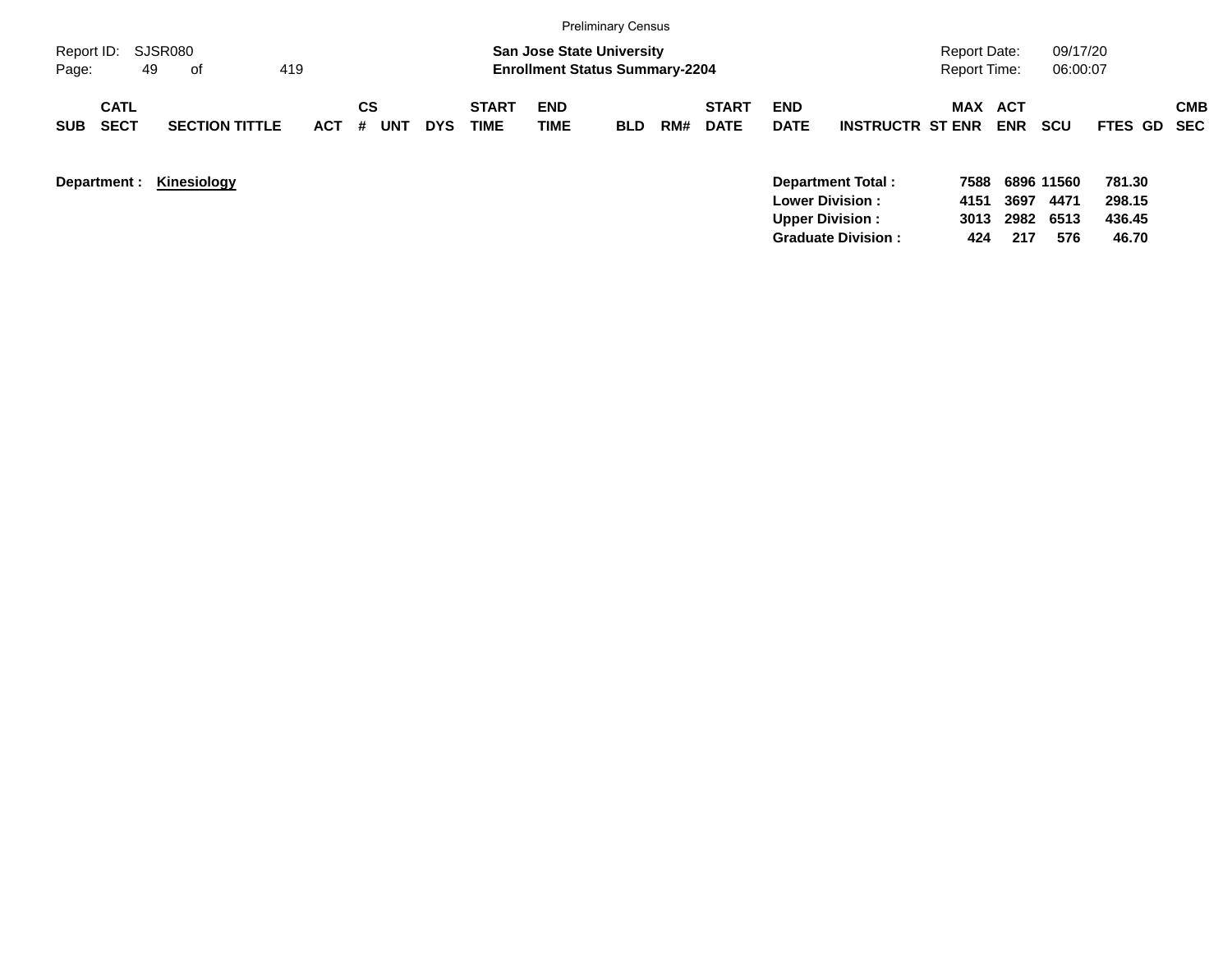Preliminary Census

Report ID: SJSR080
Page: 49 of 419

**San Jose State University**
**Enrollment Status Summary-2204**

Report Date: 09/17/20
Report Time: 06:00:07

| SUB | CATL SECT | SECTION TITTLE | ACT | CS # | UNT | DYS | START TIME | END TIME | BLD | RM# | START DATE | END DATE | INSTRUCTR | ST | MAX ENR | ACT ENR | SCU | FTES | GD | CMB SEC |
|---|---|---|---|---|---|---|---|---|---|---|---|---|---|---|---|---|---|---|---|---|

**Department :** **Kinesiology**

| | MAX ENR | ACT ENR | SCU | FTES |
|---|---|---|---|---|
| **Department Total :** | 7588 | 6896 | 11560 | 781.30 |
| **Lower Division :** | 4151 | 3697 | 4471 | 298.15 |
| **Upper Division :** | 3013 | 2982 | 6513 | 436.45 |
| **Graduate Division :** | 424 | 217 | 576 | 46.70 |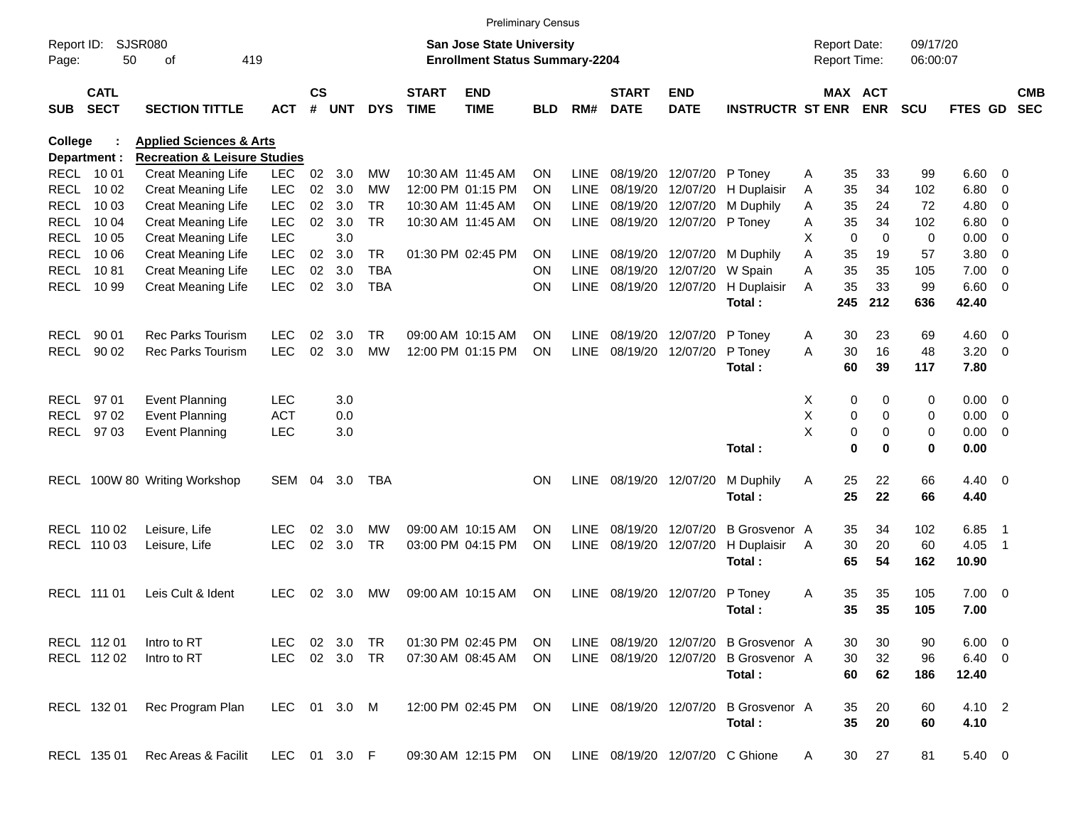Preliminary Census

Report ID: SJSR080
Page: 50 of 419

**San Jose State University**
**Enrollment Status Summary-2204**

Report Date: 09/17/20
Report Time: 06:00:07

**College : Applied Sciences & Arts**
**Department : Recreation & Leisure Studies**

| SUB | CATL SECT | SECTION TITTLE | ACT | CS # | UNT | DYS | START TIME | END TIME | BLD | RM# | START DATE | END DATE | INSTRUCTR | ST | MAX ENR | ACT ENR | SCU | FTES | GD | CMB SEC |
|---|---|---|---|---|---|---|---|---|---|---|---|---|---|---|---|---|---|---|---|---|
| RECL | 10 01 | Creat Meaning Life | LEC | 02 | 3.0 | MW | 10:30 AM | 11:45 AM | ON | LINE | 08/19/20 | 12/07/20 | P Toney | A | 35 | 33 | 99 | 6.60 | 0 | |
| RECL | 10 02 | Creat Meaning Life | LEC | 02 | 3.0 | MW | 12:00 PM | 01:15 PM | ON | LINE | 08/19/20 | 12/07/20 | H Duplaisir | A | 35 | 34 | 102 | 6.80 | 0 | |
| RECL | 10 03 | Creat Meaning Life | LEC | 02 | 3.0 | TR | 10:30 AM | 11:45 AM | ON | LINE | 08/19/20 | 12/07/20 | M Duphily | A | 35 | 24 | 72 | 4.80 | 0 | |
| RECL | 10 04 | Creat Meaning Life | LEC | 02 | 3.0 | TR | 10:30 AM | 11:45 AM | ON | LINE | 08/19/20 | 12/07/20 | P Toney | A | 35 | 34 | 102 | 6.80 | 0 | |
| RECL | 10 05 | Creat Meaning Life | LEC | | 3.0 | | | | | | | | | X | 0 | 0 | 0 | 0.00 | 0 | |
| RECL | 10 06 | Creat Meaning Life | LEC | 02 | 3.0 | TR | 01:30 PM | 02:45 PM | ON | LINE | 08/19/20 | 12/07/20 | M Duphily | A | 35 | 19 | 57 | 3.80 | 0 | |
| RECL | 10 81 | Creat Meaning Life | LEC | 02 | 3.0 | TBA | | | ON | LINE | 08/19/20 | 12/07/20 | W Spain | A | 35 | 35 | 105 | 7.00 | 0 | |
| RECL | 10 99 | Creat Meaning Life | LEC | 02 | 3.0 | TBA | | | ON | LINE | 08/19/20 | 12/07/20 | H Duplaisir | A | 35 | 33 | 99 | 6.60 | 0 | |
| | | | | | | | | | | | | | **Total :** | | **245** | **212** | **636** | **42.40** | | |
| RECL | 90 01 | Rec Parks Tourism | LEC | 02 | 3.0 | TR | 09:00 AM | 10:15 AM | ON | LINE | 08/19/20 | 12/07/20 | P Toney | A | 30 | 23 | 69 | 4.60 | 0 | |
| RECL | 90 02 | Rec Parks Tourism | LEC | 02 | 3.0 | MW | 12:00 PM | 01:15 PM | ON | LINE | 08/19/20 | 12/07/20 | P Toney | A | 30 | 16 | 48 | 3.20 | 0 | |
| | | | | | | | | | | | | | **Total :** | | **60** | **39** | **117** | **7.80** | | |
| RECL | 97 01 | Event Planning | LEC | | 3.0 | | | | | | | | | X | 0 | 0 | 0 | 0.00 | 0 | |
| RECL | 97 02 | Event Planning | ACT | | 0.0 | | | | | | | | | X | 0 | 0 | 0 | 0.00 | 0 | |
| RECL | 97 03 | Event Planning | LEC | | 3.0 | | | | | | | | | X | 0 | 0 | 0 | 0.00 | 0 | |
| | | | | | | | | | | | | | **Total :** | | **0** | **0** | **0** | **0.00** | | |
| RECL | 100W 80 | Writing Workshop | SEM | 04 | 3.0 | TBA | | | ON | LINE | 08/19/20 | 12/07/20 | M Duphily | A | 25 | 22 | 66 | 4.40 | 0 | |
| | | | | | | | | | | | | | **Total :** | | **25** | **22** | **66** | **4.40** | | |
| RECL | 110 02 | Leisure, Life | LEC | 02 | 3.0 | MW | 09:00 AM | 10:15 AM | ON | LINE | 08/19/20 | 12/07/20 | B Grosvenor | A | 35 | 34 | 102 | 6.85 | 1 | |
| RECL | 110 03 | Leisure, Life | LEC | 02 | 3.0 | TR | 03:00 PM | 04:15 PM | ON | LINE | 08/19/20 | 12/07/20 | H Duplaisir | A | 30 | 20 | 60 | 4.05 | 1 | |
| | | | | | | | | | | | | | **Total :** | | **65** | **54** | **162** | **10.90** | | |
| RECL | 111 01 | Leis Cult & Ident | LEC | 02 | 3.0 | MW | 09:00 AM | 10:15 AM | ON | LINE | 08/19/20 | 12/07/20 | P Toney | A | 35 | 35 | 105 | 7.00 | 0 | |
| | | | | | | | | | | | | | **Total :** | | **35** | **35** | **105** | **7.00** | | |
| RECL | 112 01 | Intro to RT | LEC | 02 | 3.0 | TR | 01:30 PM | 02:45 PM | ON | LINE | 08/19/20 | 12/07/20 | B Grosvenor | A | 30 | 30 | 90 | 6.00 | 0 | |
| RECL | 112 02 | Intro to RT | LEC | 02 | 3.0 | TR | 07:30 AM | 08:45 AM | ON | LINE | 08/19/20 | 12/07/20 | B Grosvenor | A | 30 | 32 | 96 | 6.40 | 0 | |
| | | | | | | | | | | | | | **Total :** | | **60** | **62** | **186** | **12.40** | | |
| RECL | 132 01 | Rec Program Plan | LEC | 01 | 3.0 | M | 12:00 PM | 02:45 PM | ON | LINE | 08/19/20 | 12/07/20 | B Grosvenor | A | 35 | 20 | 60 | 4.10 | 2 | |
| | | | | | | | | | | | | | **Total :** | | **35** | **20** | **60** | **4.10** | | |
| RECL | 135 01 | Rec Areas & Facilit | LEC | 01 | 3.0 | F | 09:30 AM | 12:15 PM | ON | LINE | 08/19/20 | 12/07/20 | C Ghione | A | 30 | 27 | 81 | 5.40 | 0 | |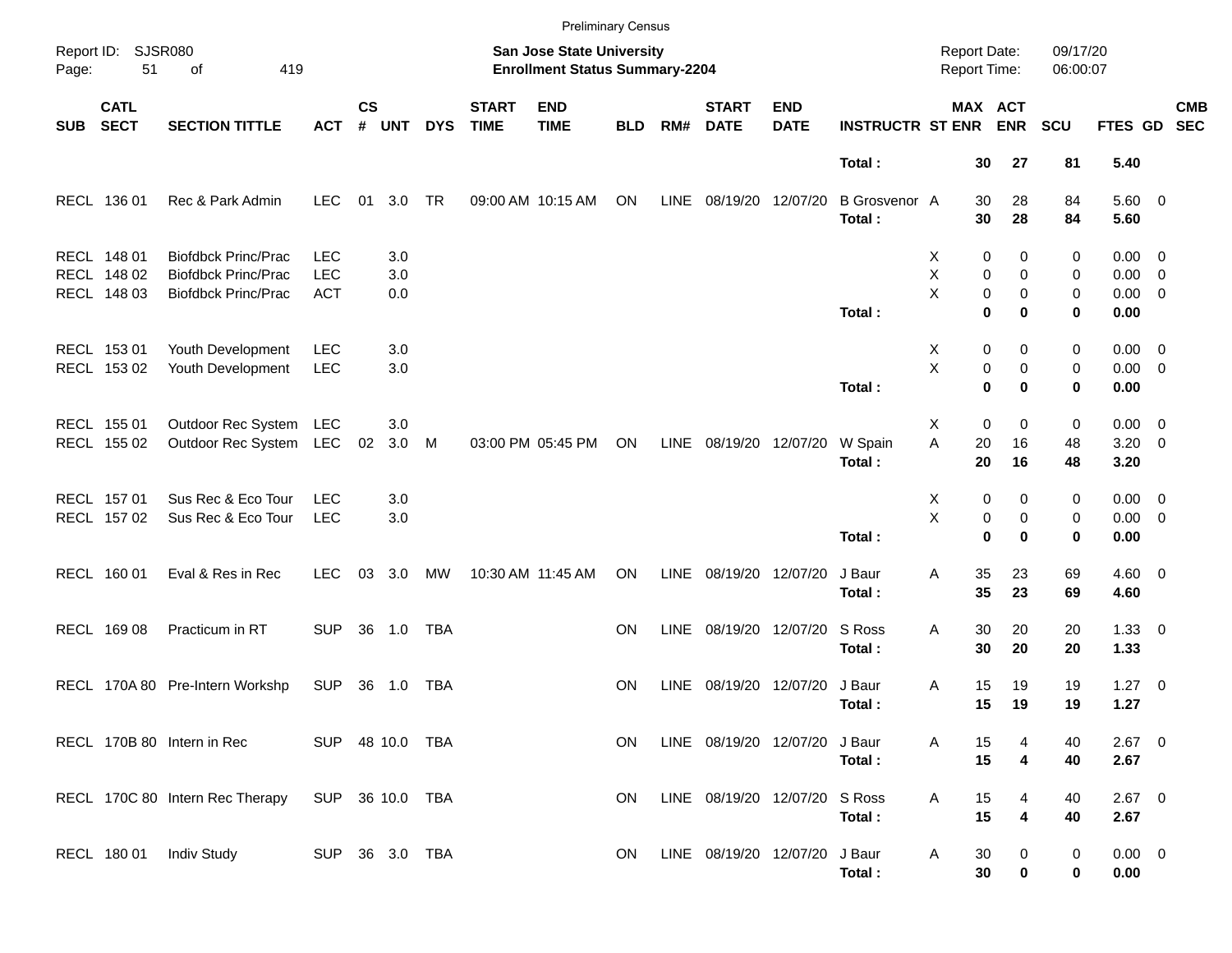Preliminary Census

Report ID: SJSR080
San Jose State University
Enrollment Status Summary-2204
Report Date: 09/17/20
Report Time: 06:00:07

| SUB | CATL SECT | SECTION TITTLE | ACT | CS # | UNT | DYS | START TIME | END TIME | BLD | RM# | START DATE | END DATE | INSTRUCTR | ST | MAX ENR | ACT ENR | SCU | FTES | GD | CMB SEC |
|---|---|---|---|---|---|---|---|---|---|---|---|---|---|---|---|---|---|---|---|---|
| | | | | | | | | | | | | | **Total :** | | **30** | **27** | **81** | **5.40** | | |
| RECL | 136 01 | Rec & Park Admin | LEC | 01 | 3.0 | TR | 09:00 AM | 10:15 AM | ON | LINE | 08/19/20 | 12/07/20 | B Grosvenor | A | 30 | 28 | 84 | 5.60 | 0 | |
| | | | | | | | | | | | | | **Total :** | | **30** | **28** | **84** | **5.60** | | |
| RECL | 148 01 | Biofdbck Princ/Prac | LEC | | 3.0 | | | | | | | | | X | 0 | 0 | 0 | 0.00 | 0 | |
| RECL | 148 02 | Biofdbck Princ/Prac | LEC | | 3.0 | | | | | | | | | X | 0 | 0 | 0 | 0.00 | 0 | |
| RECL | 148 03 | Biofdbck Princ/Prac | ACT | | 0.0 | | | | | | | | | X | 0 | 0 | 0 | 0.00 | 0 | |
| | | | | | | | | | | | | | **Total :** | | **0** | **0** | **0** | **0.00** | | |
| RECL | 153 01 | Youth Development | LEC | | 3.0 | | | | | | | | | X | 0 | 0 | 0 | 0.00 | 0 | |
| RECL | 153 02 | Youth Development | LEC | | 3.0 | | | | | | | | | X | 0 | 0 | 0 | 0.00 | 0 | |
| | | | | | | | | | | | | | **Total :** | | **0** | **0** | **0** | **0.00** | | |
| RECL | 155 01 | Outdoor Rec System | LEC | | 3.0 | | | | | | | | | X | 0 | 0 | 0 | 0.00 | 0 | |
| RECL | 155 02 | Outdoor Rec System | LEC | 02 | 3.0 | M | 03:00 PM | 05:45 PM | ON | LINE | 08/19/20 | 12/07/20 | W Spain | A | 20 | 16 | 48 | 3.20 | 0 | |
| | | | | | | | | | | | | | **Total :** | | **20** | **16** | **48** | **3.20** | | |
| RECL | 157 01 | Sus Rec & Eco Tour | LEC | | 3.0 | | | | | | | | | X | 0 | 0 | 0 | 0.00 | 0 | |
| RECL | 157 02 | Sus Rec & Eco Tour | LEC | | 3.0 | | | | | | | | | X | 0 | 0 | 0 | 0.00 | 0 | |
| | | | | | | | | | | | | | **Total :** | | **0** | **0** | **0** | **0.00** | | |
| RECL | 160 01 | Eval & Res in Rec | LEC | 03 | 3.0 | MW | 10:30 AM | 11:45 AM | ON | LINE | 08/19/20 | 12/07/20 | J Baur | A | 35 | 23 | 69 | 4.60 | 0 | |
| | | | | | | | | | | | | | **Total :** | | **35** | **23** | **69** | **4.60** | | |
| RECL | 169 08 | Practicum in RT | SUP | 36 | 1.0 | TBA | | | ON | LINE | 08/19/20 | 12/07/20 | S Ross | A | 30 | 20 | 20 | 1.33 | 0 | |
| | | | | | | | | | | | | | **Total :** | | **30** | **20** | **20** | **1.33** | | |
| RECL | 170A 80 | Pre-Intern Workshp | SUP | 36 | 1.0 | TBA | | | ON | LINE | 08/19/20 | 12/07/20 | J Baur | A | 15 | 19 | 19 | 1.27 | 0 | |
| | | | | | | | | | | | | | **Total :** | | **15** | **19** | **19** | **1.27** | | |
| RECL | 170B 80 | Intern in Rec | SUP | 48 | 10.0 | TBA | | | ON | LINE | 08/19/20 | 12/07/20 | J Baur | A | 15 | 4 | 40 | 2.67 | 0 | |
| | | | | | | | | | | | | | **Total :** | | **15** | **4** | **40** | **2.67** | | |
| RECL | 170C 80 | Intern Rec Therapy | SUP | 36 | 10.0 | TBA | | | ON | LINE | 08/19/20 | 12/07/20 | S Ross | A | 15 | 4 | 40 | 2.67 | 0 | |
| | | | | | | | | | | | | | **Total :** | | **15** | **4** | **40** | **2.67** | | |
| RECL | 180 01 | Indiv Study | SUP | 36 | 3.0 | TBA | | | ON | LINE | 08/19/20 | 12/07/20 | J Baur | A | 30 | 0 | 0 | 0.00 | 0 | |
| | | | | | | | | | | | | | **Total :** | | **30** | **0** | **0** | **0.00** | | |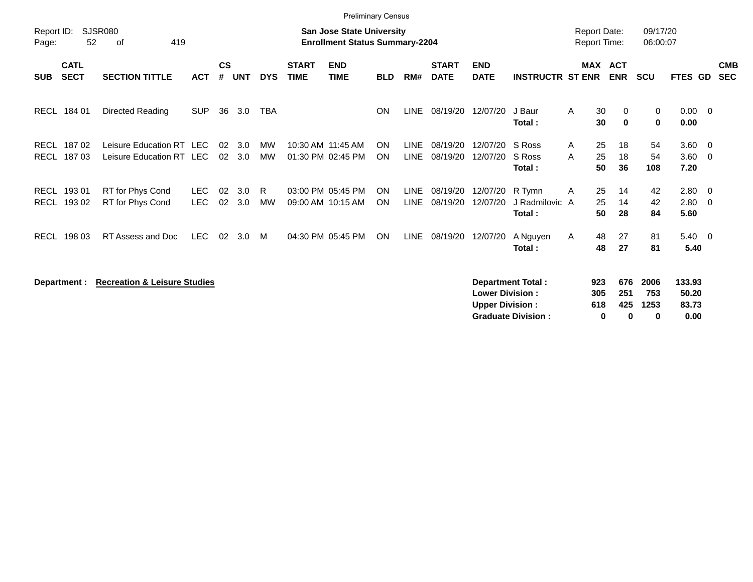Preliminary Census

Report ID: SJSR080

**San Jose State University**
**Enrollment Status Summary-2204**

Report Date: 09/17/20
Report Time: 06:00:07

| SUB | CATL SECT | SECTION TITTLE | ACT | CS # | UNT | DYS | START TIME | END TIME | BLD | RM# | START DATE | END DATE | INSTRUCTR | ST | MAX ENR | ACT ENR | SCU | FTES | GD | CMB SEC |
|---|---|---|---|---|---|---|---|---|---|---|---|---|---|---|---|---|---|---|---|---|
| RECL | 184 01 | Directed Reading | SUP | 36 | 3.0 | TBA | | | ON | LINE | 08/19/20 | 12/07/20 | J Baur | A | 30 | 0 | 0 | 0.00 | 0 | |
| | | | | | | | | | | | | | **Total :** | | **30** | **0** | **0** | **0.00** | | |
| RECL | 187 02 | Leisure Education RT | LEC | 02 | 3.0 | MW | 10:30 AM | 11:45 AM | ON | LINE | 08/19/20 | 12/07/20 | S Ross | A | 25 | 18 | 54 | 3.60 | 0 | |
| RECL | 187 03 | Leisure Education RT | LEC | 02 | 3.0 | MW | 01:30 PM | 02:45 PM | ON | LINE | 08/19/20 | 12/07/20 | S Ross | A | 25 | 18 | 54 | 3.60 | 0 | |
| | | | | | | | | | | | | | **Total :** | | **50** | **36** | **108** | **7.20** | | |
| RECL | 193 01 | RT for Phys Cond | LEC | 02 | 3.0 | R | 03:00 PM | 05:45 PM | ON | LINE | 08/19/20 | 12/07/20 | R Tymn | A | 25 | 14 | 42 | 2.80 | 0 | |
| RECL | 193 02 | RT for Phys Cond | LEC | 02 | 3.0 | MW | 09:00 AM | 10:15 AM | ON | LINE | 08/19/20 | 12/07/20 | J Radmilovic | A | 25 | 14 | 42 | 2.80 | 0 | |
| | | | | | | | | | | | | | **Total :** | | **50** | **28** | **84** | **5.60** | | |
| RECL | 198 03 | RT Assess and Doc | LEC | 02 | 3.0 | M | 04:30 PM | 05:45 PM | ON | LINE | 08/19/20 | 12/07/20 | A Nguyen | A | 48 | 27 | 81 | 5.40 | 0 | |
| | | | | | | | | | | | | | **Total :** | | **48** | **27** | **81** | **5.40** | | |

**Department :** **Recreation & Leisure Studies**

| | MAX ENR | ACT ENR | SCU | FTES |
|---|---|---|---|---|
| **Department Total :** | **923** | **676** | **2006** | **133.93** |
| **Lower Division :** | **305** | **251** | **753** | **50.20** |
| **Upper Division :** | **618** | **425** | **1253** | **83.73** |
| **Graduate Division :** | **0** | **0** | **0** | **0.00** |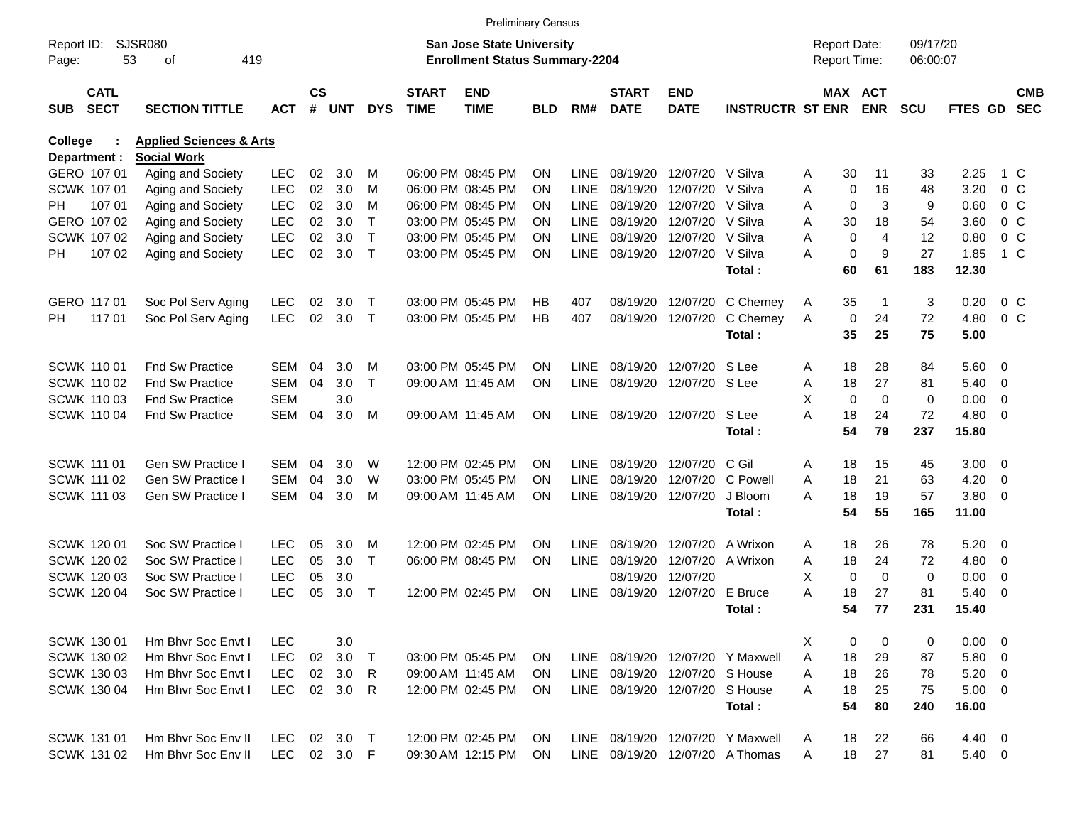Preliminary Census

Report ID: SJSR080
Page: 53 of 419

**San Jose State University**
**Enrollment Status Summary-2204**

Report Date: 09/17/20
Report Time: 06:00:07

College : **Applied Sciences & Arts**
Department : **Social Work**

| SUB | CATL SECT | SECTION TITTLE | ACT | CS # | UNT | DYS | START TIME | END TIME | BLD | RM# | START DATE | END DATE | INSTRUCTR | ST | MAX ENR | ACT ENR | SCU | FTES | GD | CMB SEC |
|---|---|---|---|---|---|---|---|---|---|---|---|---|---|---|---|---|---|---|---|---|
| GERO | 107 01 | Aging and Society | LEC | 02 | 3.0 | M | 06:00 PM | 08:45 PM | ON | LINE | 08/19/20 | 12/07/20 | V Silva | A | 30 | 11 | 33 | 2.25 | 1 | C |
| SCWK | 107 01 | Aging and Society | LEC | 02 | 3.0 | M | 06:00 PM | 08:45 PM | ON | LINE | 08/19/20 | 12/07/20 | V Silva | A | 0 | 16 | 48 | 3.20 | 0 | C |
| PH | 107 01 | Aging and Society | LEC | 02 | 3.0 | M | 06:00 PM | 08:45 PM | ON | LINE | 08/19/20 | 12/07/20 | V Silva | A | 0 | 3 | 9 | 0.60 | 0 | C |
| GERO | 107 02 | Aging and Society | LEC | 02 | 3.0 | T | 03:00 PM | 05:45 PM | ON | LINE | 08/19/20 | 12/07/20 | V Silva | A | 30 | 18 | 54 | 3.60 | 0 | C |
| SCWK | 107 02 | Aging and Society | LEC | 02 | 3.0 | T | 03:00 PM | 05:45 PM | ON | LINE | 08/19/20 | 12/07/20 | V Silva | A | 0 | 4 | 12 | 0.80 | 0 | C |
| PH | 107 02 | Aging and Society | LEC | 02 | 3.0 | T | 03:00 PM | 05:45 PM | ON | LINE | 08/19/20 | 12/07/20 | V Silva | A | 0 | 9 | 27 | 1.85 | 1 | C |
| | | | | | | | | | | | | | **Total :** | | **60** | **61** | **183** | **12.30** | | |
| GERO | 117 01 | Soc Pol Serv Aging | LEC | 02 | 3.0 | T | 03:00 PM | 05:45 PM | HB | 407 | 08/19/20 | 12/07/20 | C Cherney | A | 35 | 1 | 3 | 0.20 | 0 | C |
| PH | 117 01 | Soc Pol Serv Aging | LEC | 02 | 3.0 | T | 03:00 PM | 05:45 PM | HB | 407 | 08/19/20 | 12/07/20 | C Cherney | A | 0 | 24 | 72 | 4.80 | 0 | C |
| | | | | | | | | | | | | | **Total :** | | **35** | **25** | **75** | **5.00** | | |
| SCWK | 110 01 | Fnd Sw Practice | SEM | 04 | 3.0 | M | 03:00 PM | 05:45 PM | ON | LINE | 08/19/20 | 12/07/20 | S Lee | A | 18 | 28 | 84 | 5.60 | 0 | |
| SCWK | 110 02 | Fnd Sw Practice | SEM | 04 | 3.0 | T | 09:00 AM | 11:45 AM | ON | LINE | 08/19/20 | 12/07/20 | S Lee | A | 18 | 27 | 81 | 5.40 | 0 | |
| SCWK | 110 03 | Fnd Sw Practice | SEM | | 3.0 | | | | | | | | | X | 0 | 0 | 0 | 0.00 | 0 | |
| SCWK | 110 04 | Fnd Sw Practice | SEM | 04 | 3.0 | M | 09:00 AM | 11:45 AM | ON | LINE | 08/19/20 | 12/07/20 | S Lee | A | 18 | 24 | 72 | 4.80 | 0 | |
| | | | | | | | | | | | | | **Total :** | | **54** | **79** | **237** | **15.80** | | |
| SCWK | 111 01 | Gen SW Practice I | SEM | 04 | 3.0 | W | 12:00 PM | 02:45 PM | ON | LINE | 08/19/20 | 12/07/20 | C Gil | A | 18 | 15 | 45 | 3.00 | 0 | |
| SCWK | 111 02 | Gen SW Practice I | SEM | 04 | 3.0 | W | 03:00 PM | 05:45 PM | ON | LINE | 08/19/20 | 12/07/20 | C Powell | A | 18 | 21 | 63 | 4.20 | 0 | |
| SCWK | 111 03 | Gen SW Practice I | SEM | 04 | 3.0 | M | 09:00 AM | 11:45 AM | ON | LINE | 08/19/20 | 12/07/20 | J Bloom | A | 18 | 19 | 57 | 3.80 | 0 | |
| | | | | | | | | | | | | | **Total :** | | **54** | **55** | **165** | **11.00** | | |
| SCWK | 120 01 | Soc SW Practice I | LEC | 05 | 3.0 | M | 12:00 PM | 02:45 PM | ON | LINE | 08/19/20 | 12/07/20 | A Wrixon | A | 18 | 26 | 78 | 5.20 | 0 | |
| SCWK | 120 02 | Soc SW Practice I | LEC | 05 | 3.0 | T | 06:00 PM | 08:45 PM | ON | LINE | 08/19/20 | 12/07/20 | A Wrixon | A | 18 | 24 | 72 | 4.80 | 0 | |
| SCWK | 120 03 | Soc SW Practice I | LEC | 05 | 3.0 | | | | | | 08/19/20 | 12/07/20 | | X | 0 | 0 | 0 | 0.00 | 0 | |
| SCWK | 120 04 | Soc SW Practice I | LEC | 05 | 3.0 | T | 12:00 PM | 02:45 PM | ON | LINE | 08/19/20 | 12/07/20 | E Bruce | A | 18 | 27 | 81 | 5.40 | 0 | |
| | | | | | | | | | | | | | **Total :** | | **54** | **77** | **231** | **15.40** | | |
| SCWK | 130 01 | Hm Bhvr Soc Envt I | LEC | | 3.0 | | | | | | | | | X | 0 | 0 | 0 | 0.00 | 0 | |
| SCWK | 130 02 | Hm Bhvr Soc Envt I | LEC | 02 | 3.0 | T | 03:00 PM | 05:45 PM | ON | LINE | 08/19/20 | 12/07/20 | Y Maxwell | A | 18 | 29 | 87 | 5.80 | 0 | |
| SCWK | 130 03 | Hm Bhvr Soc Envt I | LEC | 02 | 3.0 | R | 09:00 AM | 11:45 AM | ON | LINE | 08/19/20 | 12/07/20 | S House | A | 18 | 26 | 78 | 5.20 | 0 | |
| SCWK | 130 04 | Hm Bhvr Soc Envt I | LEC | 02 | 3.0 | R | 12:00 PM | 02:45 PM | ON | LINE | 08/19/20 | 12/07/20 | S House | A | 18 | 25 | 75 | 5.00 | 0 | |
| | | | | | | | | | | | | | **Total :** | | **54** | **80** | **240** | **16.00** | | |
| SCWK | 131 01 | Hm Bhvr Soc Env II | LEC | 02 | 3.0 | T | 12:00 PM | 02:45 PM | ON | LINE | 08/19/20 | 12/07/20 | Y Maxwell | A | 18 | 22 | 66 | 4.40 | 0 | |
| SCWK | 131 02 | Hm Bhvr Soc Env II | LEC | 02 | 3.0 | F | 09:30 AM | 12:15 PM | ON | LINE | 08/19/20 | 12/07/20 | A Thomas | A | 18 | 27 | 81 | 5.40 | 0 | |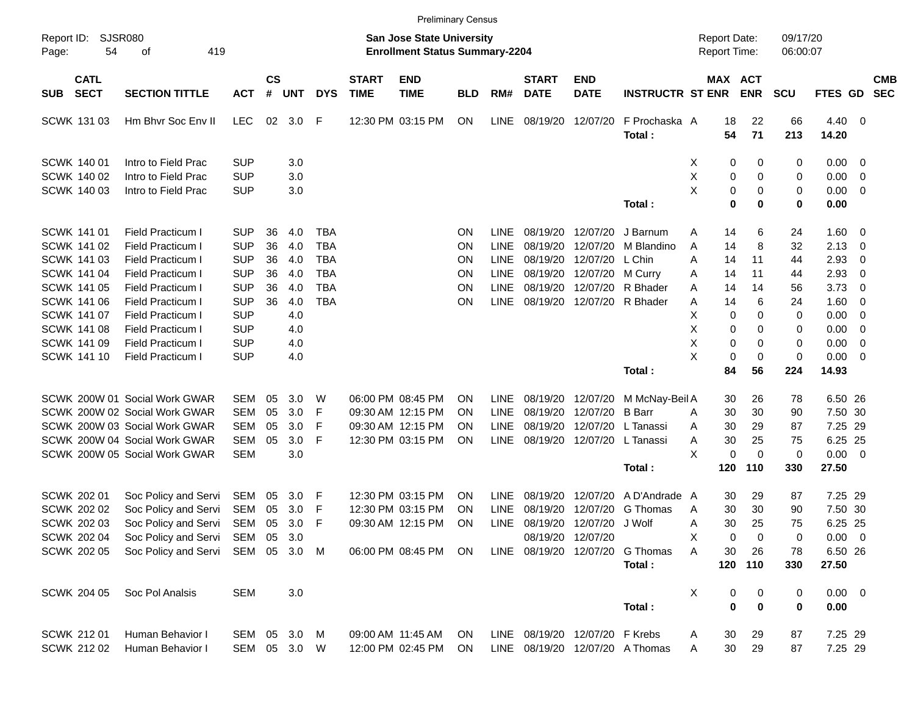Preliminary Census

Report ID: SJSR080
Page: 54 of 419

**San Jose State University**
**Enrollment Status Summary-2204**

Report Date: 09/17/20
Report Time: 06:00:07

| SUB | CATL SECT | SECTION TITTLE | ACT | CS # | UNT | DYS | START TIME | END TIME | BLD | RM# | START DATE | END DATE | INSTRUCTR | ST | MAX ENR | ACT ENR | SCU | FTES | GD | CMB SEC |
|---|---|---|---|---|---|---|---|---|---|---|---|---|---|---|---|---|---|---|---|---|
| SCWK | 131 03 | Hm Bhvr Soc Env II | LEC | 02 | 3.0 | F | 12:30 PM | 03:15 PM | ON | LINE | 08/19/20 | 12/07/20 | F Prochaska | A | 18 | 22 | 66 | 4.40 | 0 | |
| | | | | | | | | | | | | | **Total :** | | **54** | **71** | **213** | **14.20** | | |
| SCWK | 140 01 | Intro to Field Prac | SUP | | 3.0 | | | | | | | | | X | 0 | 0 | 0 | 0.00 | 0 | |
| SCWK | 140 02 | Intro to Field Prac | SUP | | 3.0 | | | | | | | | | X | 0 | 0 | 0 | 0.00 | 0 | |
| SCWK | 140 03 | Intro to Field Prac | SUP | | 3.0 | | | | | | | | | X | 0 | 0 | 0 | 0.00 | 0 | |
| | | | | | | | | | | | | | **Total :** | | **0** | **0** | **0** | **0.00** | | |
| SCWK | 141 01 | Field Practicum I | SUP | 36 | 4.0 | TBA | | | ON | LINE | 08/19/20 | 12/07/20 | J Barnum | A | 14 | 6 | 24 | 1.60 | 0 | |
| SCWK | 141 02 | Field Practicum I | SUP | 36 | 4.0 | TBA | | | ON | LINE | 08/19/20 | 12/07/20 | M Blandino | A | 14 | 8 | 32 | 2.13 | 0 | |
| SCWK | 141 03 | Field Practicum I | SUP | 36 | 4.0 | TBA | | | ON | LINE | 08/19/20 | 12/07/20 | L Chin | A | 14 | 11 | 44 | 2.93 | 0 | |
| SCWK | 141 04 | Field Practicum I | SUP | 36 | 4.0 | TBA | | | ON | LINE | 08/19/20 | 12/07/20 | M Curry | A | 14 | 11 | 44 | 2.93 | 0 | |
| SCWK | 141 05 | Field Practicum I | SUP | 36 | 4.0 | TBA | | | ON | LINE | 08/19/20 | 12/07/20 | R Bhader | A | 14 | 14 | 56 | 3.73 | 0 | |
| SCWK | 141 06 | Field Practicum I | SUP | 36 | 4.0 | TBA | | | ON | LINE | 08/19/20 | 12/07/20 | R Bhader | A | 14 | 6 | 24 | 1.60 | 0 | |
| SCWK | 141 07 | Field Practicum I | SUP | | 4.0 | | | | | | | | | X | 0 | 0 | 0 | 0.00 | 0 | |
| SCWK | 141 08 | Field Practicum I | SUP | | 4.0 | | | | | | | | | X | 0 | 0 | 0 | 0.00 | 0 | |
| SCWK | 141 09 | Field Practicum I | SUP | | 4.0 | | | | | | | | | X | 0 | 0 | 0 | 0.00 | 0 | |
| SCWK | 141 10 | Field Practicum I | SUP | | 4.0 | | | | | | | | | X | 0 | 0 | 0 | 0.00 | 0 | |
| | | | | | | | | | | | | | **Total :** | | **84** | **56** | **224** | **14.93** | | |
| SCWK | 200W 01 | Social Work GWAR | SEM | 05 | 3.0 | W | 06:00 PM | 08:45 PM | ON | LINE | 08/19/20 | 12/07/20 | M McNay-Beil | A | 30 | 26 | 78 | 6.50 | 26 | |
| SCWK | 200W 02 | Social Work GWAR | SEM | 05 | 3.0 | F | 09:30 AM | 12:15 PM | ON | LINE | 08/19/20 | 12/07/20 | B Barr | A | 30 | 30 | 90 | 7.50 | 30 | |
| SCWK | 200W 03 | Social Work GWAR | SEM | 05 | 3.0 | F | 09:30 AM | 12:15 PM | ON | LINE | 08/19/20 | 12/07/20 | L Tanassi | A | 30 | 29 | 87 | 7.25 | 29 | |
| SCWK | 200W 04 | Social Work GWAR | SEM | 05 | 3.0 | F | 12:30 PM | 03:15 PM | ON | LINE | 08/19/20 | 12/07/20 | L Tanassi | A | 30 | 25 | 75 | 6.25 | 25 | |
| SCWK | 200W 05 | Social Work GWAR | SEM | | 3.0 | | | | | | | | | X | 0 | 0 | 0 | 0.00 | 0 | |
| | | | | | | | | | | | | | **Total :** | | **120** | **110** | **330** | **27.50** | | |
| SCWK | 202 01 | Soc Policy and Servi | SEM | 05 | 3.0 | F | 12:30 PM | 03:15 PM | ON | LINE | 08/19/20 | 12/07/20 | A D'Andrade | A | 30 | 29 | 87 | 7.25 | 29 | |
| SCWK | 202 02 | Soc Policy and Servi | SEM | 05 | 3.0 | F | 12:30 PM | 03:15 PM | ON | LINE | 08/19/20 | 12/07/20 | G Thomas | A | 30 | 30 | 90 | 7.50 | 30 | |
| SCWK | 202 03 | Soc Policy and Servi | SEM | 05 | 3.0 | F | 09:30 AM | 12:15 PM | ON | LINE | 08/19/20 | 12/07/20 | J Wolf | A | 30 | 25 | 75 | 6.25 | 25 | |
| SCWK | 202 04 | Soc Policy and Servi | SEM | 05 | 3.0 | | | | | | 08/19/20 | 12/07/20 | | X | 0 | 0 | 0 | 0.00 | 0 | |
| SCWK | 202 05 | Soc Policy and Servi | SEM | 05 | 3.0 | M | 06:00 PM | 08:45 PM | ON | LINE | 08/19/20 | 12/07/20 | G Thomas | A | 30 | 26 | 78 | 6.50 | 26 | |
| | | | | | | | | | | | | | **Total :** | | **120** | **110** | **330** | **27.50** | | |
| SCWK | 204 05 | Soc Pol Analsis | SEM | | 3.0 | | | | | | | | | X | 0 | 0 | 0 | 0.00 | 0 | |
| | | | | | | | | | | | | | **Total :** | | **0** | **0** | **0** | **0.00** | | |
| SCWK | 212 01 | Human Behavior I | SEM | 05 | 3.0 | M | 09:00 AM | 11:45 AM | ON | LINE | 08/19/20 | 12/07/20 | F Krebs | A | 30 | 29 | 87 | 7.25 | 29 | |
| SCWK | 212 02 | Human Behavior I | SEM | 05 | 3.0 | W | 12:00 PM | 02:45 PM | ON | LINE | 08/19/20 | 12/07/20 | A Thomas | A | 30 | 29 | 87 | 7.25 | 29 | |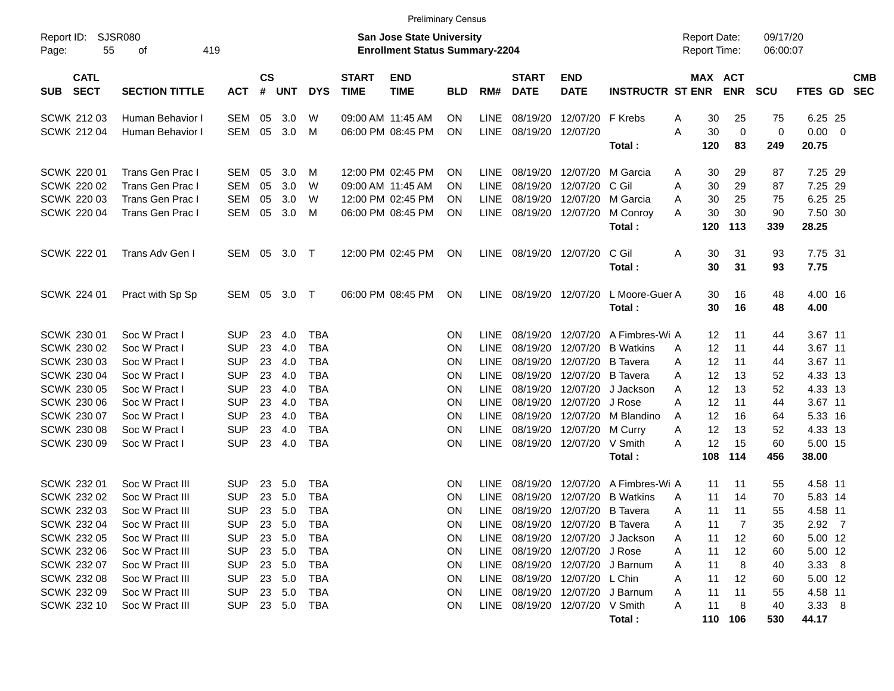Preliminary Census

Report ID: SJSR080
Page: 55 of 419

**San Jose State University**
**Enrollment Status Summary-2204**

Report Date: 09/17/20
Report Time: 06:00:07

| SUB | CATL SECT | SECTION TITTLE | ACT | CS # | UNT | DYS | START TIME | END TIME | BLD | RM# | START DATE | END DATE | INSTRUCTR | ST | MAX ENR | ACT ENR | SCU | FTES | GD | CMB SEC |
|---|---|---|---|---|---|---|---|---|---|---|---|---|---|---|---|---|---|---|---|---|
| SCWK | 212 03 | Human Behavior I | SEM | 05 | 3.0 | W | 09:00 AM | 11:45 AM | ON | LINE | 08/19/20 | 12/07/20 | F Krebs | A | 30 | 25 | 75 | 6.25 | 25 | |
| SCWK | 212 04 | Human Behavior I | SEM | 05 | 3.0 | M | 06:00 PM | 08:45 PM | ON | LINE | 08/19/20 | 12/07/20 | | A | 30 | 0 | 0 | 0.00 | 0 | |
| | | | | | | | | | | | | | **Total :** | | **120** | **83** | **249** | **20.75** | | |
| SCWK | 220 01 | Trans Gen Prac I | SEM | 05 | 3.0 | M | 12:00 PM | 02:45 PM | ON | LINE | 08/19/20 | 12/07/20 | M Garcia | A | 30 | 29 | 87 | 7.25 | 29 | |
| SCWK | 220 02 | Trans Gen Prac I | SEM | 05 | 3.0 | W | 09:00 AM | 11:45 AM | ON | LINE | 08/19/20 | 12/07/20 | C Gil | A | 30 | 29 | 87 | 7.25 | 29 | |
| SCWK | 220 03 | Trans Gen Prac I | SEM | 05 | 3.0 | W | 12:00 PM | 02:45 PM | ON | LINE | 08/19/20 | 12/07/20 | M Garcia | A | 30 | 25 | 75 | 6.25 | 25 | |
| SCWK | 220 04 | Trans Gen Prac I | SEM | 05 | 3.0 | M | 06:00 PM | 08:45 PM | ON | LINE | 08/19/20 | 12/07/20 | M Conroy | A | 30 | 30 | 90 | 7.50 | 30 | |
| | | | | | | | | | | | | | **Total :** | | **120** | **113** | **339** | **28.25** | | |
| SCWK | 222 01 | Trans Adv Gen I | SEM | 05 | 3.0 | T | 12:00 PM | 02:45 PM | ON | LINE | 08/19/20 | 12/07/20 | C Gil | A | 30 | 31 | 93 | 7.75 | 31 | |
| | | | | | | | | | | | | | **Total :** | | **30** | **31** | **93** | **7.75** | | |
| SCWK | 224 01 | Pract with Sp Sp | SEM | 05 | 3.0 | T | 06:00 PM | 08:45 PM | ON | LINE | 08/19/20 | 12/07/20 | L Moore-Guer | A | 30 | 16 | 48 | 4.00 | 16 | |
| | | | | | | | | | | | | | **Total :** | | **30** | **16** | **48** | **4.00** | | |
| SCWK | 230 01 | Soc W Pract I | SUP | 23 | 4.0 | TBA | | | ON | LINE | 08/19/20 | 12/07/20 | A Fimbres-Wi | A | 12 | 11 | 44 | 3.67 | 11 | |
| SCWK | 230 02 | Soc W Pract I | SUP | 23 | 4.0 | TBA | | | ON | LINE | 08/19/20 | 12/07/20 | B Watkins | A | 12 | 11 | 44 | 3.67 | 11 | |
| SCWK | 230 03 | Soc W Pract I | SUP | 23 | 4.0 | TBA | | | ON | LINE | 08/19/20 | 12/07/20 | B Tavera | A | 12 | 11 | 44 | 3.67 | 11 | |
| SCWK | 230 04 | Soc W Pract I | SUP | 23 | 4.0 | TBA | | | ON | LINE | 08/19/20 | 12/07/20 | B Tavera | A | 12 | 13 | 52 | 4.33 | 13 | |
| SCWK | 230 05 | Soc W Pract I | SUP | 23 | 4.0 | TBA | | | ON | LINE | 08/19/20 | 12/07/20 | J Jackson | A | 12 | 13 | 52 | 4.33 | 13 | |
| SCWK | 230 06 | Soc W Pract I | SUP | 23 | 4.0 | TBA | | | ON | LINE | 08/19/20 | 12/07/20 | J Rose | A | 12 | 11 | 44 | 3.67 | 11 | |
| SCWK | 230 07 | Soc W Pract I | SUP | 23 | 4.0 | TBA | | | ON | LINE | 08/19/20 | 12/07/20 | M Blandino | A | 12 | 16 | 64 | 5.33 | 16 | |
| SCWK | 230 08 | Soc W Pract I | SUP | 23 | 4.0 | TBA | | | ON | LINE | 08/19/20 | 12/07/20 | M Curry | A | 12 | 13 | 52 | 4.33 | 13 | |
| SCWK | 230 09 | Soc W Pract I | SUP | 23 | 4.0 | TBA | | | ON | LINE | 08/19/20 | 12/07/20 | V Smith | A | 12 | 15 | 60 | 5.00 | 15 | |
| | | | | | | | | | | | | | **Total :** | | **108** | **114** | **456** | **38.00** | | |
| SCWK | 232 01 | Soc W Pract III | SUP | 23 | 5.0 | TBA | | | ON | LINE | 08/19/20 | 12/07/20 | A Fimbres-Wi | A | 11 | 11 | 55 | 4.58 | 11 | |
| SCWK | 232 02 | Soc W Pract III | SUP | 23 | 5.0 | TBA | | | ON | LINE | 08/19/20 | 12/07/20 | B Watkins | A | 11 | 14 | 70 | 5.83 | 14 | |
| SCWK | 232 03 | Soc W Pract III | SUP | 23 | 5.0 | TBA | | | ON | LINE | 08/19/20 | 12/07/20 | B Tavera | A | 11 | 11 | 55 | 4.58 | 11 | |
| SCWK | 232 04 | Soc W Pract III | SUP | 23 | 5.0 | TBA | | | ON | LINE | 08/19/20 | 12/07/20 | B Tavera | A | 11 | 7 | 35 | 2.92 | 7 | |
| SCWK | 232 05 | Soc W Pract III | SUP | 23 | 5.0 | TBA | | | ON | LINE | 08/19/20 | 12/07/20 | J Jackson | A | 11 | 12 | 60 | 5.00 | 12 | |
| SCWK | 232 06 | Soc W Pract III | SUP | 23 | 5.0 | TBA | | | ON | LINE | 08/19/20 | 12/07/20 | J Rose | A | 11 | 12 | 60 | 5.00 | 12 | |
| SCWK | 232 07 | Soc W Pract III | SUP | 23 | 5.0 | TBA | | | ON | LINE | 08/19/20 | 12/07/20 | J Barnum | A | 11 | 8 | 40 | 3.33 | 8 | |
| SCWK | 232 08 | Soc W Pract III | SUP | 23 | 5.0 | TBA | | | ON | LINE | 08/19/20 | 12/07/20 | L Chin | A | 11 | 12 | 60 | 5.00 | 12 | |
| SCWK | 232 09 | Soc W Pract III | SUP | 23 | 5.0 | TBA | | | ON | LINE | 08/19/20 | 12/07/20 | J Barnum | A | 11 | 11 | 55 | 4.58 | 11 | |
| SCWK | 232 10 | Soc W Pract III | SUP | 23 | 5.0 | TBA | | | ON | LINE | 08/19/20 | 12/07/20 | V Smith | A | 11 | 8 | 40 | 3.33 | 8 | |
| | | | | | | | | | | | | | **Total :** | | **110** | **106** | **530** | **44.17** | | |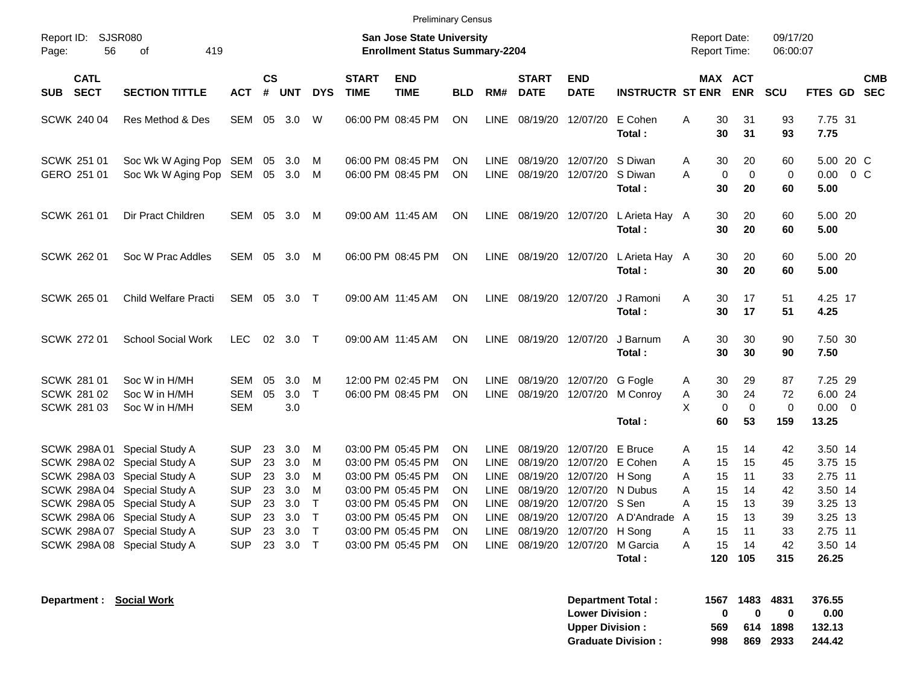Preliminary Census

Report ID: SJSR080
Page: 56 of 419

**San Jose State University**
**Enrollment Status Summary-2204**

Report Date: 09/17/20
Report Time: 06:00:07

| SUB | CATL SECT | SECTION TITTLE | ACT | CS # | UNT | DYS | START TIME | END TIME | BLD | RM# | START DATE | END DATE | INSTRUCTR | ST | MAX ENR | ACT ENR | SCU | FTES | GD | CMB SEC |
|---|---|---|---|---|---|---|---|---|---|---|---|---|---|---|---|---|---|---|---|---|
| SCWK | 240 04 | Res Method & Des | SEM | 05 | 3.0 | W | 06:00 PM | 08:45 PM | ON | LINE | 08/19/20 | 12/07/20 | E Cohen | A | 30 | 31 | 93 | 7.75 | 31 | |
| | | | | | | | | | | | | | **Total :** | | **30** | **31** | **93** | **7.75** | | |
| SCWK | 251 01 | Soc Wk W Aging Pop | SEM | 05 | 3.0 | M | 06:00 PM | 08:45 PM | ON | LINE | 08/19/20 | 12/07/20 | S Diwan | A | 30 | 20 | 60 | 5.00 | 20 | C |
| GERO | 251 01 | Soc Wk W Aging Pop | SEM | 05 | 3.0 | M | 06:00 PM | 08:45 PM | ON | LINE | 08/19/20 | 12/07/20 | S Diwan | A | 0 | 0 | 0 | 0.00 | 0 | C |
| | | | | | | | | | | | | | **Total :** | | **30** | **20** | **60** | **5.00** | | |
| SCWK | 261 01 | Dir Pract Children | SEM | 05 | 3.0 | M | 09:00 AM | 11:45 AM | ON | LINE | 08/19/20 | 12/07/20 | L Arieta Hay | A | 30 | 20 | 60 | 5.00 | 20 | |
| | | | | | | | | | | | | | **Total :** | | **30** | **20** | **60** | **5.00** | | |
| SCWK | 262 01 | Soc W Prac Addles | SEM | 05 | 3.0 | M | 06:00 PM | 08:45 PM | ON | LINE | 08/19/20 | 12/07/20 | L Arieta Hay | A | 30 | 20 | 60 | 5.00 | 20 | |
| | | | | | | | | | | | | | **Total :** | | **30** | **20** | **60** | **5.00** | | |
| SCWK | 265 01 | Child Welfare Practi | SEM | 05 | 3.0 | T | 09:00 AM | 11:45 AM | ON | LINE | 08/19/20 | 12/07/20 | J Ramoni | A | 30 | 17 | 51 | 4.25 | 17 | |
| | | | | | | | | | | | | | **Total :** | | **30** | **17** | **51** | **4.25** | | |
| SCWK | 272 01 | School Social Work | LEC | 02 | 3.0 | T | 09:00 AM | 11:45 AM | ON | LINE | 08/19/20 | 12/07/20 | J Barnum | A | 30 | 30 | 90 | 7.50 | 30 | |
| | | | | | | | | | | | | | **Total :** | | **30** | **30** | **90** | **7.50** | | |
| SCWK | 281 01 | Soc W in H/MH | SEM | 05 | 3.0 | M | 12:00 PM | 02:45 PM | ON | LINE | 08/19/20 | 12/07/20 | G Fogle | A | 30 | 29 | 87 | 7.25 | 29 | |
| SCWK | 281 02 | Soc W in H/MH | SEM | 05 | 3.0 | T | 06:00 PM | 08:45 PM | ON | LINE | 08/19/20 | 12/07/20 | M Conroy | A | 30 | 24 | 72 | 6.00 | 24 | |
| SCWK | 281 03 | Soc W in H/MH | SEM | | 3.0 | | | | | | | | | X | 0 | 0 | 0 | 0.00 | 0 | |
| | | | | | | | | | | | | | **Total :** | | **60** | **53** | **159** | **13.25** | | |
| SCWK | 298A 01 | Special Study A | SUP | 23 | 3.0 | M | 03:00 PM | 05:45 PM | ON | LINE | 08/19/20 | 12/07/20 | E Bruce | A | 15 | 14 | 42 | 3.50 | 14 | |
| SCWK | 298A 02 | Special Study A | SUP | 23 | 3.0 | M | 03:00 PM | 05:45 PM | ON | LINE | 08/19/20 | 12/07/20 | E Cohen | A | 15 | 15 | 45 | 3.75 | 15 | |
| SCWK | 298A 03 | Special Study A | SUP | 23 | 3.0 | M | 03:00 PM | 05:45 PM | ON | LINE | 08/19/20 | 12/07/20 | H Song | A | 15 | 11 | 33 | 2.75 | 11 | |
| SCWK | 298A 04 | Special Study A | SUP | 23 | 3.0 | M | 03:00 PM | 05:45 PM | ON | LINE | 08/19/20 | 12/07/20 | N Dubus | A | 15 | 14 | 42 | 3.50 | 14 | |
| SCWK | 298A 05 | Special Study A | SUP | 23 | 3.0 | T | 03:00 PM | 05:45 PM | ON | LINE | 08/19/20 | 12/07/20 | S Sen | A | 15 | 13 | 39 | 3.25 | 13 | |
| SCWK | 298A 06 | Special Study A | SUP | 23 | 3.0 | T | 03:00 PM | 05:45 PM | ON | LINE | 08/19/20 | 12/07/20 | A D'Andrade | A | 15 | 13 | 39 | 3.25 | 13 | |
| SCWK | 298A 07 | Special Study A | SUP | 23 | 3.0 | T | 03:00 PM | 05:45 PM | ON | LINE | 08/19/20 | 12/07/20 | H Song | A | 15 | 11 | 33 | 2.75 | 11 | |
| SCWK | 298A 08 | Special Study A | SUP | 23 | 3.0 | T | 03:00 PM | 05:45 PM | ON | LINE | 08/19/20 | 12/07/20 | M Garcia | A | 15 | 14 | 42 | 3.50 | 14 | |
| | | | | | | | | | | | | | **Total :** | | **120** | **105** | **315** | **26.25** | | |

**Department :** **Social Work**

| | MAX ENR | ACT ENR | SCU | FTES |
|---|---|---|---|---|
| **Department Total :** | **1567** | **1483** | **4831** | **376.55** |
| **Lower Division :** | **0** | **0** | **0** | **0.00** |
| **Upper Division :** | **569** | **614** | **1898** | **132.13** |
| **Graduate Division :** | **998** | **869** | **2933** | **244.42** |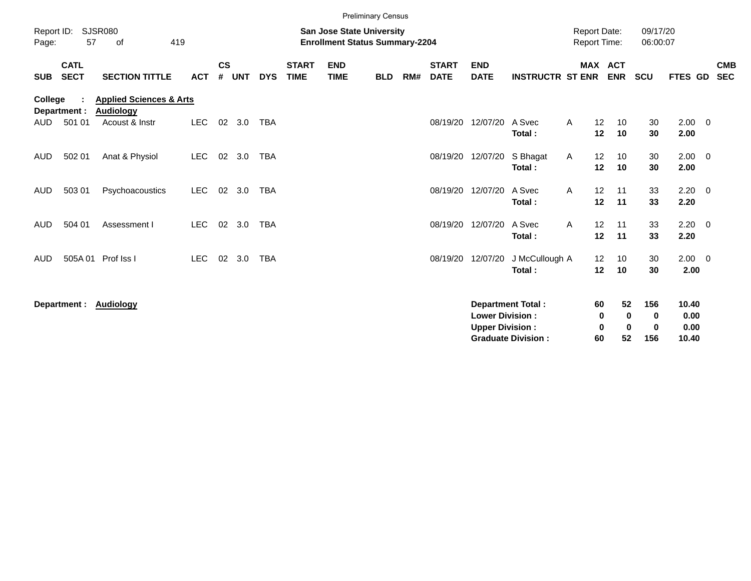Preliminary Census

Report ID: SJSR080

**San Jose State University**
**Enrollment Status Summary-2204**

Report Date: 09/17/20
Report Time: 06:00:07

| SUB | CATL SECT | SECTION TITTLE | ACT | CS # | UNT | DYS | START TIME | END TIME | BLD | RM# | START DATE | END DATE | INSTRUCTR | ST | MAX ENR | ACT ENR | SCU | FTES | GD | CMB SEC |
|---|---|---|---|---|---|---|---|---|---|---|---|---|---|---|---|---|---|---|---|---|

**College : Applied Sciences & Arts**
**Department : Audiology**

| SUB | CATL SECT | SECTION TITTLE | ACT | CS # | UNT | DYS | START TIME | END TIME | BLD | RM# | START DATE | END DATE | INSTRUCTR | ST | MAX ENR | ACT ENR | SCU | FTES | GD | CMB SEC |
|---|---|---|---|---|---|---|---|---|---|---|---|---|---|---|---|---|---|---|---|---|
| AUD | 501 01 | Acoust & Instr | LEC | 02 | 3.0 | TBA | | | | | 08/19/20 | 12/07/20 | A Svec | A | 12 | 10 | 30 | 2.00 | 0 | |
| | | | | | | | | | | | | | **Total :** | | **12** | **10** | **30** | **2.00** | | |
| AUD | 502 01 | Anat & Physiol | LEC | 02 | 3.0 | TBA | | | | | 08/19/20 | 12/07/20 | S Bhagat | A | 12 | 10 | 30 | 2.00 | 0 | |
| | | | | | | | | | | | | | **Total :** | | **12** | **10** | **30** | **2.00** | | |
| AUD | 503 01 | Psychoacoustics | LEC | 02 | 3.0 | TBA | | | | | 08/19/20 | 12/07/20 | A Svec | A | 12 | 11 | 33 | 2.20 | 0 | |
| | | | | | | | | | | | | | **Total :** | | **12** | **11** | **33** | **2.20** | | |
| AUD | 504 01 | Assessment I | LEC | 02 | 3.0 | TBA | | | | | 08/19/20 | 12/07/20 | A Svec | A | 12 | 11 | 33 | 2.20 | 0 | |
| | | | | | | | | | | | | | **Total :** | | **12** | **11** | **33** | **2.20** | | |
| AUD | 505A 01 | Prof Iss I | LEC | 02 | 3.0 | TBA | | | | | 08/19/20 | 12/07/20 | J McCullough | A | 12 | 10 | 30 | 2.00 | 0 | |
| | | | | | | | | | | | | | **Total :** | | **12** | **10** | **30** | **2.00** | | |

**Department : Audiology**

| | MAX ENR | ACT ENR | SCU | FTES |
|---|---|---|---|---|
| **Department Total :** | **60** | **52** | **156** | **10.40** |
| **Lower Division :** | **0** | **0** | **0** | **0.00** |
| **Upper Division :** | **0** | **0** | **0** | **0.00** |
| **Graduate Division :** | **60** | **52** | **156** | **10.40** |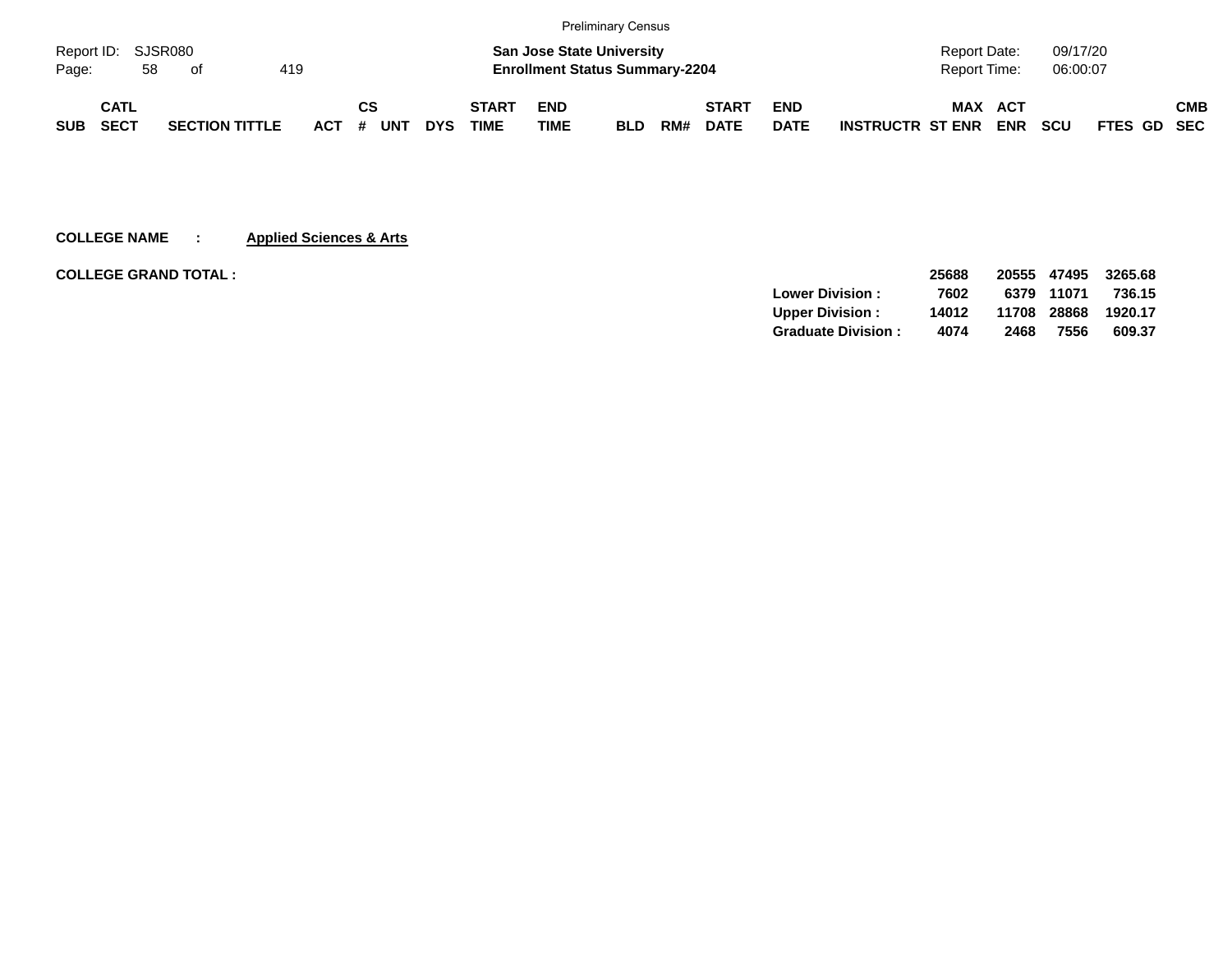Preliminary Census

Report ID: SJSR080

**San Jose State University**
**Enrollment Status Summary-2204**

Report Date: 09/17/20
Report Time: 06:00:07

| SUB | CATL SECT | SECTION TITTLE | ACT | CS # | UNT | DYS | START TIME | END TIME | BLD | RM# | START DATE | END DATE | INSTRUCTR | MAX ST ENR | ACT ENR | SCU | FTES | GD | CMB SEC |
|---|---|---|---|---|---|---|---|---|---|---|---|---|---|---|---|---|---|---|---|

**COLLEGE NAME : Applied Sciences & Arts**

| | | MAX ST ENR | ACT ENR | SCU | FTES |
|---|---|---|---|---|---|
| **COLLEGE GRAND TOTAL :** | | **25688** | **20555** | **47495** | **3265.68** |
| | **Lower Division :** | **7602** | **6379** | **11071** | **736.15** |
| | **Upper Division :** | **14012** | **11708** | **28868** | **1920.17** |
| | **Graduate Division :** | **4074** | **2468** | **7556** | **609.37** |